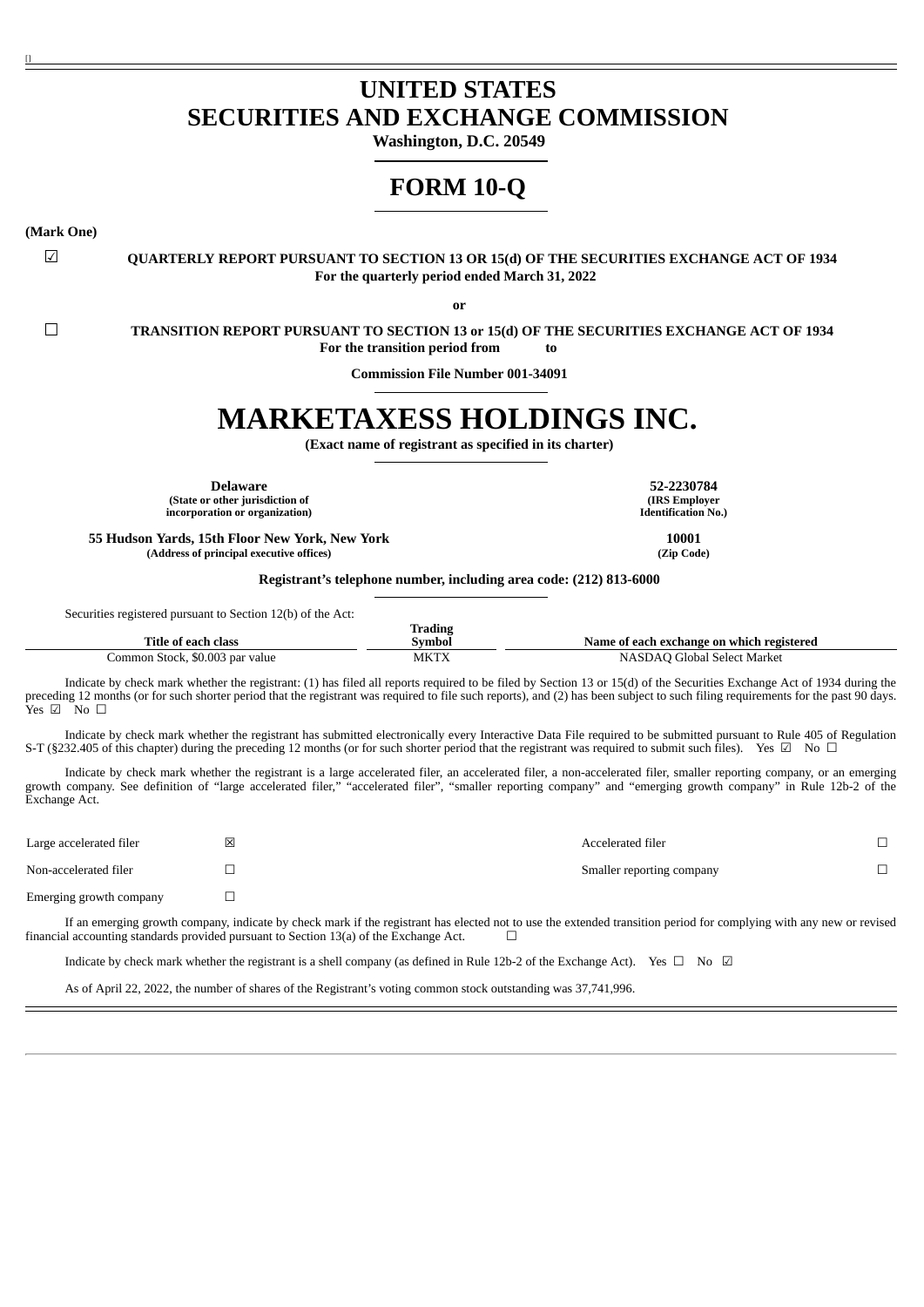# UNITED STATES
# SECURITIES AND EXCHANGE COMMISSION

**Washington, D.C. 20549**

# FORM 10-Q

**(Mark One)**

☑ **QUARTERLY REPORT PURSUANT TO SECTION 13 OR 15(d) OF THE SECURITIES EXCHANGE ACT OF 1934**
**For the quarterly period ended March 31, 2022**

**or**

☐ **TRANSITION REPORT PURSUANT TO SECTION 13 or 15(d) OF THE SECURITIES EXCHANGE ACT OF 1934**
**For the transition period from to**

**Commission File Number 001-34091**

# MARKETAXESS HOLDINGS INC.

**(Exact name of registrant as specified in its charter)**

| | |
|---|---|
| **Delaware**<br>**(State or other jurisdiction of incorporation or organization)** | **52-2230784**<br>**(IRS Employer Identification No.)** |
| **55 Hudson Yards, 15th Floor New York, New York**<br>**(Address of principal executive offices)** | **10001**<br>**(Zip Code)** |

**Registrant's telephone number, including area code: (212) 813-6000**

Securities registered pursuant to Section 12(b) of the Act:

| Title of each class | Trading Symbol | Name of each exchange on which registered |
|---|---|---|
| Common Stock, $0.003 par value | MKTX | NASDAQ Global Select Market |

Indicate by check mark whether the registrant: (1) has filed all reports required to be filed by Section 13 or 15(d) of the Securities Exchange Act of 1934 during the preceding 12 months (or for such shorter period that the registrant was required to file such reports), and (2) has been subject to such filing requirements for the past 90 days. Yes ☑ No ☐

Indicate by check mark whether the registrant has submitted electronically every Interactive Data File required to be submitted pursuant to Rule 405 of Regulation S-T (§232.405 of this chapter) during the preceding 12 months (or for such shorter period that the registrant was required to submit such files). Yes ☑ No ☐

Indicate by check mark whether the registrant is a large accelerated filer, an accelerated filer, a non-accelerated filer, smaller reporting company, or an emerging growth company. See definition of "large accelerated filer," "accelerated filer", "smaller reporting company" and "emerging growth company" in Rule 12b-2 of the Exchange Act.

| | | | |
|---|---|---|---|
| Large accelerated filer | ☒ | Accelerated filer | ☐ |
| Non-accelerated filer | ☐ | Smaller reporting company | ☐ |
| Emerging growth company | ☐ | | |

If an emerging growth company, indicate by check mark if the registrant has elected not to use the extended transition period for complying with any new or revised financial accounting standards provided pursuant to Section 13(a) of the Exchange Act. ☐

Indicate by check mark whether the registrant is a shell company (as defined in Rule 12b-2 of the Exchange Act). Yes ☐ No ☑

As of April 22, 2022, the number of shares of the Registrant's voting common stock outstanding was 37,741,996.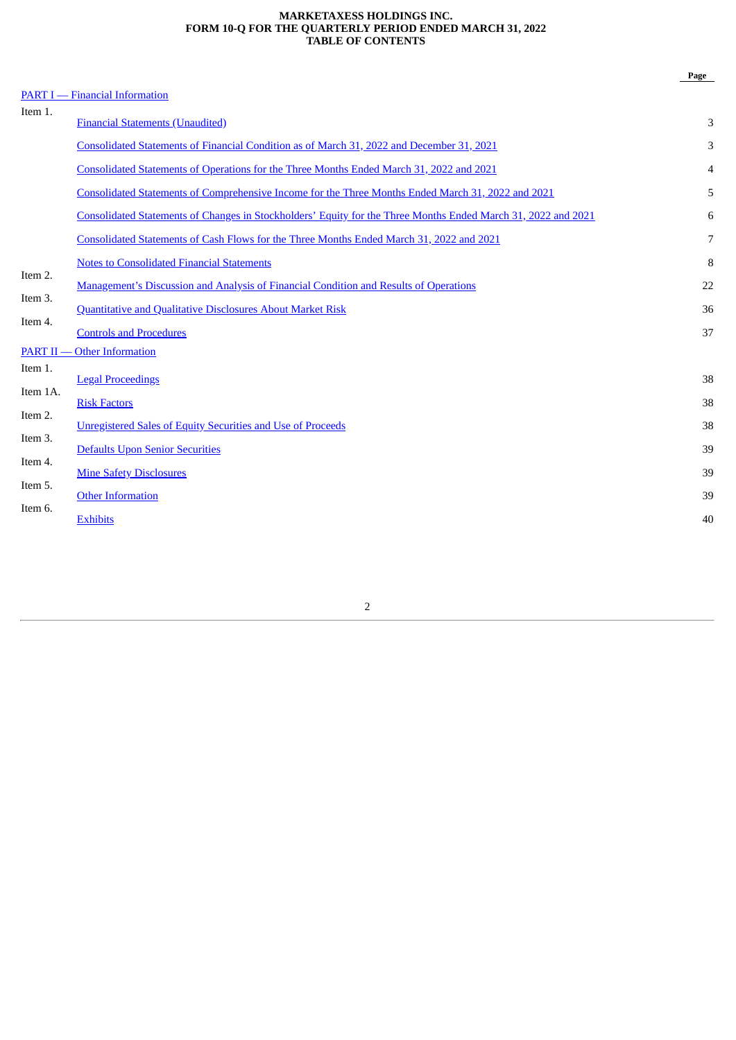**MARKETAXESS HOLDINGS INC.**
**FORM 10-Q FOR THE QUARTERLY PERIOD ENDED MARCH 31, 2022**
**TABLE OF CONTENTS**

| | | Page |
|---|---|---|
| PART I — Financial Information | | |
| Item 1. | Financial Statements (Unaudited) | 3 |
| | Consolidated Statements of Financial Condition as of March 31, 2022 and December 31, 2021 | 3 |
| | Consolidated Statements of Operations for the Three Months Ended March 31, 2022 and 2021 | 4 |
| | Consolidated Statements of Comprehensive Income for the Three Months Ended March 31, 2022 and 2021 | 5 |
| | Consolidated Statements of Changes in Stockholders' Equity for the Three Months Ended March 31, 2022 and 2021 | 6 |
| | Consolidated Statements of Cash Flows for the Three Months Ended March 31, 2022 and 2021 | 7 |
| | Notes to Consolidated Financial Statements | 8 |
| Item 2. | Management's Discussion and Analysis of Financial Condition and Results of Operations | 22 |
| Item 3. | Quantitative and Qualitative Disclosures About Market Risk | 36 |
| Item 4. | Controls and Procedures | 37 |
| PART II — Other Information | | |
| Item 1. | Legal Proceedings | 38 |
| Item 1A. | Risk Factors | 38 |
| Item 2. | Unregistered Sales of Equity Securities and Use of Proceeds | 38 |
| Item 3. | Defaults Upon Senior Securities | 39 |
| Item 4. | Mine Safety Disclosures | 39 |
| Item 5. | Other Information | 39 |
| Item 6. | Exhibits | 40 |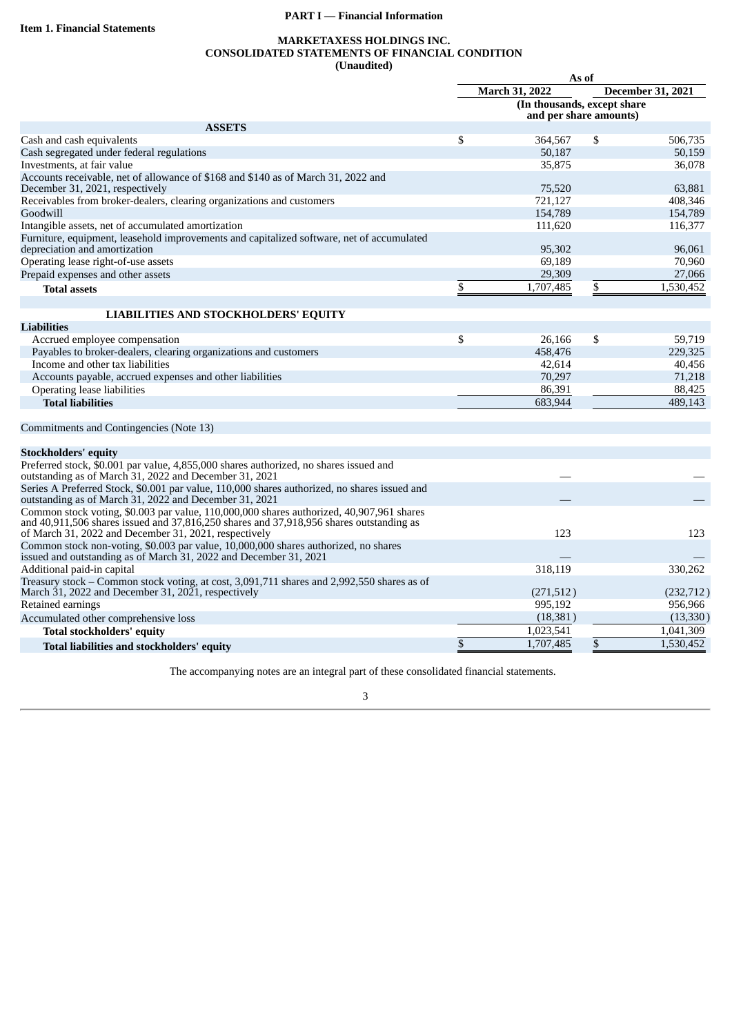**PART I — Financial Information**

**Item 1. Financial Statements**

**MARKETAXESS HOLDINGS INC.**
**CONSOLIDATED STATEMENTS OF FINANCIAL CONDITION**
**(Unaudited)**

| | As of | |
|---|---|---|
| | March 31, 2022 | December 31, 2021 |
| | (In thousands, except share and per share amounts) | |
| **ASSETS** | | |
| Cash and cash equivalents | $ 364,567 | $ 506,735 |
| Cash segregated under federal regulations | 50,187 | 50,159 |
| Investments, at fair value | 35,875 | 36,078 |
| Accounts receivable, net of allowance of $168 and $140 as of March 31, 2022 and December 31, 2021, respectively | 75,520 | 63,881 |
| Receivables from broker-dealers, clearing organizations and customers | 721,127 | 408,346 |
| Goodwill | 154,789 | 154,789 |
| Intangible assets, net of accumulated amortization | 111,620 | 116,377 |
| Furniture, equipment, leasehold improvements and capitalized software, net of accumulated depreciation and amortization | 95,302 | 96,061 |
| Operating lease right-of-use assets | 69,189 | 70,960 |
| Prepaid expenses and other assets | 29,309 | 27,066 |
| **Total assets** | $ 1,707,485 | $ 1,530,452 |
| | | |
| **LIABILITIES AND STOCKHOLDERS' EQUITY** | | |
| **Liabilities** | | |
| Accrued employee compensation | $ 26,166 | $ 59,719 |
| Payables to broker-dealers, clearing organizations and customers | 458,476 | 229,325 |
| Income and other tax liabilities | 42,614 | 40,456 |
| Accounts payable, accrued expenses and other liabilities | 70,297 | 71,218 |
| Operating lease liabilities | 86,391 | 88,425 |
| **Total liabilities** | 683,944 | 489,143 |
| | | |
| Commitments and Contingencies (Note 13) | | |
| | | |
| **Stockholders' equity** | | |
| Preferred stock, $0.001 par value, 4,855,000 shares authorized, no shares issued and outstanding as of March 31, 2022 and December 31, 2021 | — | — |
| Series A Preferred Stock, $0.001 par value, 110,000 shares authorized, no shares issued and outstanding as of March 31, 2022 and December 31, 2021 | — | — |
| Common stock voting, $0.003 par value, 110,000,000 shares authorized, 40,907,961 shares and 40,911,506 shares issued and 37,816,250 shares and 37,918,956 shares outstanding as of March 31, 2022 and December 31, 2021, respectively | 123 | 123 |
| Common stock non-voting, $0.003 par value, 10,000,000 shares authorized, no shares issued and outstanding as of March 31, 2022 and December 31, 2021 | — | — |
| Additional paid-in capital | 318,119 | 330,262 |
| Treasury stock – Common stock voting, at cost, 3,091,711 shares and 2,992,550 shares as of March 31, 2022 and December 31, 2021, respectively | (271,512) | (232,712) |
| Retained earnings | 995,192 | 956,966 |
| Accumulated other comprehensive loss | (18,381) | (13,330) |
| **Total stockholders' equity** | 1,023,541 | 1,041,309 |
| **Total liabilities and stockholders' equity** | $ 1,707,485 | $ 1,530,452 |

The accompanying notes are an integral part of these consolidated financial statements.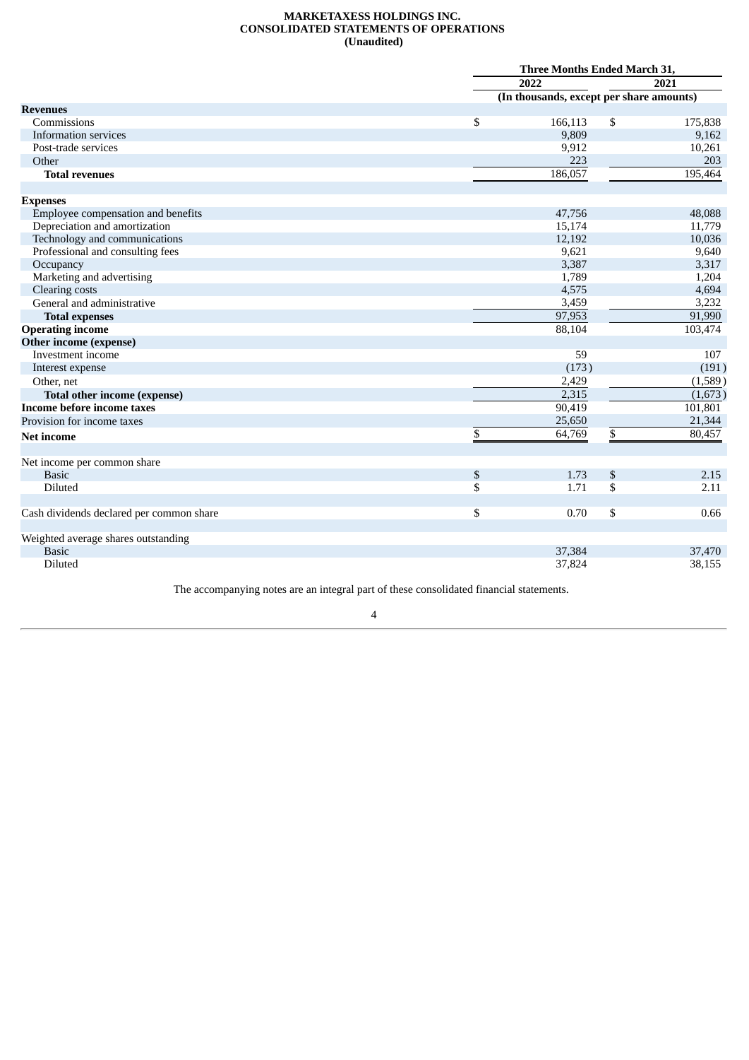**MARKETAXESS HOLDINGS INC.**
**CONSOLIDATED STATEMENTS OF OPERATIONS**
**(Unaudited)**

| | Three Months Ended March 31, | |
|---|---|---|
| | 2022 | 2021 |
| | (In thousands, except per share amounts) | |
| **Revenues** | | |
| Commissions | $ 166,113 | $ 175,838 |
| Information services | 9,809 | 9,162 |
| Post-trade services | 9,912 | 10,261 |
| Other | 223 | 203 |
| **Total revenues** | 186,057 | 195,464 |
| | | |
| **Expenses** | | |
| Employee compensation and benefits | 47,756 | 48,088 |
| Depreciation and amortization | 15,174 | 11,779 |
| Technology and communications | 12,192 | 10,036 |
| Professional and consulting fees | 9,621 | 9,640 |
| Occupancy | 3,387 | 3,317 |
| Marketing and advertising | 1,789 | 1,204 |
| Clearing costs | 4,575 | 4,694 |
| General and administrative | 3,459 | 3,232 |
| **Total expenses** | 97,953 | 91,990 |
| **Operating income** | 88,104 | 103,474 |
| **Other income (expense)** | | |
| Investment income | 59 | 107 |
| Interest expense | (173) | (191) |
| Other, net | 2,429 | (1,589) |
| **Total other income (expense)** | 2,315 | (1,673) |
| **Income before income taxes** | 90,419 | 101,801 |
| Provision for income taxes | 25,650 | 21,344 |
| **Net income** | $ 64,769 | $ 80,457 |
| | | |
| Net income per common share | | |
| Basic | $ 1.73 | $ 2.15 |
| Diluted | $ 1.71 | $ 2.11 |
| | | |
| Cash dividends declared per common share | $ 0.70 | $ 0.66 |
| | | |
| Weighted average shares outstanding | | |
| Basic | 37,384 | 37,470 |
| Diluted | 37,824 | 38,155 |

The accompanying notes are an integral part of these consolidated financial statements.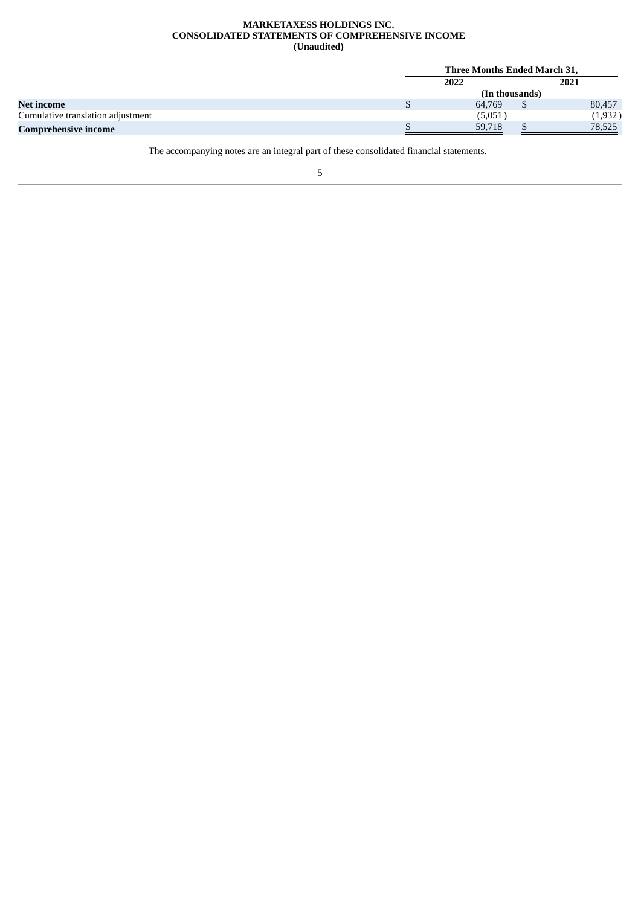**MARKETAXESS HOLDINGS INC.**
**CONSOLIDATED STATEMENTS OF COMPREHENSIVE INCOME**
**(Unaudited)**

| | Three Months Ended March 31, | |
|---|---|---|
| | 2022 | 2021 |
| | (In thousands) | |
| **Net income** | $ 64,769 | $ 80,457 |
| Cumulative translation adjustment | (5,051) | (1,932) |
| **Comprehensive income** | $ 59,718 | $ 78,525 |

The accompanying notes are an integral part of these consolidated financial statements.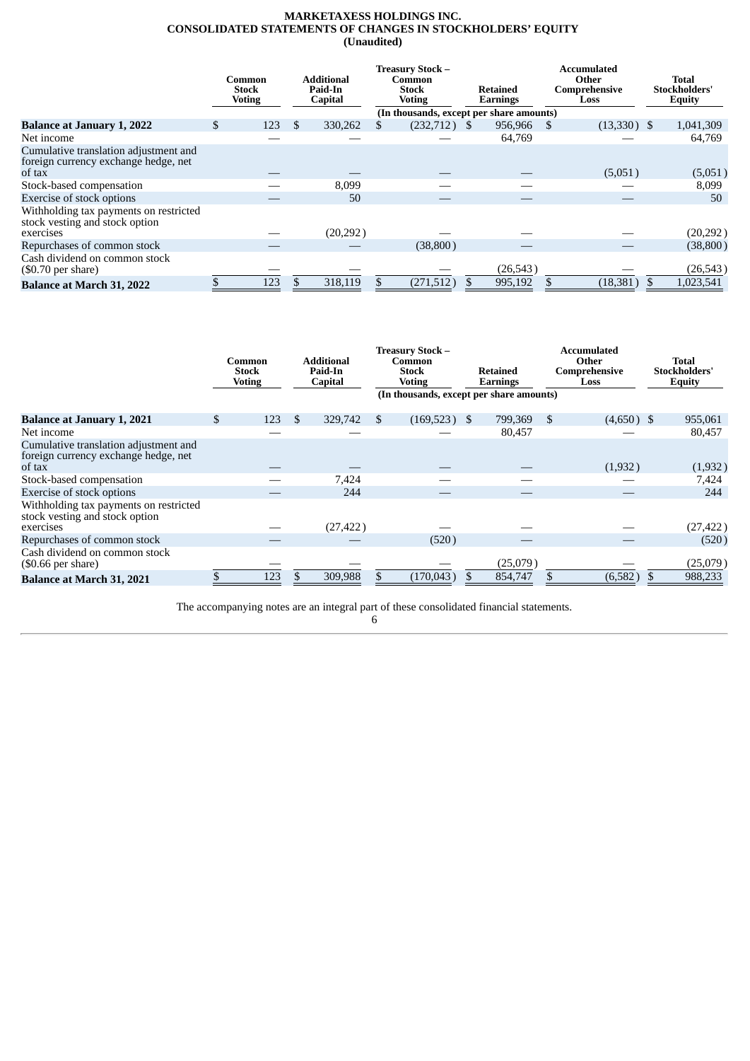**MARKETAXESS HOLDINGS INC.**
**CONSOLIDATED STATEMENTS OF CHANGES IN STOCKHOLDERS' EQUITY**
**(Unaudited)**

| | Common Stock Voting | Additional Paid-In Capital | Treasury Stock – Common Stock Voting | Retained Earnings | Accumulated Other Comprehensive Loss | Total Stockholders' Equity |
|---|---|---|---|---|---|---|
| | (In thousands, except per share amounts) | | | | | |
| **Balance at January 1, 2022** | $ 123 | $ 330,262 | $ (232,712) | $ 956,966 | $ (13,330) | $ 1,041,309 |
| Net income | — | — | — | 64,769 | — | 64,769 |
| Cumulative translation adjustment and foreign currency exchange hedge, net of tax | — | — | — | — | (5,051) | (5,051) |
| Stock-based compensation | — | 8,099 | — | — | — | 8,099 |
| Exercise of stock options | — | 50 | — | — | — | 50 |
| Withholding tax payments on restricted stock vesting and stock option exercises | — | (20,292) | — | — | — | (20,292) |
| Repurchases of common stock | — | — | (38,800) | — | — | (38,800) |
| Cash dividend on common stock ($0.70 per share) | — | — | — | (26,543) | — | (26,543) |
| **Balance at March 31, 2022** | $ 123 | $ 318,119 | $ (271,512) | $ 995,192 | $ (18,381) | $ 1,023,541 |

| | Common Stock Voting | Additional Paid-In Capital | Treasury Stock – Common Stock Voting | Retained Earnings | Accumulated Other Comprehensive Loss | Total Stockholders' Equity |
|---|---|---|---|---|---|---|
| | (In thousands, except per share amounts) | | | | | |
| **Balance at January 1, 2021** | $ 123 | $ 329,742 | $ (169,523) | $ 799,369 | $ (4,650) | $ 955,061 |
| Net income | — | — | — | 80,457 | — | 80,457 |
| Cumulative translation adjustment and foreign currency exchange hedge, net of tax | — | — | — | — | (1,932) | (1,932) |
| Stock-based compensation | — | 7,424 | — | — | — | 7,424 |
| Exercise of stock options | — | 244 | — | — | — | 244 |
| Withholding tax payments on restricted stock vesting and stock option exercises | — | (27,422) | — | — | — | (27,422) |
| Repurchases of common stock | — | — | (520) | — | — | (520) |
| Cash dividend on common stock ($0.66 per share) | — | — | — | (25,079) | — | (25,079) |
| **Balance at March 31, 2021** | $ 123 | $ 309,988 | $ (170,043) | $ 854,747 | $ (6,582) | $ 988,233 |

The accompanying notes are an integral part of these consolidated financial statements.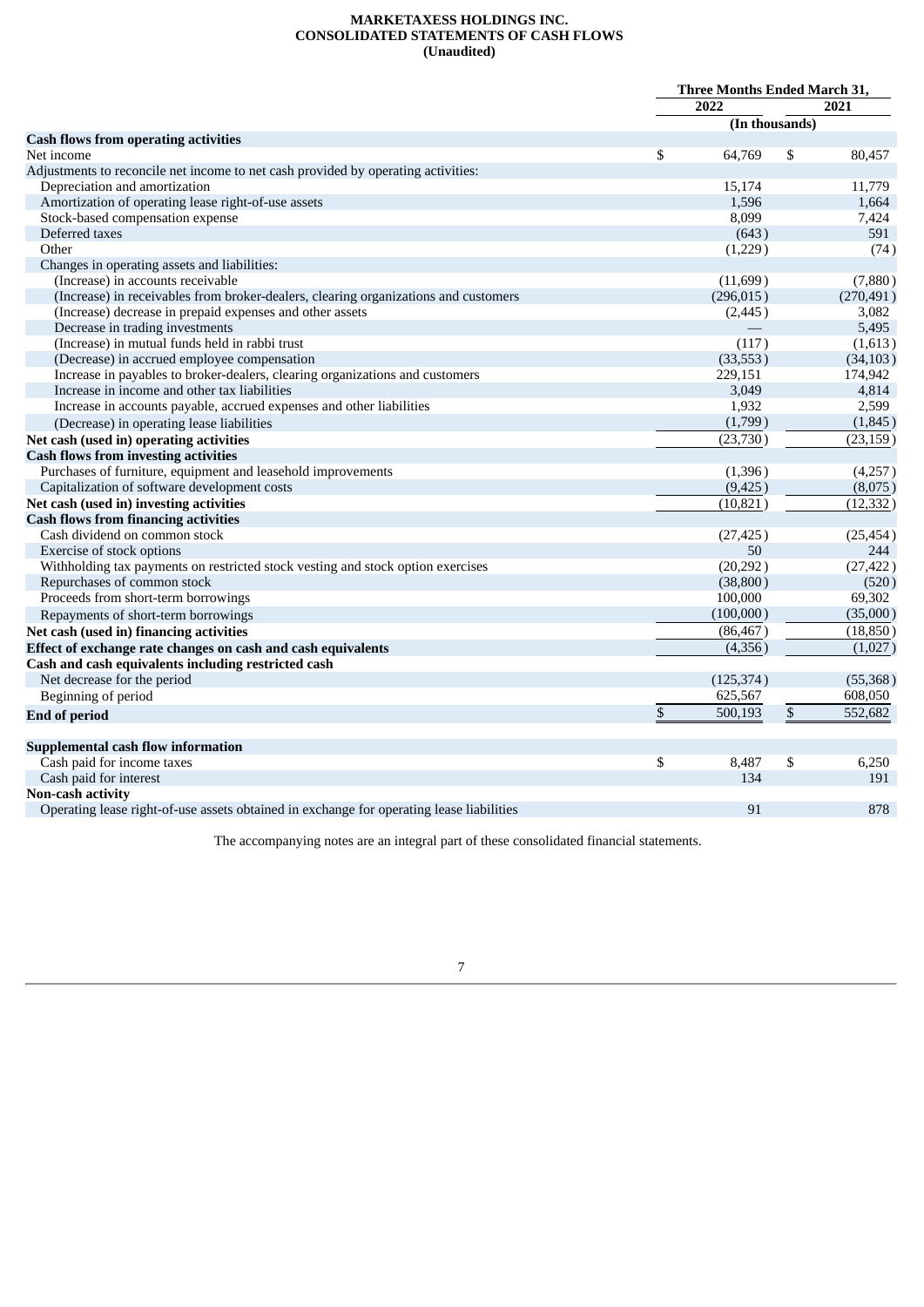**MARKETAXESS HOLDINGS INC.**
**CONSOLIDATED STATEMENTS OF CASH FLOWS**
**(Unaudited)**

| | Three Months Ended March 31, | |
|---|---|---|
| | 2022 | 2021 |
| | (In thousands) | |
| **Cash flows from operating activities** | | |
| Net income | $ 64,769 | $ 80,457 |
| Adjustments to reconcile net income to net cash provided by operating activities: | | |
| Depreciation and amortization | 15,174 | 11,779 |
| Amortization of operating lease right-of-use assets | 1,596 | 1,664 |
| Stock-based compensation expense | 8,099 | 7,424 |
| Deferred taxes | (643) | 591 |
| Other | (1,229) | (74) |
| Changes in operating assets and liabilities: | | |
| (Increase) in accounts receivable | (11,699) | (7,880) |
| (Increase) in receivables from broker-dealers, clearing organizations and customers | (296,015) | (270,491) |
| (Increase) decrease in prepaid expenses and other assets | (2,445) | 3,082 |
| Decrease in trading investments | — | 5,495 |
| (Increase) in mutual funds held in rabbi trust | (117) | (1,613) |
| (Decrease) in accrued employee compensation | (33,553) | (34,103) |
| Increase in payables to broker-dealers, clearing organizations and customers | 229,151 | 174,942 |
| Increase in income and other tax liabilities | 3,049 | 4,814 |
| Increase in accounts payable, accrued expenses and other liabilities | 1,932 | 2,599 |
| (Decrease) in operating lease liabilities | (1,799) | (1,845) |
| **Net cash (used in) operating activities** | (23,730) | (23,159) |
| **Cash flows from investing activities** | | |
| Purchases of furniture, equipment and leasehold improvements | (1,396) | (4,257) |
| Capitalization of software development costs | (9,425) | (8,075) |
| **Net cash (used in) investing activities** | (10,821) | (12,332) |
| **Cash flows from financing activities** | | |
| Cash dividend on common stock | (27,425) | (25,454) |
| Exercise of stock options | 50 | 244 |
| Withholding tax payments on restricted stock vesting and stock option exercises | (20,292) | (27,422) |
| Repurchases of common stock | (38,800) | (520) |
| Proceeds from short-term borrowings | 100,000 | 69,302 |
| Repayments of short-term borrowings | (100,000) | (35,000) |
| **Net cash (used in) financing activities** | (86,467) | (18,850) |
| **Effect of exchange rate changes on cash and cash equivalents** | (4,356) | (1,027) |
| **Cash and cash equivalents including restricted cash** | | |
| Net decrease for the period | (125,374) | (55,368) |
| Beginning of period | 625,567 | 608,050 |
| **End of period** | $ 500,193 | $ 552,682 |
| | | |
| **Supplemental cash flow information** | | |
| Cash paid for income taxes | $ 8,487 | $ 6,250 |
| Cash paid for interest | 134 | 191 |
| **Non-cash activity** | | |
| Operating lease right-of-use assets obtained in exchange for operating lease liabilities | 91 | 878 |

The accompanying notes are an integral part of these consolidated financial statements.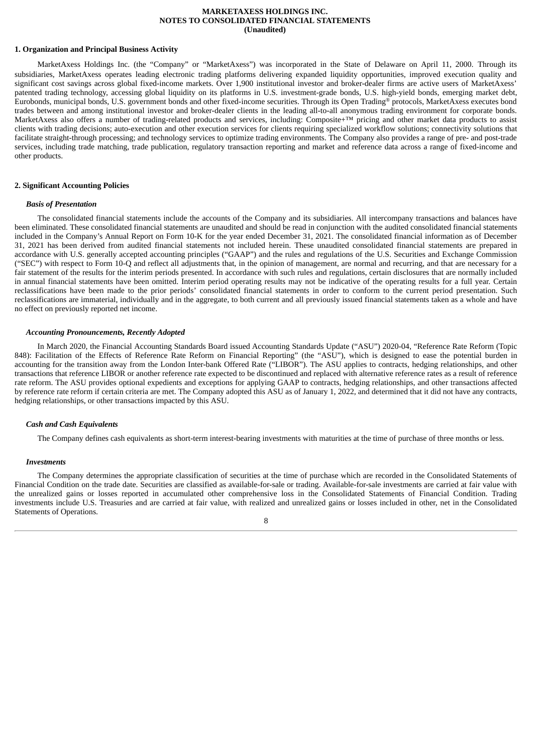**MARKETAXESS HOLDINGS INC.**
**NOTES TO CONSOLIDATED FINANCIAL STATEMENTS**
**(Unaudited)**

## 1. Organization and Principal Business Activity

MarketAxess Holdings Inc. (the "Company" or "MarketAxess") was incorporated in the State of Delaware on April 11, 2000. Through its subsidiaries, MarketAxess operates leading electronic trading platforms delivering expanded liquidity opportunities, improved execution quality and significant cost savings across global fixed-income markets. Over 1,900 institutional investor and broker-dealer firms are active users of MarketAxess' patented trading technology, accessing global liquidity on its platforms in U.S. investment-grade bonds, U.S. high-yield bonds, emerging market debt, Eurobonds, municipal bonds, U.S. government bonds and other fixed-income securities. Through its Open Trading® protocols, MarketAxess executes bond trades between and among institutional investor and broker-dealer clients in the leading all-to-all anonymous trading environment for corporate bonds. MarketAxess also offers a number of trading-related products and services, including: Composite+™ pricing and other market data products to assist clients with trading decisions; auto-execution and other execution services for clients requiring specialized workflow solutions; connectivity solutions that facilitate straight-through processing; and technology services to optimize trading environments. The Company also provides a range of pre- and post-trade services, including trade matching, trade publication, regulatory transaction reporting and market and reference data across a range of fixed-income and other products.

## 2. Significant Accounting Policies

### *Basis of Presentation*

The consolidated financial statements include the accounts of the Company and its subsidiaries. All intercompany transactions and balances have been eliminated. These consolidated financial statements are unaudited and should be read in conjunction with the audited consolidated financial statements included in the Company's Annual Report on Form 10-K for the year ended December 31, 2021. The consolidated financial information as of December 31, 2021 has been derived from audited financial statements not included herein. These unaudited consolidated financial statements are prepared in accordance with U.S. generally accepted accounting principles ("GAAP") and the rules and regulations of the U.S. Securities and Exchange Commission ("SEC") with respect to Form 10-Q and reflect all adjustments that, in the opinion of management, are normal and recurring, and that are necessary for a fair statement of the results for the interim periods presented. In accordance with such rules and regulations, certain disclosures that are normally included in annual financial statements have been omitted. Interim period operating results may not be indicative of the operating results for a full year. Certain reclassifications have been made to the prior periods' consolidated financial statements in order to conform to the current period presentation. Such reclassifications are immaterial, individually and in the aggregate, to both current and all previously issued financial statements taken as a whole and have no effect on previously reported net income.

### *Accounting Pronouncements, Recently Adopted*

In March 2020, the Financial Accounting Standards Board issued Accounting Standards Update ("ASU") 2020-04, "Reference Rate Reform (Topic 848): Facilitation of the Effects of Reference Rate Reform on Financial Reporting" (the "ASU"), which is designed to ease the potential burden in accounting for the transition away from the London Inter-bank Offered Rate ("LIBOR"). The ASU applies to contracts, hedging relationships, and other transactions that reference LIBOR or another reference rate expected to be discontinued and replaced with alternative reference rates as a result of reference rate reform. The ASU provides optional expedients and exceptions for applying GAAP to contracts, hedging relationships, and other transactions affected by reference rate reform if certain criteria are met. The Company adopted this ASU as of January 1, 2022, and determined that it did not have any contracts, hedging relationships, or other transactions impacted by this ASU.

### *Cash and Cash Equivalents*

The Company defines cash equivalents as short-term interest-bearing investments with maturities at the time of purchase of three months or less.

### *Investments*

The Company determines the appropriate classification of securities at the time of purchase which are recorded in the Consolidated Statements of Financial Condition on the trade date. Securities are classified as available-for-sale or trading. Available-for-sale investments are carried at fair value with the unrealized gains or losses reported in accumulated other comprehensive loss in the Consolidated Statements of Financial Condition. Trading investments include U.S. Treasuries and are carried at fair value, with realized and unrealized gains or losses included in other, net in the Consolidated Statements of Operations.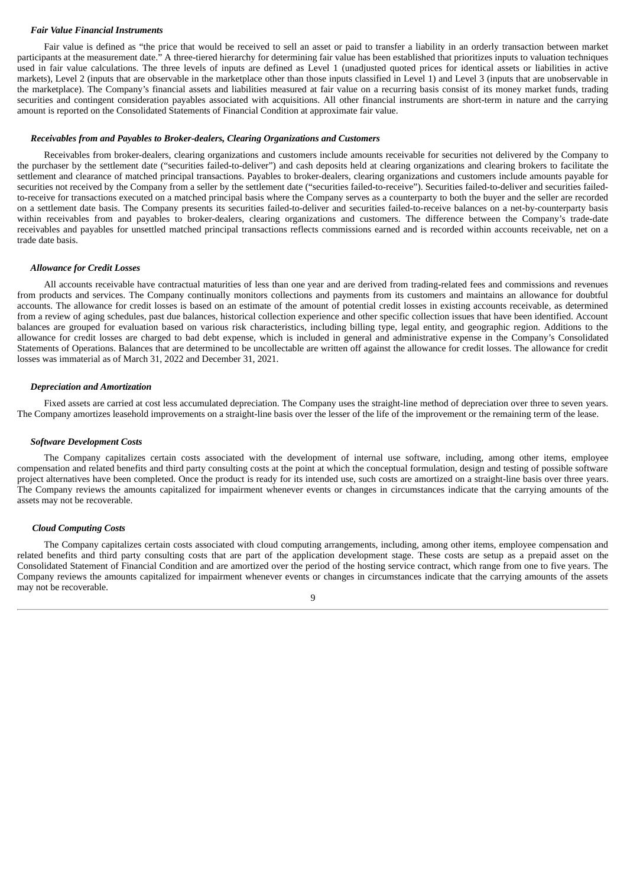### *Fair Value Financial Instruments*

Fair value is defined as "the price that would be received to sell an asset or paid to transfer a liability in an orderly transaction between market participants at the measurement date." A three-tiered hierarchy for determining fair value has been established that prioritizes inputs to valuation techniques used in fair value calculations. The three levels of inputs are defined as Level 1 (unadjusted quoted prices for identical assets or liabilities in active markets), Level 2 (inputs that are observable in the marketplace other than those inputs classified in Level 1) and Level 3 (inputs that are unobservable in the marketplace). The Company's financial assets and liabilities measured at fair value on a recurring basis consist of its money market funds, trading securities and contingent consideration payables associated with acquisitions. All other financial instruments are short-term in nature and the carrying amount is reported on the Consolidated Statements of Financial Condition at approximate fair value.

### *Receivables from and Payables to Broker-dealers, Clearing Organizations and Customers*

Receivables from broker-dealers, clearing organizations and customers include amounts receivable for securities not delivered by the Company to the purchaser by the settlement date ("securities failed-to-deliver") and cash deposits held at clearing organizations and clearing brokers to facilitate the settlement and clearance of matched principal transactions. Payables to broker-dealers, clearing organizations and customers include amounts payable for securities not received by the Company from a seller by the settlement date ("securities failed-to-receive"). Securities failed-to-deliver and securities failed-to-receive for transactions executed on a matched principal basis where the Company serves as a counterparty to both the buyer and the seller are recorded on a settlement date basis. The Company presents its securities failed-to-deliver and securities failed-to-receive balances on a net-by-counterparty basis within receivables from and payables to broker-dealers, clearing organizations and customers. The difference between the Company's trade-date receivables and payables for unsettled matched principal transactions reflects commissions earned and is recorded within accounts receivable, net on a trade date basis.

### *Allowance for Credit Losses*

All accounts receivable have contractual maturities of less than one year and are derived from trading-related fees and commissions and revenues from products and services. The Company continually monitors collections and payments from its customers and maintains an allowance for doubtful accounts. The allowance for credit losses is based on an estimate of the amount of potential credit losses in existing accounts receivable, as determined from a review of aging schedules, past due balances, historical collection experience and other specific collection issues that have been identified. Account balances are grouped for evaluation based on various risk characteristics, including billing type, legal entity, and geographic region. Additions to the allowance for credit losses are charged to bad debt expense, which is included in general and administrative expense in the Company's Consolidated Statements of Operations. Balances that are determined to be uncollectable are written off against the allowance for credit losses. The allowance for credit losses was immaterial as of March 31, 2022 and December 31, 2021.

### *Depreciation and Amortization*

Fixed assets are carried at cost less accumulated depreciation. The Company uses the straight-line method of depreciation over three to seven years. The Company amortizes leasehold improvements on a straight-line basis over the lesser of the life of the improvement or the remaining term of the lease.

### *Software Development Costs*

The Company capitalizes certain costs associated with the development of internal use software, including, among other items, employee compensation and related benefits and third party consulting costs at the point at which the conceptual formulation, design and testing of possible software project alternatives have been completed. Once the product is ready for its intended use, such costs are amortized on a straight-line basis over three years. The Company reviews the amounts capitalized for impairment whenever events or changes in circumstances indicate that the carrying amounts of the assets may not be recoverable.

### *Cloud Computing Costs*

The Company capitalizes certain costs associated with cloud computing arrangements, including, among other items, employee compensation and related benefits and third party consulting costs that are part of the application development stage. These costs are setup as a prepaid asset on the Consolidated Statement of Financial Condition and are amortized over the period of the hosting service contract, which range from one to five years. The Company reviews the amounts capitalized for impairment whenever events or changes in circumstances indicate that the carrying amounts of the assets may not be recoverable.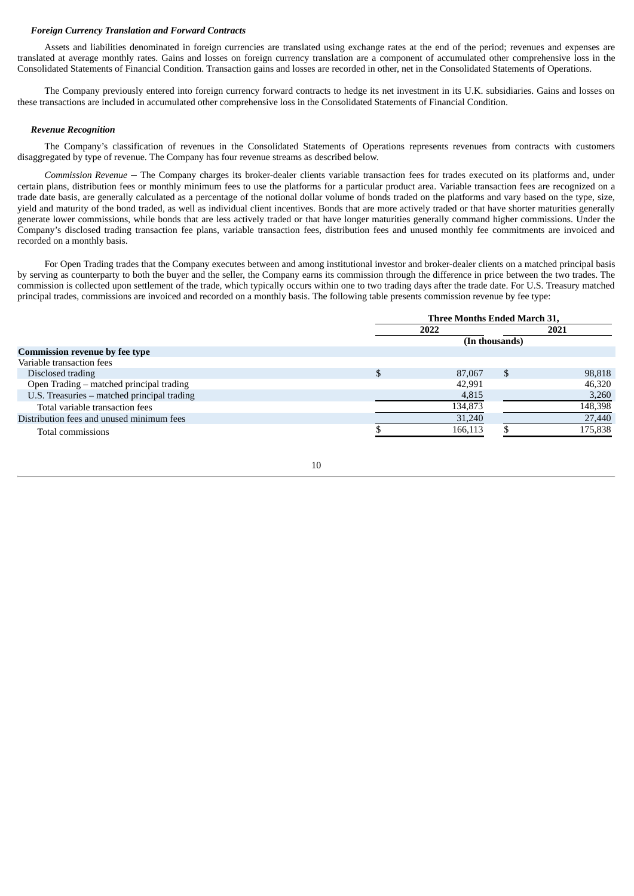***Foreign Currency Translation and Forward Contracts***

Assets and liabilities denominated in foreign currencies are translated using exchange rates at the end of the period; revenues and expenses are translated at average monthly rates. Gains and losses on foreign currency translation are a component of accumulated other comprehensive loss in the Consolidated Statements of Financial Condition. Transaction gains and losses are recorded in other, net in the Consolidated Statements of Operations.

The Company previously entered into foreign currency forward contracts to hedge its net investment in its U.K. subsidiaries. Gains and losses on these transactions are included in accumulated other comprehensive loss in the Consolidated Statements of Financial Condition.

***Revenue Recognition***

The Company's classification of revenues in the Consolidated Statements of Operations represents revenues from contracts with customers disaggregated by type of revenue. The Company has four revenue streams as described below.

*Commission Revenue* – The Company charges its broker-dealer clients variable transaction fees for trades executed on its platforms and, under certain plans, distribution fees or monthly minimum fees to use the platforms for a particular product area. Variable transaction fees are recognized on a trade date basis, are generally calculated as a percentage of the notional dollar volume of bonds traded on the platforms and vary based on the type, size, yield and maturity of the bond traded, as well as individual client incentives. Bonds that are more actively traded or that have shorter maturities generally generate lower commissions, while bonds that are less actively traded or that have longer maturities generally command higher commissions. Under the Company's disclosed trading transaction fee plans, variable transaction fees, distribution fees and unused monthly fee commitments are invoiced and recorded on a monthly basis.

For Open Trading trades that the Company executes between and among institutional investor and broker-dealer clients on a matched principal basis by serving as counterparty to both the buyer and the seller, the Company earns its commission through the difference in price between the two trades. The commission is collected upon settlement of the trade, which typically occurs within one to two trading days after the trade date. For U.S. Treasury matched principal trades, commissions are invoiced and recorded on a monthly basis. The following table presents commission revenue by fee type:

| | Three Months Ended March 31, | |
|---|---|---|
| | 2022 | 2021 |
| | (In thousands) | |
| **Commission revenue by fee type** | | |
| Variable transaction fees | | |
| Disclosed trading | $ 87,067 | $ 98,818 |
| Open Trading – matched principal trading | 42,991 | 46,320 |
| U.S. Treasuries – matched principal trading | 4,815 | 3,260 |
| Total variable transaction fees | 134,873 | 148,398 |
| Distribution fees and unused minimum fees | 31,240 | 27,440 |
| Total commissions | $ 166,113 | $ 175,838 |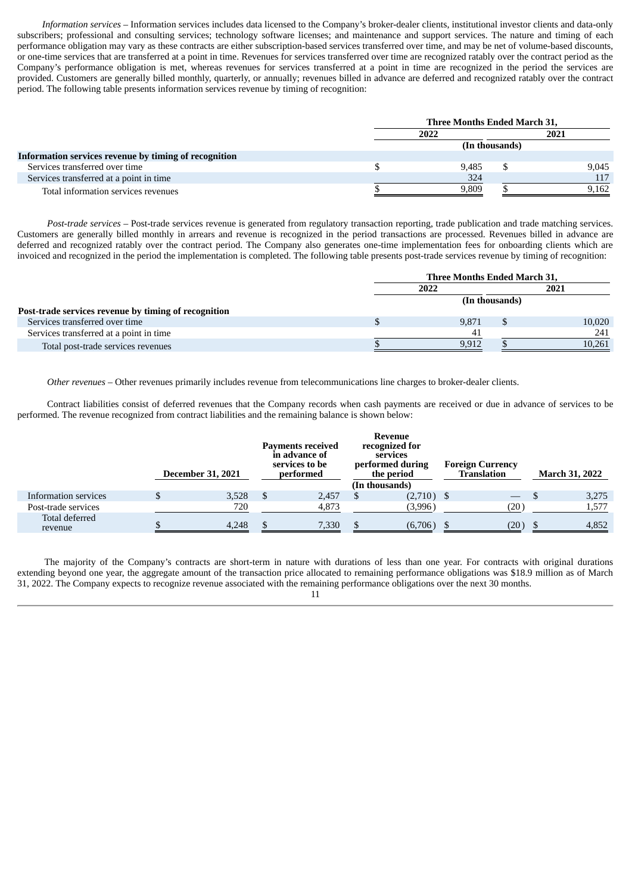*Information services* – Information services includes data licensed to the Company's broker-dealer clients, institutional investor clients and data-only subscribers; professional and consulting services; technology software licenses; and maintenance and support services. The nature and timing of each performance obligation may vary as these contracts are either subscription-based services transferred over time, and may be net of volume-based discounts, or one-time services that are transferred at a point in time. Revenues for services transferred over time are recognized ratably over the contract period as the Company's performance obligation is met, whereas revenues for services transferred at a point in time are recognized in the period the services are provided. Customers are generally billed monthly, quarterly, or annually; revenues billed in advance are deferred and recognized ratably over the contract period. The following table presents information services revenue by timing of recognition:

| | Three Months Ended March 31, | |
|---|---|---|
| | 2022 | 2021 |
| | (In thousands) | |
| **Information services revenue by timing of recognition** | | |
| Services transferred over time | $ 9,485 | $ 9,045 |
| Services transferred at a point in time | 324 | 117 |
| Total information services revenues | $ 9,809 | $ 9,162 |

*Post-trade services* – Post-trade services revenue is generated from regulatory transaction reporting, trade publication and trade matching services. Customers are generally billed monthly in arrears and revenue is recognized in the period transactions are processed. Revenues billed in advance are deferred and recognized ratably over the contract period. The Company also generates one-time implementation fees for onboarding clients which are invoiced and recognized in the period the implementation is completed. The following table presents post-trade services revenue by timing of recognition:

| | Three Months Ended March 31, | |
|---|---|---|
| | 2022 | 2021 |
| | (In thousands) | |
| **Post-trade services revenue by timing of recognition** | | |
| Services transferred over time | $ 9,871 | $ 10,020 |
| Services transferred at a point in time | 41 | 241 |
| Total post-trade services revenues | $ 9,912 | $ 10,261 |

*Other revenues* – Other revenues primarily includes revenue from telecommunications line charges to broker-dealer clients.

Contract liabilities consist of deferred revenues that the Company records when cash payments are received or due in advance of services to be performed. The revenue recognized from contract liabilities and the remaining balance is shown below:

| | December 31, 2021 | Payments received in advance of services to be performed | Revenue recognized for services performed during the period | Foreign Currency Translation | March 31, 2022 |
|---|---|---|---|---|---|
| | | | (In thousands) | | |
| Information services | $ 3,528 | $ 2,457 | $ (2,710) | $ — | $ 3,275 |
| Post-trade services | 720 | 4,873 | (3,996) | (20) | 1,577 |
| Total deferred revenue | $ 4,248 | $ 7,330 | $ (6,706) | $ (20) | $ 4,852 |

The majority of the Company's contracts are short-term in nature with durations of less than one year. For contracts with original durations extending beyond one year, the aggregate amount of the transaction price allocated to remaining performance obligations was $18.9 million as of March 31, 2022. The Company expects to recognize revenue associated with the remaining performance obligations over the next 30 months.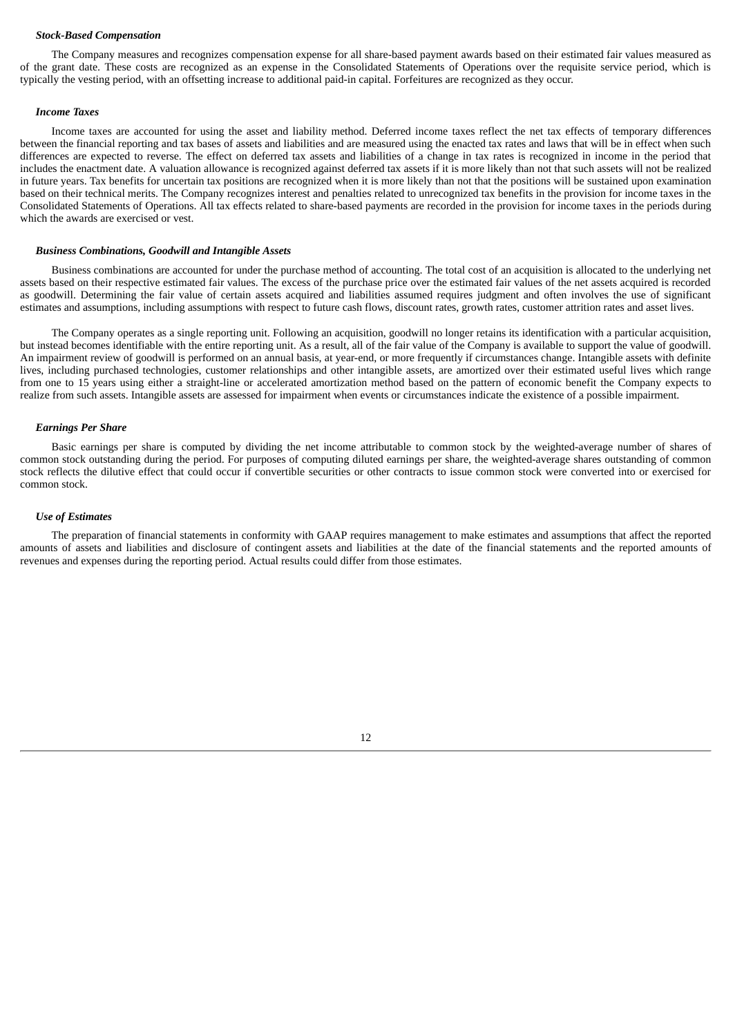***Stock-Based Compensation***

The Company measures and recognizes compensation expense for all share-based payment awards based on their estimated fair values measured as of the grant date. These costs are recognized as an expense in the Consolidated Statements of Operations over the requisite service period, which is typically the vesting period, with an offsetting increase to additional paid-in capital. Forfeitures are recognized as they occur.

***Income Taxes***

Income taxes are accounted for using the asset and liability method. Deferred income taxes reflect the net tax effects of temporary differences between the financial reporting and tax bases of assets and liabilities and are measured using the enacted tax rates and laws that will be in effect when such differences are expected to reverse. The effect on deferred tax assets and liabilities of a change in tax rates is recognized in income in the period that includes the enactment date. A valuation allowance is recognized against deferred tax assets if it is more likely than not that such assets will not be realized in future years. Tax benefits for uncertain tax positions are recognized when it is more likely than not that the positions will be sustained upon examination based on their technical merits. The Company recognizes interest and penalties related to unrecognized tax benefits in the provision for income taxes in the Consolidated Statements of Operations. All tax effects related to share-based payments are recorded in the provision for income taxes in the periods during which the awards are exercised or vest.

***Business Combinations, Goodwill and Intangible Assets***

Business combinations are accounted for under the purchase method of accounting. The total cost of an acquisition is allocated to the underlying net assets based on their respective estimated fair values. The excess of the purchase price over the estimated fair values of the net assets acquired is recorded as goodwill. Determining the fair value of certain assets acquired and liabilities assumed requires judgment and often involves the use of significant estimates and assumptions, including assumptions with respect to future cash flows, discount rates, growth rates, customer attrition rates and asset lives.

The Company operates as a single reporting unit. Following an acquisition, goodwill no longer retains its identification with a particular acquisition, but instead becomes identifiable with the entire reporting unit. As a result, all of the fair value of the Company is available to support the value of goodwill. An impairment review of goodwill is performed on an annual basis, at year-end, or more frequently if circumstances change. Intangible assets with definite lives, including purchased technologies, customer relationships and other intangible assets, are amortized over their estimated useful lives which range from one to 15 years using either a straight-line or accelerated amortization method based on the pattern of economic benefit the Company expects to realize from such assets. Intangible assets are assessed for impairment when events or circumstances indicate the existence of a possible impairment.

***Earnings Per Share***

Basic earnings per share is computed by dividing the net income attributable to common stock by the weighted-average number of shares of common stock outstanding during the period. For purposes of computing diluted earnings per share, the weighted-average shares outstanding of common stock reflects the dilutive effect that could occur if convertible securities or other contracts to issue common stock were converted into or exercised for common stock.

***Use of Estimates***

The preparation of financial statements in conformity with GAAP requires management to make estimates and assumptions that affect the reported amounts of assets and liabilities and disclosure of contingent assets and liabilities at the date of the financial statements and the reported amounts of revenues and expenses during the reporting period. Actual results could differ from those estimates.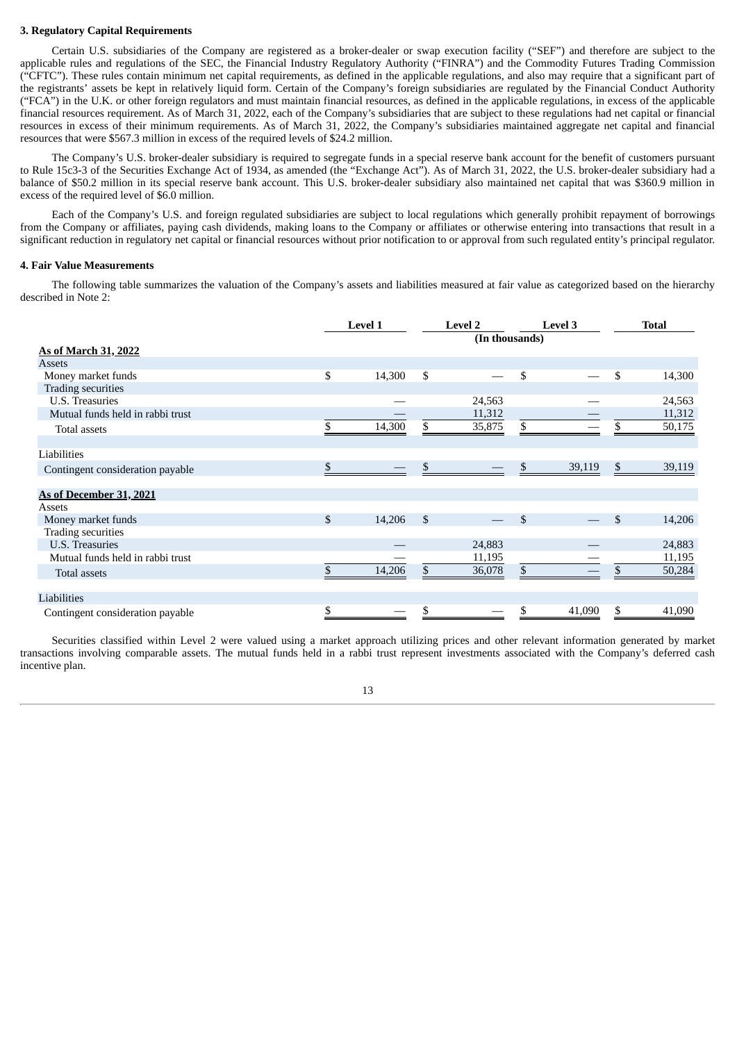### 3. Regulatory Capital Requirements

Certain U.S. subsidiaries of the Company are registered as a broker-dealer or swap execution facility ("SEF") and therefore are subject to the applicable rules and regulations of the SEC, the Financial Industry Regulatory Authority ("FINRA") and the Commodity Futures Trading Commission ("CFTC"). These rules contain minimum net capital requirements, as defined in the applicable regulations, and also may require that a significant part of the registrants' assets be kept in relatively liquid form. Certain of the Company's foreign subsidiaries are regulated by the Financial Conduct Authority ("FCA") in the U.K. or other foreign regulators and must maintain financial resources, as defined in the applicable regulations, in excess of the applicable financial resources requirement. As of March 31, 2022, each of the Company's subsidiaries that are subject to these regulations had net capital or financial resources in excess of their minimum requirements. As of March 31, 2022, the Company's subsidiaries maintained aggregate net capital and financial resources that were $567.3 million in excess of the required levels of $24.2 million.

The Company's U.S. broker-dealer subsidiary is required to segregate funds in a special reserve bank account for the benefit of customers pursuant to Rule 15c3-3 of the Securities Exchange Act of 1934, as amended (the "Exchange Act"). As of March 31, 2022, the U.S. broker-dealer subsidiary had a balance of $50.2 million in its special reserve bank account. This U.S. broker-dealer subsidiary also maintained net capital that was $360.9 million in excess of the required level of $6.0 million.

Each of the Company's U.S. and foreign regulated subsidiaries are subject to local regulations which generally prohibit repayment of borrowings from the Company or affiliates, paying cash dividends, making loans to the Company or affiliates or otherwise entering into transactions that result in a significant reduction in regulatory net capital or financial resources without prior notification to or approval from such regulated entity's principal regulator.

### 4. Fair Value Measurements

The following table summarizes the valuation of the Company's assets and liabilities measured at fair value as categorized based on the hierarchy described in Note 2:

| | Level 1 | Level 2 | Level 3 | Total |
|---|---|---|---|---|
| | | (In thousands) | | |
| **As of March 31, 2022** | | | | |
| Assets | | | | |
| Money market funds | $ 14,300 | $ — | $ — | $ 14,300 |
| Trading securities | | | | |
| U.S. Treasuries | — | 24,563 | — | 24,563 |
| Mutual funds held in rabbi trust | — | 11,312 | — | 11,312 |
| Total assets | $ 14,300 | $ 35,875 | $ — | $ 50,175 |
| | | | | |
| Liabilities | | | | |
| Contingent consideration payable | $ — | $ — | $ 39,119 | $ 39,119 |
| | | | | |
| **As of December 31, 2021** | | | | |
| Assets | | | | |
| Money market funds | $ 14,206 | $ — | $ — | $ 14,206 |
| Trading securities | | | | |
| U.S. Treasuries | — | 24,883 | — | 24,883 |
| Mutual funds held in rabbi trust | — | 11,195 | — | 11,195 |
| Total assets | $ 14,206 | $ 36,078 | $ — | $ 50,284 |
| | | | | |
| Liabilities | | | | |
| Contingent consideration payable | $ — | $ — | $ 41,090 | $ 41,090 |

Securities classified within Level 2 were valued using a market approach utilizing prices and other relevant information generated by market transactions involving comparable assets. The mutual funds held in a rabbi trust represent investments associated with the Company's deferred cash incentive plan.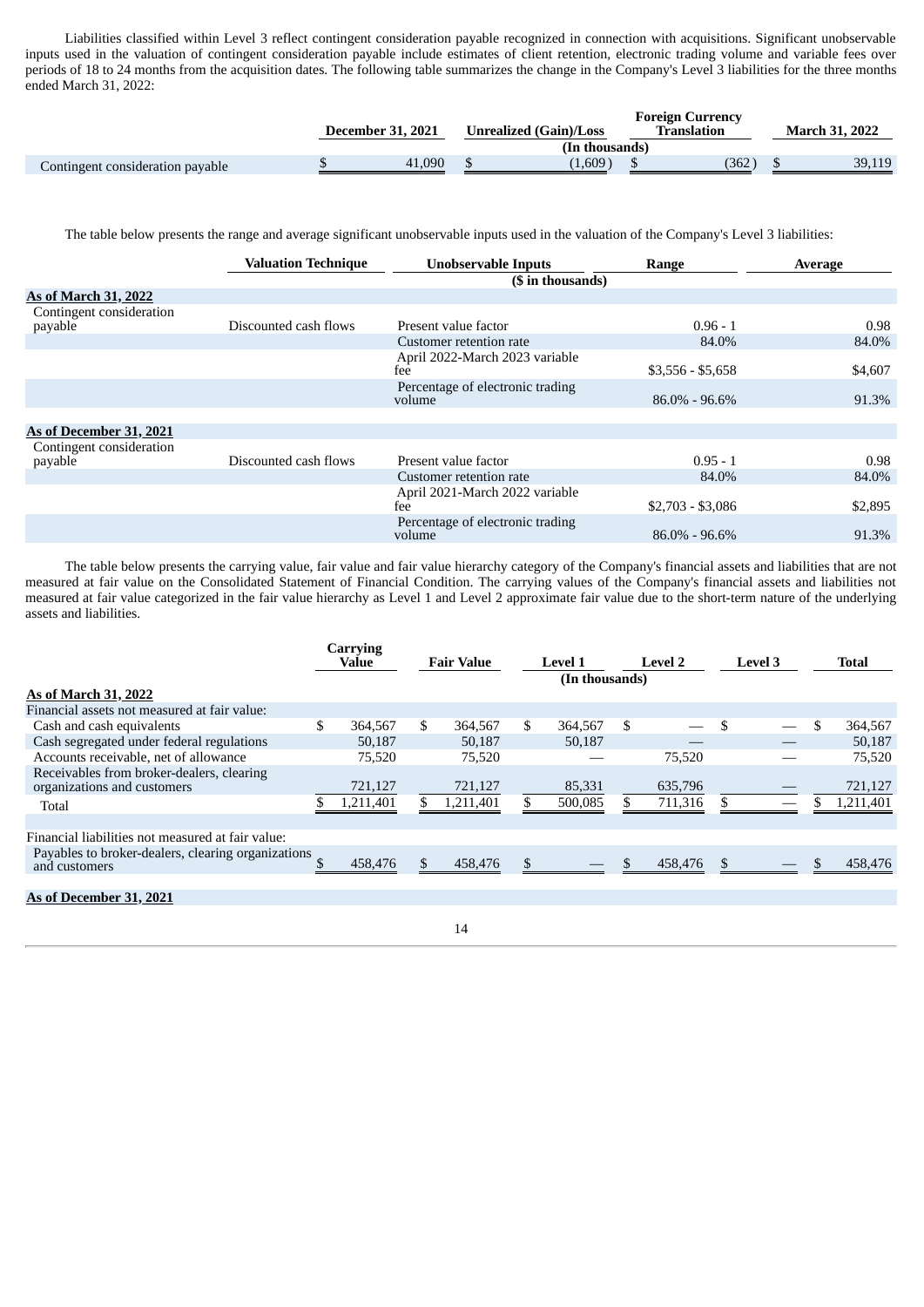Liabilities classified within Level 3 reflect contingent consideration payable recognized in connection with acquisitions. Significant unobservable inputs used in the valuation of contingent consideration payable include estimates of client retention, electronic trading volume and variable fees over periods of 18 to 24 months from the acquisition dates. The following table summarizes the change in the Company's Level 3 liabilities for the three months ended March 31, 2022:

| | December 31, 2021 | Unrealized (Gain)/Loss | Foreign Currency Translation | March 31, 2022 |
|---|---|---|---|---|
| | (In thousands) | | | |
| Contingent consideration payable | $ 41,090 | $ (1,609) | $ (362) | $ 39,119 |

The table below presents the range and average significant unobservable inputs used in the valuation of the Company's Level 3 liabilities:

| | Valuation Technique | Unobservable Inputs | Range | Average |
|---|---|---|---|---|
| | | ($ in thousands) | | |
| **As of March 31, 2022** | | | | |
| Contingent consideration payable | Discounted cash flows | Present value factor | 0.96 - 1 | 0.98 |
| | | Customer retention rate | 84.0% | 84.0% |
| | | April 2022-March 2023 variable fee | $3,556 - $5,658 | $4,607 |
| | | Percentage of electronic trading volume | 86.0% - 96.6% | 91.3% |
| **As of December 31, 2021** | | | | |
| Contingent consideration payable | Discounted cash flows | Present value factor | 0.95 - 1 | 0.98 |
| | | Customer retention rate | 84.0% | 84.0% |
| | | April 2021-March 2022 variable fee | $2,703 - $3,086 | $2,895 |
| | | Percentage of electronic trading volume | 86.0% - 96.6% | 91.3% |

The table below presents the carrying value, fair value and fair value hierarchy category of the Company's financial assets and liabilities that are not measured at fair value on the Consolidated Statement of Financial Condition. The carrying values of the Company's financial assets and liabilities not measured at fair value categorized in the fair value hierarchy as Level 1 and Level 2 approximate fair value due to the short-term nature of the underlying assets and liabilities.

| | Carrying Value | Fair Value | Level 1 | Level 2 | Level 3 | Total |
|---|---|---|---|---|---|---|
| | | | (In thousands) | | | |
| **As of March 31, 2022** | | | | | | |
| Financial assets not measured at fair value: | | | | | | |
| Cash and cash equivalents | $ 364,567 | $ 364,567 | $ 364,567 | $ — | $ — | $ 364,567 |
| Cash segregated under federal regulations | 50,187 | 50,187 | 50,187 | — | — | 50,187 |
| Accounts receivable, net of allowance | 75,520 | 75,520 | — | 75,520 | — | 75,520 |
| Receivables from broker-dealers, clearing organizations and customers | 721,127 | 721,127 | 85,331 | 635,796 | — | 721,127 |
| Total | $ 1,211,401 | $ 1,211,401 | $ 500,085 | $ 711,316 | $ — | $ 1,211,401 |
| Financial liabilities not measured at fair value: | | | | | | |
| Payables to broker-dealers, clearing organizations and customers | $ 458,476 | $ 458,476 | $ — | $ 458,476 | $ — | $ 458,476 |
| **As of December 31, 2021** | | | | | | |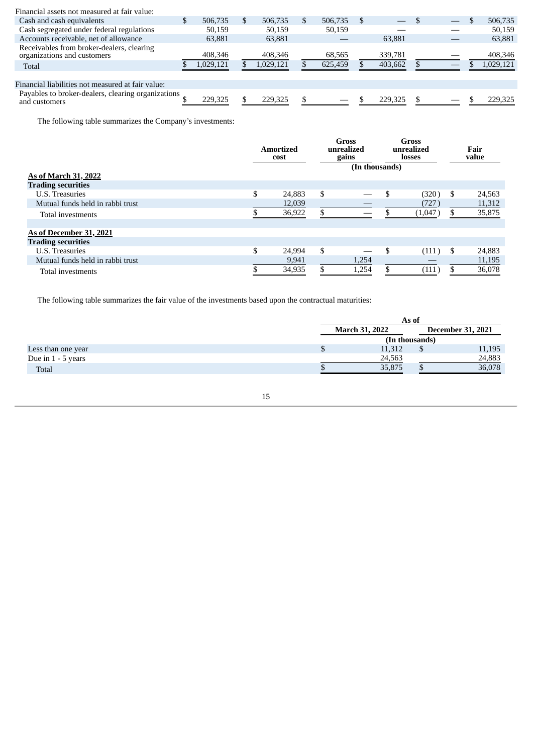| | | | | | | |
|---|---|---|---|---|---|---|
| Financial assets not measured at fair value: | | | | | | |
| Cash and cash equivalents | $ 506,735 | $ 506,735 | $ 506,735 | $ — | $ — | $ 506,735 |
| Cash segregated under federal regulations | 50,159 | 50,159 | 50,159 | — | — | 50,159 |
| Accounts receivable, net of allowance | 63,881 | 63,881 | — | 63,881 | — | 63,881 |
| Receivables from broker-dealers, clearing organizations and customers | 408,346 | 408,346 | 68,565 | 339,781 | — | 408,346 |
| Total | $ 1,029,121 | $ 1,029,121 | $ 625,459 | $ 403,662 | $ — | $ 1,029,121 |
| | | | | | | |
| Financial liabilities not measured at fair value: | | | | | | |
| Payables to broker-dealers, clearing organizations and customers | $ 229,325 | $ 229,325 | $ — | $ 229,325 | $ — | $ 229,325 |

The following table summarizes the Company's investments:

| | Amortized cost | Gross unrealized gains | Gross unrealized losses | Fair value |
|---|---|---|---|---|
| | | (In thousands) | | |
| **As of March 31, 2022** | | | | |
| **Trading securities** | | | | |
| U.S. Treasuries | $ 24,883 | $ — | $ (320) | $ 24,563 |
| Mutual funds held in rabbi trust | 12,039 | — | (727) | 11,312 |
| Total investments | $ 36,922 | $ — | $ (1,047) | $ 35,875 |
| | | | | |
| **As of December 31, 2021** | | | | |
| **Trading securities** | | | | |
| U.S. Treasuries | $ 24,994 | $ — | $ (111) | $ 24,883 |
| Mutual funds held in rabbi trust | 9,941 | 1,254 | — | 11,195 |
| Total investments | $ 34,935 | $ 1,254 | $ (111) | $ 36,078 |

The following table summarizes the fair value of the investments based upon the contractual maturities:

| | As of | |
|---|---|---|
| | March 31, 2022 | December 31, 2021 |
| | (In thousands) | |
| Less than one year | $ 11,312 | $ 11,195 |
| Due in 1 - 5 years | 24,563 | 24,883 |
| Total | $ 35,875 | $ 36,078 |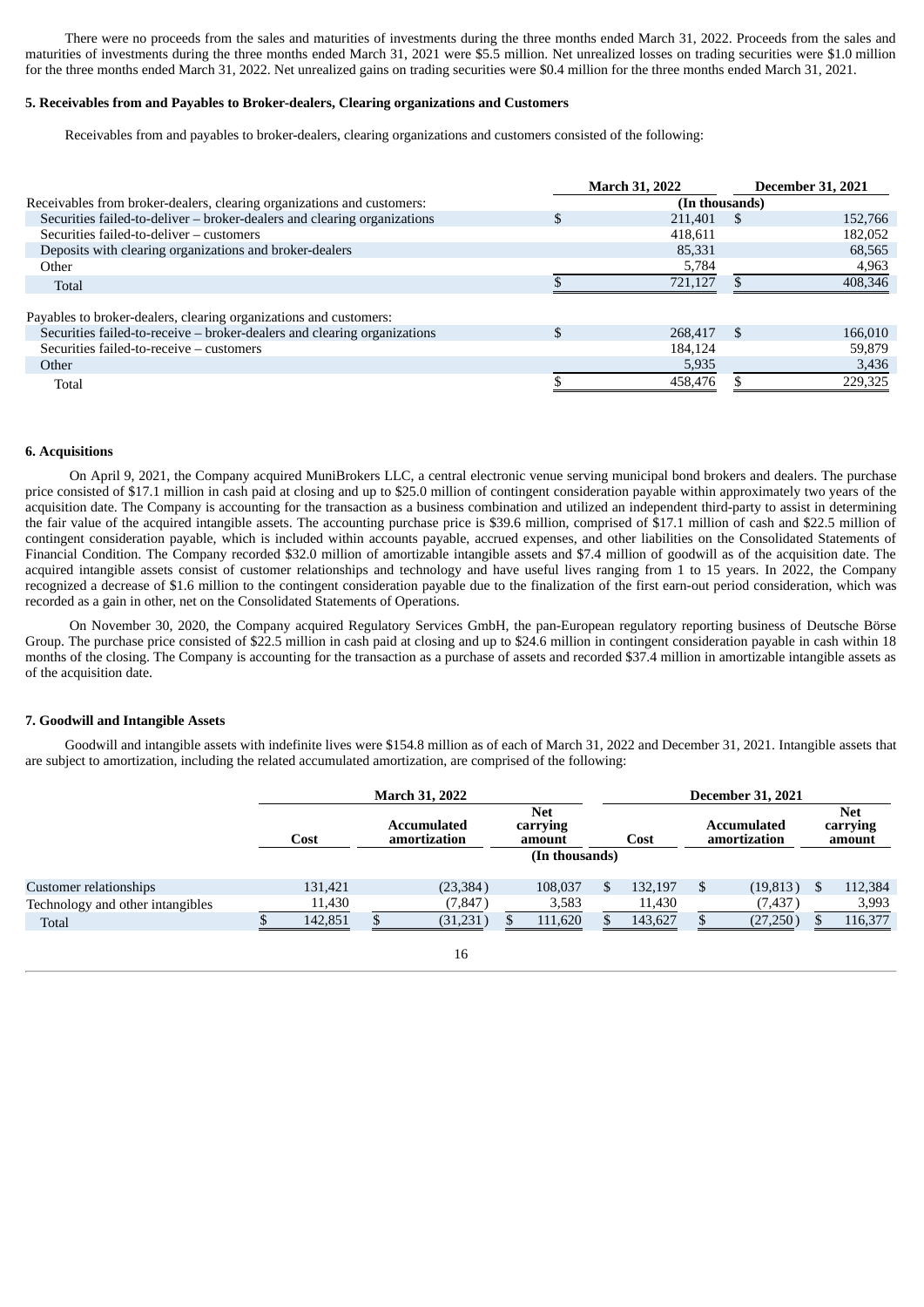There were no proceeds from the sales and maturities of investments during the three months ended March 31, 2022. Proceeds from the sales and maturities of investments during the three months ended March 31, 2021 were $5.5 million. Net unrealized losses on trading securities were $1.0 million for the three months ended March 31, 2022. Net unrealized gains on trading securities were $0.4 million for the three months ended March 31, 2021.

### 5. Receivables from and Payables to Broker-dealers, Clearing organizations and Customers

Receivables from and payables to broker-dealers, clearing organizations and customers consisted of the following:

| | March 31, 2022 | December 31, 2021 |
|---|---|---|
| | (In thousands) | |
| Receivables from broker-dealers, clearing organizations and customers: | | |
| Securities failed-to-deliver – broker-dealers and clearing organizations | $ 211,401 | $ 152,766 |
| Securities failed-to-deliver – customers | 418,611 | 182,052 |
| Deposits with clearing organizations and broker-dealers | 85,331 | 68,565 |
| Other | 5,784 | 4,963 |
| Total | $ 721,127 | $ 408,346 |
| | | |
| Payables to broker-dealers, clearing organizations and customers: | | |
| Securities failed-to-receive – broker-dealers and clearing organizations | $ 268,417 | $ 166,010 |
| Securities failed-to-receive – customers | 184,124 | 59,879 |
| Other | 5,935 | 3,436 |
| Total | $ 458,476 | $ 229,325 |

### 6. Acquisitions

On April 9, 2021, the Company acquired MuniBrokers LLC, a central electronic venue serving municipal bond brokers and dealers. The purchase price consisted of $17.1 million in cash paid at closing and up to $25.0 million of contingent consideration payable within approximately two years of the acquisition date. The Company is accounting for the transaction as a business combination and utilized an independent third-party to assist in determining the fair value of the acquired intangible assets. The accounting purchase price is $39.6 million, comprised of $17.1 million of cash and $22.5 million of contingent consideration payable, which is included within accounts payable, accrued expenses, and other liabilities on the Consolidated Statements of Financial Condition. The Company recorded $32.0 million of amortizable intangible assets and $7.4 million of goodwill as of the acquisition date. The acquired intangible assets consist of customer relationships and technology and have useful lives ranging from 1 to 15 years. In 2022, the Company recognized a decrease of $1.6 million to the contingent consideration payable due to the finalization of the first earn-out period consideration, which was recorded as a gain in other, net on the Consolidated Statements of Operations.

On November 30, 2020, the Company acquired Regulatory Services GmbH, the pan-European regulatory reporting business of Deutsche Börse Group. The purchase price consisted of $22.5 million in cash paid at closing and up to $24.6 million in contingent consideration payable in cash within 18 months of the closing. The Company is accounting for the transaction as a purchase of assets and recorded $37.4 million in amortizable intangible assets as of the acquisition date.

### 7. Goodwill and Intangible Assets

Goodwill and intangible assets with indefinite lives were $154.8 million as of each of March 31, 2022 and December 31, 2021. Intangible assets that are subject to amortization, including the related accumulated amortization, are comprised of the following:

| | March 31, 2022 | | | December 31, 2021 | | |
|---|---|---|---|---|---|---|
| | Cost | Accumulated amortization | Net carrying amount | Cost | Accumulated amortization | Net carrying amount |
| | | | (In thousands) | | | |
| Customer relationships | 131,421 | (23,384) | 108,037 | $ 132,197 | $ (19,813) | $ 112,384 |
| Technology and other intangibles | 11,430 | (7,847) | 3,583 | 11,430 | (7,437) | 3,993 |
| Total | $ 142,851 | $ (31,231) | $ 111,620 | $ 143,627 | $ (27,250) | $ 116,377 |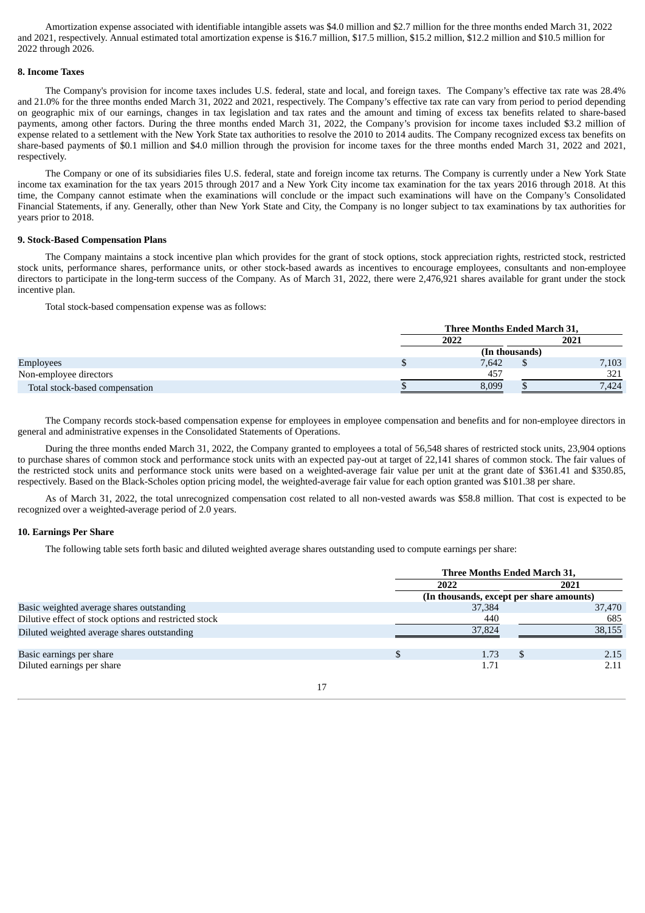Amortization expense associated with identifiable intangible assets was $4.0 million and $2.7 million for the three months ended March 31, 2022 and 2021, respectively. Annual estimated total amortization expense is $16.7 million, $17.5 million, $15.2 million, $12.2 million and $10.5 million for 2022 through 2026.

**8. Income Taxes**

The Company's provision for income taxes includes U.S. federal, state and local, and foreign taxes. The Company's effective tax rate was 28.4% and 21.0% for the three months ended March 31, 2022 and 2021, respectively. The Company's effective tax rate can vary from period to period depending on geographic mix of our earnings, changes in tax legislation and tax rates and the amount and timing of excess tax benefits related to share-based payments, among other factors. During the three months ended March 31, 2022, the Company's provision for income taxes included $3.2 million of expense related to a settlement with the New York State tax authorities to resolve the 2010 to 2014 audits. The Company recognized excess tax benefits on share-based payments of $0.1 million and $4.0 million through the provision for income taxes for the three months ended March 31, 2022 and 2021, respectively.

The Company or one of its subsidiaries files U.S. federal, state and foreign income tax returns. The Company is currently under a New York State income tax examination for the tax years 2015 through 2017 and a New York City income tax examination for the tax years 2016 through 2018. At this time, the Company cannot estimate when the examinations will conclude or the impact such examinations will have on the Company's Consolidated Financial Statements, if any. Generally, other than New York State and City, the Company is no longer subject to tax examinations by tax authorities for years prior to 2018.

**9. Stock-Based Compensation Plans**

The Company maintains a stock incentive plan which provides for the grant of stock options, stock appreciation rights, restricted stock, restricted stock units, performance shares, performance units, or other stock-based awards as incentives to encourage employees, consultants and non-employee directors to participate in the long-term success of the Company. As of March 31, 2022, there were 2,476,921 shares available for grant under the stock incentive plan.

Total stock-based compensation expense was as follows:

| | Three Months Ended March 31, | |
|---|---|---|
| | 2022 | 2021 |
| | (In thousands) | |
| Employees | $ 7,642 | $ 7,103 |
| Non-employee directors | 457 | 321 |
| Total stock-based compensation | $ 8,099 | $ 7,424 |

The Company records stock-based compensation expense for employees in employee compensation and benefits and for non-employee directors in general and administrative expenses in the Consolidated Statements of Operations.

During the three months ended March 31, 2022, the Company granted to employees a total of 56,548 shares of restricted stock units, 23,904 options to purchase shares of common stock and performance stock units with an expected pay-out at target of 22,141 shares of common stock. The fair values of the restricted stock units and performance stock units were based on a weighted-average fair value per unit at the grant date of $361.41 and $350.85, respectively. Based on the Black-Scholes option pricing model, the weighted-average fair value for each option granted was $101.38 per share.

As of March 31, 2022, the total unrecognized compensation cost related to all non-vested awards was $58.8 million. That cost is expected to be recognized over a weighted-average period of 2.0 years.

**10. Earnings Per Share**

The following table sets forth basic and diluted weighted average shares outstanding used to compute earnings per share:

| | Three Months Ended March 31, | |
|---|---|---|
| | 2022 | 2021 |
| | (In thousands, except per share amounts) | |
| Basic weighted average shares outstanding | 37,384 | 37,470 |
| Dilutive effect of stock options and restricted stock | 440 | 685 |
| Diluted weighted average shares outstanding | 37,824 | 38,155 |
| | | |
| Basic earnings per share | $ 1.73 | $ 2.15 |
| Diluted earnings per share | 1.71 | 2.11 |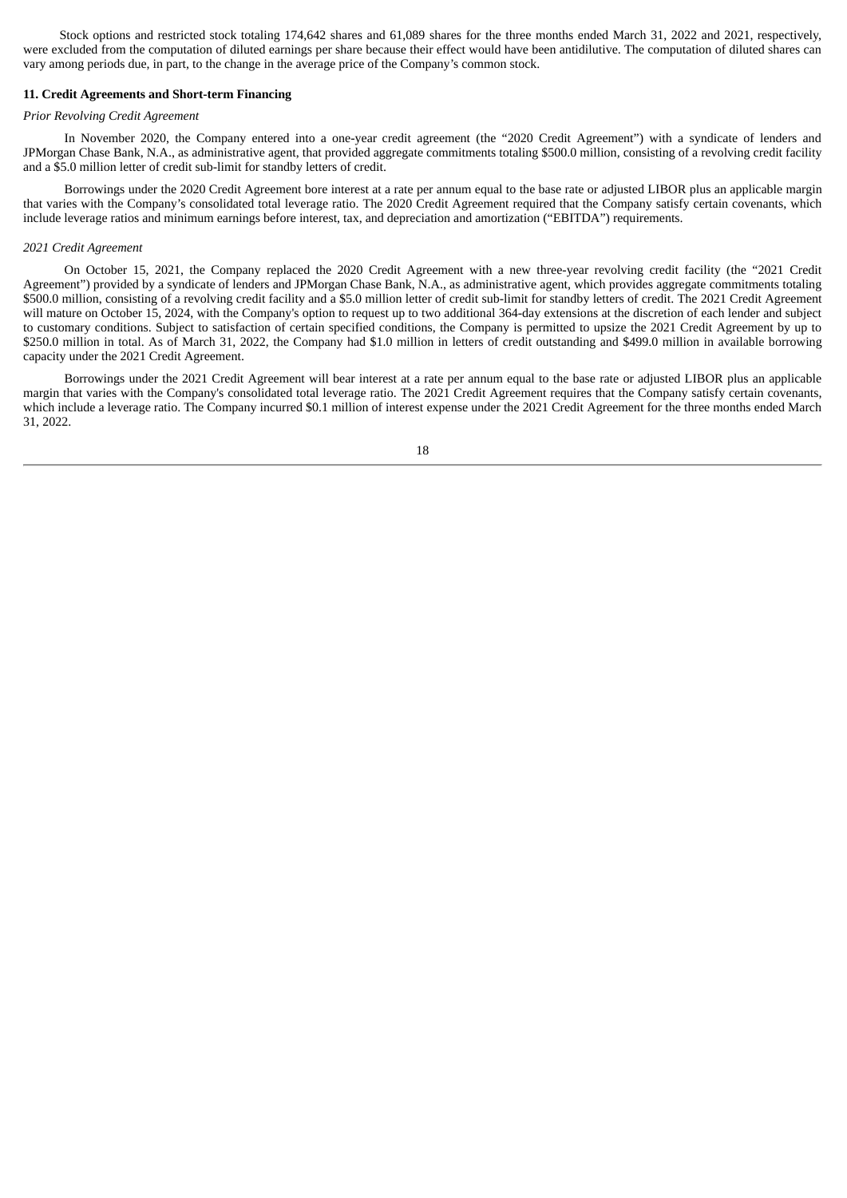Stock options and restricted stock totaling 174,642 shares and 61,089 shares for the three months ended March 31, 2022 and 2021, respectively, were excluded from the computation of diluted earnings per share because their effect would have been antidilutive. The computation of diluted shares can vary among periods due, in part, to the change in the average price of the Company's common stock.

**11. Credit Agreements and Short-term Financing**

*Prior Revolving Credit Agreement*

In November 2020, the Company entered into a one-year credit agreement (the "2020 Credit Agreement") with a syndicate of lenders and JPMorgan Chase Bank, N.A., as administrative agent, that provided aggregate commitments totaling $500.0 million, consisting of a revolving credit facility and a $5.0 million letter of credit sub-limit for standby letters of credit.

Borrowings under the 2020 Credit Agreement bore interest at a rate per annum equal to the base rate or adjusted LIBOR plus an applicable margin that varies with the Company's consolidated total leverage ratio. The 2020 Credit Agreement required that the Company satisfy certain covenants, which include leverage ratios and minimum earnings before interest, tax, and depreciation and amortization ("EBITDA") requirements.

*2021 Credit Agreement*

On October 15, 2021, the Company replaced the 2020 Credit Agreement with a new three-year revolving credit facility (the "2021 Credit Agreement") provided by a syndicate of lenders and JPMorgan Chase Bank, N.A., as administrative agent, which provides aggregate commitments totaling $500.0 million, consisting of a revolving credit facility and a $5.0 million letter of credit sub-limit for standby letters of credit. The 2021 Credit Agreement will mature on October 15, 2024, with the Company's option to request up to two additional 364-day extensions at the discretion of each lender and subject to customary conditions. Subject to satisfaction of certain specified conditions, the Company is permitted to upsize the 2021 Credit Agreement by up to $250.0 million in total. As of March 31, 2022, the Company had $1.0 million in letters of credit outstanding and $499.0 million in available borrowing capacity under the 2021 Credit Agreement.

Borrowings under the 2021 Credit Agreement will bear interest at a rate per annum equal to the base rate or adjusted LIBOR plus an applicable margin that varies with the Company's consolidated total leverage ratio. The 2021 Credit Agreement requires that the Company satisfy certain covenants, which include a leverage ratio. The Company incurred $0.1 million of interest expense under the 2021 Credit Agreement for the three months ended March 31, 2022.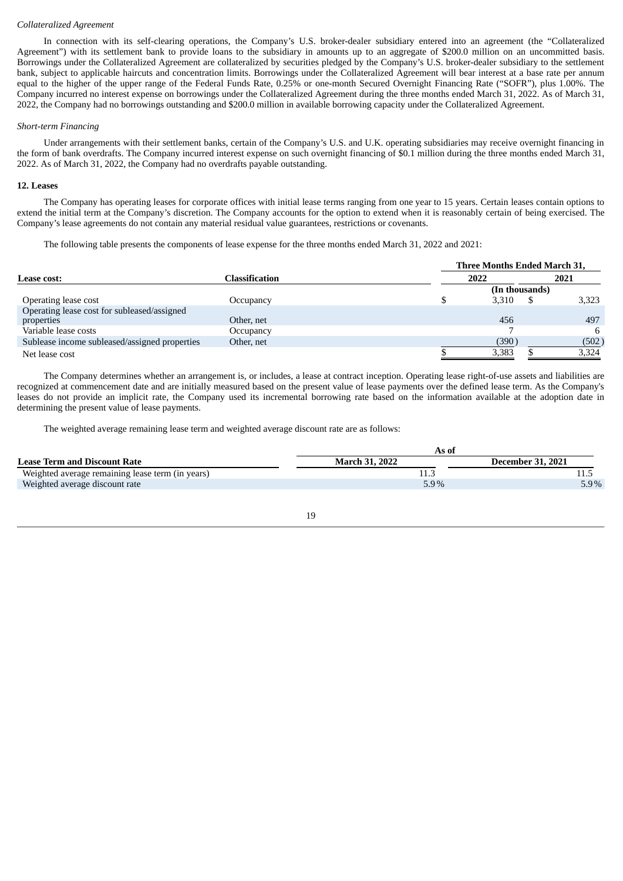*Collateralized Agreement*

In connection with its self-clearing operations, the Company's U.S. broker-dealer subsidiary entered into an agreement (the "Collateralized Agreement") with its settlement bank to provide loans to the subsidiary in amounts up to an aggregate of $200.0 million on an uncommitted basis. Borrowings under the Collateralized Agreement are collateralized by securities pledged by the Company's U.S. broker-dealer subsidiary to the settlement bank, subject to applicable haircuts and concentration limits. Borrowings under the Collateralized Agreement will bear interest at a base rate per annum equal to the higher of the upper range of the Federal Funds Rate, 0.25% or one-month Secured Overnight Financing Rate ("SOFR"), plus 1.00%. The Company incurred no interest expense on borrowings under the Collateralized Agreement during the three months ended March 31, 2022. As of March 31, 2022, the Company had no borrowings outstanding and $200.0 million in available borrowing capacity under the Collateralized Agreement.

*Short-term Financing*

Under arrangements with their settlement banks, certain of the Company's U.S. and U.K. operating subsidiaries may receive overnight financing in the form of bank overdrafts. The Company incurred interest expense on such overnight financing of $0.1 million during the three months ended March 31, 2022. As of March 31, 2022, the Company had no overdrafts payable outstanding.

**12. Leases**

The Company has operating leases for corporate offices with initial lease terms ranging from one year to 15 years. Certain leases contain options to extend the initial term at the Company's discretion. The Company accounts for the option to extend when it is reasonably certain of being exercised. The Company's lease agreements do not contain any material residual value guarantees, restrictions or covenants.

The following table presents the components of lease expense for the three months ended March 31, 2022 and 2021:

| | | Three Months Ended March 31, | |
|---|---|---|---|
| **Lease cost:** | **Classification** | **2022** | **2021** |
| | | (In thousands) | |
| Operating lease cost | Occupancy | $ 3,310 | $ 3,323 |
| Operating lease cost for subleased/assigned properties | Other, net | 456 | 497 |
| Variable lease costs | Occupancy | 7 | 6 |
| Sublease income subleased/assigned properties | Other, net | (390) | (502) |
| Net lease cost | | $ 3,383 | $ 3,324 |

The Company determines whether an arrangement is, or includes, a lease at contract inception. Operating lease right-of-use assets and liabilities are recognized at commencement date and are initially measured based on the present value of lease payments over the defined lease term. As the Company's leases do not provide an implicit rate, the Company used its incremental borrowing rate based on the information available at the adoption date in determining the present value of lease payments.

The weighted average remaining lease term and weighted average discount rate are as follows:

| | As of | |
|---|---|---|
| **Lease Term and Discount Rate** | **March 31, 2022** | **December 31, 2021** |
| Weighted average remaining lease term (in years) | 11.3 | 11.5 |
| Weighted average discount rate | 5.9% | 5.9% |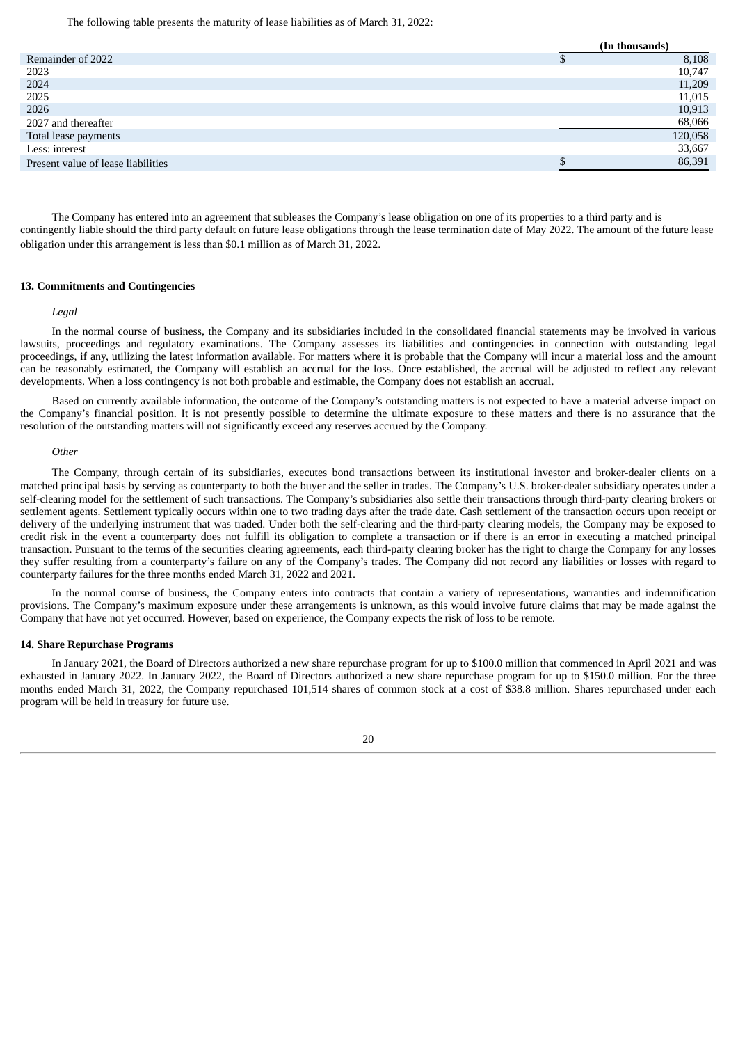The following table presents the maturity of lease liabilities as of March 31, 2022:

| | (In thousands) |
|---|---|
| Remainder of 2022 | $ 8,108 |
| 2023 | 10,747 |
| 2024 | 11,209 |
| 2025 | 11,015 |
| 2026 | 10,913 |
| 2027 and thereafter | 68,066 |
| Total lease payments | 120,058 |
| Less: interest | 33,667 |
| Present value of lease liabilities | $ 86,391 |

The Company has entered into an agreement that subleases the Company's lease obligation on one of its properties to a third party and is contingently liable should the third party default on future lease obligations through the lease termination date of May 2022. The amount of the future lease obligation under this arrangement is less than $0.1 million as of March 31, 2022.

## 13. Commitments and Contingencies

*Legal*

In the normal course of business, the Company and its subsidiaries included in the consolidated financial statements may be involved in various lawsuits, proceedings and regulatory examinations. The Company assesses its liabilities and contingencies in connection with outstanding legal proceedings, if any, utilizing the latest information available. For matters where it is probable that the Company will incur a material loss and the amount can be reasonably estimated, the Company will establish an accrual for the loss. Once established, the accrual will be adjusted to reflect any relevant developments. When a loss contingency is not both probable and estimable, the Company does not establish an accrual.

Based on currently available information, the outcome of the Company's outstanding matters is not expected to have a material adverse impact on the Company's financial position. It is not presently possible to determine the ultimate exposure to these matters and there is no assurance that the resolution of the outstanding matters will not significantly exceed any reserves accrued by the Company.

*Other*

The Company, through certain of its subsidiaries, executes bond transactions between its institutional investor and broker-dealer clients on a matched principal basis by serving as counterparty to both the buyer and the seller in trades. The Company's U.S. broker-dealer subsidiary operates under a self-clearing model for the settlement of such transactions. The Company's subsidiaries also settle their transactions through third-party clearing brokers or settlement agents. Settlement typically occurs within one to two trading days after the trade date. Cash settlement of the transaction occurs upon receipt or delivery of the underlying instrument that was traded. Under both the self-clearing and the third-party clearing models, the Company may be exposed to credit risk in the event a counterparty does not fulfill its obligation to complete a transaction or if there is an error in executing a matched principal transaction. Pursuant to the terms of the securities clearing agreements, each third-party clearing broker has the right to charge the Company for any losses they suffer resulting from a counterparty's failure on any of the Company's trades. The Company did not record any liabilities or losses with regard to counterparty failures for the three months ended March 31, 2022 and 2021.

In the normal course of business, the Company enters into contracts that contain a variety of representations, warranties and indemnification provisions. The Company's maximum exposure under these arrangements is unknown, as this would involve future claims that may be made against the Company that have not yet occurred. However, based on experience, the Company expects the risk of loss to be remote.

## 14. Share Repurchase Programs

In January 2021, the Board of Directors authorized a new share repurchase program for up to $100.0 million that commenced in April 2021 and was exhausted in January 2022. In January 2022, the Board of Directors authorized a new share repurchase program for up to $150.0 million. For the three months ended March 31, 2022, the Company repurchased 101,514 shares of common stock at a cost of $38.8 million. Shares repurchased under each program will be held in treasury for future use.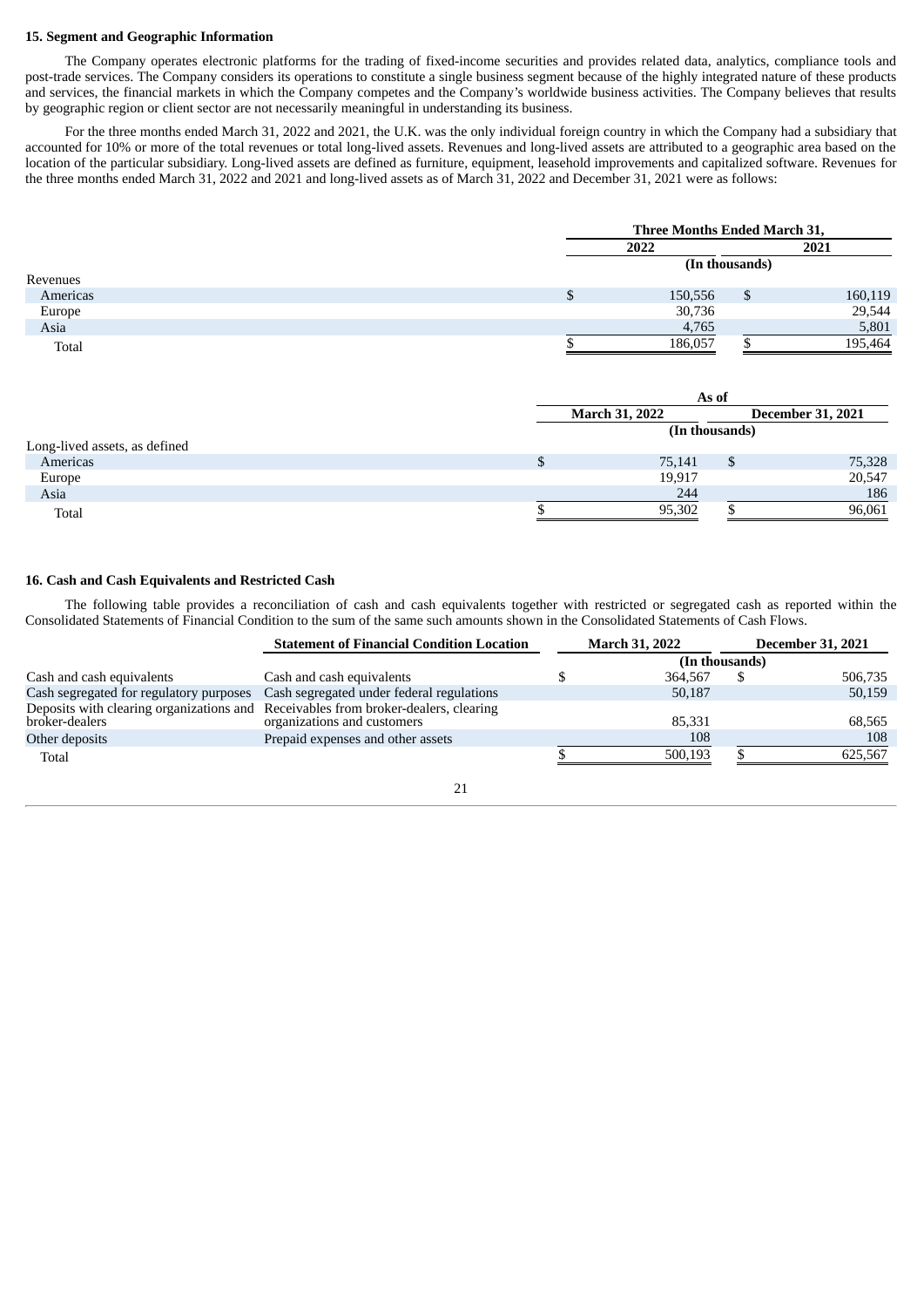### 15. Segment and Geographic Information

The Company operates electronic platforms for the trading of fixed-income securities and provides related data, analytics, compliance tools and post-trade services. The Company considers its operations to constitute a single business segment because of the highly integrated nature of these products and services, the financial markets in which the Company competes and the Company's worldwide business activities. The Company believes that results by geographic region or client sector are not necessarily meaningful in understanding its business.

For the three months ended March 31, 2022 and 2021, the U.K. was the only individual foreign country in which the Company had a subsidiary that accounted for 10% or more of the total revenues or total long-lived assets. Revenues and long-lived assets are attributed to a geographic area based on the location of the particular subsidiary. Long-lived assets are defined as furniture, equipment, leasehold improvements and capitalized software. Revenues for the three months ended March 31, 2022 and 2021 and long-lived assets as of March 31, 2022 and December 31, 2021 were as follows:

| | Three Months Ended March 31, | |
|---|---|---|
| | 2022 | 2021 |
| | (In thousands) | |
| Revenues | | |
| Americas | $ 150,556 | $ 160,119 |
| Europe | 30,736 | 29,544 |
| Asia | 4,765 | 5,801 |
| Total | $ 186,057 | $ 195,464 |

| | As of | |
|---|---|---|
| | March 31, 2022 | December 31, 2021 |
| | (In thousands) | |
| Long-lived assets, as defined | | |
| Americas | $ 75,141 | $ 75,328 |
| Europe | 19,917 | 20,547 |
| Asia | 244 | 186 |
| Total | $ 95,302 | $ 96,061 |

### 16. Cash and Cash Equivalents and Restricted Cash

The following table provides a reconciliation of cash and cash equivalents together with restricted or segregated cash as reported within the Consolidated Statements of Financial Condition to the sum of the same such amounts shown in the Consolidated Statements of Cash Flows.

| | Statement of Financial Condition Location | March 31, 2022 | December 31, 2021 |
|---|---|---|---|
| | | (In thousands) | |
| Cash and cash equivalents | Cash and cash equivalents | $ 364,567 | $ 506,735 |
| Cash segregated for regulatory purposes | Cash segregated under federal regulations | 50,187 | 50,159 |
| Deposits with clearing organizations and broker-dealers | Receivables from broker-dealers, clearing organizations and customers | 85,331 | 68,565 |
| Other deposits | Prepaid expenses and other assets | 108 | 108 |
| Total | | $ 500,193 | $ 625,567 |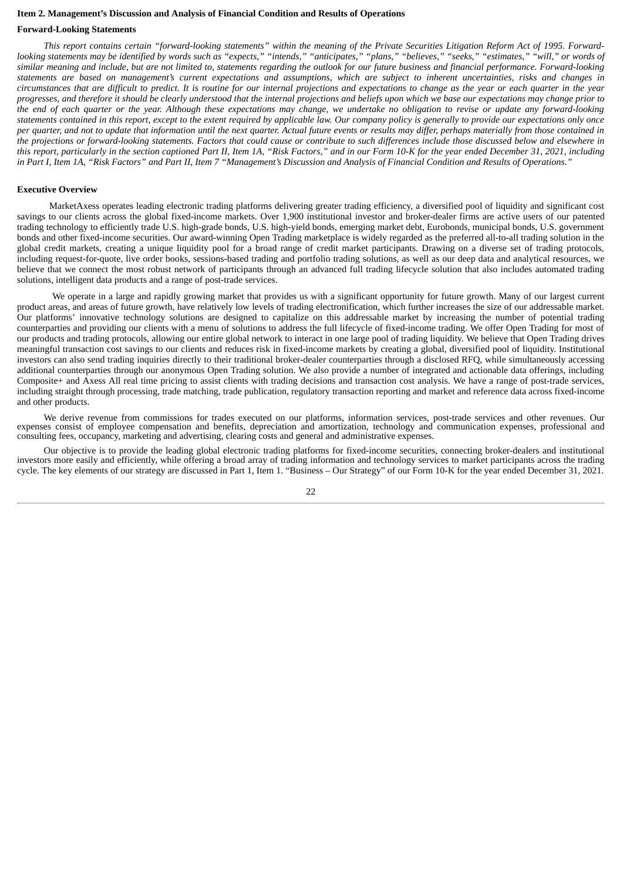## Item 2. Management's Discussion and Analysis of Financial Condition and Results of Operations

### Forward-Looking Statements

*This report contains certain "forward-looking statements" within the meaning of the Private Securities Litigation Reform Act of 1995. Forward-looking statements may be identified by words such as "expects," "intends," "anticipates," "plans," "believes," "seeks," "estimates," "will," or words of similar meaning and include, but are not limited to, statements regarding the outlook for our future business and financial performance. Forward-looking statements are based on management's current expectations and assumptions, which are subject to inherent uncertainties, risks and changes in circumstances that are difficult to predict. It is routine for our internal projections and expectations to change as the year or each quarter in the year progresses, and therefore it should be clearly understood that the internal projections and beliefs upon which we base our expectations may change prior to the end of each quarter or the year. Although these expectations may change, we undertake no obligation to revise or update any forward-looking statements contained in this report, except to the extent required by applicable law. Our company policy is generally to provide our expectations only once per quarter, and not to update that information until the next quarter. Actual future events or results may differ, perhaps materially from those contained in the projections or forward-looking statements. Factors that could cause or contribute to such differences include those discussed below and elsewhere in this report, particularly in the section captioned Part II, Item 1A, "Risk Factors," and in our Form 10-K for the year ended December 31, 2021, including in Part I, Item 1A, "Risk Factors" and Part II, Item 7 "Management's Discussion and Analysis of Financial Condition and Results of Operations."*

### Executive Overview

MarketAxess operates leading electronic trading platforms delivering greater trading efficiency, a diversified pool of liquidity and significant cost savings to our clients across the global fixed-income markets. Over 1,900 institutional investor and broker-dealer firms are active users of our patented trading technology to efficiently trade U.S. high-grade bonds, U.S. high-yield bonds, emerging market debt, Eurobonds, municipal bonds, U.S. government bonds and other fixed-income securities. Our award-winning Open Trading marketplace is widely regarded as the preferred all-to-all trading solution in the global credit markets, creating a unique liquidity pool for a broad range of credit market participants. Drawing on a diverse set of trading protocols, including request-for-quote, live order books, sessions-based trading and portfolio trading solutions, as well as our deep data and analytical resources, we believe that we connect the most robust network of participants through an advanced full trading lifecycle solution that also includes automated trading solutions, intelligent data products and a range of post-trade services.

We operate in a large and rapidly growing market that provides us with a significant opportunity for future growth. Many of our largest current product areas, and areas of future growth, have relatively low levels of trading electronification, which further increases the size of our addressable market. Our platforms' innovative technology solutions are designed to capitalize on this addressable market by increasing the number of potential trading counterparties and providing our clients with a menu of solutions to address the full lifecycle of fixed-income trading. We offer Open Trading for most of our products and trading protocols, allowing our entire global network to interact in one large pool of trading liquidity. We believe that Open Trading drives meaningful transaction cost savings to our clients and reduces risk in fixed-income markets by creating a global, diversified pool of liquidity. Institutional investors can also send trading inquiries directly to their traditional broker-dealer counterparties through a disclosed RFQ, while simultaneously accessing additional counterparties through our anonymous Open Trading solution. We also provide a number of integrated and actionable data offerings, including Composite+ and Axess All real time pricing to assist clients with trading decisions and transaction cost analysis. We have a range of post-trade services, including straight through processing, trade matching, trade publication, regulatory transaction reporting and market and reference data across fixed-income and other products.

We derive revenue from commissions for trades executed on our platforms, information services, post-trade services and other revenues. Our expenses consist of employee compensation and benefits, depreciation and amortization, technology and communication expenses, professional and consulting fees, occupancy, marketing and advertising, clearing costs and general and administrative expenses.

Our objective is to provide the leading global electronic trading platforms for fixed-income securities, connecting broker-dealers and institutional investors more easily and efficiently, while offering a broad array of trading information and technology services to market participants across the trading cycle. The key elements of our strategy are discussed in Part 1, Item 1. "Business – Our Strategy" of our Form 10-K for the year ended December 31, 2021.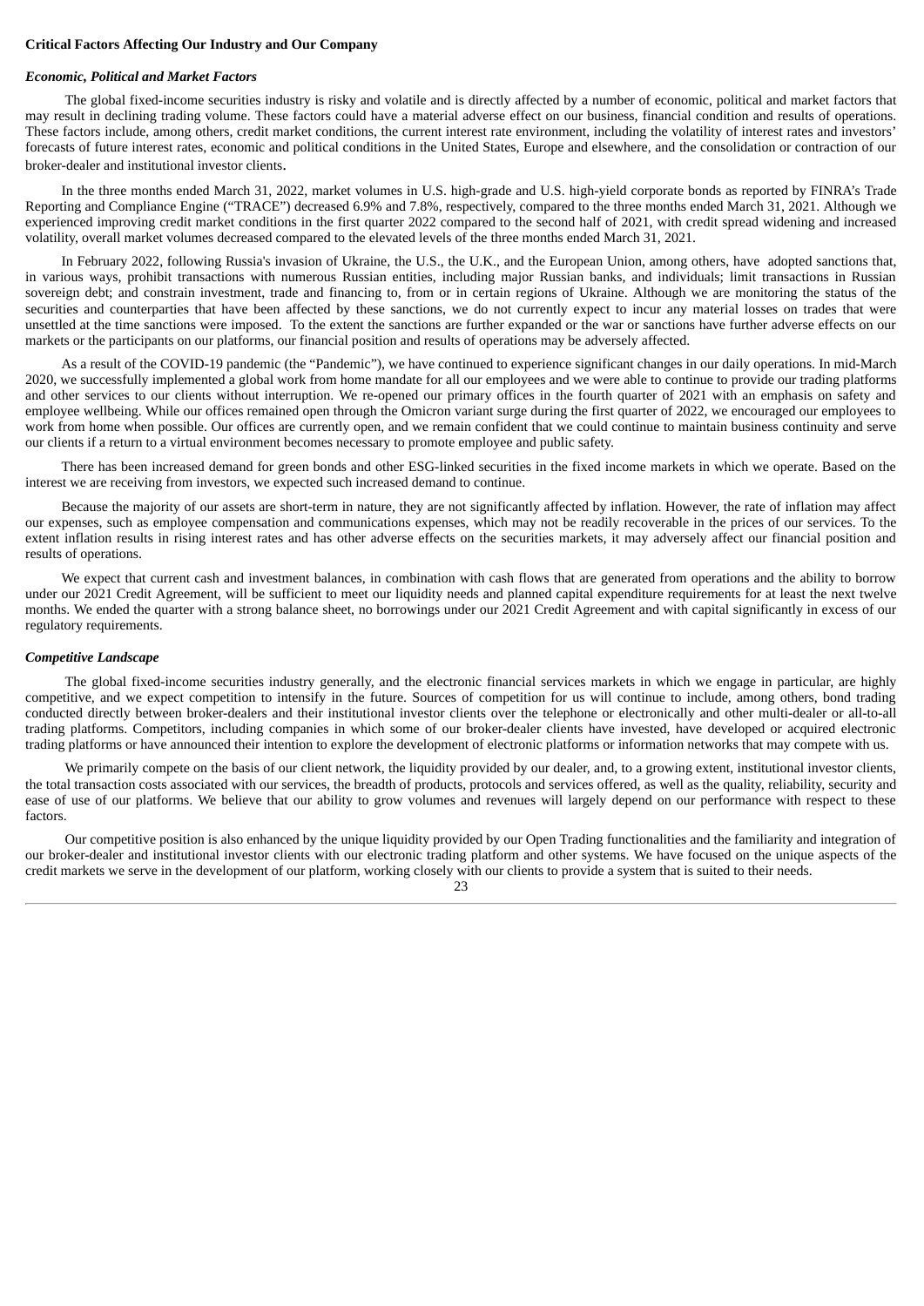**Critical Factors Affecting Our Industry and Our Company**

***Economic, Political and Market Factors***

The global fixed-income securities industry is risky and volatile and is directly affected by a number of economic, political and market factors that may result in declining trading volume. These factors could have a material adverse effect on our business, financial condition and results of operations. These factors include, among others, credit market conditions, the current interest rate environment, including the volatility of interest rates and investors' forecasts of future interest rates, economic and political conditions in the United States, Europe and elsewhere, and the consolidation or contraction of our broker-dealer and institutional investor clients.

In the three months ended March 31, 2022, market volumes in U.S. high-grade and U.S. high-yield corporate bonds as reported by FINRA's Trade Reporting and Compliance Engine ("TRACE") decreased 6.9% and 7.8%, respectively, compared to the three months ended March 31, 2021. Although we experienced improving credit market conditions in the first quarter 2022 compared to the second half of 2021, with credit spread widening and increased volatility, overall market volumes decreased compared to the elevated levels of the three months ended March 31, 2021.

In February 2022, following Russia's invasion of Ukraine, the U.S., the U.K., and the European Union, among others, have adopted sanctions that, in various ways, prohibit transactions with numerous Russian entities, including major Russian banks, and individuals; limit transactions in Russian sovereign debt; and constrain investment, trade and financing to, from or in certain regions of Ukraine. Although we are monitoring the status of the securities and counterparties that have been affected by these sanctions, we do not currently expect to incur any material losses on trades that were unsettled at the time sanctions were imposed. To the extent the sanctions are further expanded or the war or sanctions have further adverse effects on our markets or the participants on our platforms, our financial position and results of operations may be adversely affected.

As a result of the COVID-19 pandemic (the "Pandemic"), we have continued to experience significant changes in our daily operations. In mid-March 2020, we successfully implemented a global work from home mandate for all our employees and we were able to continue to provide our trading platforms and other services to our clients without interruption. We re-opened our primary offices in the fourth quarter of 2021 with an emphasis on safety and employee wellbeing. While our offices remained open through the Omicron variant surge during the first quarter of 2022, we encouraged our employees to work from home when possible. Our offices are currently open, and we remain confident that we could continue to maintain business continuity and serve our clients if a return to a virtual environment becomes necessary to promote employee and public safety.

There has been increased demand for green bonds and other ESG-linked securities in the fixed income markets in which we operate. Based on the interest we are receiving from investors, we expected such increased demand to continue.

Because the majority of our assets are short-term in nature, they are not significantly affected by inflation. However, the rate of inflation may affect our expenses, such as employee compensation and communications expenses, which may not be readily recoverable in the prices of our services. To the extent inflation results in rising interest rates and has other adverse effects on the securities markets, it may adversely affect our financial position and results of operations.

We expect that current cash and investment balances, in combination with cash flows that are generated from operations and the ability to borrow under our 2021 Credit Agreement, will be sufficient to meet our liquidity needs and planned capital expenditure requirements for at least the next twelve months. We ended the quarter with a strong balance sheet, no borrowings under our 2021 Credit Agreement and with capital significantly in excess of our regulatory requirements.

***Competitive Landscape***

The global fixed-income securities industry generally, and the electronic financial services markets in which we engage in particular, are highly competitive, and we expect competition to intensify in the future. Sources of competition for us will continue to include, among others, bond trading conducted directly between broker-dealers and their institutional investor clients over the telephone or electronically and other multi-dealer or all-to-all trading platforms. Competitors, including companies in which some of our broker-dealer clients have invested, have developed or acquired electronic trading platforms or have announced their intention to explore the development of electronic platforms or information networks that may compete with us.

We primarily compete on the basis of our client network, the liquidity provided by our dealer, and, to a growing extent, institutional investor clients, the total transaction costs associated with our services, the breadth of products, protocols and services offered, as well as the quality, reliability, security and ease of use of our platforms. We believe that our ability to grow volumes and revenues will largely depend on our performance with respect to these factors.

Our competitive position is also enhanced by the unique liquidity provided by our Open Trading functionalities and the familiarity and integration of our broker-dealer and institutional investor clients with our electronic trading platform and other systems. We have focused on the unique aspects of the credit markets we serve in the development of our platform, working closely with our clients to provide a system that is suited to their needs.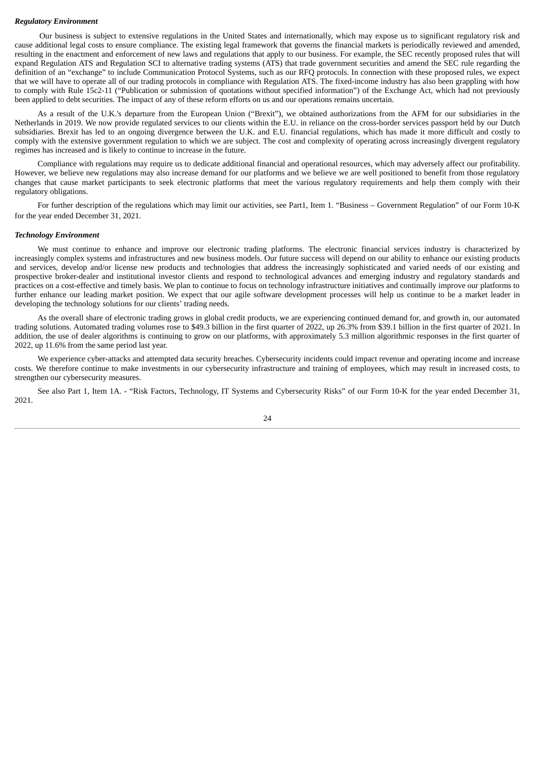***Regulatory Environment***

Our business is subject to extensive regulations in the United States and internationally, which may expose us to significant regulatory risk and cause additional legal costs to ensure compliance. The existing legal framework that governs the financial markets is periodically reviewed and amended, resulting in the enactment and enforcement of new laws and regulations that apply to our business. For example, the SEC recently proposed rules that will expand Regulation ATS and Regulation SCI to alternative trading systems (ATS) that trade government securities and amend the SEC rule regarding the definition of an "exchange" to include Communication Protocol Systems, such as our RFQ protocols. In connection with these proposed rules, we expect that we will have to operate all of our trading protocols in compliance with Regulation ATS. The fixed-income industry has also been grappling with how to comply with Rule 15c2-11 ("Publication or submission of quotations without specified information") of the Exchange Act, which had not previously been applied to debt securities. The impact of any of these reform efforts on us and our operations remains uncertain.

As a result of the U.K.'s departure from the European Union ("Brexit"), we obtained authorizations from the AFM for our subsidiaries in the Netherlands in 2019. We now provide regulated services to our clients within the E.U. in reliance on the cross-border services passport held by our Dutch subsidiaries. Brexit has led to an ongoing divergence between the U.K. and E.U. financial regulations, which has made it more difficult and costly to comply with the extensive government regulation to which we are subject. The cost and complexity of operating across increasingly divergent regulatory regimes has increased and is likely to continue to increase in the future.

Compliance with regulations may require us to dedicate additional financial and operational resources, which may adversely affect our profitability. However, we believe new regulations may also increase demand for our platforms and we believe we are well positioned to benefit from those regulatory changes that cause market participants to seek electronic platforms that meet the various regulatory requirements and help them comply with their regulatory obligations.

For further description of the regulations which may limit our activities, see Part1, Item 1. "Business – Government Regulation" of our Form 10-K for the year ended December 31, 2021.

***Technology Environment***

We must continue to enhance and improve our electronic trading platforms. The electronic financial services industry is characterized by increasingly complex systems and infrastructures and new business models. Our future success will depend on our ability to enhance our existing products and services, develop and/or license new products and technologies that address the increasingly sophisticated and varied needs of our existing and prospective broker-dealer and institutional investor clients and respond to technological advances and emerging industry and regulatory standards and practices on a cost-effective and timely basis. We plan to continue to focus on technology infrastructure initiatives and continually improve our platforms to further enhance our leading market position. We expect that our agile software development processes will help us continue to be a market leader in developing the technology solutions for our clients' trading needs.

As the overall share of electronic trading grows in global credit products, we are experiencing continued demand for, and growth in, our automated trading solutions. Automated trading volumes rose to $49.3 billion in the first quarter of 2022, up 26.3% from $39.1 billion in the first quarter of 2021. In addition, the use of dealer algorithms is continuing to grow on our platforms, with approximately 5.3 million algorithmic responses in the first quarter of 2022, up 11.6% from the same period last year.

We experience cyber-attacks and attempted data security breaches. Cybersecurity incidents could impact revenue and operating income and increase costs. We therefore continue to make investments in our cybersecurity infrastructure and training of employees, which may result in increased costs, to strengthen our cybersecurity measures.

See also Part 1, Item 1A. - "Risk Factors, Technology, IT Systems and Cybersecurity Risks" of our Form 10-K for the year ended December 31, 2021.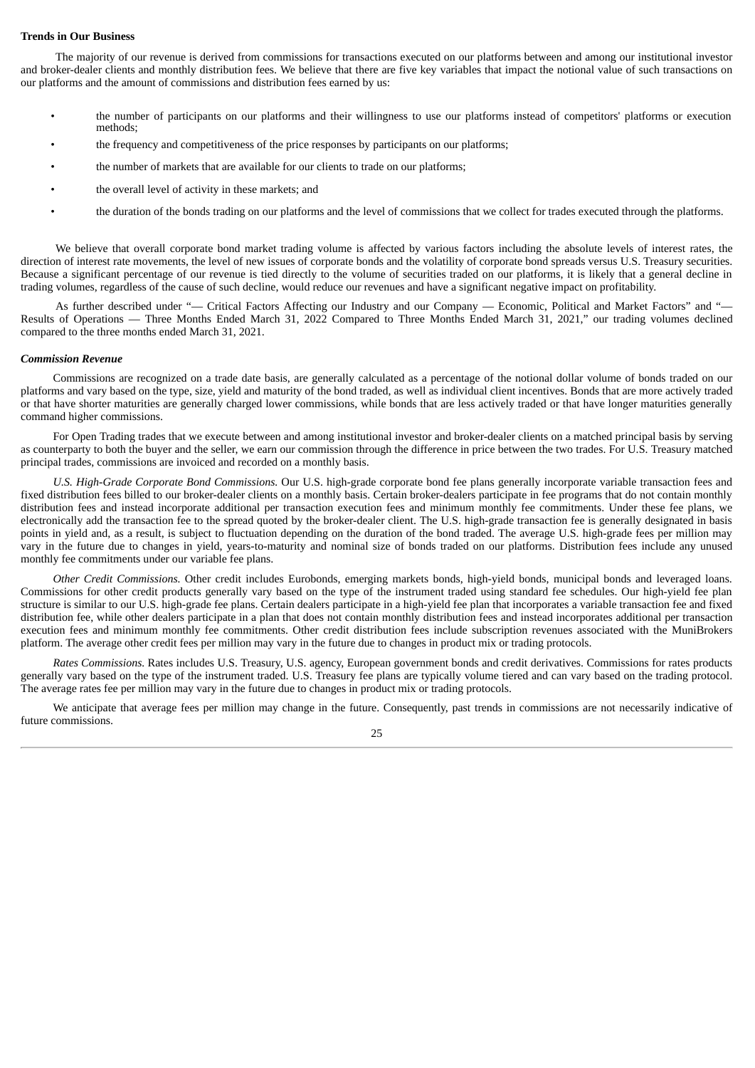**Trends in Our Business**

The majority of our revenue is derived from commissions for transactions executed on our platforms between and among our institutional investor and broker-dealer clients and monthly distribution fees. We believe that there are five key variables that impact the notional value of such transactions on our platforms and the amount of commissions and distribution fees earned by us:

- the number of participants on our platforms and their willingness to use our platforms instead of competitors' platforms or execution methods;
- the frequency and competitiveness of the price responses by participants on our platforms;
- the number of markets that are available for our clients to trade on our platforms;
- the overall level of activity in these markets; and
- the duration of the bonds trading on our platforms and the level of commissions that we collect for trades executed through the platforms.

We believe that overall corporate bond market trading volume is affected by various factors including the absolute levels of interest rates, the direction of interest rate movements, the level of new issues of corporate bonds and the volatility of corporate bond spreads versus U.S. Treasury securities. Because a significant percentage of our revenue is tied directly to the volume of securities traded on our platforms, it is likely that a general decline in trading volumes, regardless of the cause of such decline, would reduce our revenues and have a significant negative impact on profitability.

As further described under "— Critical Factors Affecting our Industry and our Company — Economic, Political and Market Factors" and "— Results of Operations — Three Months Ended March 31, 2022 Compared to Three Months Ended March 31, 2021," our trading volumes declined compared to the three months ended March 31, 2021.

***Commission Revenue***

Commissions are recognized on a trade date basis, are generally calculated as a percentage of the notional dollar volume of bonds traded on our platforms and vary based on the type, size, yield and maturity of the bond traded, as well as individual client incentives. Bonds that are more actively traded or that have shorter maturities are generally charged lower commissions, while bonds that are less actively traded or that have longer maturities generally command higher commissions.

For Open Trading trades that we execute between and among institutional investor and broker-dealer clients on a matched principal basis by serving as counterparty to both the buyer and the seller, we earn our commission through the difference in price between the two trades. For U.S. Treasury matched principal trades, commissions are invoiced and recorded on a monthly basis.

*U.S. High-Grade Corporate Bond Commissions.* Our U.S. high-grade corporate bond fee plans generally incorporate variable transaction fees and fixed distribution fees billed to our broker-dealer clients on a monthly basis. Certain broker-dealers participate in fee programs that do not contain monthly distribution fees and instead incorporate additional per transaction execution fees and minimum monthly fee commitments. Under these fee plans, we electronically add the transaction fee to the spread quoted by the broker-dealer client. The U.S. high-grade transaction fee is generally designated in basis points in yield and, as a result, is subject to fluctuation depending on the duration of the bond traded. The average U.S. high-grade fees per million may vary in the future due to changes in yield, years-to-maturity and nominal size of bonds traded on our platforms. Distribution fees include any unused monthly fee commitments under our variable fee plans.

*Other Credit Commissions.* Other credit includes Eurobonds, emerging markets bonds, high-yield bonds, municipal bonds and leveraged loans. Commissions for other credit products generally vary based on the type of the instrument traded using standard fee schedules. Our high-yield fee plan structure is similar to our U.S. high-grade fee plans. Certain dealers participate in a high-yield fee plan that incorporates a variable transaction fee and fixed distribution fee, while other dealers participate in a plan that does not contain monthly distribution fees and instead incorporates additional per transaction execution fees and minimum monthly fee commitments. Other credit distribution fees include subscription revenues associated with the MuniBrokers platform. The average other credit fees per million may vary in the future due to changes in product mix or trading protocols.

*Rates Commissions.* Rates includes U.S. Treasury, U.S. agency, European government bonds and credit derivatives. Commissions for rates products generally vary based on the type of the instrument traded. U.S. Treasury fee plans are typically volume tiered and can vary based on the trading protocol. The average rates fee per million may vary in the future due to changes in product mix or trading protocols.

We anticipate that average fees per million may change in the future. Consequently, past trends in commissions are not necessarily indicative of future commissions.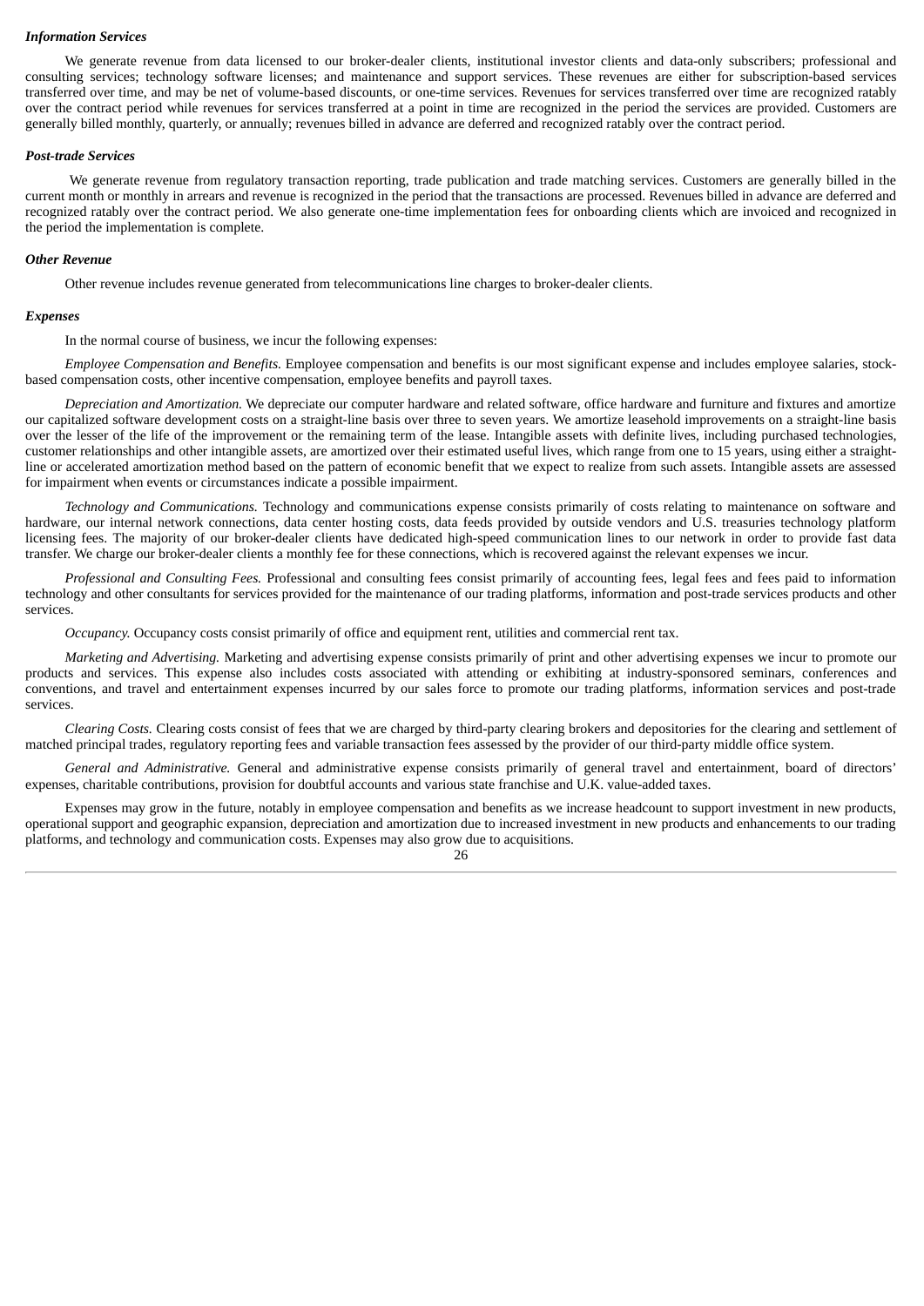***Information Services***

We generate revenue from data licensed to our broker-dealer clients, institutional investor clients and data-only subscribers; professional and consulting services; technology software licenses; and maintenance and support services. These revenues are either for subscription-based services transferred over time, and may be net of volume-based discounts, or one-time services. Revenues for services transferred over time are recognized ratably over the contract period while revenues for services transferred at a point in time are recognized in the period the services are provided. Customers are generally billed monthly, quarterly, or annually; revenues billed in advance are deferred and recognized ratably over the contract period.

***Post-trade Services***

We generate revenue from regulatory transaction reporting, trade publication and trade matching services. Customers are generally billed in the current month or monthly in arrears and revenue is recognized in the period that the transactions are processed. Revenues billed in advance are deferred and recognized ratably over the contract period. We also generate one-time implementation fees for onboarding clients which are invoiced and recognized in the period the implementation is complete.

***Other Revenue***

Other revenue includes revenue generated from telecommunications line charges to broker-dealer clients.

***Expenses***

In the normal course of business, we incur the following expenses:

*Employee Compensation and Benefits.* Employee compensation and benefits is our most significant expense and includes employee salaries, stock-based compensation costs, other incentive compensation, employee benefits and payroll taxes.

*Depreciation and Amortization.* We depreciate our computer hardware and related software, office hardware and furniture and fixtures and amortize our capitalized software development costs on a straight-line basis over three to seven years. We amortize leasehold improvements on a straight-line basis over the lesser of the life of the improvement or the remaining term of the lease. Intangible assets with definite lives, including purchased technologies, customer relationships and other intangible assets, are amortized over their estimated useful lives, which range from one to 15 years, using either a straight-line or accelerated amortization method based on the pattern of economic benefit that we expect to realize from such assets. Intangible assets are assessed for impairment when events or circumstances indicate a possible impairment.

*Technology and Communications.* Technology and communications expense consists primarily of costs relating to maintenance on software and hardware, our internal network connections, data center hosting costs, data feeds provided by outside vendors and U.S. treasuries technology platform licensing fees. The majority of our broker-dealer clients have dedicated high-speed communication lines to our network in order to provide fast data transfer. We charge our broker-dealer clients a monthly fee for these connections, which is recovered against the relevant expenses we incur.

*Professional and Consulting Fees.* Professional and consulting fees consist primarily of accounting fees, legal fees and fees paid to information technology and other consultants for services provided for the maintenance of our trading platforms, information and post-trade services products and other services.

*Occupancy.* Occupancy costs consist primarily of office and equipment rent, utilities and commercial rent tax.

*Marketing and Advertising.* Marketing and advertising expense consists primarily of print and other advertising expenses we incur to promote our products and services. This expense also includes costs associated with attending or exhibiting at industry-sponsored seminars, conferences and conventions, and travel and entertainment expenses incurred by our sales force to promote our trading platforms, information services and post-trade services.

*Clearing Costs.* Clearing costs consist of fees that we are charged by third-party clearing brokers and depositories for the clearing and settlement of matched principal trades, regulatory reporting fees and variable transaction fees assessed by the provider of our third-party middle office system.

*General and Administrative.* General and administrative expense consists primarily of general travel and entertainment, board of directors' expenses, charitable contributions, provision for doubtful accounts and various state franchise and U.K. value-added taxes.

Expenses may grow in the future, notably in employee compensation and benefits as we increase headcount to support investment in new products, operational support and geographic expansion, depreciation and amortization due to increased investment in new products and enhancements to our trading platforms, and technology and communication costs. Expenses may also grow due to acquisitions.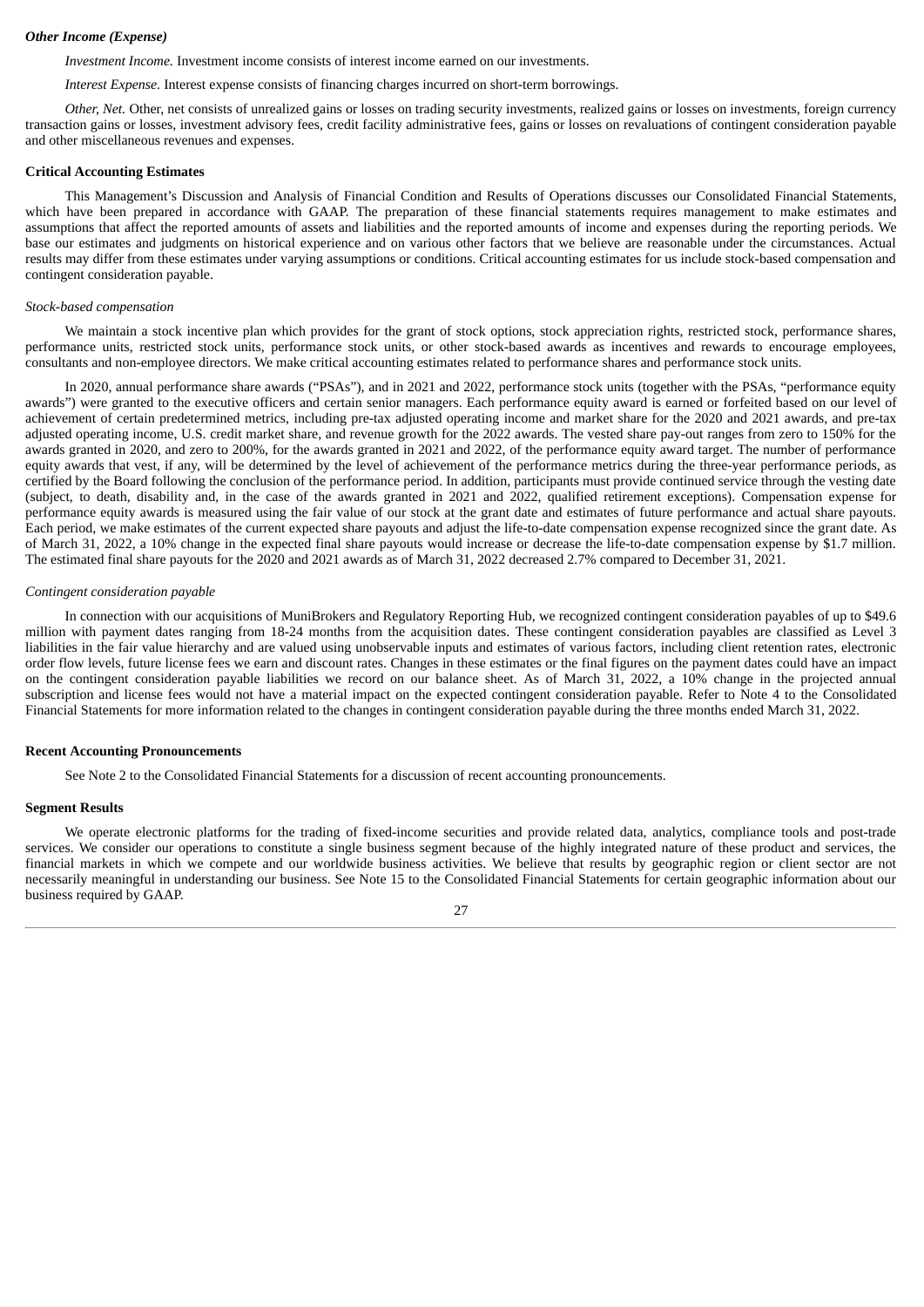***Other Income (Expense)***

*Investment Income.* Investment income consists of interest income earned on our investments.

*Interest Expense.* Interest expense consists of financing charges incurred on short-term borrowings.

*Other, Net.* Other, net consists of unrealized gains or losses on trading security investments, realized gains or losses on investments, foreign currency transaction gains or losses, investment advisory fees, credit facility administrative fees, gains or losses on revaluations of contingent consideration payable and other miscellaneous revenues and expenses.

**Critical Accounting Estimates**

This Management's Discussion and Analysis of Financial Condition and Results of Operations discusses our Consolidated Financial Statements, which have been prepared in accordance with GAAP. The preparation of these financial statements requires management to make estimates and assumptions that affect the reported amounts of assets and liabilities and the reported amounts of income and expenses during the reporting periods. We base our estimates and judgments on historical experience and on various other factors that we believe are reasonable under the circumstances. Actual results may differ from these estimates under varying assumptions or conditions. Critical accounting estimates for us include stock-based compensation and contingent consideration payable.

*Stock-based compensation*

We maintain a stock incentive plan which provides for the grant of stock options, stock appreciation rights, restricted stock, performance shares, performance units, restricted stock units, performance stock units, or other stock-based awards as incentives and rewards to encourage employees, consultants and non-employee directors. We make critical accounting estimates related to performance shares and performance stock units.

In 2020, annual performance share awards ("PSAs"), and in 2021 and 2022, performance stock units (together with the PSAs, "performance equity awards") were granted to the executive officers and certain senior managers. Each performance equity award is earned or forfeited based on our level of achievement of certain predetermined metrics, including pre-tax adjusted operating income and market share for the 2020 and 2021 awards, and pre-tax adjusted operating income, U.S. credit market share, and revenue growth for the 2022 awards. The vested share pay-out ranges from zero to 150% for the awards granted in 2020, and zero to 200%, for the awards granted in 2021 and 2022, of the performance equity award target. The number of performance equity awards that vest, if any, will be determined by the level of achievement of the performance metrics during the three-year performance periods, as certified by the Board following the conclusion of the performance period. In addition, participants must provide continued service through the vesting date (subject, to death, disability and, in the case of the awards granted in 2021 and 2022, qualified retirement exceptions). Compensation expense for performance equity awards is measured using the fair value of our stock at the grant date and estimates of future performance and actual share payouts. Each period, we make estimates of the current expected share payouts and adjust the life-to-date compensation expense recognized since the grant date. As of March 31, 2022, a 10% change in the expected final share payouts would increase or decrease the life-to-date compensation expense by $1.7 million. The estimated final share payouts for the 2020 and 2021 awards as of March 31, 2022 decreased 2.7% compared to December 31, 2021.

*Contingent consideration payable*

In connection with our acquisitions of MuniBrokers and Regulatory Reporting Hub, we recognized contingent consideration payables of up to $49.6 million with payment dates ranging from 18-24 months from the acquisition dates. These contingent consideration payables are classified as Level 3 liabilities in the fair value hierarchy and are valued using unobservable inputs and estimates of various factors, including client retention rates, electronic order flow levels, future license fees we earn and discount rates. Changes in these estimates or the final figures on the payment dates could have an impact on the contingent consideration payable liabilities we record on our balance sheet. As of March 31, 2022, a 10% change in the projected annual subscription and license fees would not have a material impact on the expected contingent consideration payable. Refer to Note 4 to the Consolidated Financial Statements for more information related to the changes in contingent consideration payable during the three months ended March 31, 2022.

**Recent Accounting Pronouncements**

See Note 2 to the Consolidated Financial Statements for a discussion of recent accounting pronouncements.

**Segment Results**

We operate electronic platforms for the trading of fixed-income securities and provide related data, analytics, compliance tools and post-trade services. We consider our operations to constitute a single business segment because of the highly integrated nature of these product and services, the financial markets in which we compete and our worldwide business activities. We believe that results by geographic region or client sector are not necessarily meaningful in understanding our business. See Note 15 to the Consolidated Financial Statements for certain geographic information about our business required by GAAP.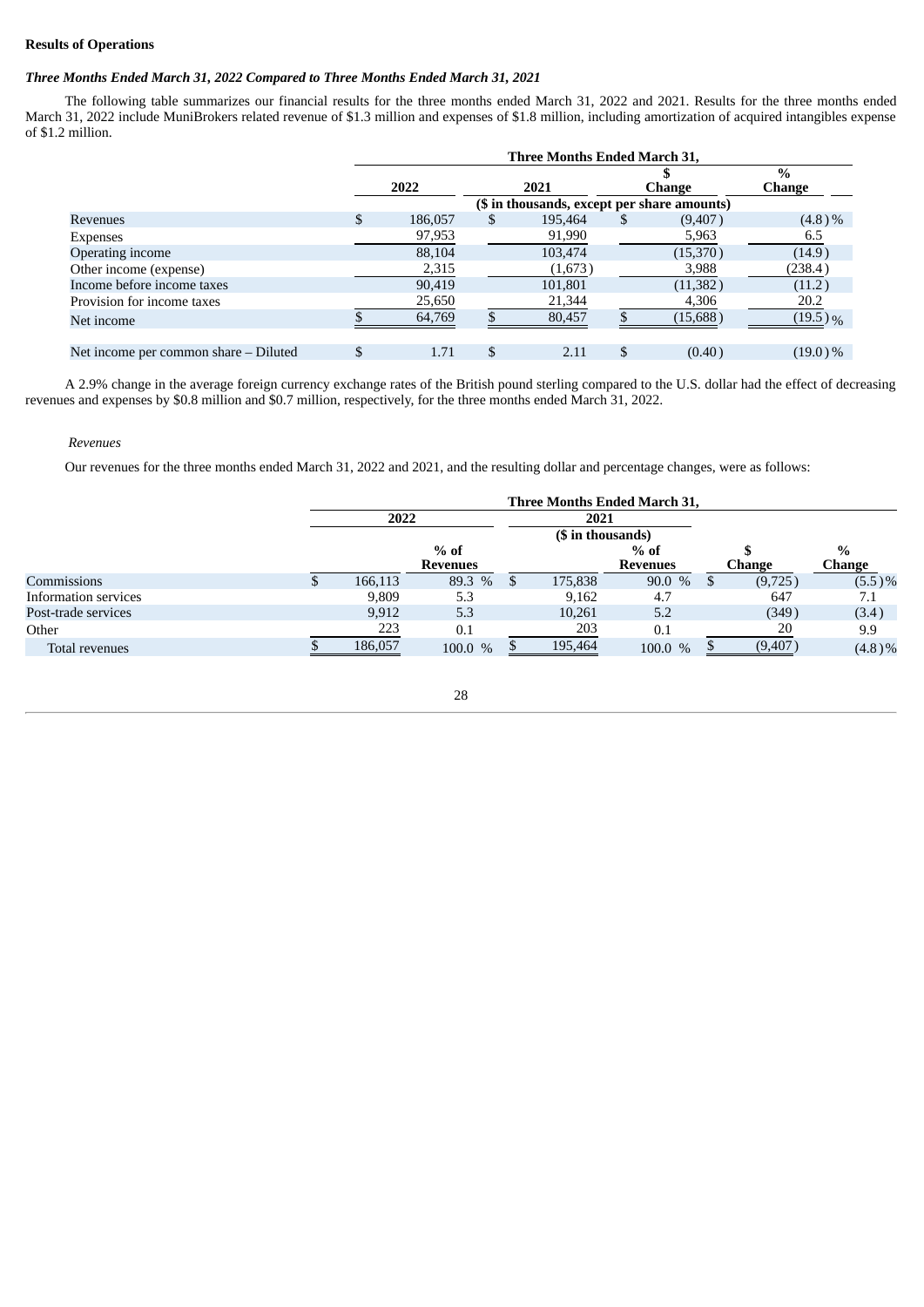**Results of Operations**

***Three Months Ended March 31, 2022 Compared to Three Months Ended March 31, 2021***

The following table summarizes our financial results for the three months ended March 31, 2022 and 2021. Results for the three months ended March 31, 2022 include MuniBrokers related revenue of $1.3 million and expenses of $1.8 million, including amortization of acquired intangibles expense of $1.2 million.

| | Three Months Ended March 31, | | | |
|---|---|---|---|---|
| | 2022 | 2021 | $ Change | % Change |
| | ($ in thousands, except per share amounts) | | | |
| Revenues | $ 186,057 | $ 195,464 | $ (9,407) | (4.8)% |
| Expenses | 97,953 | 91,990 | 5,963 | 6.5 |
| Operating income | 88,104 | 103,474 | (15,370) | (14.9) |
| Other income (expense) | 2,315 | (1,673) | 3,988 | (238.4) |
| Income before income taxes | 90,419 | 101,801 | (11,382) | (11.2) |
| Provision for income taxes | 25,650 | 21,344 | 4,306 | 20.2 |
| Net income | $ 64,769 | $ 80,457 | $ (15,688) | (19.5)% |
| | | | | |
| Net income per common share – Diluted | $ 1.71 | $ 2.11 | $ (0.40) | (19.0)% |

A 2.9% change in the average foreign currency exchange rates of the British pound sterling compared to the U.S. dollar had the effect of decreasing revenues and expenses by $0.8 million and $0.7 million, respectively, for the three months ended March 31, 2022.

*Revenues*

Our revenues for the three months ended March 31, 2022 and 2021, and the resulting dollar and percentage changes, were as follows:

| | Three Months Ended March 31, | | | | | |
|---|---|---|---|---|---|---|
| | 2022 | | 2021 | | | |
| | ($ in thousands) | | | | | |
| | | % of Revenues | | % of Revenues | $ Change | % Change |
| Commissions | $ 166,113 | 89.3 % | $ 175,838 | 90.0 % | $ (9,725) | (5.5)% |
| Information services | 9,809 | 5.3 | 9,162 | 4.7 | 647 | 7.1 |
| Post-trade services | 9,912 | 5.3 | 10,261 | 5.2 | (349) | (3.4) |
| Other | 223 | 0.1 | 203 | 0.1 | 20 | 9.9 |
| Total revenues | $ 186,057 | 100.0 % | $ 195,464 | 100.0 % | $ (9,407) | (4.8)% |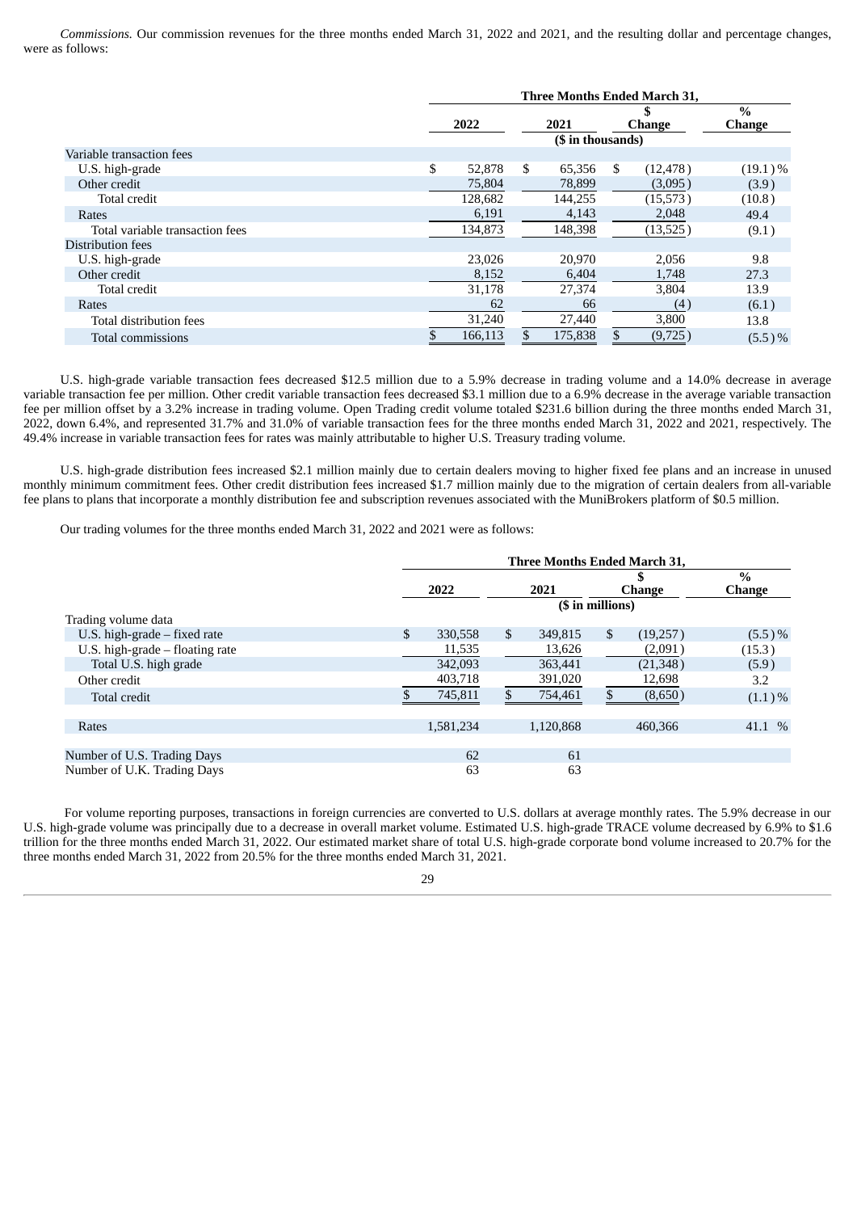*Commissions.* Our commission revenues for the three months ended March 31, 2022 and 2021, and the resulting dollar and percentage changes, were as follows:

| | Three Months Ended March 31, | | | |
|---|---|---|---|---|
| | 2022 | 2021 | $ Change | % Change |
| | ($ in thousands) | | | |
| Variable transaction fees | | | | |
| U.S. high-grade | $ 52,878 | $ 65,356 | $ (12,478) | (19.1)% |
| Other credit | 75,804 | 78,899 | (3,095) | (3.9) |
| Total credit | 128,682 | 144,255 | (15,573) | (10.8) |
| Rates | 6,191 | 4,143 | 2,048 | 49.4 |
| Total variable transaction fees | 134,873 | 148,398 | (13,525) | (9.1) |
| Distribution fees | | | | |
| U.S. high-grade | 23,026 | 20,970 | 2,056 | 9.8 |
| Other credit | 8,152 | 6,404 | 1,748 | 27.3 |
| Total credit | 31,178 | 27,374 | 3,804 | 13.9 |
| Rates | 62 | 66 | (4) | (6.1) |
| Total distribution fees | 31,240 | 27,440 | 3,800 | 13.8 |
| Total commissions | $ 166,113 | $ 175,838 | $ (9,725) | (5.5)% |

U.S. high-grade variable transaction fees decreased $12.5 million due to a 5.9% decrease in trading volume and a 14.0% decrease in average variable transaction fee per million. Other credit variable transaction fees decreased $3.1 million due to a 6.9% decrease in the average variable transaction fee per million offset by a 3.2% increase in trading volume. Open Trading credit volume totaled $231.6 billion during the three months ended March 31, 2022, down 6.4%, and represented 31.7% and 31.0% of variable transaction fees for the three months ended March 31, 2022 and 2021, respectively. The 49.4% increase in variable transaction fees for rates was mainly attributable to higher U.S. Treasury trading volume.

U.S. high-grade distribution fees increased $2.1 million mainly due to certain dealers moving to higher fixed fee plans and an increase in unused monthly minimum commitment fees. Other credit distribution fees increased $1.7 million mainly due to the migration of certain dealers from all-variable fee plans to plans that incorporate a monthly distribution fee and subscription revenues associated with the MuniBrokers platform of $0.5 million.

Our trading volumes for the three months ended March 31, 2022 and 2021 were as follows:

| | Three Months Ended March 31, | | | |
|---|---|---|---|---|
| | 2022 | 2021 | $ Change | % Change |
| | ($ in millions) | | | |
| Trading volume data | | | | |
| U.S. high-grade – fixed rate | $ 330,558 | $ 349,815 | $ (19,257) | (5.5)% |
| U.S. high-grade – floating rate | 11,535 | 13,626 | (2,091) | (15.3) |
| Total U.S. high grade | 342,093 | 363,441 | (21,348) | (5.9) |
| Other credit | 403,718 | 391,020 | 12,698 | 3.2 |
| Total credit | $ 745,811 | $ 754,461 | $ (8,650) | (1.1)% |
| | | | | |
| Rates | 1,581,234 | 1,120,868 | 460,366 | 41.1 % |
| | | | | |
| Number of U.S. Trading Days | 62 | 61 | | |
| Number of U.K. Trading Days | 63 | 63 | | |

For volume reporting purposes, transactions in foreign currencies are converted to U.S. dollars at average monthly rates. The 5.9% decrease in our U.S. high-grade volume was principally due to a decrease in overall market volume. Estimated U.S. high-grade TRACE volume decreased by 6.9% to $1.6 trillion for the three months ended March 31, 2022. Our estimated market share of total U.S. high-grade corporate bond volume increased to 20.7% for the three months ended March 31, 2022 from 20.5% for the three months ended March 31, 2021.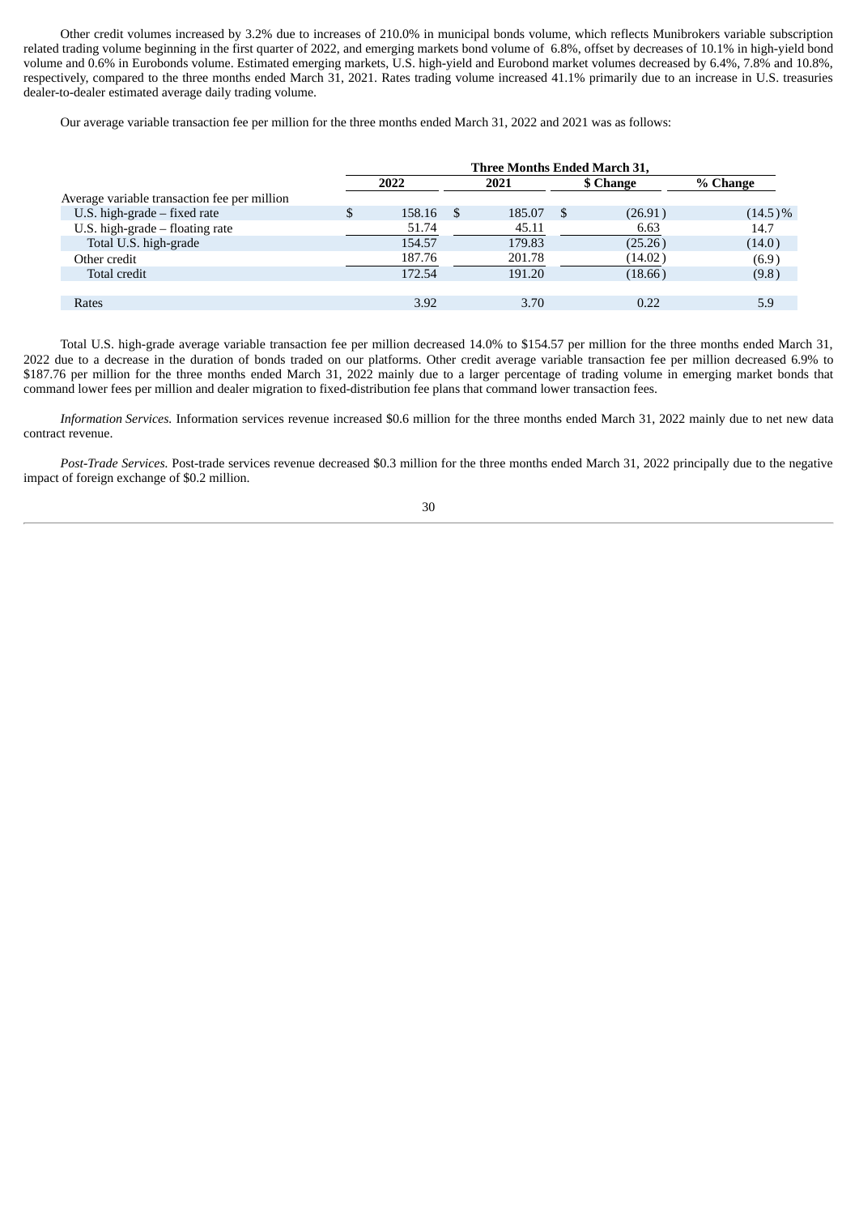Other credit volumes increased by 3.2% due to increases of 210.0% in municipal bonds volume, which reflects Munibrokers variable subscription related trading volume beginning in the first quarter of 2022, and emerging markets bond volume of 6.8%, offset by decreases of 10.1% in high-yield bond volume and 0.6% in Eurobonds volume. Estimated emerging markets, U.S. high-yield and Eurobond market volumes decreased by 6.4%, 7.8% and 10.8%, respectively, compared to the three months ended March 31, 2021. Rates trading volume increased 41.1% primarily due to an increase in U.S. treasuries dealer-to-dealer estimated average daily trading volume.

Our average variable transaction fee per million for the three months ended March 31, 2022 and 2021 was as follows:

| | Three Months Ended March 31, | | | |
|---|---|---|---|---|
| | 2022 | 2021 | $ Change | % Change |
| Average variable transaction fee per million | | | | |
| U.S. high-grade – fixed rate | $ 158.16 | $ 185.07 | $ (26.91) | (14.5)% |
| U.S. high-grade – floating rate | 51.74 | 45.11 | 6.63 | 14.7 |
| Total U.S. high-grade | 154.57 | 179.83 | (25.26) | (14.0) |
| Other credit | 187.76 | 201.78 | (14.02) | (6.9) |
| Total credit | 172.54 | 191.20 | (18.66) | (9.8) |
| | | | | |
| Rates | 3.92 | 3.70 | 0.22 | 5.9 |

Total U.S. high-grade average variable transaction fee per million decreased 14.0% to $154.57 per million for the three months ended March 31, 2022 due to a decrease in the duration of bonds traded on our platforms. Other credit average variable transaction fee per million decreased 6.9% to $187.76 per million for the three months ended March 31, 2022 mainly due to a larger percentage of trading volume in emerging market bonds that command lower fees per million and dealer migration to fixed-distribution fee plans that command lower transaction fees.

*Information Services.* Information services revenue increased $0.6 million for the three months ended March 31, 2022 mainly due to net new data contract revenue.

*Post-Trade Services.* Post-trade services revenue decreased $0.3 million for the three months ended March 31, 2022 principally due to the negative impact of foreign exchange of $0.2 million.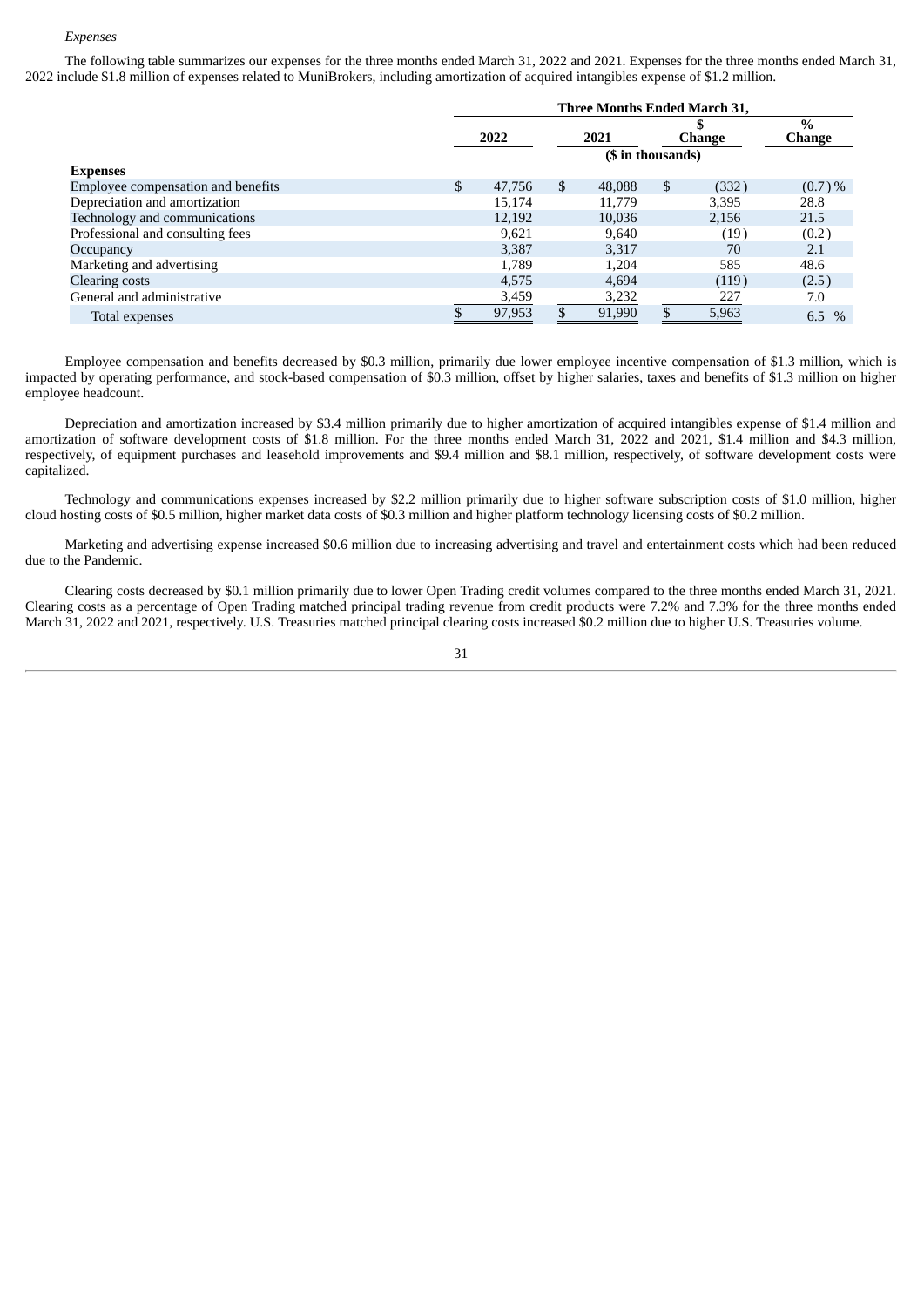*Expenses*

The following table summarizes our expenses for the three months ended March 31, 2022 and 2021. Expenses for the three months ended March 31, 2022 include $1.8 million of expenses related to MuniBrokers, including amortization of acquired intangibles expense of $1.2 million.

| | Three Months Ended March 31, | | | |
|---|---|---|---|---|
| | 2022 | 2021 | $ Change | % Change |
| | ($ in thousands) | | | |
| **Expenses** | | | | |
| Employee compensation and benefits | $ 47,756 | $ 48,088 | $ (332) | (0.7) % |
| Depreciation and amortization | 15,174 | 11,779 | 3,395 | 28.8 |
| Technology and communications | 12,192 | 10,036 | 2,156 | 21.5 |
| Professional and consulting fees | 9,621 | 9,640 | (19) | (0.2) |
| Occupancy | 3,387 | 3,317 | 70 | 2.1 |
| Marketing and advertising | 1,789 | 1,204 | 585 | 48.6 |
| Clearing costs | 4,575 | 4,694 | (119) | (2.5) |
| General and administrative | 3,459 | 3,232 | 227 | 7.0 |
| Total expenses | $ 97,953 | $ 91,990 | $ 5,963 | 6.5 % |

Employee compensation and benefits decreased by $0.3 million, primarily due lower employee incentive compensation of $1.3 million, which is impacted by operating performance, and stock-based compensation of $0.3 million, offset by higher salaries, taxes and benefits of $1.3 million on higher employee headcount.

Depreciation and amortization increased by $3.4 million primarily due to higher amortization of acquired intangibles expense of $1.4 million and amortization of software development costs of $1.8 million. For the three months ended March 31, 2022 and 2021, $1.4 million and $4.3 million, respectively, of equipment purchases and leasehold improvements and $9.4 million and $8.1 million, respectively, of software development costs were capitalized.

Technology and communications expenses increased by $2.2 million primarily due to higher software subscription costs of $1.0 million, higher cloud hosting costs of $0.5 million, higher market data costs of $0.3 million and higher platform technology licensing costs of $0.2 million.

Marketing and advertising expense increased $0.6 million due to increasing advertising and travel and entertainment costs which had been reduced due to the Pandemic.

Clearing costs decreased by $0.1 million primarily due to lower Open Trading credit volumes compared to the three months ended March 31, 2021. Clearing costs as a percentage of Open Trading matched principal trading revenue from credit products were 7.2% and 7.3% for the three months ended March 31, 2022 and 2021, respectively. U.S. Treasuries matched principal clearing costs increased $0.2 million due to higher U.S. Treasuries volume.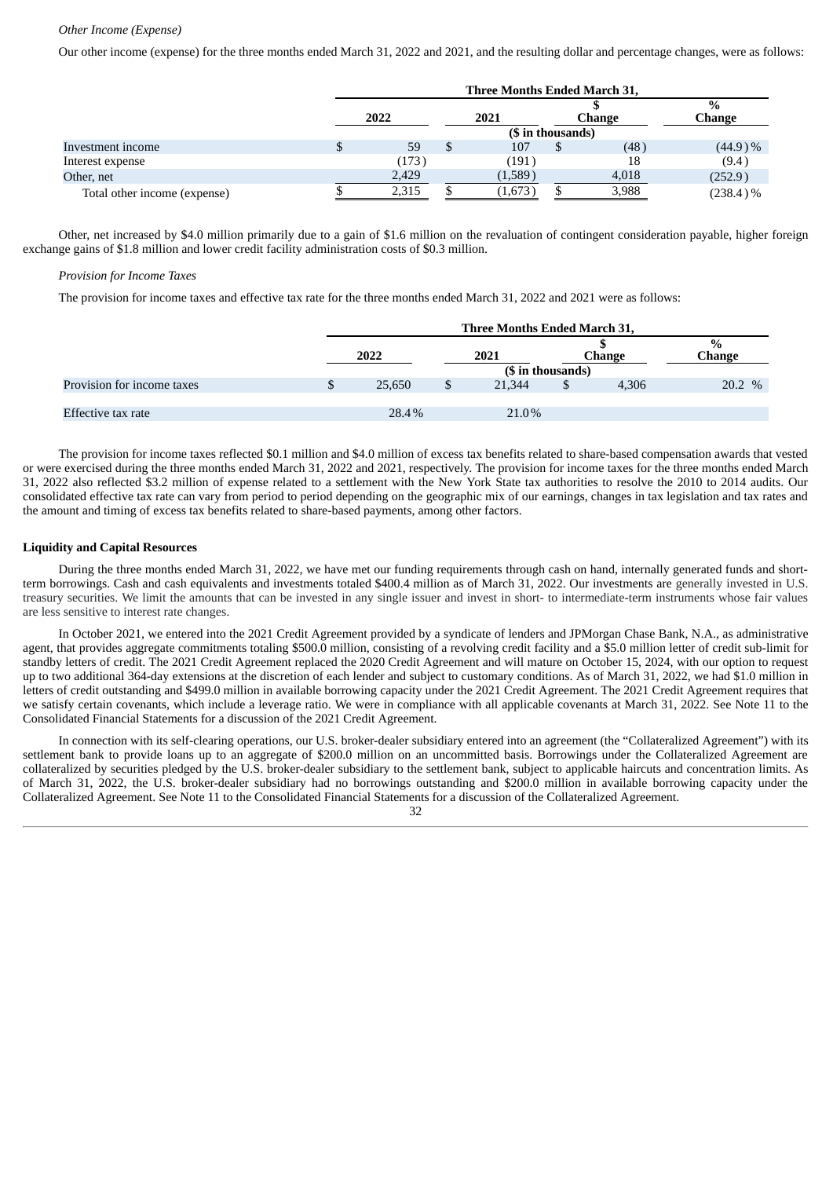*Other Income (Expense)*

Our other income (expense) for the three months ended March 31, 2022 and 2021, and the resulting dollar and percentage changes, were as follows:

| | Three Months Ended March 31, | | | |
|---|---|---|---|---|
| | 2022 | 2021 | $ Change | % Change |
| | ($ in thousands) | | | |
| Investment income | $ 59 | $ 107 | $ (48) | (44.9) % |
| Interest expense | (173) | (191) | 18 | (9.4) |
| Other, net | 2,429 | (1,589) | 4,018 | (252.9) |
| Total other income (expense) | $ 2,315 | $ (1,673) | $ 3,988 | (238.4) % |

Other, net increased by $4.0 million primarily due to a gain of $1.6 million on the revaluation of contingent consideration payable, higher foreign exchange gains of $1.8 million and lower credit facility administration costs of $0.3 million.

*Provision for Income Taxes*

The provision for income taxes and effective tax rate for the three months ended March 31, 2022 and 2021 were as follows:

| | Three Months Ended March 31, | | | |
|---|---|---|---|---|
| | 2022 | 2021 | $ Change | % Change |
| | ($ in thousands) | | | |
| Provision for income taxes | $ 25,650 | $ 21,344 | $ 4,306 | 20.2 % |
| Effective tax rate | 28.4 % | 21.0 % | | |

The provision for income taxes reflected $0.1 million and $4.0 million of excess tax benefits related to share-based compensation awards that vested or were exercised during the three months ended March 31, 2022 and 2021, respectively. The provision for income taxes for the three months ended March 31, 2022 also reflected $3.2 million of expense related to a settlement with the New York State tax authorities to resolve the 2010 to 2014 audits. Our consolidated effective tax rate can vary from period to period depending on the geographic mix of our earnings, changes in tax legislation and tax rates and the amount and timing of excess tax benefits related to share-based payments, among other factors.

**Liquidity and Capital Resources**

During the three months ended March 31, 2022, we have met our funding requirements through cash on hand, internally generated funds and short-term borrowings. Cash and cash equivalents and investments totaled $400.4 million as of March 31, 2022. Our investments are generally invested in U.S. treasury securities. We limit the amounts that can be invested in any single issuer and invest in short- to intermediate-term instruments whose fair values are less sensitive to interest rate changes.

In October 2021, we entered into the 2021 Credit Agreement provided by a syndicate of lenders and JPMorgan Chase Bank, N.A., as administrative agent, that provides aggregate commitments totaling $500.0 million, consisting of a revolving credit facility and a $5.0 million letter of credit sub-limit for standby letters of credit. The 2021 Credit Agreement replaced the 2020 Credit Agreement and will mature on October 15, 2024, with our option to request up to two additional 364-day extensions at the discretion of each lender and subject to customary conditions. As of March 31, 2022, we had $1.0 million in letters of credit outstanding and $499.0 million in available borrowing capacity under the 2021 Credit Agreement. The 2021 Credit Agreement requires that we satisfy certain covenants, which include a leverage ratio. We were in compliance with all applicable covenants at March 31, 2022. See Note 11 to the Consolidated Financial Statements for a discussion of the 2021 Credit Agreement.

In connection with its self-clearing operations, our U.S. broker-dealer subsidiary entered into an agreement (the "Collateralized Agreement") with its settlement bank to provide loans up to an aggregate of $200.0 million on an uncommitted basis. Borrowings under the Collateralized Agreement are collateralized by securities pledged by the U.S. broker-dealer subsidiary to the settlement bank, subject to applicable haircuts and concentration limits. As of March 31, 2022, the U.S. broker-dealer subsidiary had no borrowings outstanding and $200.0 million in available borrowing capacity under the Collateralized Agreement. See Note 11 to the Consolidated Financial Statements for a discussion of the Collateralized Agreement.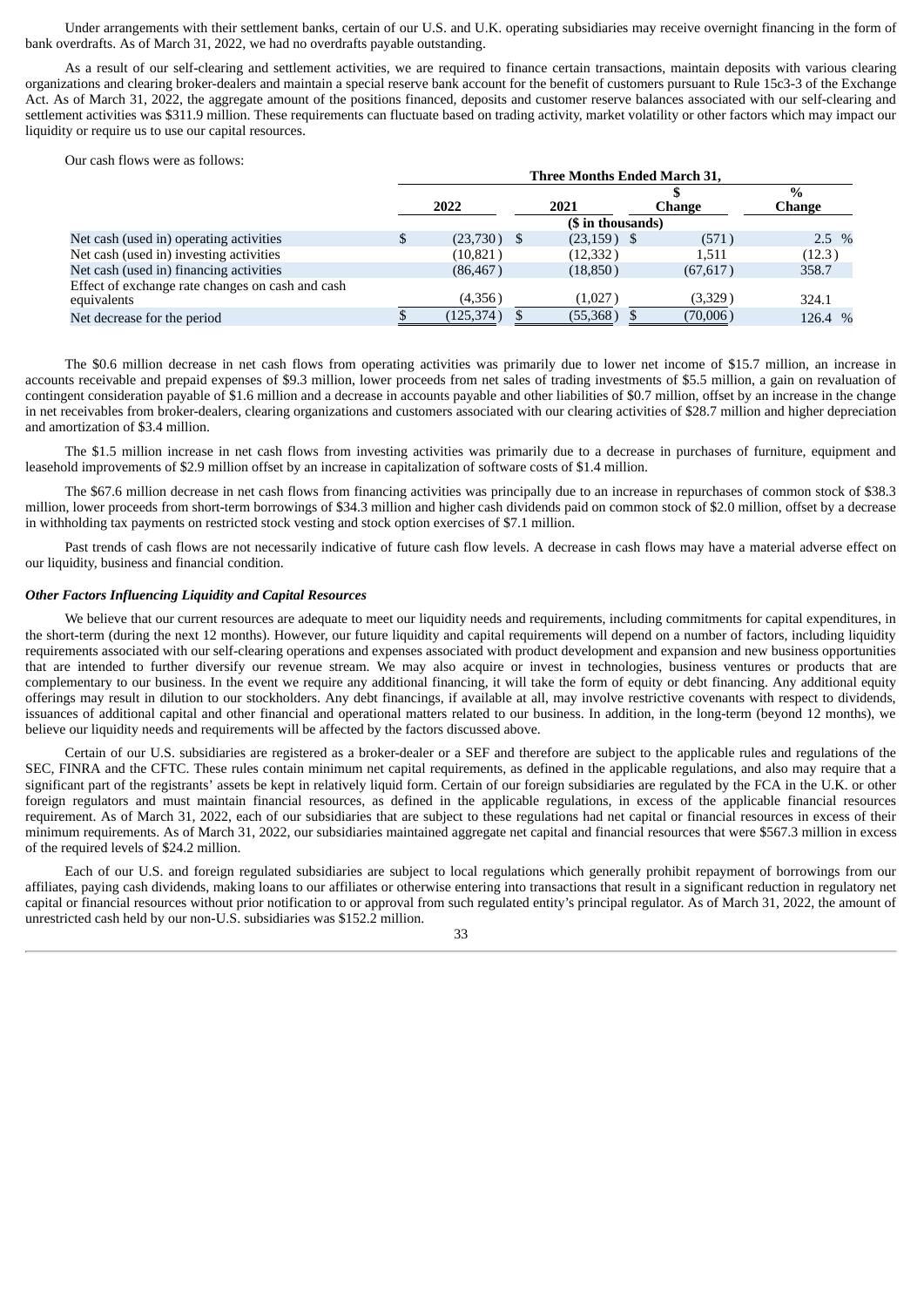Under arrangements with their settlement banks, certain of our U.S. and U.K. operating subsidiaries may receive overnight financing in the form of bank overdrafts. As of March 31, 2022, we had no overdrafts payable outstanding.

As a result of our self-clearing and settlement activities, we are required to finance certain transactions, maintain deposits with various clearing organizations and clearing broker-dealers and maintain a special reserve bank account for the benefit of customers pursuant to Rule 15c3-3 of the Exchange Act. As of March 31, 2022, the aggregate amount of the positions financed, deposits and customer reserve balances associated with our self-clearing and settlement activities was $311.9 million. These requirements can fluctuate based on trading activity, market volatility or other factors which may impact our liquidity or require us to use our capital resources.

Our cash flows were as follows:

| | Three Months Ended March 31, | | | |
|---|---|---|---|---|
| | 2022 | 2021 | $ Change | % Change |
| | ($ in thousands) | | | |
| Net cash (used in) operating activities | $ (23,730) | $ (23,159) | $ (571) | 2.5 % |
| Net cash (used in) investing activities | (10,821) | (12,332) | 1,511 | (12.3) |
| Net cash (used in) financing activities | (86,467) | (18,850) | (67,617) | 358.7 |
| Effect of exchange rate changes on cash and cash equivalents | (4,356) | (1,027) | (3,329) | 324.1 |
| Net decrease for the period | $ (125,374) | $ (55,368) | $ (70,006) | 126.4 % |

The $0.6 million decrease in net cash flows from operating activities was primarily due to lower net income of $15.7 million, an increase in accounts receivable and prepaid expenses of $9.3 million, lower proceeds from net sales of trading investments of $5.5 million, a gain on revaluation of contingent consideration payable of $1.6 million and a decrease in accounts payable and other liabilities of $0.7 million, offset by an increase in the change in net receivables from broker-dealers, clearing organizations and customers associated with our clearing activities of $28.7 million and higher depreciation and amortization of $3.4 million.

The $1.5 million increase in net cash flows from investing activities was primarily due to a decrease in purchases of furniture, equipment and leasehold improvements of $2.9 million offset by an increase in capitalization of software costs of $1.4 million.

The $67.6 million decrease in net cash flows from financing activities was principally due to an increase in repurchases of common stock of $38.3 million, lower proceeds from short-term borrowings of $34.3 million and higher cash dividends paid on common stock of $2.0 million, offset by a decrease in withholding tax payments on restricted stock vesting and stock option exercises of $7.1 million.

Past trends of cash flows are not necessarily indicative of future cash flow levels. A decrease in cash flows may have a material adverse effect on our liquidity, business and financial condition.

***Other Factors Influencing Liquidity and Capital Resources***

We believe that our current resources are adequate to meet our liquidity needs and requirements, including commitments for capital expenditures, in the short-term (during the next 12 months). However, our future liquidity and capital requirements will depend on a number of factors, including liquidity requirements associated with our self-clearing operations and expenses associated with product development and expansion and new business opportunities that are intended to further diversify our revenue stream. We may also acquire or invest in technologies, business ventures or products that are complementary to our business. In the event we require any additional financing, it will take the form of equity or debt financing. Any additional equity offerings may result in dilution to our stockholders. Any debt financings, if available at all, may involve restrictive covenants with respect to dividends, issuances of additional capital and other financial and operational matters related to our business. In addition, in the long-term (beyond 12 months), we believe our liquidity needs and requirements will be affected by the factors discussed above.

Certain of our U.S. subsidiaries are registered as a broker-dealer or a SEF and therefore are subject to the applicable rules and regulations of the SEC, FINRA and the CFTC. These rules contain minimum net capital requirements, as defined in the applicable regulations, and also may require that a significant part of the registrants' assets be kept in relatively liquid form. Certain of our foreign subsidiaries are regulated by the FCA in the U.K. or other foreign regulators and must maintain financial resources, as defined in the applicable regulations, in excess of the applicable financial resources requirement. As of March 31, 2022, each of our subsidiaries that are subject to these regulations had net capital or financial resources in excess of their minimum requirements. As of March 31, 2022, our subsidiaries maintained aggregate net capital and financial resources that were $567.3 million in excess of the required levels of $24.2 million.

Each of our U.S. and foreign regulated subsidiaries are subject to local regulations which generally prohibit repayment of borrowings from our affiliates, paying cash dividends, making loans to our affiliates or otherwise entering into transactions that result in a significant reduction in regulatory net capital or financial resources without prior notification to or approval from such regulated entity's principal regulator. As of March 31, 2022, the amount of unrestricted cash held by our non-U.S. subsidiaries was $152.2 million.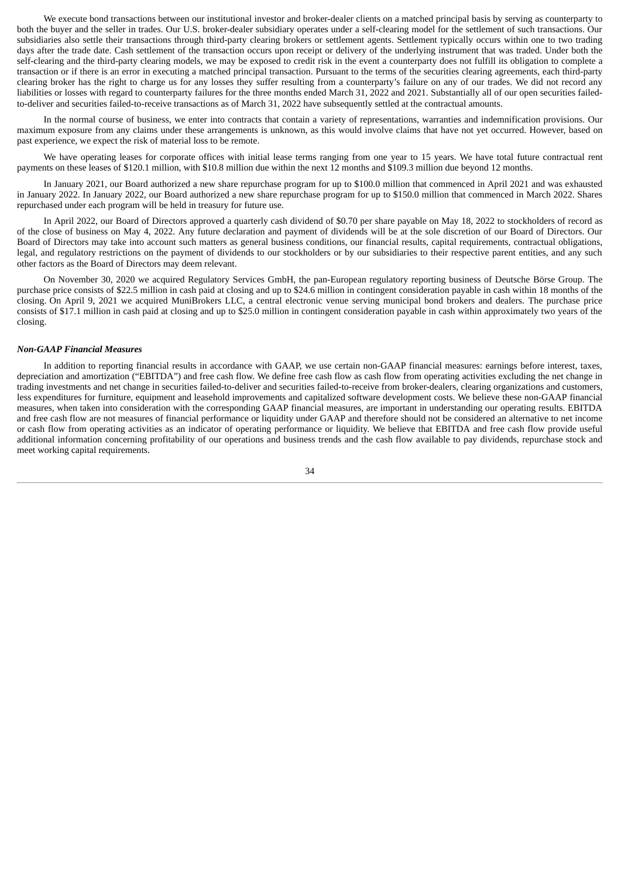We execute bond transactions between our institutional investor and broker-dealer clients on a matched principal basis by serving as counterparty to both the buyer and the seller in trades. Our U.S. broker-dealer subsidiary operates under a self-clearing model for the settlement of such transactions. Our subsidiaries also settle their transactions through third-party clearing brokers or settlement agents. Settlement typically occurs within one to two trading days after the trade date. Cash settlement of the transaction occurs upon receipt or delivery of the underlying instrument that was traded. Under both the self-clearing and the third-party clearing models, we may be exposed to credit risk in the event a counterparty does not fulfill its obligation to complete a transaction or if there is an error in executing a matched principal transaction. Pursuant to the terms of the securities clearing agreements, each third-party clearing broker has the right to charge us for any losses they suffer resulting from a counterparty's failure on any of our trades. We did not record any liabilities or losses with regard to counterparty failures for the three months ended March 31, 2022 and 2021. Substantially all of our open securities failed-to-deliver and securities failed-to-receive transactions as of March 31, 2022 have subsequently settled at the contractual amounts.

In the normal course of business, we enter into contracts that contain a variety of representations, warranties and indemnification provisions. Our maximum exposure from any claims under these arrangements is unknown, as this would involve claims that have not yet occurred. However, based on past experience, we expect the risk of material loss to be remote.

We have operating leases for corporate offices with initial lease terms ranging from one year to 15 years. We have total future contractual rent payments on these leases of $120.1 million, with $10.8 million due within the next 12 months and $109.3 million due beyond 12 months.

In January 2021, our Board authorized a new share repurchase program for up to $100.0 million that commenced in April 2021 and was exhausted in January 2022. In January 2022, our Board authorized a new share repurchase program for up to $150.0 million that commenced in March 2022. Shares repurchased under each program will be held in treasury for future use.

In April 2022, our Board of Directors approved a quarterly cash dividend of $0.70 per share payable on May 18, 2022 to stockholders of record as of the close of business on May 4, 2022. Any future declaration and payment of dividends will be at the sole discretion of our Board of Directors. Our Board of Directors may take into account such matters as general business conditions, our financial results, capital requirements, contractual obligations, legal, and regulatory restrictions on the payment of dividends to our stockholders or by our subsidiaries to their respective parent entities, and any such other factors as the Board of Directors may deem relevant.

On November 30, 2020 we acquired Regulatory Services GmbH, the pan-European regulatory reporting business of Deutsche Börse Group. The purchase price consists of $22.5 million in cash paid at closing and up to $24.6 million in contingent consideration payable in cash within 18 months of the closing. On April 9, 2021 we acquired MuniBrokers LLC, a central electronic venue serving municipal bond brokers and dealers. The purchase price consists of $17.1 million in cash paid at closing and up to $25.0 million in contingent consideration payable in cash within approximately two years of the closing.

***Non-GAAP Financial Measures***

In addition to reporting financial results in accordance with GAAP, we use certain non-GAAP financial measures: earnings before interest, taxes, depreciation and amortization ("EBITDA") and free cash flow. We define free cash flow as cash flow from operating activities excluding the net change in trading investments and net change in securities failed-to-deliver and securities failed-to-receive from broker-dealers, clearing organizations and customers, less expenditures for furniture, equipment and leasehold improvements and capitalized software development costs. We believe these non-GAAP financial measures, when taken into consideration with the corresponding GAAP financial measures, are important in understanding our operating results. EBITDA and free cash flow are not measures of financial performance or liquidity under GAAP and therefore should not be considered an alternative to net income or cash flow from operating activities as an indicator of operating performance or liquidity. We believe that EBITDA and free cash flow provide useful additional information concerning profitability of our operations and business trends and the cash flow available to pay dividends, repurchase stock and meet working capital requirements.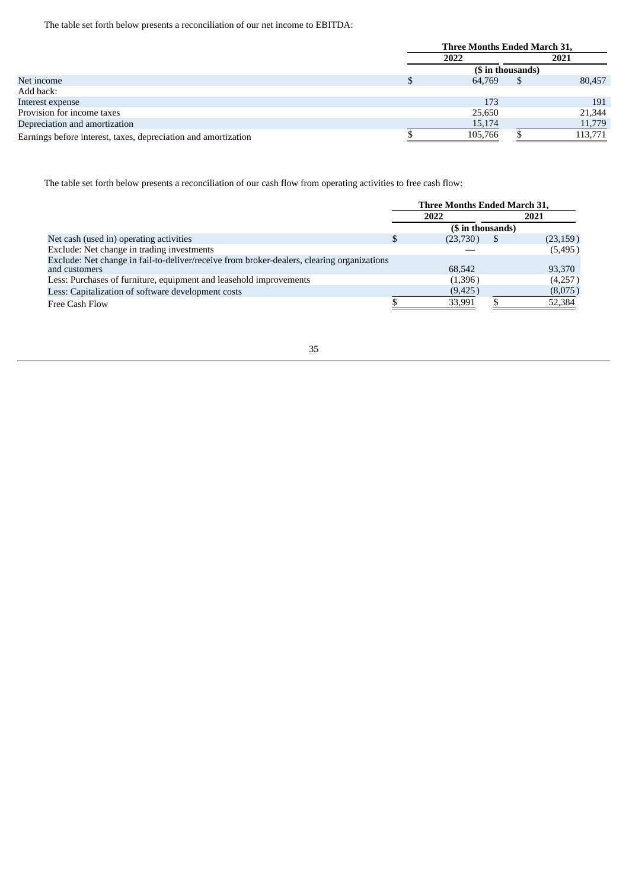The table set forth below presents a reconciliation of our net income to EBITDA:

| | Three Months Ended March 31, | |
|---|---|---|
| | 2022 | 2021 |
| | ($ in thousands) | |
| Net income | $ 64,769 | $ 80,457 |
| Add back: | | |
| Interest expense | 173 | 191 |
| Provision for income taxes | 25,650 | 21,344 |
| Depreciation and amortization | 15,174 | 11,779 |
| Earnings before interest, taxes, depreciation and amortization | $ 105,766 | $ 113,771 |

The table set forth below presents a reconciliation of our cash flow from operating activities to free cash flow:

| | Three Months Ended March 31, | |
|---|---|---|
| | 2022 | 2021 |
| | ($ in thousands) | |
| Net cash (used in) operating activities | $ (23,730) | $ (23,159) |
| Exclude: Net change in trading investments | — | (5,495) |
| Exclude: Net change in fail-to-deliver/receive from broker-dealers, clearing organizations and customers | 68,542 | 93,370 |
| Less: Purchases of furniture, equipment and leasehold improvements | (1,396) | (4,257) |
| Less: Capitalization of software development costs | (9,425) | (8,075) |
| Free Cash Flow | $ 33,991 | $ 52,384 |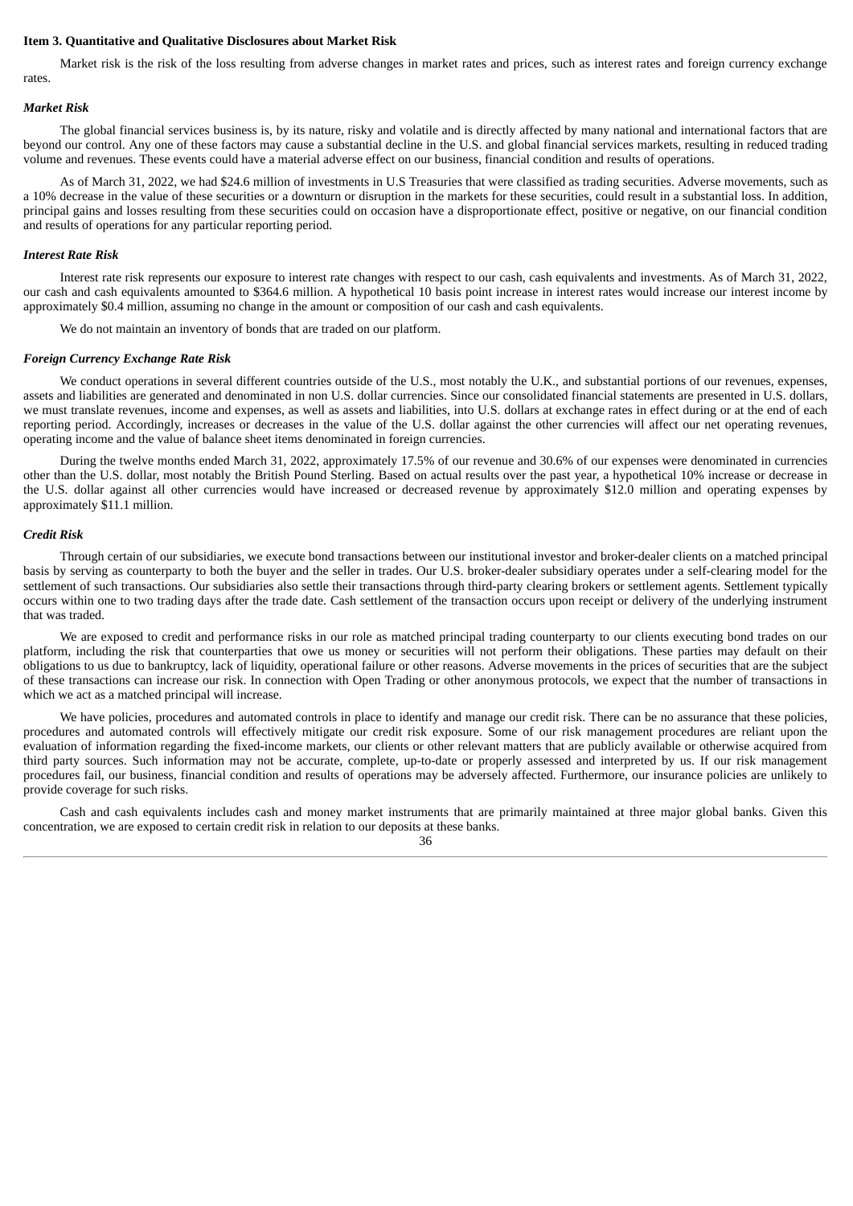**Item 3. Quantitative and Qualitative Disclosures about Market Risk**

Market risk is the risk of the loss resulting from adverse changes in market rates and prices, such as interest rates and foreign currency exchange rates.

***Market Risk***

The global financial services business is, by its nature, risky and volatile and is directly affected by many national and international factors that are beyond our control. Any one of these factors may cause a substantial decline in the U.S. and global financial services markets, resulting in reduced trading volume and revenues. These events could have a material adverse effect on our business, financial condition and results of operations.

As of March 31, 2022, we had $24.6 million of investments in U.S Treasuries that were classified as trading securities. Adverse movements, such as a 10% decrease in the value of these securities or a downturn or disruption in the markets for these securities, could result in a substantial loss. In addition, principal gains and losses resulting from these securities could on occasion have a disproportionate effect, positive or negative, on our financial condition and results of operations for any particular reporting period.

***Interest Rate Risk***

Interest rate risk represents our exposure to interest rate changes with respect to our cash, cash equivalents and investments. As of March 31, 2022, our cash and cash equivalents amounted to $364.6 million. A hypothetical 10 basis point increase in interest rates would increase our interest income by approximately $0.4 million, assuming no change in the amount or composition of our cash and cash equivalents.

We do not maintain an inventory of bonds that are traded on our platform.

***Foreign Currency Exchange Rate Risk***

We conduct operations in several different countries outside of the U.S., most notably the U.K., and substantial portions of our revenues, expenses, assets and liabilities are generated and denominated in non U.S. dollar currencies. Since our consolidated financial statements are presented in U.S. dollars, we must translate revenues, income and expenses, as well as assets and liabilities, into U.S. dollars at exchange rates in effect during or at the end of each reporting period. Accordingly, increases or decreases in the value of the U.S. dollar against the other currencies will affect our net operating revenues, operating income and the value of balance sheet items denominated in foreign currencies.

During the twelve months ended March 31, 2022, approximately 17.5% of our revenue and 30.6% of our expenses were denominated in currencies other than the U.S. dollar, most notably the British Pound Sterling. Based on actual results over the past year, a hypothetical 10% increase or decrease in the U.S. dollar against all other currencies would have increased or decreased revenue by approximately $12.0 million and operating expenses by approximately $11.1 million.

***Credit Risk***

Through certain of our subsidiaries, we execute bond transactions between our institutional investor and broker-dealer clients on a matched principal basis by serving as counterparty to both the buyer and the seller in trades. Our U.S. broker-dealer subsidiary operates under a self-clearing model for the settlement of such transactions. Our subsidiaries also settle their transactions through third-party clearing brokers or settlement agents. Settlement typically occurs within one to two trading days after the trade date. Cash settlement of the transaction occurs upon receipt or delivery of the underlying instrument that was traded.

We are exposed to credit and performance risks in our role as matched principal trading counterparty to our clients executing bond trades on our platform, including the risk that counterparties that owe us money or securities will not perform their obligations. These parties may default on their obligations to us due to bankruptcy, lack of liquidity, operational failure or other reasons. Adverse movements in the prices of securities that are the subject of these transactions can increase our risk. In connection with Open Trading or other anonymous protocols, we expect that the number of transactions in which we act as a matched principal will increase.

We have policies, procedures and automated controls in place to identify and manage our credit risk. There can be no assurance that these policies, procedures and automated controls will effectively mitigate our credit risk exposure. Some of our risk management procedures are reliant upon the evaluation of information regarding the fixed-income markets, our clients or other relevant matters that are publicly available or otherwise acquired from third party sources. Such information may not be accurate, complete, up-to-date or properly assessed and interpreted by us. If our risk management procedures fail, our business, financial condition and results of operations may be adversely affected. Furthermore, our insurance policies are unlikely to provide coverage for such risks.

Cash and cash equivalents includes cash and money market instruments that are primarily maintained at three major global banks. Given this concentration, we are exposed to certain credit risk in relation to our deposits at these banks.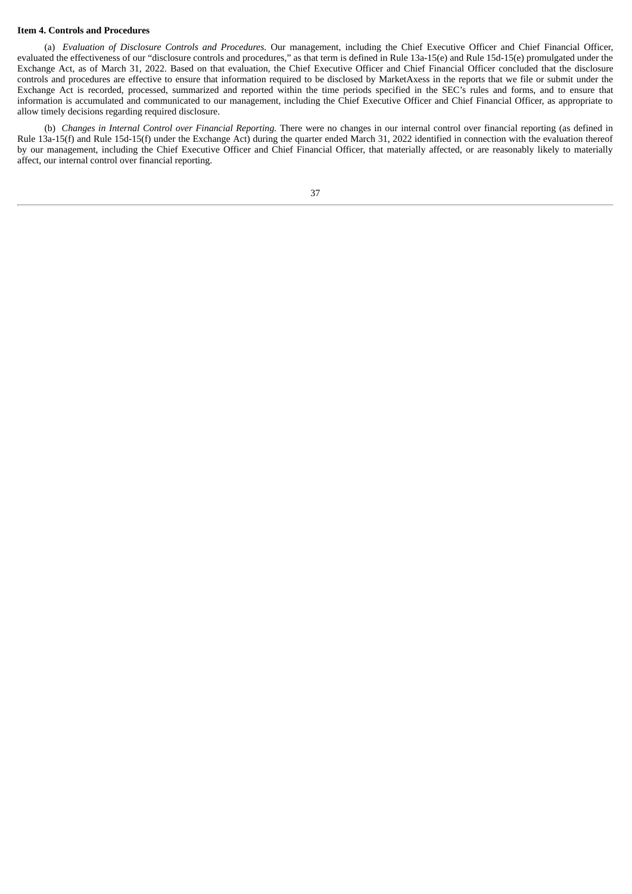**Item 4. Controls and Procedures**

(a) *Evaluation of Disclosure Controls and Procedures.* Our management, including the Chief Executive Officer and Chief Financial Officer, evaluated the effectiveness of our "disclosure controls and procedures," as that term is defined in Rule 13a-15(e) and Rule 15d-15(e) promulgated under the Exchange Act, as of March 31, 2022. Based on that evaluation, the Chief Executive Officer and Chief Financial Officer concluded that the disclosure controls and procedures are effective to ensure that information required to be disclosed by MarketAxess in the reports that we file or submit under the Exchange Act is recorded, processed, summarized and reported within the time periods specified in the SEC's rules and forms, and to ensure that information is accumulated and communicated to our management, including the Chief Executive Officer and Chief Financial Officer, as appropriate to allow timely decisions regarding required disclosure.

(b) *Changes in Internal Control over Financial Reporting.* There were no changes in our internal control over financial reporting (as defined in Rule 13a-15(f) and Rule 15d-15(f) under the Exchange Act) during the quarter ended March 31, 2022 identified in connection with the evaluation thereof by our management, including the Chief Executive Officer and Chief Financial Officer, that materially affected, or are reasonably likely to materially affect, our internal control over financial reporting.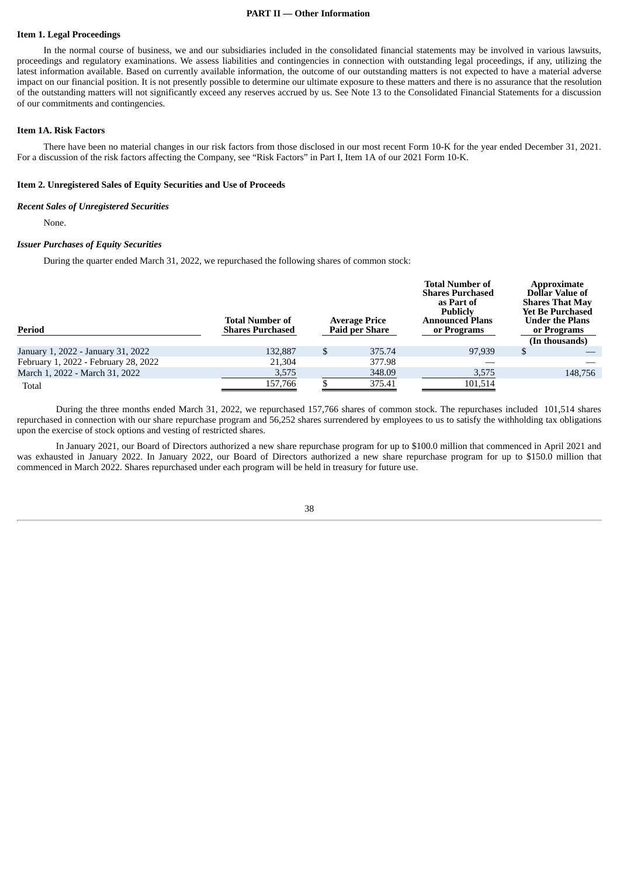## PART II — Other Information

### Item 1. Legal Proceedings

In the normal course of business, we and our subsidiaries included in the consolidated financial statements may be involved in various lawsuits, proceedings and regulatory examinations. We assess liabilities and contingencies in connection with outstanding legal proceedings, if any, utilizing the latest information available. Based on currently available information, the outcome of our outstanding matters is not expected to have a material adverse impact on our financial position. It is not presently possible to determine our ultimate exposure to these matters and there is no assurance that the resolution of the outstanding matters will not significantly exceed any reserves accrued by us. See Note 13 to the Consolidated Financial Statements for a discussion of our commitments and contingencies.

### Item 1A. Risk Factors

There have been no material changes in our risk factors from those disclosed in our most recent Form 10-K for the year ended December 31, 2021. For a discussion of the risk factors affecting the Company, see “Risk Factors” in Part I, Item 1A of our 2021 Form 10-K.

### Item 2. Unregistered Sales of Equity Securities and Use of Proceeds

***Recent Sales of Unregistered Securities***

None.

***Issuer Purchases of Equity Securities***

During the quarter ended March 31, 2022, we repurchased the following shares of common stock:

| Period | Total Number of Shares Purchased | Average Price Paid per Share | Total Number of Shares Purchased as Part of Publicly Announced Plans or Programs | Approximate Dollar Value of Shares That May Yet Be Purchased Under the Plans or Programs (In thousands) |
|---|---|---|---|---|
| January 1, 2022 - January 31, 2022 | 132,887 | $ 375.74 | 97,939 | $ — |
| February 1, 2022 - February 28, 2022 | 21,304 | 377.98 | — | — |
| March 1, 2022 - March 31, 2022 | 3,575 | 348.09 | 3,575 | 148,756 |
| Total | 157,766 | $ 375.41 | 101,514 | |

During the three months ended March 31, 2022, we repurchased 157,766 shares of common stock. The repurchases included 101,514 shares repurchased in connection with our share repurchase program and 56,252 shares surrendered by employees to us to satisfy the withholding tax obligations upon the exercise of stock options and vesting of restricted shares.

In January 2021, our Board of Directors authorized a new share repurchase program for up to $100.0 million that commenced in April 2021 and was exhausted in January 2022. In January 2022, our Board of Directors authorized a new share repurchase program for up to $150.0 million that commenced in March 2022. Shares repurchased under each program will be held in treasury for future use.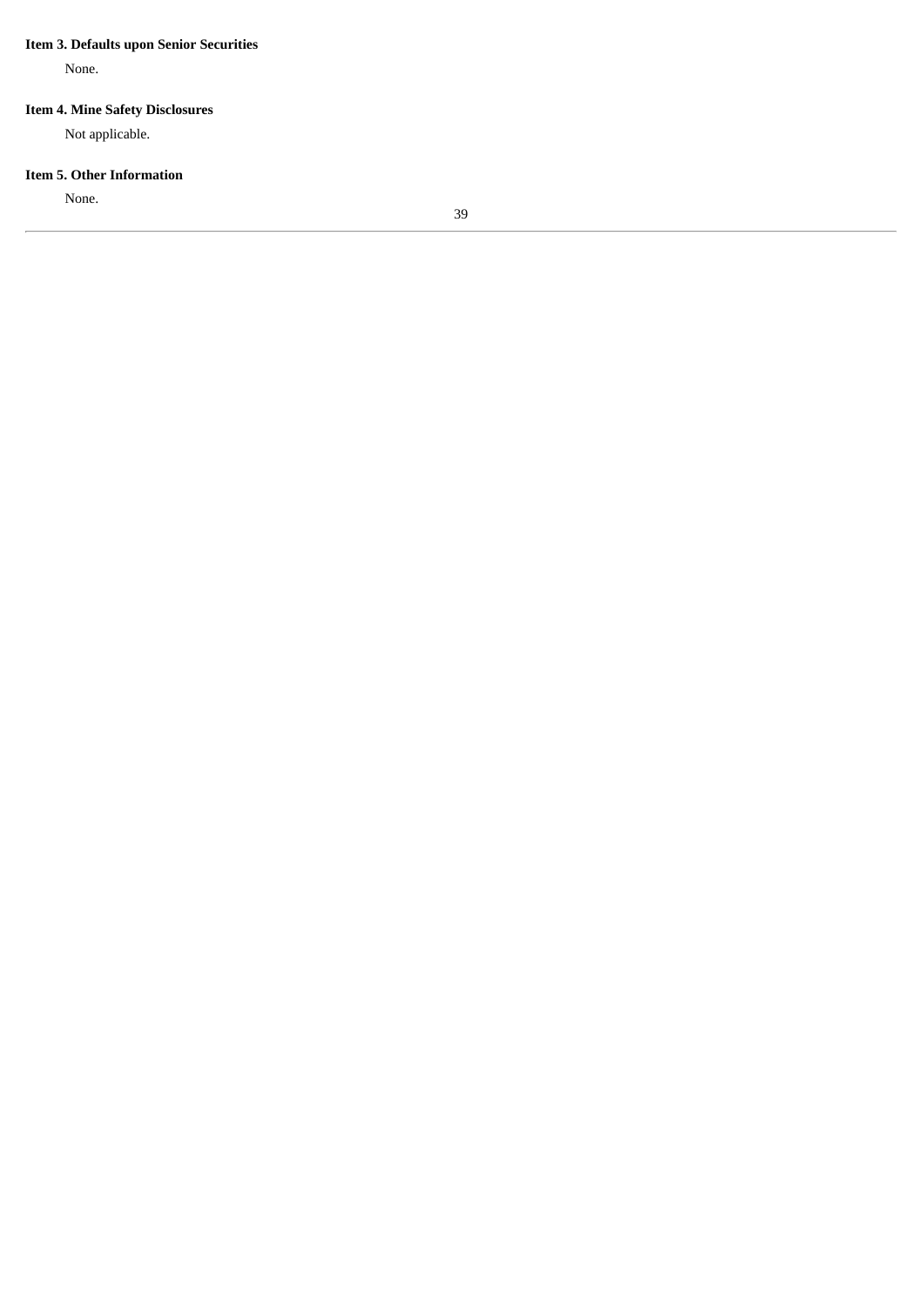**Item 3. Defaults upon Senior Securities**

None.

**Item 4. Mine Safety Disclosures**

Not applicable.

**Item 5. Other Information**

None.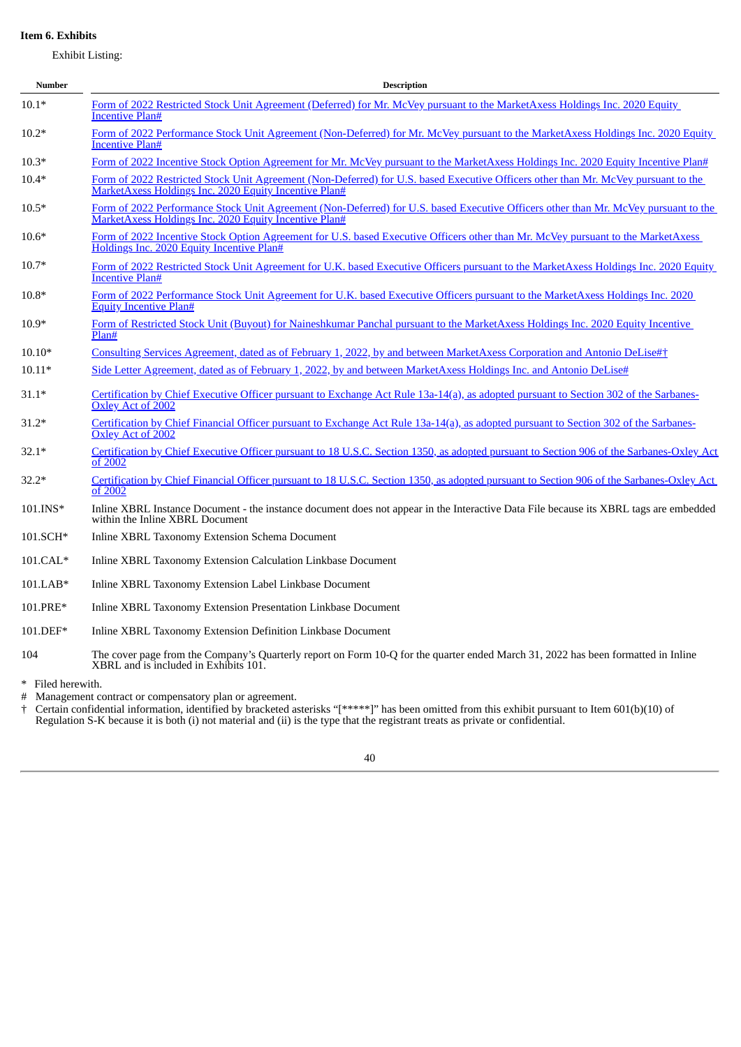**Item 6. Exhibits**

Exhibit Listing:

| Number | Description |
|---|---|
| 10.1* | Form of 2022 Restricted Stock Unit Agreement (Deferred) for Mr. McVey pursuant to the MarketAxess Holdings Inc. 2020 Equity Incentive Plan# |
| 10.2* | Form of 2022 Performance Stock Unit Agreement (Non-Deferred) for Mr. McVey pursuant to the MarketAxess Holdings Inc. 2020 Equity Incentive Plan# |
| 10.3* | Form of 2022 Incentive Stock Option Agreement for Mr. McVey pursuant to the MarketAxess Holdings Inc. 2020 Equity Incentive Plan# |
| 10.4* | Form of 2022 Restricted Stock Unit Agreement (Non-Deferred) for U.S. based Executive Officers other than Mr. McVey pursuant to the MarketAxess Holdings Inc. 2020 Equity Incentive Plan# |
| 10.5* | Form of 2022 Performance Stock Unit Agreement (Non-Deferred) for U.S. based Executive Officers other than Mr. McVey pursuant to the MarketAxess Holdings Inc. 2020 Equity Incentive Plan# |
| 10.6* | Form of 2022 Incentive Stock Option Agreement for U.S. based Executive Officers other than Mr. McVey pursuant to the MarketAxess Holdings Inc. 2020 Equity Incentive Plan# |
| 10.7* | Form of 2022 Restricted Stock Unit Agreement for U.K. based Executive Officers pursuant to the MarketAxess Holdings Inc. 2020 Equity Incentive Plan# |
| 10.8* | Form of 2022 Performance Stock Unit Agreement for U.K. based Executive Officers pursuant to the MarketAxess Holdings Inc. 2020 Equity Incentive Plan# |
| 10.9* | Form of Restricted Stock Unit (Buyout) for Naineshkumar Panchal pursuant to the MarketAxess Holdings Inc. 2020 Equity Incentive Plan# |
| 10.10* | Consulting Services Agreement, dated as of February 1, 2022, by and between MarketAxess Corporation and Antonio DeLise#† |
| 10.11* | Side Letter Agreement, dated as of February 1, 2022, by and between MarketAxess Holdings Inc. and Antonio DeLise# |
| 31.1* | Certification by Chief Executive Officer pursuant to Exchange Act Rule 13a-14(a), as adopted pursuant to Section 302 of the Sarbanes-Oxley Act of 2002 |
| 31.2* | Certification by Chief Financial Officer pursuant to Exchange Act Rule 13a-14(a), as adopted pursuant to Section 302 of the Sarbanes-Oxley Act of 2002 |
| 32.1* | Certification by Chief Executive Officer pursuant to 18 U.S.C. Section 1350, as adopted pursuant to Section 906 of the Sarbanes-Oxley Act of 2002 |
| 32.2* | Certification by Chief Financial Officer pursuant to 18 U.S.C. Section 1350, as adopted pursuant to Section 906 of the Sarbanes-Oxley Act of 2002 |
| 101.INS* | Inline XBRL Instance Document - the instance document does not appear in the Interactive Data File because its XBRL tags are embedded within the Inline XBRL Document |
| 101.SCH* | Inline XBRL Taxonomy Extension Schema Document |
| 101.CAL* | Inline XBRL Taxonomy Extension Calculation Linkbase Document |
| 101.LAB* | Inline XBRL Taxonomy Extension Label Linkbase Document |
| 101.PRE* | Inline XBRL Taxonomy Extension Presentation Linkbase Document |
| 101.DEF* | Inline XBRL Taxonomy Extension Definition Linkbase Document |
| 104 | The cover page from the Company's Quarterly report on Form 10-Q for the quarter ended March 31, 2022 has been formatted in Inline XBRL and is included in Exhibits 101. |

\* Filed herewith.

\# Management contract or compensatory plan or agreement.

† Certain confidential information, identified by bracketed asterisks "[*****]" has been omitted from this exhibit pursuant to Item 601(b)(10) of Regulation S-K because it is both (i) not material and (ii) is the type that the registrant treats as private or confidential.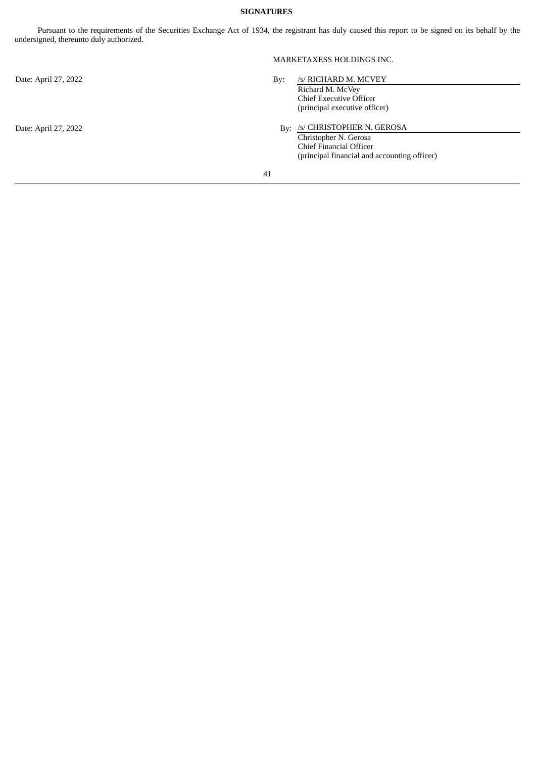**SIGNATURES**

Pursuant to the requirements of the Securities Exchange Act of 1934, the registrant has duly caused this report to be signed on its behalf by the undersigned, thereunto duly authorized.

MARKETAXESS HOLDINGS INC.

| | | |
|---|---|---|
| Date: April 27, 2022 | By: | /s/ RICHARD M. MCVEY<br>Richard M. McVey<br>Chief Executive Officer<br>(principal executive officer) |
| Date: April 27, 2022 | By: | /s/ CHRISTOPHER N. GEROSA<br>Christopher N. Gerosa<br>Chief Financial Officer<br>(principal financial and accounting officer) |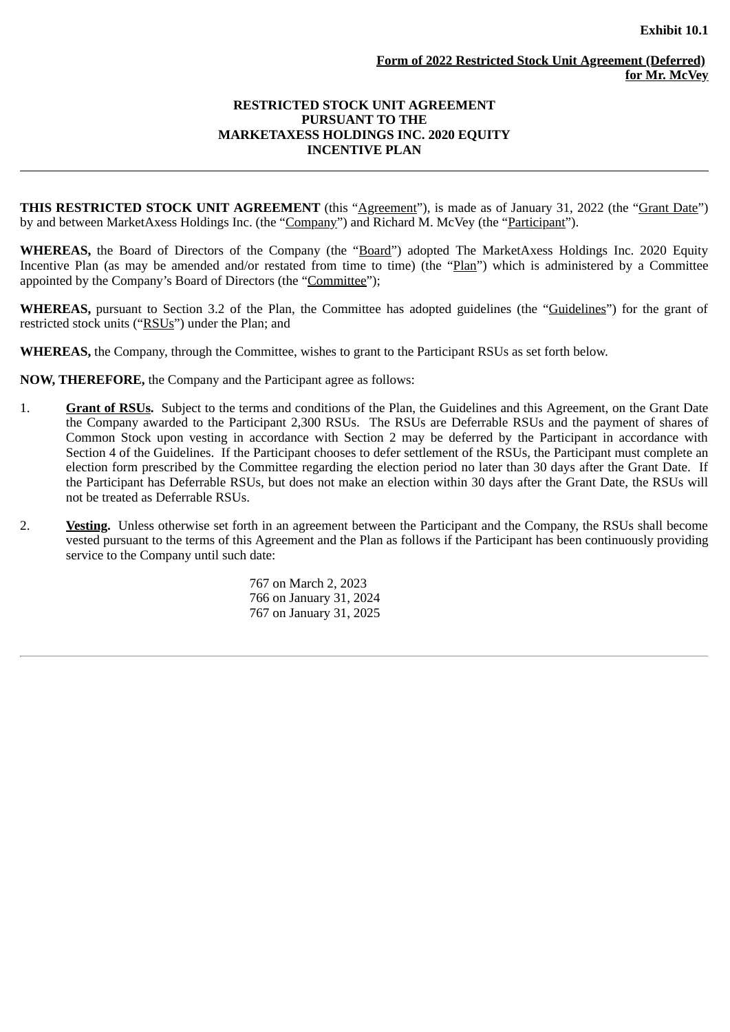**Exhibit 10.1**

**Form of 2022 Restricted Stock Unit Agreement (Deferred) for Mr. McVey**

**RESTRICTED STOCK UNIT AGREEMENT**
**PURSUANT TO THE**
**MARKETAXESS HOLDINGS INC. 2020 EQUITY INCENTIVE PLAN**

---

**THIS RESTRICTED STOCK UNIT AGREEMENT** (this "Agreement"), is made as of January 31, 2022 (the "Grant Date") by and between MarketAxess Holdings Inc. (the "Company") and Richard M. McVey (the "Participant").

**WHEREAS,** the Board of Directors of the Company (the "Board") adopted The MarketAxess Holdings Inc. 2020 Equity Incentive Plan (as may be amended and/or restated from time to time) (the "Plan") which is administered by a Committee appointed by the Company's Board of Directors (the "Committee");

**WHEREAS,** pursuant to Section 3.2 of the Plan, the Committee has adopted guidelines (the "Guidelines") for the grant of restricted stock units ("RSUs") under the Plan; and

**WHEREAS,** the Company, through the Committee, wishes to grant to the Participant RSUs as set forth below.

**NOW, THEREFORE,** the Company and the Participant agree as follows:

1. **Grant of RSUs.** Subject to the terms and conditions of the Plan, the Guidelines and this Agreement, on the Grant Date the Company awarded to the Participant 2,300 RSUs. The RSUs are Deferrable RSUs and the payment of shares of Common Stock upon vesting in accordance with Section 2 may be deferred by the Participant in accordance with Section 4 of the Guidelines. If the Participant chooses to defer settlement of the RSUs, the Participant must complete an election form prescribed by the Committee regarding the election period no later than 30 days after the Grant Date. If the Participant has Deferrable RSUs, but does not make an election within 30 days after the Grant Date, the RSUs will not be treated as Deferrable RSUs.

2. **Vesting.** Unless otherwise set forth in an agreement between the Participant and the Company, the RSUs shall become vested pursuant to the terms of this Agreement and the Plan as follows if the Participant has been continuously providing service to the Company until such date:

   767 on March 2, 2023
   766 on January 31, 2024
   767 on January 31, 2025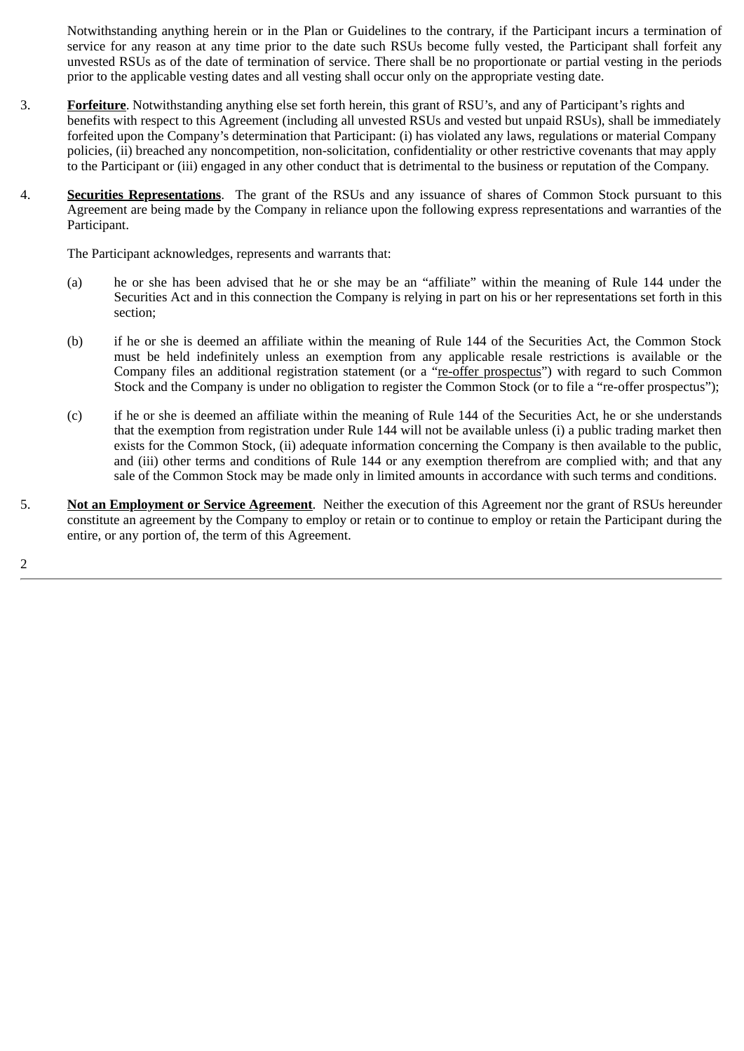Notwithstanding anything herein or in the Plan or Guidelines to the contrary, if the Participant incurs a termination of service for any reason at any time prior to the date such RSUs become fully vested, the Participant shall forfeit any unvested RSUs as of the date of termination of service. There shall be no proportionate or partial vesting in the periods prior to the applicable vesting dates and all vesting shall occur only on the appropriate vesting date.

3. **Forfeiture**. Notwithstanding anything else set forth herein, this grant of RSU's, and any of Participant's rights and benefits with respect to this Agreement (including all unvested RSUs and vested but unpaid RSUs), shall be immediately forfeited upon the Company's determination that Participant: (i) has violated any laws, regulations or material Company policies, (ii) breached any noncompetition, non-solicitation, confidentiality or other restrictive covenants that may apply to the Participant or (iii) engaged in any other conduct that is detrimental to the business or reputation of the Company.

4. **Securities Representations**. The grant of the RSUs and any issuance of shares of Common Stock pursuant to this Agreement are being made by the Company in reliance upon the following express representations and warranties of the Participant.

   The Participant acknowledges, represents and warrants that:

   (a) he or she has been advised that he or she may be an "affiliate" within the meaning of Rule 144 under the Securities Act and in this connection the Company is relying in part on his or her representations set forth in this section;

   (b) if he or she is deemed an affiliate within the meaning of Rule 144 of the Securities Act, the Common Stock must be held indefinitely unless an exemption from any applicable resale restrictions is available or the Company files an additional registration statement (or a "re-offer prospectus") with regard to such Common Stock and the Company is under no obligation to register the Common Stock (or to file a "re-offer prospectus");

   (c) if he or she is deemed an affiliate within the meaning of Rule 144 of the Securities Act, he or she understands that the exemption from registration under Rule 144 will not be available unless (i) a public trading market then exists for the Common Stock, (ii) adequate information concerning the Company is then available to the public, and (iii) other terms and conditions of Rule 144 or any exemption therefrom are complied with; and that any sale of the Common Stock may be made only in limited amounts in accordance with such terms and conditions.

5. **Not an Employment or Service Agreement**. Neither the execution of this Agreement nor the grant of RSUs hereunder constitute an agreement by the Company to employ or retain or to continue to employ or retain the Participant during the entire, or any portion of, the term of this Agreement.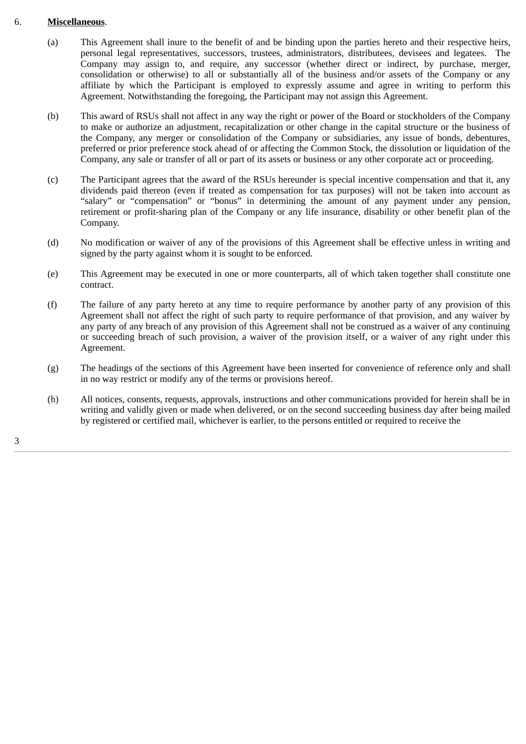6. **Miscellaneous**.

(a) This Agreement shall inure to the benefit of and be binding upon the parties hereto and their respective heirs, personal legal representatives, successors, trustees, administrators, distributees, devisees and legatees. The Company may assign to, and require, any successor (whether direct or indirect, by purchase, merger, consolidation or otherwise) to all or substantially all of the business and/or assets of the Company or any affiliate by which the Participant is employed to expressly assume and agree in writing to perform this Agreement. Notwithstanding the foregoing, the Participant may not assign this Agreement.

(b) This award of RSUs shall not affect in any way the right or power of the Board or stockholders of the Company to make or authorize an adjustment, recapitalization or other change in the capital structure or the business of the Company, any merger or consolidation of the Company or subsidiaries, any issue of bonds, debentures, preferred or prior preference stock ahead of or affecting the Common Stock, the dissolution or liquidation of the Company, any sale or transfer of all or part of its assets or business or any other corporate act or proceeding.

(c) The Participant agrees that the award of the RSUs hereunder is special incentive compensation and that it, any dividends paid thereon (even if treated as compensation for tax purposes) will not be taken into account as "salary" or "compensation" or "bonus" in determining the amount of any payment under any pension, retirement or profit-sharing plan of the Company or any life insurance, disability or other benefit plan of the Company.

(d) No modification or waiver of any of the provisions of this Agreement shall be effective unless in writing and signed by the party against whom it is sought to be enforced.

(e) This Agreement may be executed in one or more counterparts, all of which taken together shall constitute one contract.

(f) The failure of any party hereto at any time to require performance by another party of any provision of this Agreement shall not affect the right of such party to require performance of that provision, and any waiver by any party of any breach of any provision of this Agreement shall not be construed as a waiver of any continuing or succeeding breach of such provision, a waiver of the provision itself, or a waiver of any right under this Agreement.

(g) The headings of the sections of this Agreement have been inserted for convenience of reference only and shall in no way restrict or modify any of the terms or provisions hereof.

(h) All notices, consents, requests, approvals, instructions and other communications provided for herein shall be in writing and validly given or made when delivered, or on the second succeeding business day after being mailed by registered or certified mail, whichever is earlier, to the persons entitled or required to receive the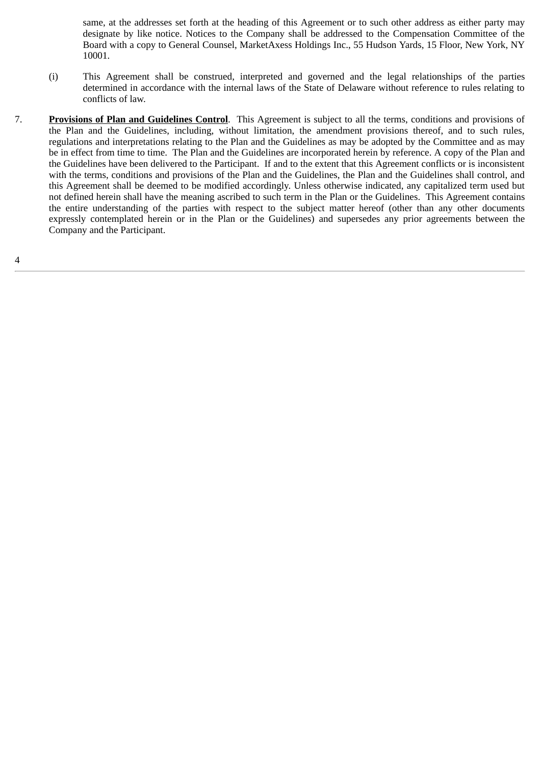same, at the addresses set forth at the heading of this Agreement or to such other address as either party may designate by like notice. Notices to the Company shall be addressed to the Compensation Committee of the Board with a copy to General Counsel, MarketAxess Holdings Inc., 55 Hudson Yards, 15 Floor, New York, NY 10001.

(i) This Agreement shall be construed, interpreted and governed and the legal relationships of the parties determined in accordance with the internal laws of the State of Delaware without reference to rules relating to conflicts of law.

7. **Provisions of Plan and Guidelines Control**. This Agreement is subject to all the terms, conditions and provisions of the Plan and the Guidelines, including, without limitation, the amendment provisions thereof, and to such rules, regulations and interpretations relating to the Plan and the Guidelines as may be adopted by the Committee and as may be in effect from time to time. The Plan and the Guidelines are incorporated herein by reference. A copy of the Plan and the Guidelines have been delivered to the Participant. If and to the extent that this Agreement conflicts or is inconsistent with the terms, conditions and provisions of the Plan and the Guidelines, the Plan and the Guidelines shall control, and this Agreement shall be deemed to be modified accordingly. Unless otherwise indicated, any capitalized term used but not defined herein shall have the meaning ascribed to such term in the Plan or the Guidelines. This Agreement contains the entire understanding of the parties with respect to the subject matter hereof (other than any other documents expressly contemplated herein or in the Plan or the Guidelines) and supersedes any prior agreements between the Company and the Participant.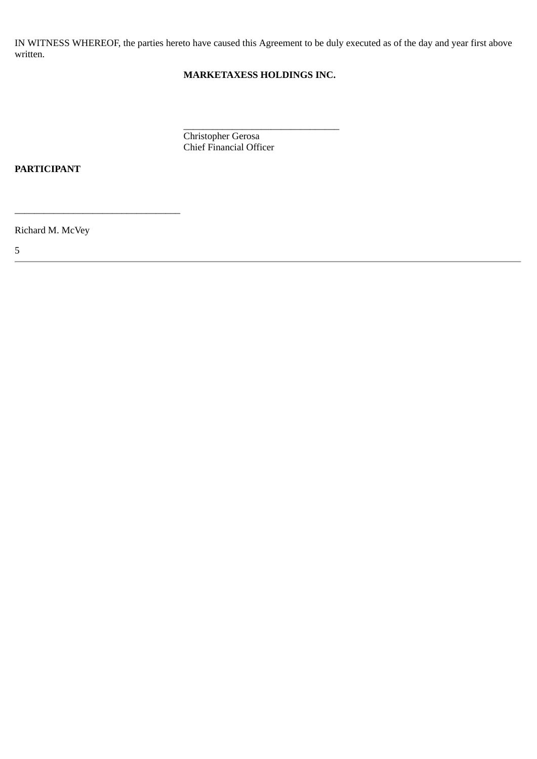IN WITNESS WHEREOF, the parties hereto have caused this Agreement to be duly executed as of the day and year first above written.

**MARKETAXESS HOLDINGS INC.**

________________________________
Christopher Gerosa
Chief Financial Officer

**PARTICIPANT**

__________________________________

Richard M. McVey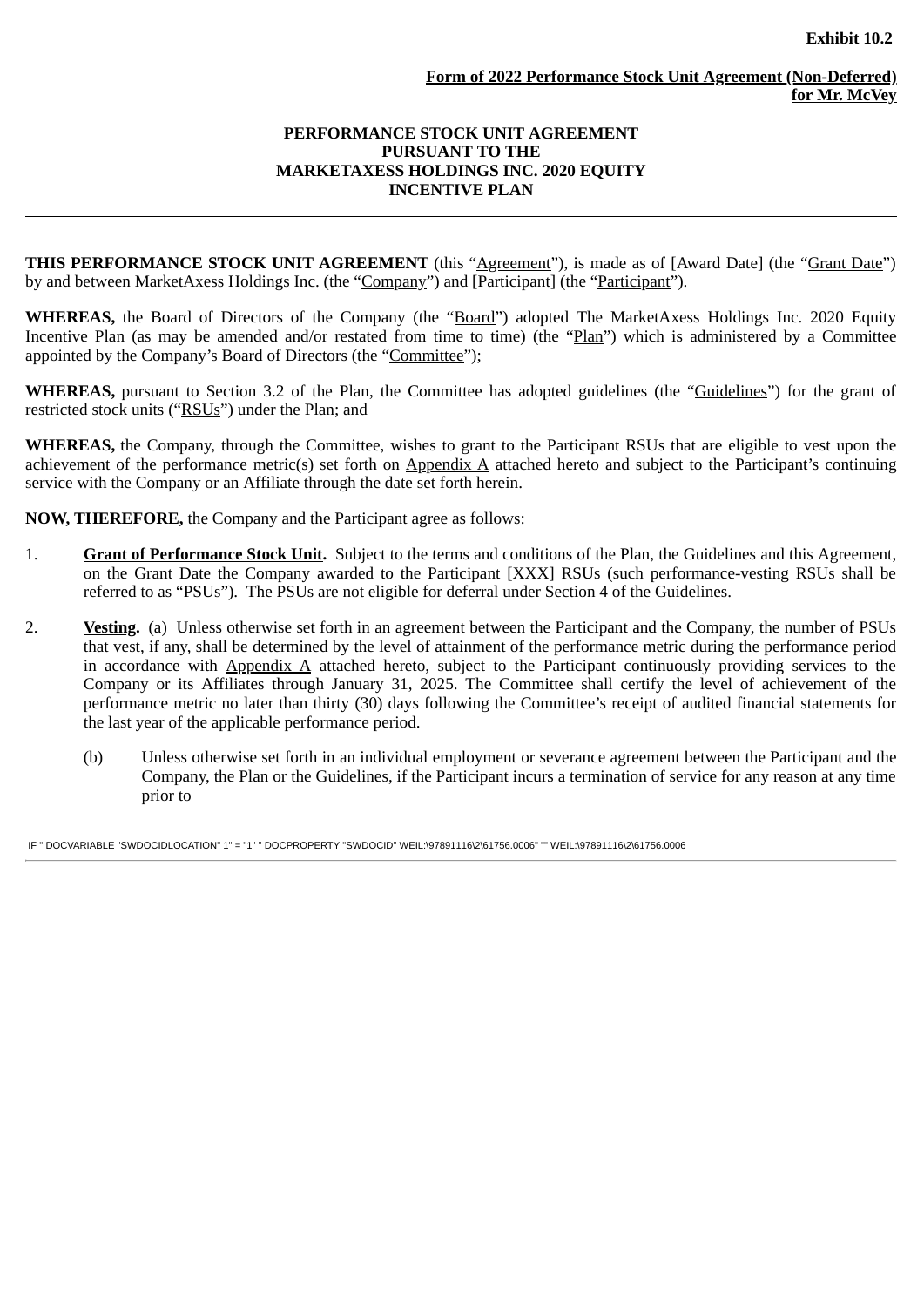**Exhibit 10.2**

**Form of 2022 Performance Stock Unit Agreement (Non-Deferred) for Mr. McVey**

**PERFORMANCE STOCK UNIT AGREEMENT PURSUANT TO THE MARKETAXESS HOLDINGS INC. 2020 EQUITY INCENTIVE PLAN**

---

**THIS PERFORMANCE STOCK UNIT AGREEMENT** (this "Agreement"), is made as of [Award Date] (the "Grant Date") by and between MarketAxess Holdings Inc. (the "Company") and [Participant] (the "Participant").

**WHEREAS,** the Board of Directors of the Company (the "Board") adopted The MarketAxess Holdings Inc. 2020 Equity Incentive Plan (as may be amended and/or restated from time to time) (the "Plan") which is administered by a Committee appointed by the Company's Board of Directors (the "Committee");

**WHEREAS,** pursuant to Section 3.2 of the Plan, the Committee has adopted guidelines (the "Guidelines") for the grant of restricted stock units ("RSUs") under the Plan; and

**WHEREAS,** the Company, through the Committee, wishes to grant to the Participant RSUs that are eligible to vest upon the achievement of the performance metric(s) set forth on Appendix A attached hereto and subject to the Participant's continuing service with the Company or an Affiliate through the date set forth herein.

**NOW, THEREFORE,** the Company and the Participant agree as follows:

1. **Grant of Performance Stock Unit.** Subject to the terms and conditions of the Plan, the Guidelines and this Agreement, on the Grant Date the Company awarded to the Participant [XXX] RSUs (such performance-vesting RSUs shall be referred to as "PSUs"). The PSUs are not eligible for deferral under Section 4 of the Guidelines.

2. **Vesting.** (a) Unless otherwise set forth in an agreement between the Participant and the Company, the number of PSUs that vest, if any, shall be determined by the level of attainment of the performance metric during the performance period in accordance with Appendix A attached hereto, subject to the Participant continuously providing services to the Company or its Affiliates through January 31, 2025. The Committee shall certify the level of achievement of the performance metric no later than thirty (30) days following the Committee's receipt of audited financial statements for the last year of the applicable performance period.

   (b) Unless otherwise set forth in an individual employment or severance agreement between the Participant and the Company, the Plan or the Guidelines, if the Participant incurs a termination of service for any reason at any time prior to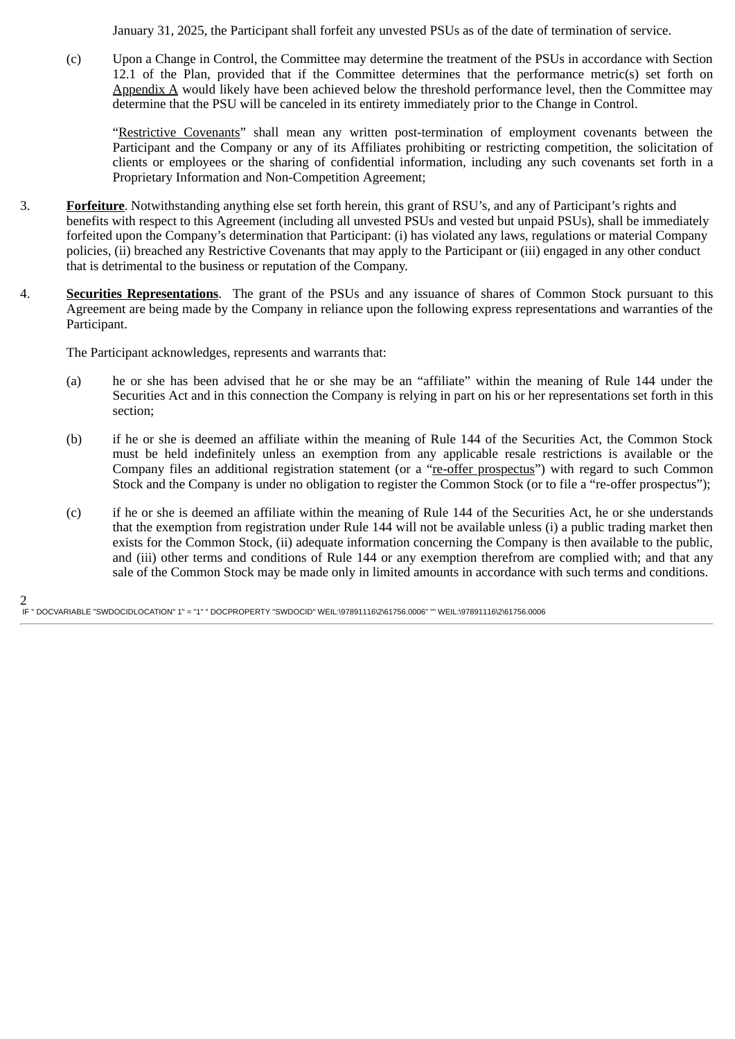January 31, 2025, the Participant shall forfeit any unvested PSUs as of the date of termination of service.

(c) Upon a Change in Control, the Committee may determine the treatment of the PSUs in accordance with Section 12.1 of the Plan, provided that if the Committee determines that the performance metric(s) set forth on Appendix A would likely have been achieved below the threshold performance level, then the Committee may determine that the PSU will be canceled in its entirety immediately prior to the Change in Control.

"Restrictive Covenants" shall mean any written post-termination of employment covenants between the Participant and the Company or any of its Affiliates prohibiting or restricting competition, the solicitation of clients or employees or the sharing of confidential information, including any such covenants set forth in a Proprietary Information and Non-Competition Agreement;

3. **Forfeiture**. Notwithstanding anything else set forth herein, this grant of RSU's, and any of Participant's rights and benefits with respect to this Agreement (including all unvested PSUs and vested but unpaid PSUs), shall be immediately forfeited upon the Company's determination that Participant: (i) has violated any laws, regulations or material Company policies, (ii) breached any Restrictive Covenants that may apply to the Participant or (iii) engaged in any other conduct that is detrimental to the business or reputation of the Company.

4. **Securities Representations**. The grant of the PSUs and any issuance of shares of Common Stock pursuant to this Agreement are being made by the Company in reliance upon the following express representations and warranties of the Participant.

The Participant acknowledges, represents and warrants that:

(a) he or she has been advised that he or she may be an "affiliate" within the meaning of Rule 144 under the Securities Act and in this connection the Company is relying in part on his or her representations set forth in this section;

(b) if he or she is deemed an affiliate within the meaning of Rule 144 of the Securities Act, the Common Stock must be held indefinitely unless an exemption from any applicable resale restrictions is available or the Company files an additional registration statement (or a "re-offer prospectus") with regard to such Common Stock and the Company is under no obligation to register the Common Stock (or to file a "re-offer prospectus");

(c) if he or she is deemed an affiliate within the meaning of Rule 144 of the Securities Act, he or she understands that the exemption from registration under Rule 144 will not be available unless (i) a public trading market then exists for the Common Stock, (ii) adequate information concerning the Company is then available to the public, and (iii) other terms and conditions of Rule 144 or any exemption therefrom are complied with; and that any sale of the Common Stock may be made only in limited amounts in accordance with such terms and conditions.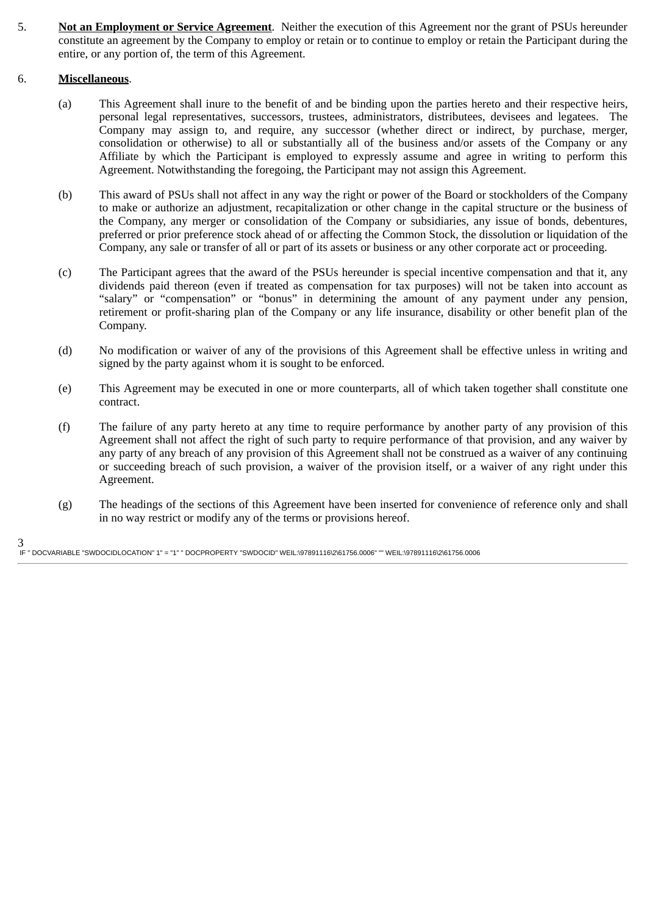5. **Not an Employment or Service Agreement**. Neither the execution of this Agreement nor the grant of PSUs hereunder constitute an agreement by the Company to employ or retain or to continue to employ or retain the Participant during the entire, or any portion of, the term of this Agreement.

6. **Miscellaneous**.

   (a) This Agreement shall inure to the benefit of and be binding upon the parties hereto and their respective heirs, personal legal representatives, successors, trustees, administrators, distributees, devisees and legatees. The Company may assign to, and require, any successor (whether direct or indirect, by purchase, merger, consolidation or otherwise) to all or substantially all of the business and/or assets of the Company or any Affiliate by which the Participant is employed to expressly assume and agree in writing to perform this Agreement. Notwithstanding the foregoing, the Participant may not assign this Agreement.

   (b) This award of PSUs shall not affect in any way the right or power of the Board or stockholders of the Company to make or authorize an adjustment, recapitalization or other change in the capital structure or the business of the Company, any merger or consolidation of the Company or subsidiaries, any issue of bonds, debentures, preferred or prior preference stock ahead of or affecting the Common Stock, the dissolution or liquidation of the Company, any sale or transfer of all or part of its assets or business or any other corporate act or proceeding.

   (c) The Participant agrees that the award of the PSUs hereunder is special incentive compensation and that it, any dividends paid thereon (even if treated as compensation for tax purposes) will not be taken into account as "salary" or "compensation" or "bonus" in determining the amount of any payment under any pension, retirement or profit-sharing plan of the Company or any life insurance, disability or other benefit plan of the Company.

   (d) No modification or waiver of any of the provisions of this Agreement shall be effective unless in writing and signed by the party against whom it is sought to be enforced.

   (e) This Agreement may be executed in one or more counterparts, all of which taken together shall constitute one contract.

   (f) The failure of any party hereto at any time to require performance by another party of any provision of this Agreement shall not affect the right of such party to require performance of that provision, and any waiver by any party of any breach of any provision of this Agreement shall not be construed as a waiver of any continuing or succeeding breach of such provision, a waiver of the provision itself, or a waiver of any right under this Agreement.

   (g) The headings of the sections of this Agreement have been inserted for convenience of reference only and shall in no way restrict or modify any of the terms or provisions hereof.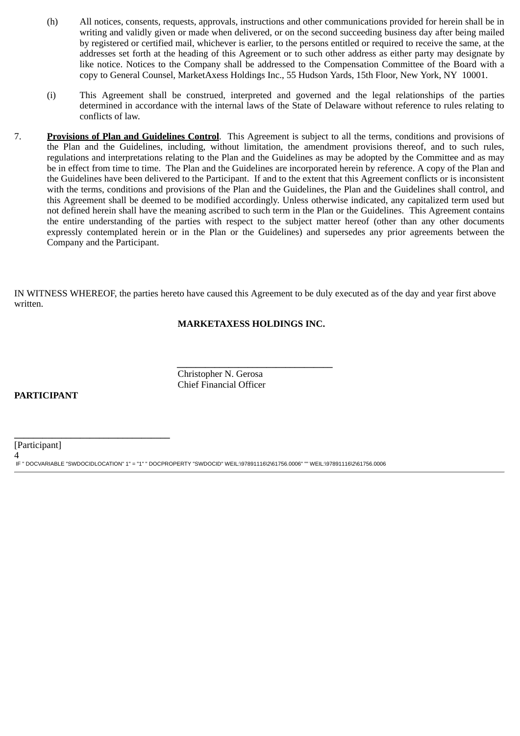(h) All notices, consents, requests, approvals, instructions and other communications provided for herein shall be in writing and validly given or made when delivered, or on the second succeeding business day after being mailed by registered or certified mail, whichever is earlier, to the persons entitled or required to receive the same, at the addresses set forth at the heading of this Agreement or to such other address as either party may designate by like notice. Notices to the Company shall be addressed to the Compensation Committee of the Board with a copy to General Counsel, MarketAxess Holdings Inc., 55 Hudson Yards, 15th Floor, New York, NY 10001.

(i) This Agreement shall be construed, interpreted and governed and the legal relationships of the parties determined in accordance with the internal laws of the State of Delaware without reference to rules relating to conflicts of law.

7. **Provisions of Plan and Guidelines Control**. This Agreement is subject to all the terms, conditions and provisions of the Plan and the Guidelines, including, without limitation, the amendment provisions thereof, and to such rules, regulations and interpretations relating to the Plan and the Guidelines as may be adopted by the Committee and as may be in effect from time to time. The Plan and the Guidelines are incorporated herein by reference. A copy of the Plan and the Guidelines have been delivered to the Participant. If and to the extent that this Agreement conflicts or is inconsistent with the terms, conditions and provisions of the Plan and the Guidelines, the Plan and the Guidelines shall control, and this Agreement shall be deemed to be modified accordingly. Unless otherwise indicated, any capitalized term used but not defined herein shall have the meaning ascribed to such term in the Plan or the Guidelines. This Agreement contains the entire understanding of the parties with respect to the subject matter hereof (other than any other documents expressly contemplated herein or in the Plan or the Guidelines) and supersedes any prior agreements between the Company and the Participant.

IN WITNESS WHEREOF, the parties hereto have caused this Agreement to be duly executed as of the day and year first above written.

**MARKETAXESS HOLDINGS INC.**

\_\_\_\_\_\_\_\_\_\_\_\_\_\_\_\_\_\_\_\_\_\_\_\_\_\_\_\_\_\_\_\_
Christopher N. Gerosa
Chief Financial Officer

**PARTICIPANT**

\_\_\_\_\_\_\_\_\_\_\_\_\_\_\_\_\_\_\_\_\_\_\_\_\_\_\_\_\_\_\_\_
[Participant]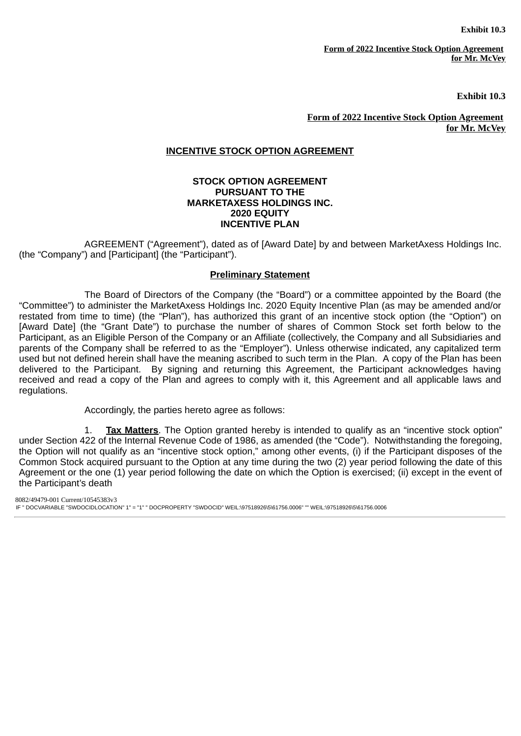**Exhibit 10.3**

**Form of 2022 Incentive Stock Option Agreement for Mr. McVey**

**Exhibit 10.3**

**Form of 2022 Incentive Stock Option Agreement for Mr. McVey**

**INCENTIVE STOCK OPTION AGREEMENT**

**STOCK OPTION AGREEMENT PURSUANT TO THE MARKETAXESS HOLDINGS INC. 2020 EQUITY INCENTIVE PLAN**

AGREEMENT ("Agreement"), dated as of [Award Date] by and between MarketAxess Holdings Inc. (the "Company") and [Participant] (the "Participant").

**Preliminary Statement**

The Board of Directors of the Company (the "Board") or a committee appointed by the Board (the "Committee") to administer the MarketAxess Holdings Inc. 2020 Equity Incentive Plan (as may be amended and/or restated from time to time) (the "Plan"), has authorized this grant of an incentive stock option (the "Option") on [Award Date] (the "Grant Date") to purchase the number of shares of Common Stock set forth below to the Participant, as an Eligible Person of the Company or an Affiliate (collectively, the Company and all Subsidiaries and parents of the Company shall be referred to as the "Employer"). Unless otherwise indicated, any capitalized term used but not defined herein shall have the meaning ascribed to such term in the Plan. A copy of the Plan has been delivered to the Participant. By signing and returning this Agreement, the Participant acknowledges having received and read a copy of the Plan and agrees to comply with it, this Agreement and all applicable laws and regulations.

Accordingly, the parties hereto agree as follows:

1. **Tax Matters**. The Option granted hereby is intended to qualify as an "incentive stock option" under Section 422 of the Internal Revenue Code of 1986, as amended (the "Code"). Notwithstanding the foregoing, the Option will not qualify as an "incentive stock option," among other events, (i) if the Participant disposes of the Common Stock acquired pursuant to the Option at any time during the two (2) year period following the date of this Agreement or the one (1) year period following the date on which the Option is exercised; (ii) except in the event of the Participant's death

8082/49479-001 Current/10545383v3
IF " DOCVARIABLE "SWDOCIDLOCATION" 1" = "1" " DOCPROPERTY "SWDOCID" WEIL:\97518926\5\61756.0006" "" WEIL:\97518926\5\61756.0006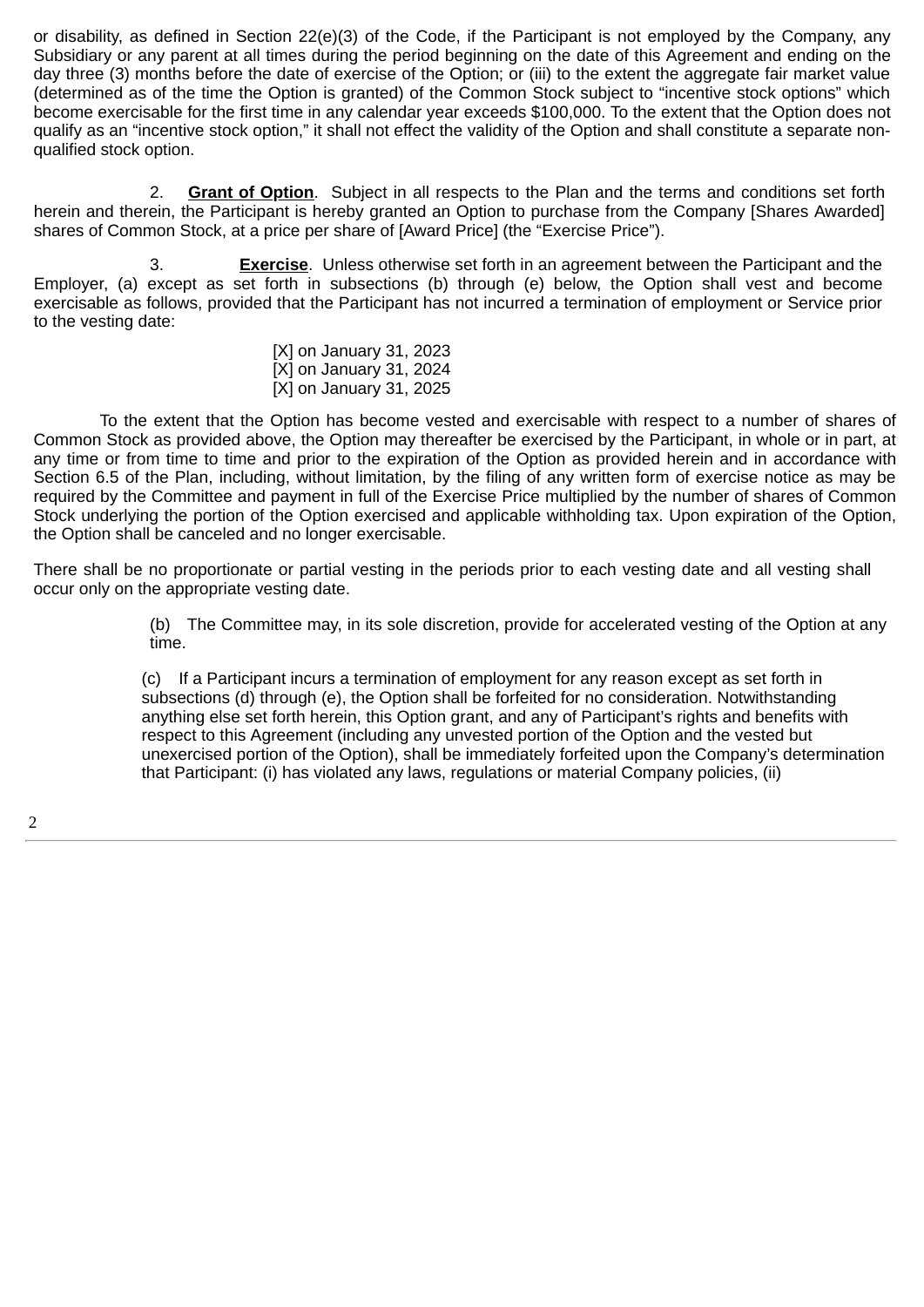or disability, as defined in Section 22(e)(3) of the Code, if the Participant is not employed by the Company, any Subsidiary or any parent at all times during the period beginning on the date of this Agreement and ending on the day three (3) months before the date of exercise of the Option; or (iii) to the extent the aggregate fair market value (determined as of the time the Option is granted) of the Common Stock subject to "incentive stock options" which become exercisable for the first time in any calendar year exceeds $100,000. To the extent that the Option does not qualify as an "incentive stock option," it shall not effect the validity of the Option and shall constitute a separate non-qualified stock option.

2. **Grant of Option**. Subject in all respects to the Plan and the terms and conditions set forth herein and therein, the Participant is hereby granted an Option to purchase from the Company [Shares Awarded] shares of Common Stock, at a price per share of [Award Price] (the "Exercise Price").

3. **Exercise**. Unless otherwise set forth in an agreement between the Participant and the Employer, (a) except as set forth in subsections (b) through (e) below, the Option shall vest and become exercisable as follows, provided that the Participant has not incurred a termination of employment or Service prior to the vesting date:

[X] on January 31, 2023
[X] on January 31, 2024
[X] on January 31, 2025

To the extent that the Option has become vested and exercisable with respect to a number of shares of Common Stock as provided above, the Option may thereafter be exercised by the Participant, in whole or in part, at any time or from time to time and prior to the expiration of the Option as provided herein and in accordance with Section 6.5 of the Plan, including, without limitation, by the filing of any written form of exercise notice as may be required by the Committee and payment in full of the Exercise Price multiplied by the number of shares of Common Stock underlying the portion of the Option exercised and applicable withholding tax. Upon expiration of the Option, the Option shall be canceled and no longer exercisable.

There shall be no proportionate or partial vesting in the periods prior to each vesting date and all vesting shall occur only on the appropriate vesting date.

(b) The Committee may, in its sole discretion, provide for accelerated vesting of the Option at any time.

(c) If a Participant incurs a termination of employment for any reason except as set forth in subsections (d) through (e), the Option shall be forfeited for no consideration. Notwithstanding anything else set forth herein, this Option grant, and any of Participant's rights and benefits with respect to this Agreement (including any unvested portion of the Option and the vested but unexercised portion of the Option), shall be immediately forfeited upon the Company's determination that Participant: (i) has violated any laws, regulations or material Company policies, (ii)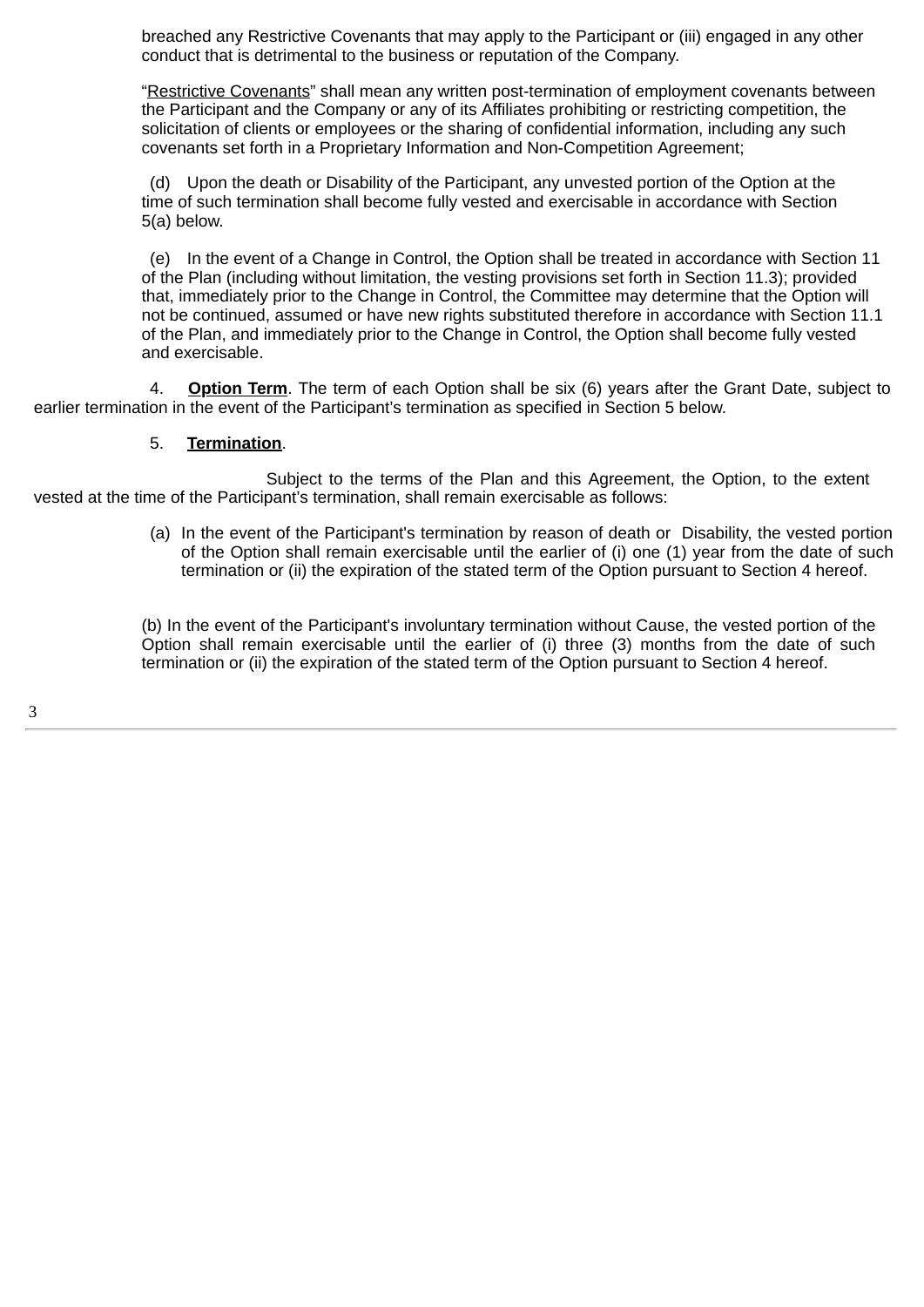breached any Restrictive Covenants that may apply to the Participant or (iii) engaged in any other conduct that is detrimental to the business or reputation of the Company.

"Restrictive Covenants" shall mean any written post-termination of employment covenants between the Participant and the Company or any of its Affiliates prohibiting or restricting competition, the solicitation of clients or employees or the sharing of confidential information, including any such covenants set forth in a Proprietary Information and Non-Competition Agreement;

(d) Upon the death or Disability of the Participant, any unvested portion of the Option at the time of such termination shall become fully vested and exercisable in accordance with Section 5(a) below.

(e) In the event of a Change in Control, the Option shall be treated in accordance with Section 11 of the Plan (including without limitation, the vesting provisions set forth in Section 11.3); provided that, immediately prior to the Change in Control, the Committee may determine that the Option will not be continued, assumed or have new rights substituted therefore in accordance with Section 11.1 of the Plan, and immediately prior to the Change in Control, the Option shall become fully vested and exercisable.

4. **Option Term**. The term of each Option shall be six (6) years after the Grant Date, subject to earlier termination in the event of the Participant's termination as specified in Section 5 below.

5. **Termination**.

Subject to the terms of the Plan and this Agreement, the Option, to the extent vested at the time of the Participant's termination, shall remain exercisable as follows:

(a) In the event of the Participant's termination by reason of death or Disability, the vested portion of the Option shall remain exercisable until the earlier of (i) one (1) year from the date of such termination or (ii) the expiration of the stated term of the Option pursuant to Section 4 hereof.

(b) In the event of the Participant's involuntary termination without Cause, the vested portion of the Option shall remain exercisable until the earlier of (i) three (3) months from the date of such termination or (ii) the expiration of the stated term of the Option pursuant to Section 4 hereof.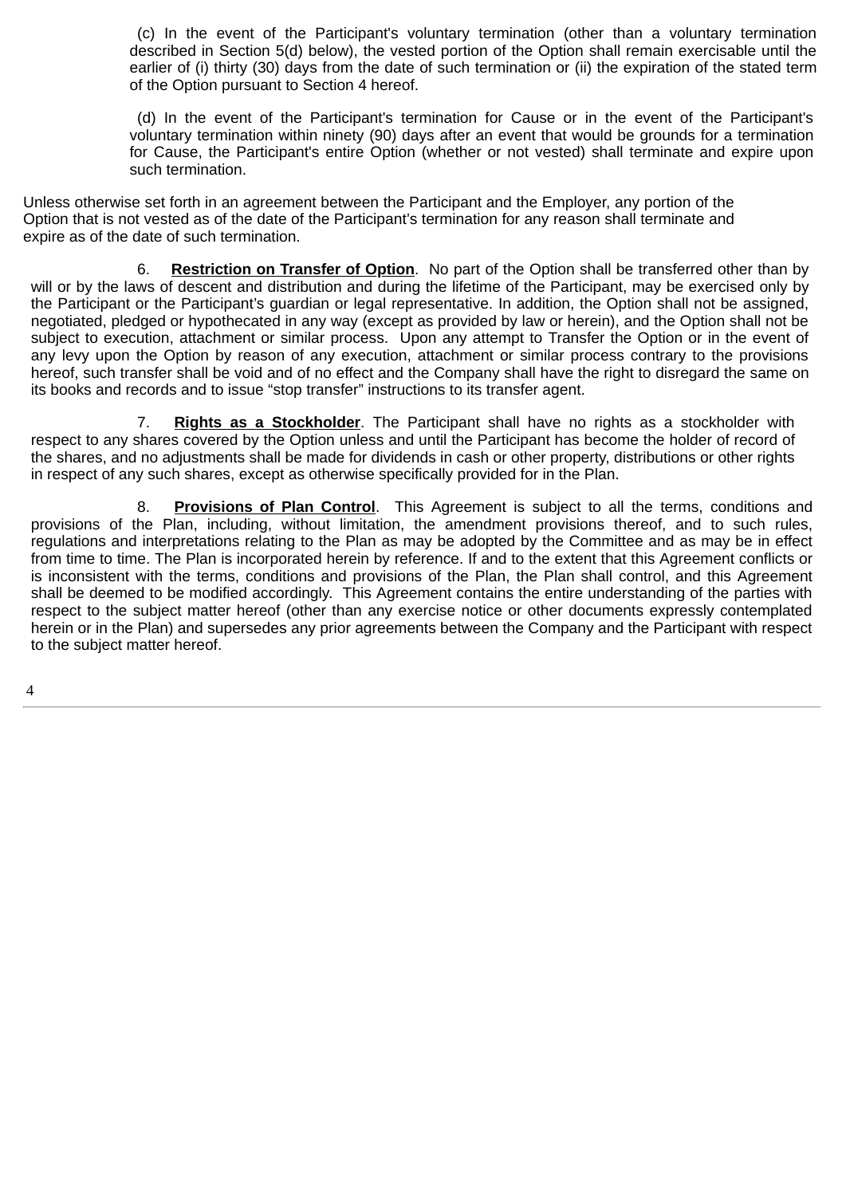(c) In the event of the Participant's voluntary termination (other than a voluntary termination described in Section 5(d) below), the vested portion of the Option shall remain exercisable until the earlier of (i) thirty (30) days from the date of such termination or (ii) the expiration of the stated term of the Option pursuant to Section 4 hereof.

(d) In the event of the Participant's termination for Cause or in the event of the Participant's voluntary termination within ninety (90) days after an event that would be grounds for a termination for Cause, the Participant's entire Option (whether or not vested) shall terminate and expire upon such termination.

Unless otherwise set forth in an agreement between the Participant and the Employer, any portion of the Option that is not vested as of the date of the Participant's termination for any reason shall terminate and expire as of the date of such termination.

6. **Restriction on Transfer of Option**. No part of the Option shall be transferred other than by will or by the laws of descent and distribution and during the lifetime of the Participant, may be exercised only by the Participant or the Participant's guardian or legal representative. In addition, the Option shall not be assigned, negotiated, pledged or hypothecated in any way (except as provided by law or herein), and the Option shall not be subject to execution, attachment or similar process. Upon any attempt to Transfer the Option or in the event of any levy upon the Option by reason of any execution, attachment or similar process contrary to the provisions hereof, such transfer shall be void and of no effect and the Company shall have the right to disregard the same on its books and records and to issue "stop transfer" instructions to its transfer agent.

7. **Rights as a Stockholder**. The Participant shall have no rights as a stockholder with respect to any shares covered by the Option unless and until the Participant has become the holder of record of the shares, and no adjustments shall be made for dividends in cash or other property, distributions or other rights in respect of any such shares, except as otherwise specifically provided for in the Plan.

8. **Provisions of Plan Control**. This Agreement is subject to all the terms, conditions and provisions of the Plan, including, without limitation, the amendment provisions thereof, and to such rules, regulations and interpretations relating to the Plan as may be adopted by the Committee and as may be in effect from time to time. The Plan is incorporated herein by reference. If and to the extent that this Agreement conflicts or is inconsistent with the terms, conditions and provisions of the Plan, the Plan shall control, and this Agreement shall be deemed to be modified accordingly. This Agreement contains the entire understanding of the parties with respect to the subject matter hereof (other than any exercise notice or other documents expressly contemplated herein or in the Plan) and supersedes any prior agreements between the Company and the Participant with respect to the subject matter hereof.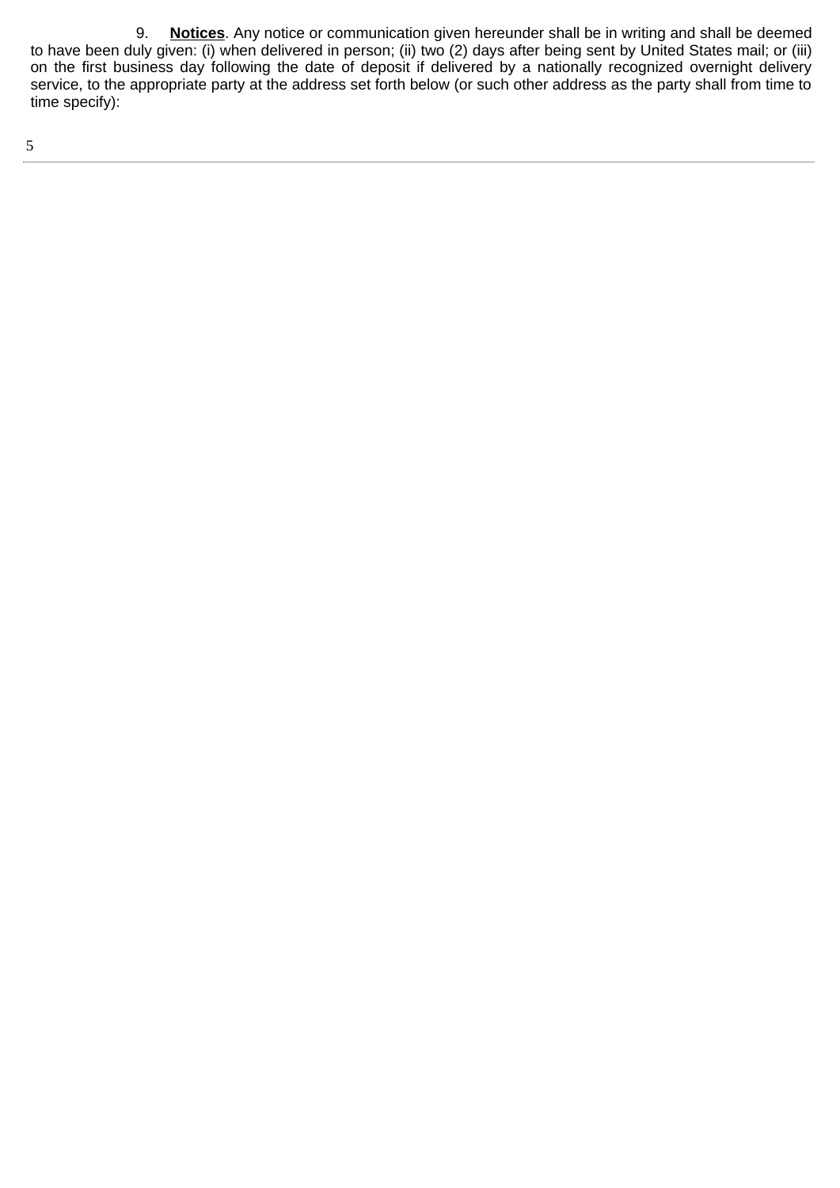9. **Notices**. Any notice or communication given hereunder shall be in writing and shall be deemed to have been duly given: (i) when delivered in person; (ii) two (2) days after being sent by United States mail; or (iii) on the first business day following the date of deposit if delivered by a nationally recognized overnight delivery service, to the appropriate party at the address set forth below (or such other address as the party shall from time to time specify):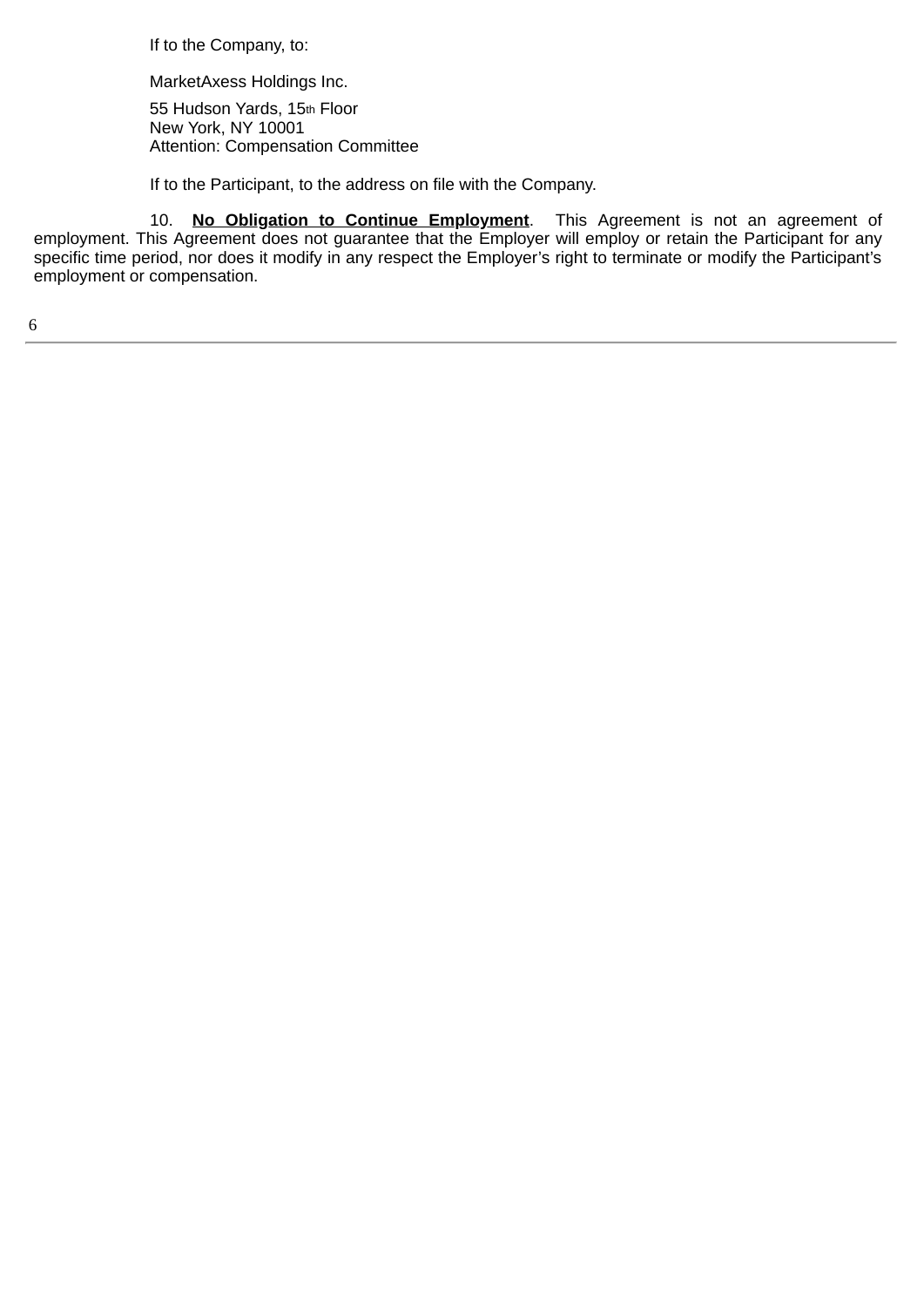If to the Company, to:

MarketAxess Holdings Inc.

55 Hudson Yards, 15th Floor
New York, NY 10001
Attention: Compensation Committee

If to the Participant, to the address on file with the Company.

10. **No Obligation to Continue Employment**. This Agreement is not an agreement of employment. This Agreement does not guarantee that the Employer will employ or retain the Participant for any specific time period, nor does it modify in any respect the Employer's right to terminate or modify the Participant's employment or compensation.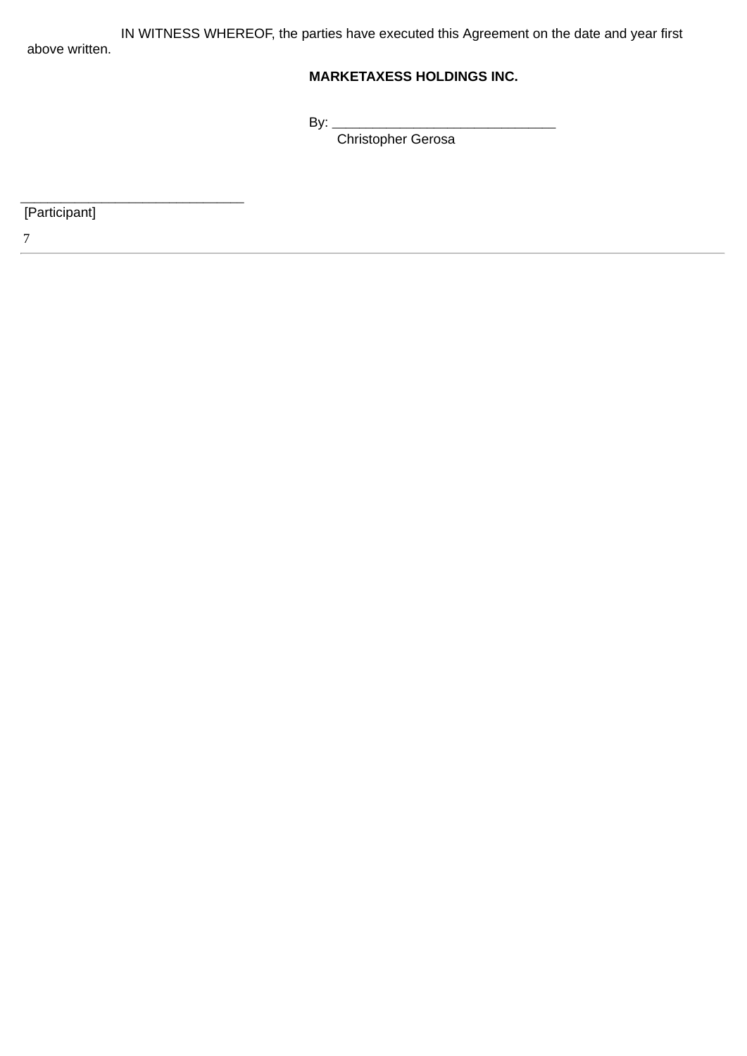IN WITNESS WHEREOF, the parties have executed this Agreement on the date and year first above written.

**MARKETAXESS HOLDINGS INC.**

By: ______________________________
Christopher Gerosa

______________________________
[Participant]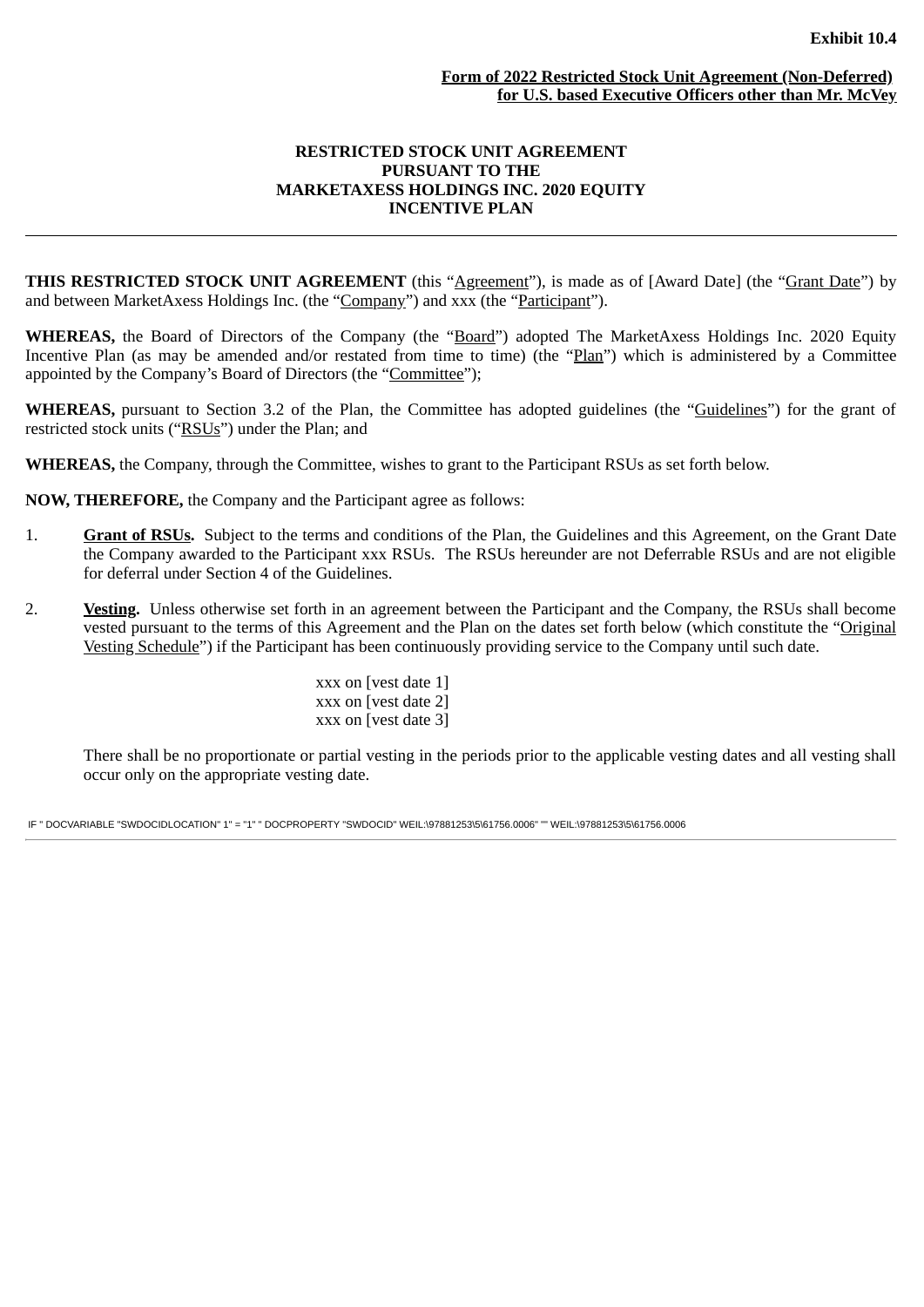**Exhibit 10.4**

**Form of 2022 Restricted Stock Unit Agreement (Non-Deferred) for U.S. based Executive Officers other than Mr. McVey**

**RESTRICTED STOCK UNIT AGREEMENT PURSUANT TO THE MARKETAXESS HOLDINGS INC. 2020 EQUITY INCENTIVE PLAN**

---

**THIS RESTRICTED STOCK UNIT AGREEMENT** (this "Agreement"), is made as of [Award Date] (the "Grant Date") by and between MarketAxess Holdings Inc. (the "Company") and xxx (the "Participant").

**WHEREAS,** the Board of Directors of the Company (the "Board") adopted The MarketAxess Holdings Inc. 2020 Equity Incentive Plan (as may be amended and/or restated from time to time) (the "Plan") which is administered by a Committee appointed by the Company's Board of Directors (the "Committee");

**WHEREAS,** pursuant to Section 3.2 of the Plan, the Committee has adopted guidelines (the "Guidelines") for the grant of restricted stock units ("RSUs") under the Plan; and

**WHEREAS,** the Company, through the Committee, wishes to grant to the Participant RSUs as set forth below.

**NOW, THEREFORE,** the Company and the Participant agree as follows:

1. **Grant of RSUs.** Subject to the terms and conditions of the Plan, the Guidelines and this Agreement, on the Grant Date the Company awarded to the Participant xxx RSUs. The RSUs hereunder are not Deferrable RSUs and are not eligible for deferral under Section 4 of the Guidelines.

2. **Vesting.** Unless otherwise set forth in an agreement between the Participant and the Company, the RSUs shall become vested pursuant to the terms of this Agreement and the Plan on the dates set forth below (which constitute the "Original Vesting Schedule") if the Participant has been continuously providing service to the Company until such date.

   xxx on [vest date 1]
   xxx on [vest date 2]
   xxx on [vest date 3]

   There shall be no proportionate or partial vesting in the periods prior to the applicable vesting dates and all vesting shall occur only on the appropriate vesting date.

IF " DOCVARIABLE "SWDOCIDLOCATION" 1" = "1" " DOCPROPERTY "SWDOCID" WEIL:\97881253\5\61756.0006" "" WEIL:\97881253\5\61756.0006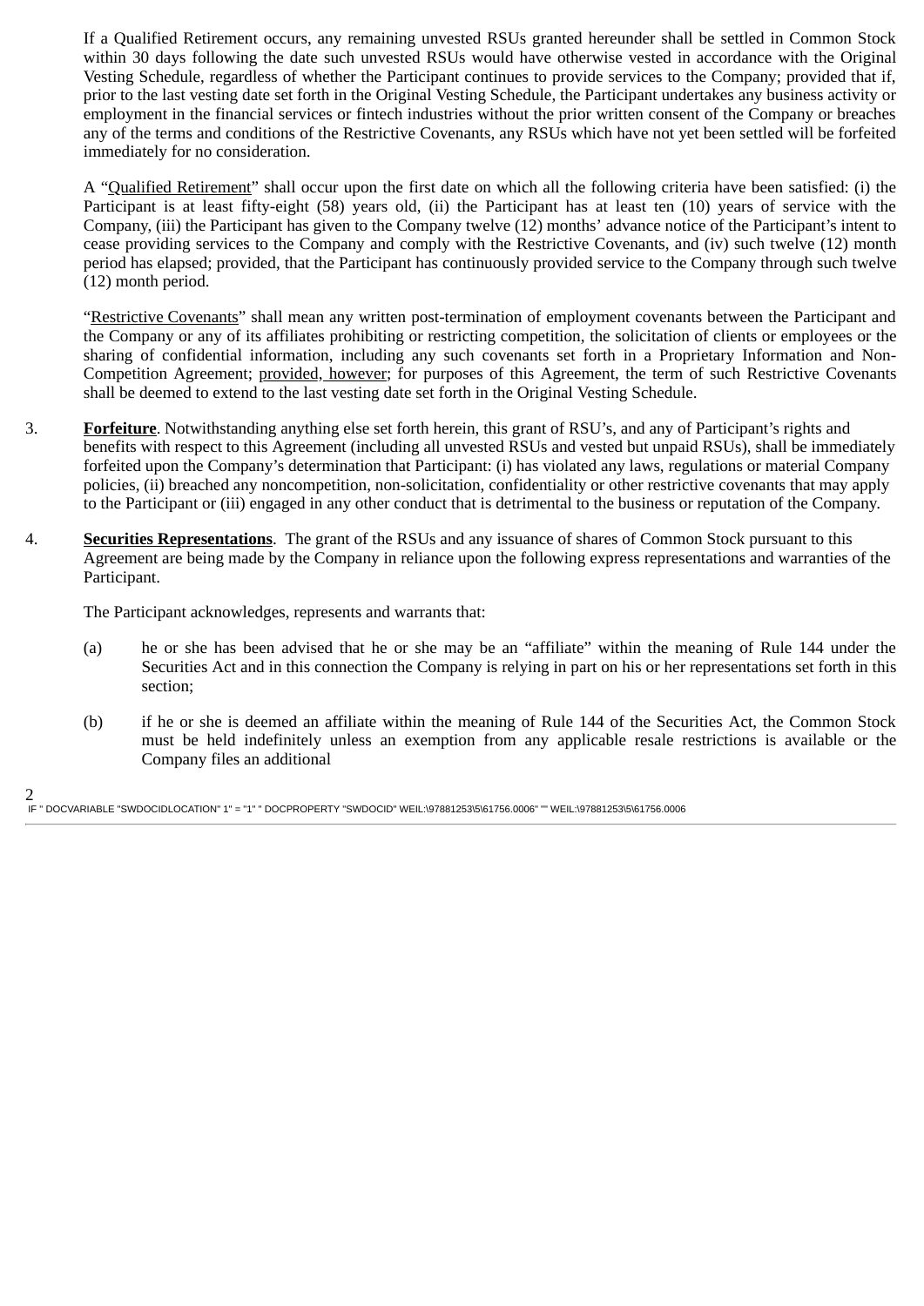If a Qualified Retirement occurs, any remaining unvested RSUs granted hereunder shall be settled in Common Stock within 30 days following the date such unvested RSUs would have otherwise vested in accordance with the Original Vesting Schedule, regardless of whether the Participant continues to provide services to the Company; provided that if, prior to the last vesting date set forth in the Original Vesting Schedule, the Participant undertakes any business activity or employment in the financial services or fintech industries without the prior written consent of the Company or breaches any of the terms and conditions of the Restrictive Covenants, any RSUs which have not yet been settled will be forfeited immediately for no consideration.

A "Qualified Retirement" shall occur upon the first date on which all the following criteria have been satisfied: (i) the Participant is at least fifty-eight (58) years old, (ii) the Participant has at least ten (10) years of service with the Company, (iii) the Participant has given to the Company twelve (12) months' advance notice of the Participant's intent to cease providing services to the Company and comply with the Restrictive Covenants, and (iv) such twelve (12) month period has elapsed; provided, that the Participant has continuously provided service to the Company through such twelve (12) month period.

"Restrictive Covenants" shall mean any written post-termination of employment covenants between the Participant and the Company or any of its affiliates prohibiting or restricting competition, the solicitation of clients or employees or the sharing of confidential information, including any such covenants set forth in a Proprietary Information and Non-Competition Agreement; provided, however; for purposes of this Agreement, the term of such Restrictive Covenants shall be deemed to extend to the last vesting date set forth in the Original Vesting Schedule.

3. **Forfeiture**. Notwithstanding anything else set forth herein, this grant of RSU's, and any of Participant's rights and benefits with respect to this Agreement (including all unvested RSUs and vested but unpaid RSUs), shall be immediately forfeited upon the Company's determination that Participant: (i) has violated any laws, regulations or material Company policies, (ii) breached any noncompetition, non-solicitation, confidentiality or other restrictive covenants that may apply to the Participant or (iii) engaged in any other conduct that is detrimental to the business or reputation of the Company.

4. **Securities Representations**. The grant of the RSUs and any issuance of shares of Common Stock pursuant to this Agreement are being made by the Company in reliance upon the following express representations and warranties of the Participant.

   The Participant acknowledges, represents and warrants that:

   (a) he or she has been advised that he or she may be an "affiliate" within the meaning of Rule 144 under the Securities Act and in this connection the Company is relying in part on his or her representations set forth in this section;

   (b) if he or she is deemed an affiliate within the meaning of Rule 144 of the Securities Act, the Common Stock must be held indefinitely unless an exemption from any applicable resale restrictions is available or the Company files an additional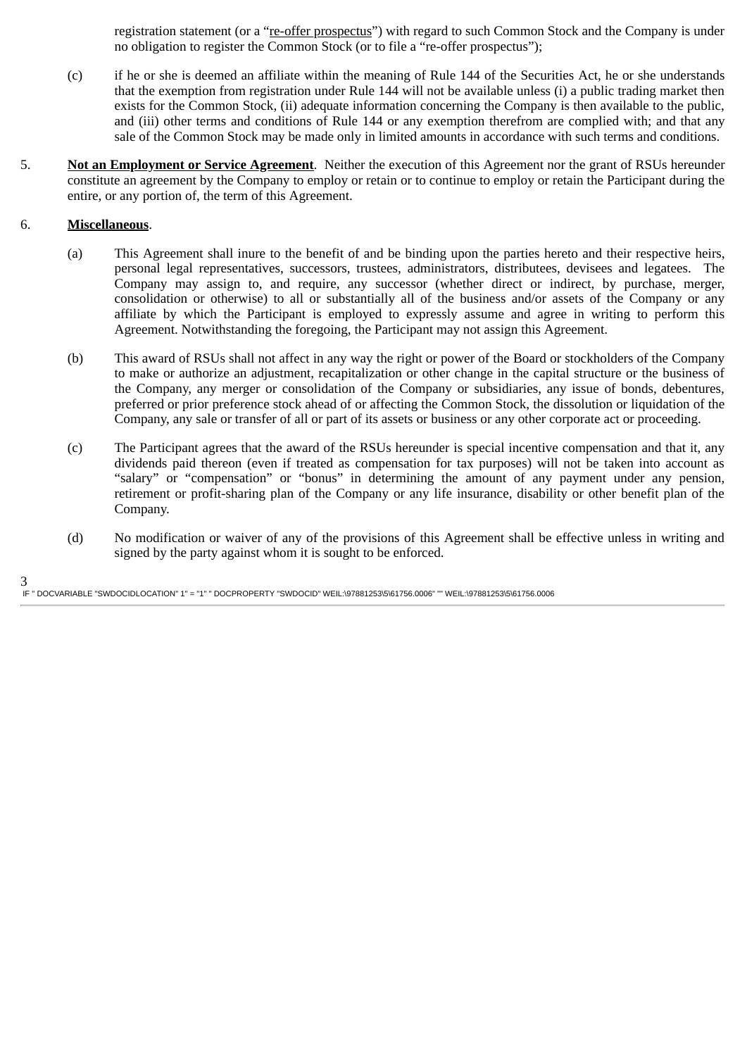registration statement (or a "re-offer prospectus") with regard to such Common Stock and the Company is under no obligation to register the Common Stock (or to file a "re-offer prospectus");

(c) if he or she is deemed an affiliate within the meaning of Rule 144 of the Securities Act, he or she understands that the exemption from registration under Rule 144 will not be available unless (i) a public trading market then exists for the Common Stock, (ii) adequate information concerning the Company is then available to the public, and (iii) other terms and conditions of Rule 144 or any exemption therefrom are complied with; and that any sale of the Common Stock may be made only in limited amounts in accordance with such terms and conditions.

5. **Not an Employment or Service Agreement**. Neither the execution of this Agreement nor the grant of RSUs hereunder constitute an agreement by the Company to employ or retain or to continue to employ or retain the Participant during the entire, or any portion of, the term of this Agreement.

6. **Miscellaneous**.

(a) This Agreement shall inure to the benefit of and be binding upon the parties hereto and their respective heirs, personal legal representatives, successors, trustees, administrators, distributees, devisees and legatees. The Company may assign to, and require, any successor (whether direct or indirect, by purchase, merger, consolidation or otherwise) to all or substantially all of the business and/or assets of the Company or any affiliate by which the Participant is employed to expressly assume and agree in writing to perform this Agreement. Notwithstanding the foregoing, the Participant may not assign this Agreement.

(b) This award of RSUs shall not affect in any way the right or power of the Board or stockholders of the Company to make or authorize an adjustment, recapitalization or other change in the capital structure or the business of the Company, any merger or consolidation of the Company or subsidiaries, any issue of bonds, debentures, preferred or prior preference stock ahead of or affecting the Common Stock, the dissolution or liquidation of the Company, any sale or transfer of all or part of its assets or business or any other corporate act or proceeding.

(c) The Participant agrees that the award of the RSUs hereunder is special incentive compensation and that it, any dividends paid thereon (even if treated as compensation for tax purposes) will not be taken into account as "salary" or "compensation" or "bonus" in determining the amount of any payment under any pension, retirement or profit-sharing plan of the Company or any life insurance, disability or other benefit plan of the Company.

(d) No modification or waiver of any of the provisions of this Agreement shall be effective unless in writing and signed by the party against whom it is sought to be enforced.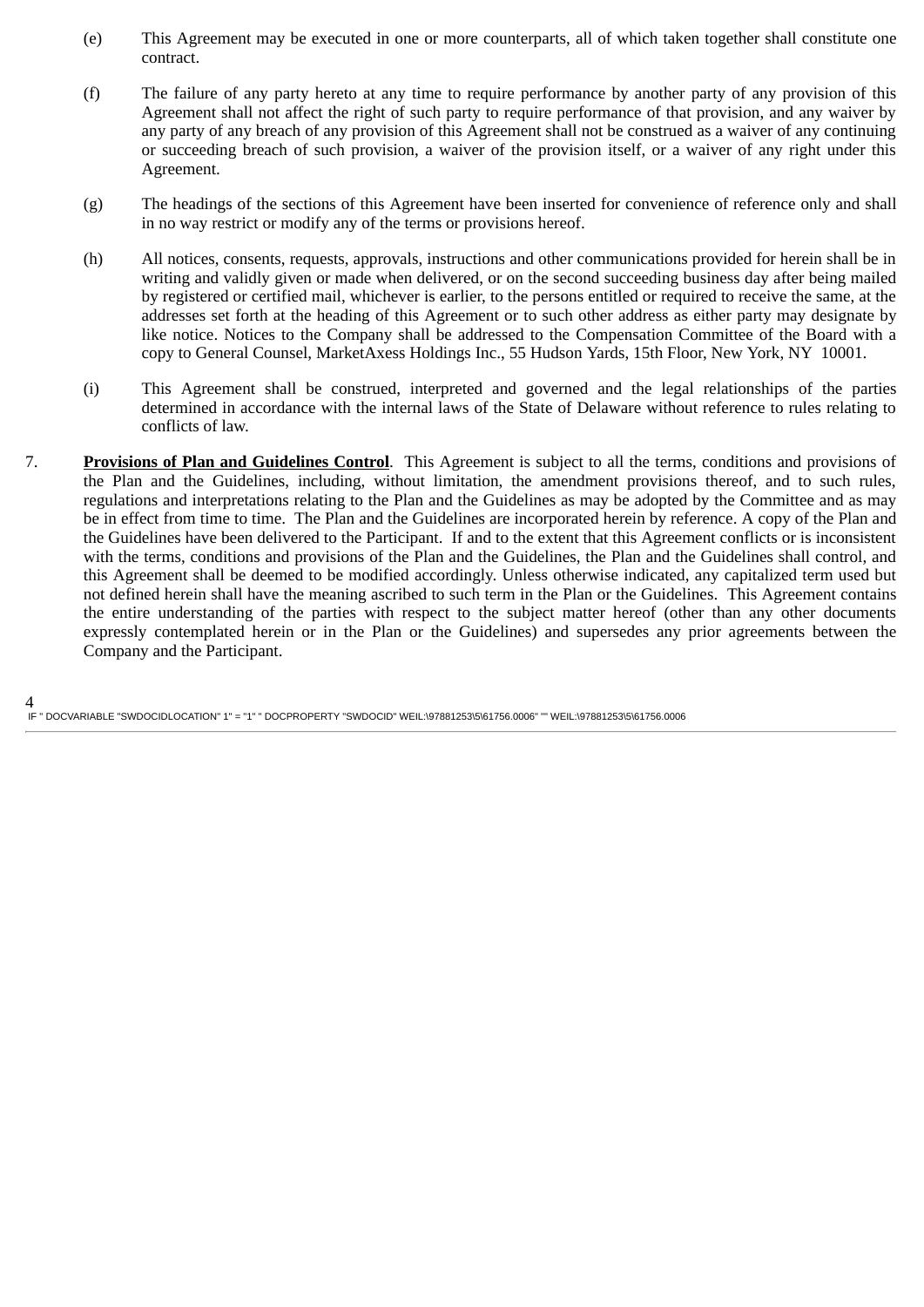(e) This Agreement may be executed in one or more counterparts, all of which taken together shall constitute one contract.

(f) The failure of any party hereto at any time to require performance by another party of any provision of this Agreement shall not affect the right of such party to require performance of that provision, and any waiver by any party of any breach of any provision of this Agreement shall not be construed as a waiver of any continuing or succeeding breach of such provision, a waiver of the provision itself, or a waiver of any right under this Agreement.

(g) The headings of the sections of this Agreement have been inserted for convenience of reference only and shall in no way restrict or modify any of the terms or provisions hereof.

(h) All notices, consents, requests, approvals, instructions and other communications provided for herein shall be in writing and validly given or made when delivered, or on the second succeeding business day after being mailed by registered or certified mail, whichever is earlier, to the persons entitled or required to receive the same, at the addresses set forth at the heading of this Agreement or to such other address as either party may designate by like notice. Notices to the Company shall be addressed to the Compensation Committee of the Board with a copy to General Counsel, MarketAxess Holdings Inc., 55 Hudson Yards, 15th Floor, New York, NY 10001.

(i) This Agreement shall be construed, interpreted and governed and the legal relationships of the parties determined in accordance with the internal laws of the State of Delaware without reference to rules relating to conflicts of law.

7. **Provisions of Plan and Guidelines Control**. This Agreement is subject to all the terms, conditions and provisions of the Plan and the Guidelines, including, without limitation, the amendment provisions thereof, and to such rules, regulations and interpretations relating to the Plan and the Guidelines as may be adopted by the Committee and as may be in effect from time to time. The Plan and the Guidelines are incorporated herein by reference. A copy of the Plan and the Guidelines have been delivered to the Participant. If and to the extent that this Agreement conflicts or is inconsistent with the terms, conditions and provisions of the Plan and the Guidelines, the Plan and the Guidelines shall control, and this Agreement shall be deemed to be modified accordingly. Unless otherwise indicated, any capitalized term used but not defined herein shall have the meaning ascribed to such term in the Plan or the Guidelines. This Agreement contains the entire understanding of the parties with respect to the subject matter hereof (other than any other documents expressly contemplated herein or in the Plan or the Guidelines) and supersedes any prior agreements between the Company and the Participant.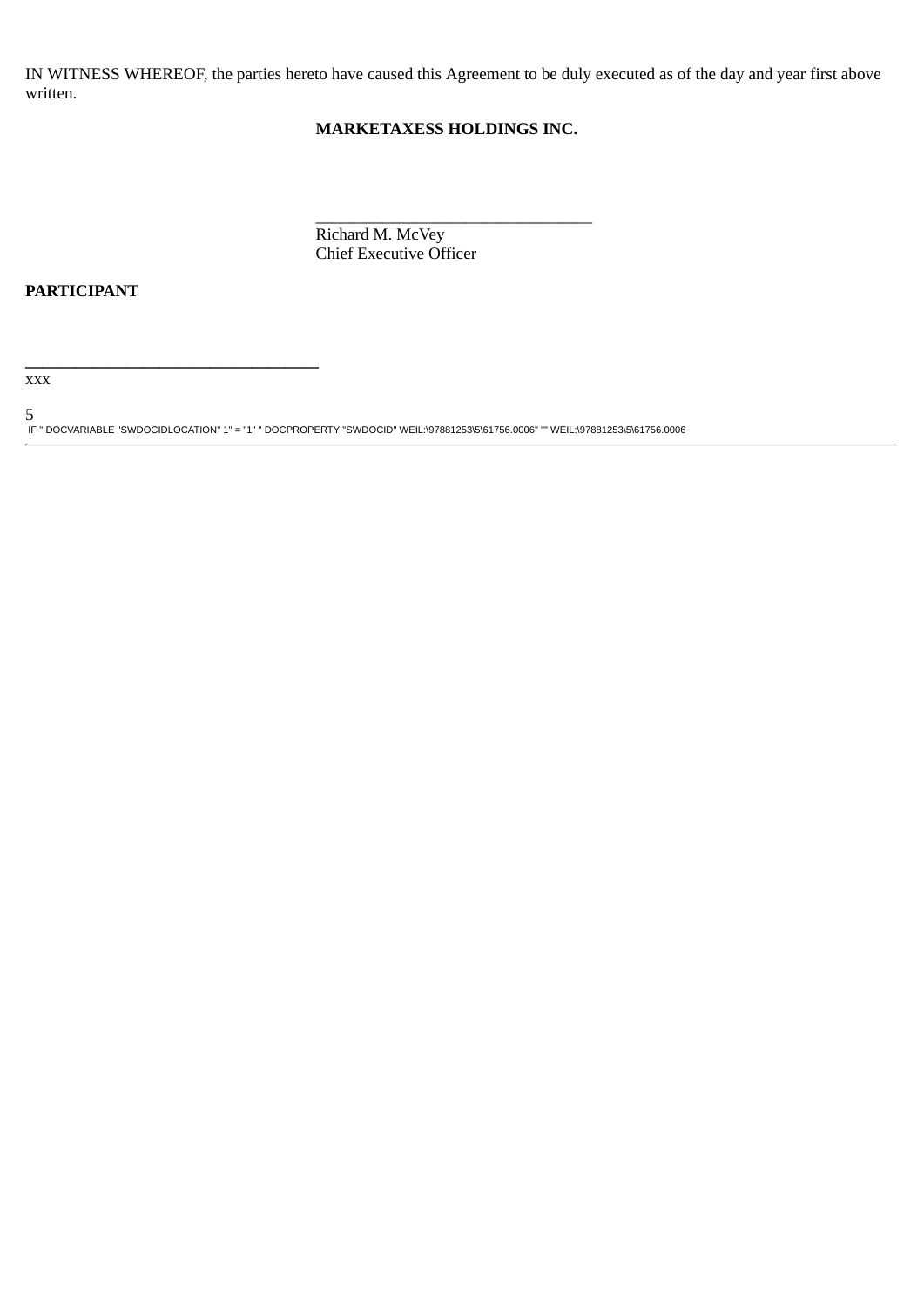IN WITNESS WHEREOF, the parties hereto have caused this Agreement to be duly executed as of the day and year first above written.

**MARKETAXESS HOLDINGS INC.**

_________________________________
Richard M. McVey
Chief Executive Officer

**PARTICIPANT**

_________________________________
xxx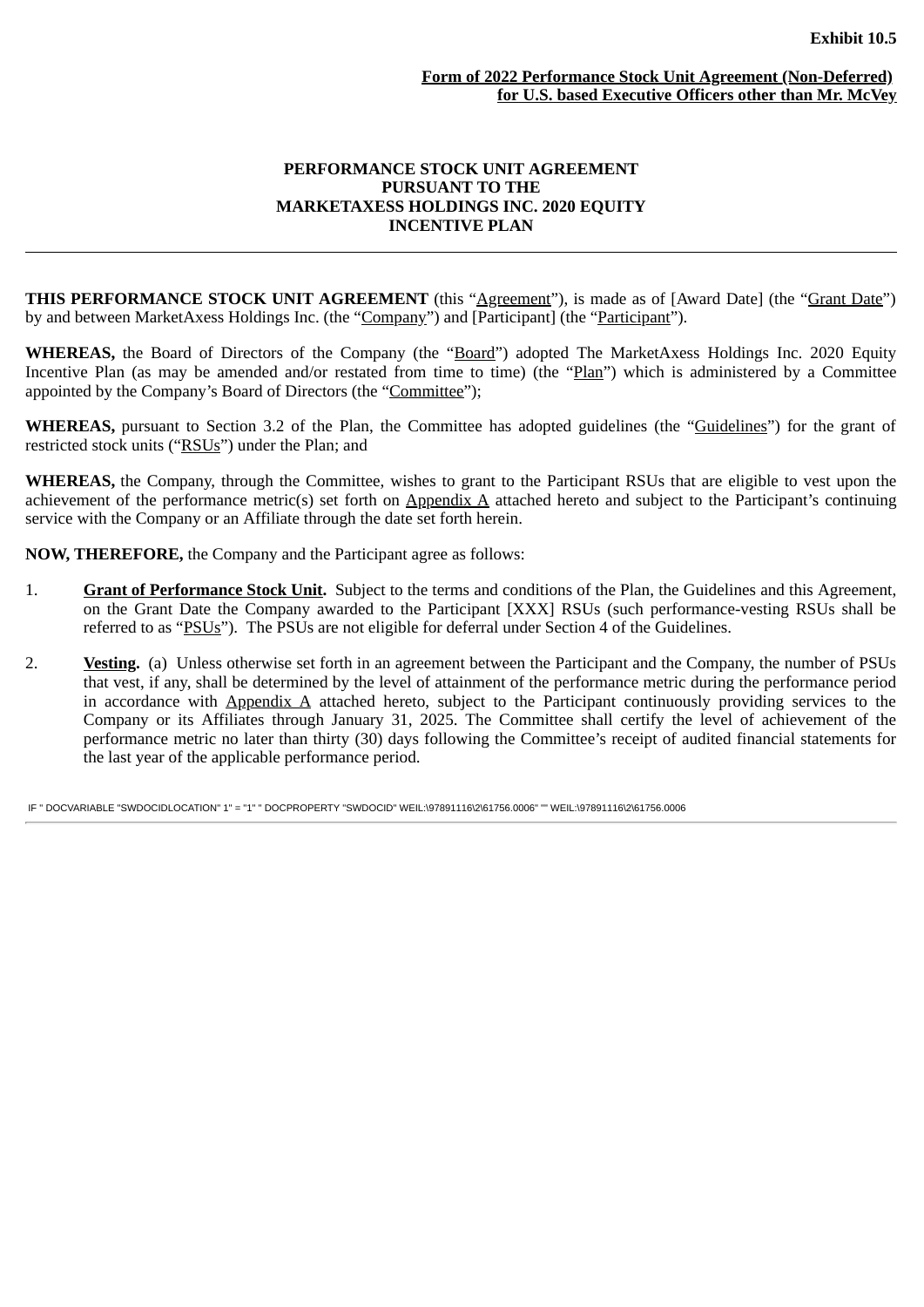**Exhibit 10.5**

**Form of 2022 Performance Stock Unit Agreement (Non-Deferred) for U.S. based Executive Officers other than Mr. McVey**

**PERFORMANCE STOCK UNIT AGREEMENT**
**PURSUANT TO THE**
**MARKETAXESS HOLDINGS INC. 2020 EQUITY INCENTIVE PLAN**

---

**THIS PERFORMANCE STOCK UNIT AGREEMENT** (this "Agreement"), is made as of [Award Date] (the "Grant Date") by and between MarketAxess Holdings Inc. (the "Company") and [Participant] (the "Participant").

**WHEREAS,** the Board of Directors of the Company (the "Board") adopted The MarketAxess Holdings Inc. 2020 Equity Incentive Plan (as may be amended and/or restated from time to time) (the "Plan") which is administered by a Committee appointed by the Company's Board of Directors (the "Committee");

**WHEREAS,** pursuant to Section 3.2 of the Plan, the Committee has adopted guidelines (the "Guidelines") for the grant of restricted stock units ("RSUs") under the Plan; and

**WHEREAS,** the Company, through the Committee, wishes to grant to the Participant RSUs that are eligible to vest upon the achievement of the performance metric(s) set forth on Appendix A attached hereto and subject to the Participant's continuing service with the Company or an Affiliate through the date set forth herein.

**NOW, THEREFORE,** the Company and the Participant agree as follows:

1. **Grant of Performance Stock Unit.** Subject to the terms and conditions of the Plan, the Guidelines and this Agreement, on the Grant Date the Company awarded to the Participant [XXX] RSUs (such performance-vesting RSUs shall be referred to as "PSUs"). The PSUs are not eligible for deferral under Section 4 of the Guidelines.

2. **Vesting.** (a) Unless otherwise set forth in an agreement between the Participant and the Company, the number of PSUs that vest, if any, shall be determined by the level of attainment of the performance metric during the performance period in accordance with Appendix A attached hereto, subject to the Participant continuously providing services to the Company or its Affiliates through January 31, 2025. The Committee shall certify the level of achievement of the performance metric no later than thirty (30) days following the Committee's receipt of audited financial statements for the last year of the applicable performance period.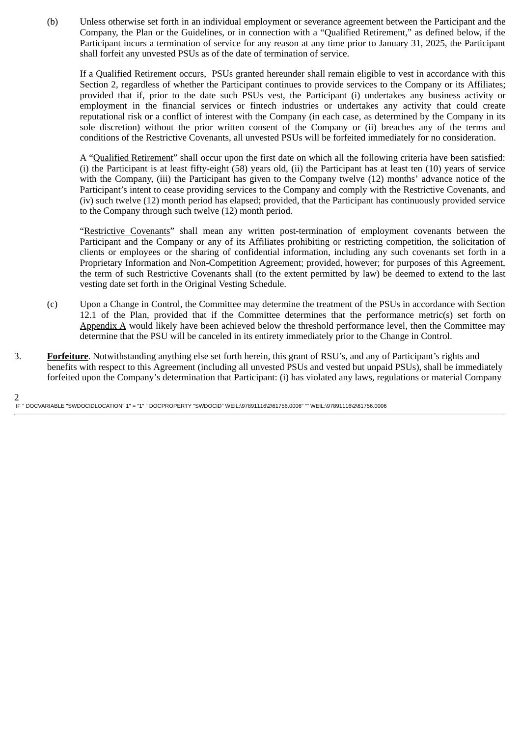(b) Unless otherwise set forth in an individual employment or severance agreement between the Participant and the Company, the Plan or the Guidelines, or in connection with a "Qualified Retirement," as defined below, if the Participant incurs a termination of service for any reason at any time prior to January 31, 2025, the Participant shall forfeit any unvested PSUs as of the date of termination of service.

If a Qualified Retirement occurs, PSUs granted hereunder shall remain eligible to vest in accordance with this Section 2, regardless of whether the Participant continues to provide services to the Company or its Affiliates; provided that if, prior to the date such PSUs vest, the Participant (i) undertakes any business activity or employment in the financial services or fintech industries or undertakes any activity that could create reputational risk or a conflict of interest with the Company (in each case, as determined by the Company in its sole discretion) without the prior written consent of the Company or (ii) breaches any of the terms and conditions of the Restrictive Covenants, all unvested PSUs will be forfeited immediately for no consideration.

A "Qualified Retirement" shall occur upon the first date on which all the following criteria have been satisfied: (i) the Participant is at least fifty-eight (58) years old, (ii) the Participant has at least ten (10) years of service with the Company, (iii) the Participant has given to the Company twelve (12) months' advance notice of the Participant's intent to cease providing services to the Company and comply with the Restrictive Covenants, and (iv) such twelve (12) month period has elapsed; provided, that the Participant has continuously provided service to the Company through such twelve (12) month period.

"Restrictive Covenants" shall mean any written post-termination of employment covenants between the Participant and the Company or any of its Affiliates prohibiting or restricting competition, the solicitation of clients or employees or the sharing of confidential information, including any such covenants set forth in a Proprietary Information and Non-Competition Agreement; provided, however; for purposes of this Agreement, the term of such Restrictive Covenants shall (to the extent permitted by law) be deemed to extend to the last vesting date set forth in the Original Vesting Schedule.

(c) Upon a Change in Control, the Committee may determine the treatment of the PSUs in accordance with Section 12.1 of the Plan, provided that if the Committee determines that the performance metric(s) set forth on Appendix A would likely have been achieved below the threshold performance level, then the Committee may determine that the PSU will be canceled in its entirety immediately prior to the Change in Control.

3. **Forfeiture**. Notwithstanding anything else set forth herein, this grant of RSU's, and any of Participant's rights and benefits with respect to this Agreement (including all unvested PSUs and vested but unpaid PSUs), shall be immediately forfeited upon the Company's determination that Participant: (i) has violated any laws, regulations or material Company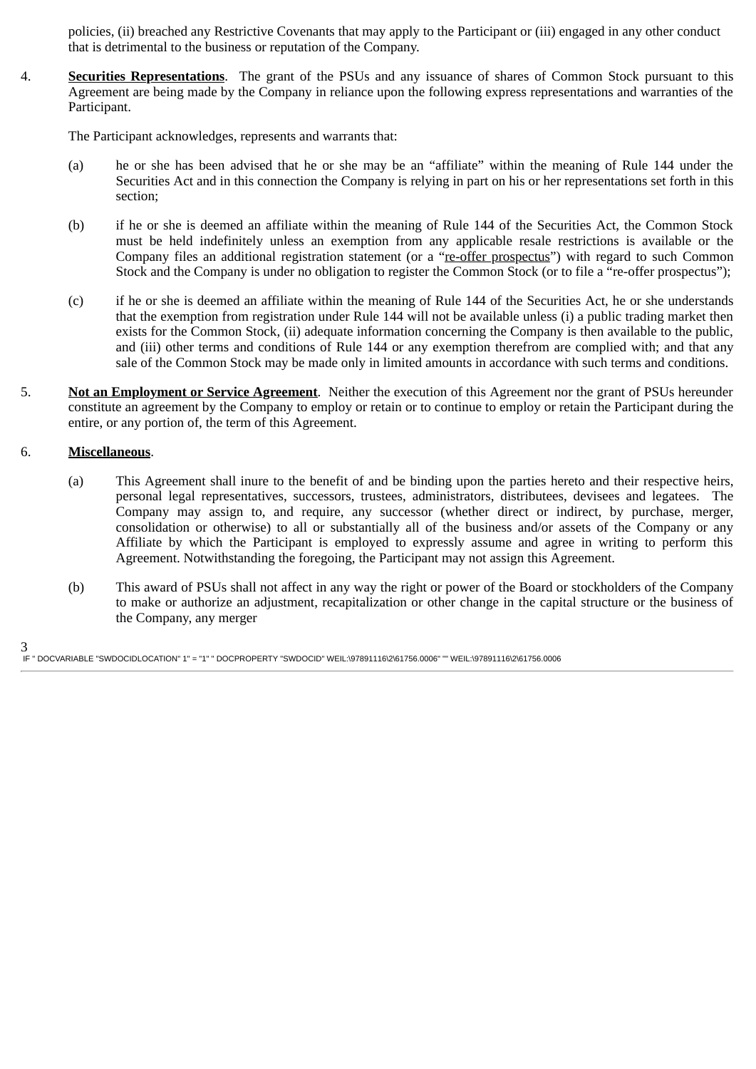policies, (ii) breached any Restrictive Covenants that may apply to the Participant or (iii) engaged in any other conduct that is detrimental to the business or reputation of the Company.

4. **Securities Representations**. The grant of the PSUs and any issuance of shares of Common Stock pursuant to this Agreement are being made by the Company in reliance upon the following express representations and warranties of the Participant.

   The Participant acknowledges, represents and warrants that:

   (a) he or she has been advised that he or she may be an "affiliate" within the meaning of Rule 144 under the Securities Act and in this connection the Company is relying in part on his or her representations set forth in this section;

   (b) if he or she is deemed an affiliate within the meaning of Rule 144 of the Securities Act, the Common Stock must be held indefinitely unless an exemption from any applicable resale restrictions is available or the Company files an additional registration statement (or a "re-offer prospectus") with regard to such Common Stock and the Company is under no obligation to register the Common Stock (or to file a "re-offer prospectus");

   (c) if he or she is deemed an affiliate within the meaning of Rule 144 of the Securities Act, he or she understands that the exemption from registration under Rule 144 will not be available unless (i) a public trading market then exists for the Common Stock, (ii) adequate information concerning the Company is then available to the public, and (iii) other terms and conditions of Rule 144 or any exemption therefrom are complied with; and that any sale of the Common Stock may be made only in limited amounts in accordance with such terms and conditions.

5. **Not an Employment or Service Agreement**. Neither the execution of this Agreement nor the grant of PSUs hereunder constitute an agreement by the Company to employ or retain or to continue to employ or retain the Participant during the entire, or any portion of, the term of this Agreement.

6. **Miscellaneous**.

   (a) This Agreement shall inure to the benefit of and be binding upon the parties hereto and their respective heirs, personal legal representatives, successors, trustees, administrators, distributees, devisees and legatees. The Company may assign to, and require, any successor (whether direct or indirect, by purchase, merger, consolidation or otherwise) to all or substantially all of the business and/or assets of the Company or any Affiliate by which the Participant is employed to expressly assume and agree in writing to perform this Agreement. Notwithstanding the foregoing, the Participant may not assign this Agreement.

   (b) This award of PSUs shall not affect in any way the right or power of the Board or stockholders of the Company to make or authorize an adjustment, recapitalization or other change in the capital structure or the business of the Company, any merger

IF " DOCVARIABLE "SWDOCIDLOCATION" 1" = "1" " DOCPROPERTY "SWDOCID" WEIL:\97891116\2\61756.0006" "" WEIL:\97891116\2\61756.0006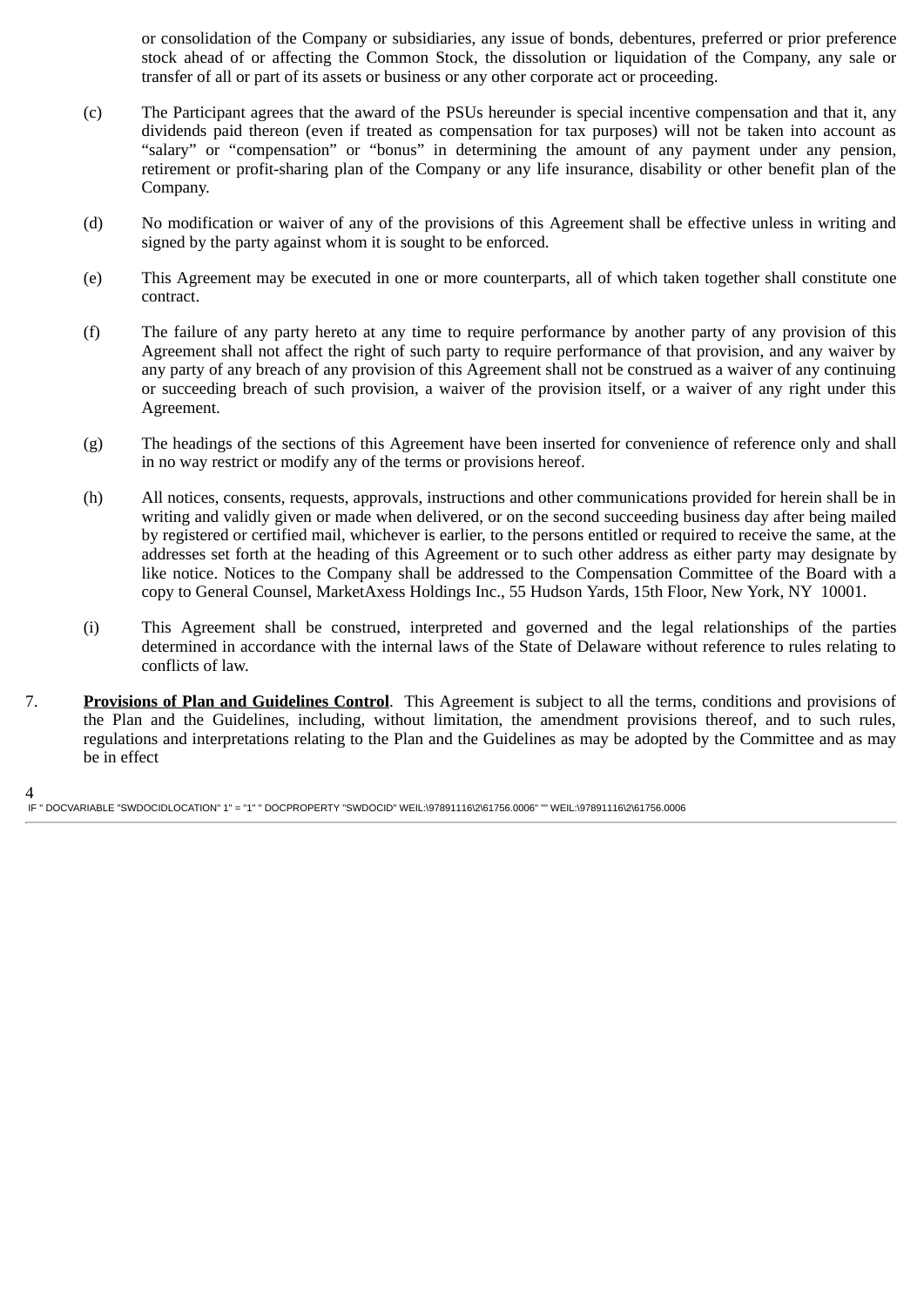or consolidation of the Company or subsidiaries, any issue of bonds, debentures, preferred or prior preference stock ahead of or affecting the Common Stock, the dissolution or liquidation of the Company, any sale or transfer of all or part of its assets or business or any other corporate act or proceeding.

(c) The Participant agrees that the award of the PSUs hereunder is special incentive compensation and that it, any dividends paid thereon (even if treated as compensation for tax purposes) will not be taken into account as "salary" or "compensation" or "bonus" in determining the amount of any payment under any pension, retirement or profit-sharing plan of the Company or any life insurance, disability or other benefit plan of the Company.

(d) No modification or waiver of any of the provisions of this Agreement shall be effective unless in writing and signed by the party against whom it is sought to be enforced.

(e) This Agreement may be executed in one or more counterparts, all of which taken together shall constitute one contract.

(f) The failure of any party hereto at any time to require performance by another party of any provision of this Agreement shall not affect the right of such party to require performance of that provision, and any waiver by any party of any breach of any provision of this Agreement shall not be construed as a waiver of any continuing or succeeding breach of such provision, a waiver of the provision itself, or a waiver of any right under this Agreement.

(g) The headings of the sections of this Agreement have been inserted for convenience of reference only and shall in no way restrict or modify any of the terms or provisions hereof.

(h) All notices, consents, requests, approvals, instructions and other communications provided for herein shall be in writing and validly given or made when delivered, or on the second succeeding business day after being mailed by registered or certified mail, whichever is earlier, to the persons entitled or required to receive the same, at the addresses set forth at the heading of this Agreement or to such other address as either party may designate by like notice. Notices to the Company shall be addressed to the Compensation Committee of the Board with a copy to General Counsel, MarketAxess Holdings Inc., 55 Hudson Yards, 15th Floor, New York, NY 10001.

(i) This Agreement shall be construed, interpreted and governed and the legal relationships of the parties determined in accordance with the internal laws of the State of Delaware without reference to rules relating to conflicts of law.

7. **Provisions of Plan and Guidelines Control**. This Agreement is subject to all the terms, conditions and provisions of the Plan and the Guidelines, including, without limitation, the amendment provisions thereof, and to such rules, regulations and interpretations relating to the Plan and the Guidelines as may be adopted by the Committee and as may be in effect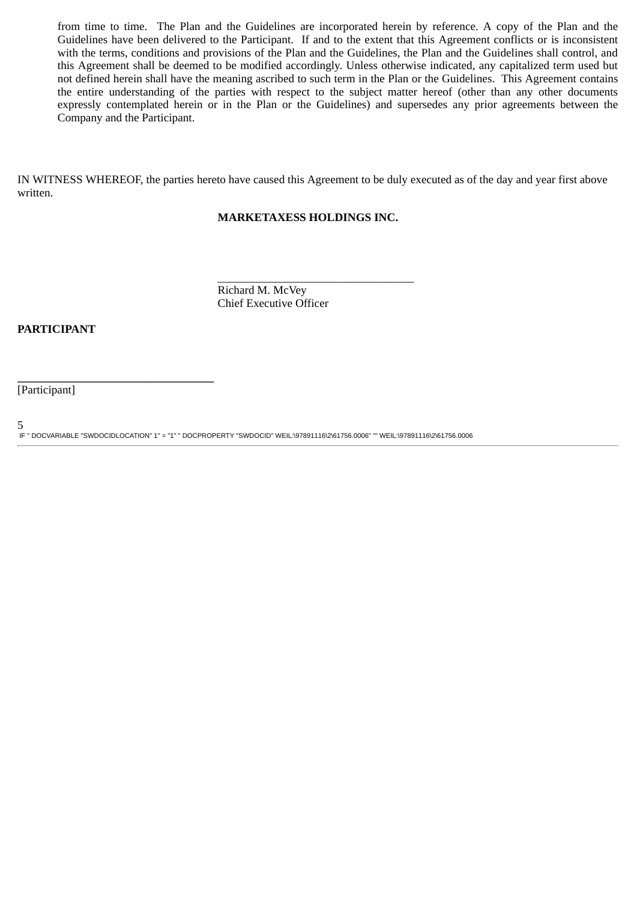from time to time. The Plan and the Guidelines are incorporated herein by reference. A copy of the Plan and the Guidelines have been delivered to the Participant. If and to the extent that this Agreement conflicts or is inconsistent with the terms, conditions and provisions of the Plan and the Guidelines, the Plan and the Guidelines shall control, and this Agreement shall be deemed to be modified accordingly. Unless otherwise indicated, any capitalized term used but not defined herein shall have the meaning ascribed to such term in the Plan or the Guidelines. This Agreement contains the entire understanding of the parties with respect to the subject matter hereof (other than any other documents expressly contemplated herein or in the Plan or the Guidelines) and supersedes any prior agreements between the Company and the Participant.

IN WITNESS WHEREOF, the parties hereto have caused this Agreement to be duly executed as of the day and year first above written.

**MARKETAXESS HOLDINGS INC.**

\_\_\_\_\_\_\_\_\_\_\_\_\_\_\_\_\_\_\_\_\_\_\_\_\_\_\_\_\_\_\_\_\_\_
Richard M. McVey
Chief Executive Officer

**PARTICIPANT**

\_\_\_\_\_\_\_\_\_\_\_\_\_\_\_\_\_\_\_\_\_\_\_\_\_\_\_\_\_\_\_\_\_\_
[Participant]

IF " DOCVARIABLE "SWDOCIDLOCATION" 1" = "1" " DOCPROPERTY "SWDOCID" WEIL:\97891116\2\61756.0006" "" WEIL:\97891116\2\61756.0006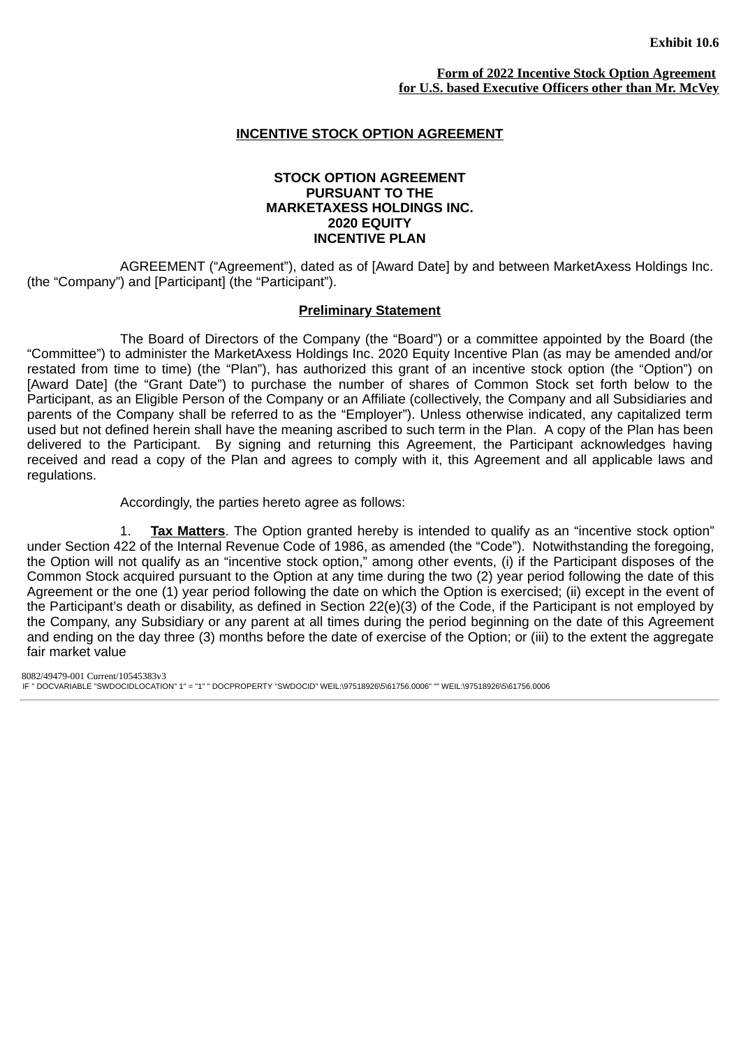**Exhibit 10.6**

**Form of 2022 Incentive Stock Option Agreement for U.S. based Executive Officers other than Mr. McVey**

**INCENTIVE STOCK OPTION AGREEMENT**

**STOCK OPTION AGREEMENT PURSUANT TO THE MARKETAXESS HOLDINGS INC. 2020 EQUITY INCENTIVE PLAN**

AGREEMENT (“Agreement”), dated as of [Award Date] by and between MarketAxess Holdings Inc. (the “Company”) and [Participant] (the “Participant”).

**Preliminary Statement**

The Board of Directors of the Company (the “Board”) or a committee appointed by the Board (the “Committee”) to administer the MarketAxess Holdings Inc. 2020 Equity Incentive Plan (as may be amended and/or restated from time to time) (the “Plan”), has authorized this grant of an incentive stock option (the “Option”) on [Award Date] (the “Grant Date”) to purchase the number of shares of Common Stock set forth below to the Participant, as an Eligible Person of the Company or an Affiliate (collectively, the Company and all Subsidiaries and parents of the Company shall be referred to as the “Employer”). Unless otherwise indicated, any capitalized term used but not defined herein shall have the meaning ascribed to such term in the Plan. A copy of the Plan has been delivered to the Participant. By signing and returning this Agreement, the Participant acknowledges having received and read a copy of the Plan and agrees to comply with it, this Agreement and all applicable laws and regulations.

Accordingly, the parties hereto agree as follows:

1. **Tax Matters**. The Option granted hereby is intended to qualify as an “incentive stock option” under Section 422 of the Internal Revenue Code of 1986, as amended (the “Code”). Notwithstanding the foregoing, the Option will not qualify as an “incentive stock option,” among other events, (i) if the Participant disposes of the Common Stock acquired pursuant to the Option at any time during the two (2) year period following the date of this Agreement or the one (1) year period following the date on which the Option is exercised; (ii) except in the event of the Participant’s death or disability, as defined in Section 22(e)(3) of the Code, if the Participant is not employed by the Company, any Subsidiary or any parent at all times during the period beginning on the date of this Agreement and ending on the day three (3) months before the date of exercise of the Option; or (iii) to the extent the aggregate fair market value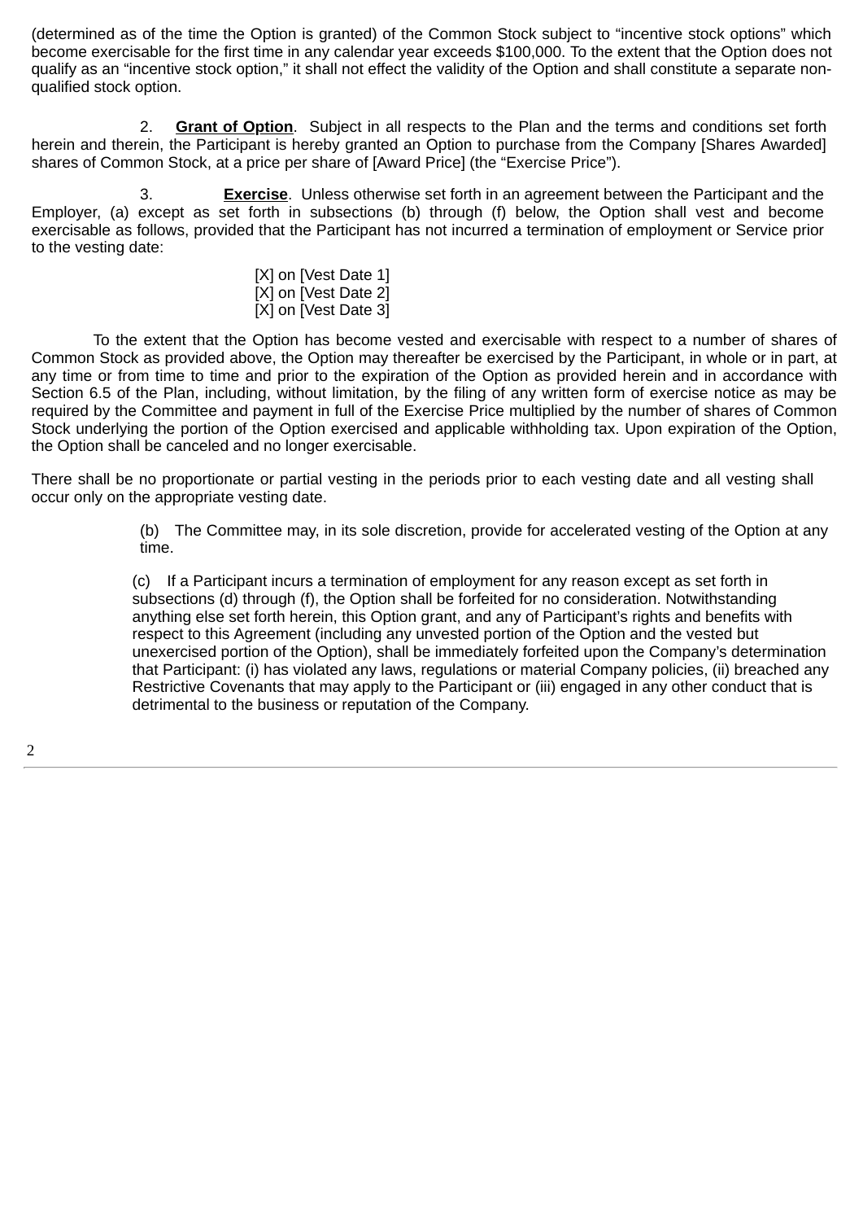(determined as of the time the Option is granted) of the Common Stock subject to "incentive stock options" which become exercisable for the first time in any calendar year exceeds $100,000. To the extent that the Option does not qualify as an "incentive stock option," it shall not effect the validity of the Option and shall constitute a separate non-qualified stock option.

2. **Grant of Option**. Subject in all respects to the Plan and the terms and conditions set forth herein and therein, the Participant is hereby granted an Option to purchase from the Company [Shares Awarded] shares of Common Stock, at a price per share of [Award Price] (the "Exercise Price").

3. **Exercise**. Unless otherwise set forth in an agreement between the Participant and the Employer, (a) except as set forth in subsections (b) through (f) below, the Option shall vest and become exercisable as follows, provided that the Participant has not incurred a termination of employment or Service prior to the vesting date:

[X] on [Vest Date 1]
[X] on [Vest Date 2]
[X] on [Vest Date 3]

To the extent that the Option has become vested and exercisable with respect to a number of shares of Common Stock as provided above, the Option may thereafter be exercised by the Participant, in whole or in part, at any time or from time to time and prior to the expiration of the Option as provided herein and in accordance with Section 6.5 of the Plan, including, without limitation, by the filing of any written form of exercise notice as may be required by the Committee and payment in full of the Exercise Price multiplied by the number of shares of Common Stock underlying the portion of the Option exercised and applicable withholding tax. Upon expiration of the Option, the Option shall be canceled and no longer exercisable.

There shall be no proportionate or partial vesting in the periods prior to each vesting date and all vesting shall occur only on the appropriate vesting date.

(b) The Committee may, in its sole discretion, provide for accelerated vesting of the Option at any time.

(c) If a Participant incurs a termination of employment for any reason except as set forth in subsections (d) through (f), the Option shall be forfeited for no consideration. Notwithstanding anything else set forth herein, this Option grant, and any of Participant's rights and benefits with respect to this Agreement (including any unvested portion of the Option and the vested but unexercised portion of the Option), shall be immediately forfeited upon the Company's determination that Participant: (i) has violated any laws, regulations or material Company policies, (ii) breached any Restrictive Covenants that may apply to the Participant or (iii) engaged in any other conduct that is detrimental to the business or reputation of the Company.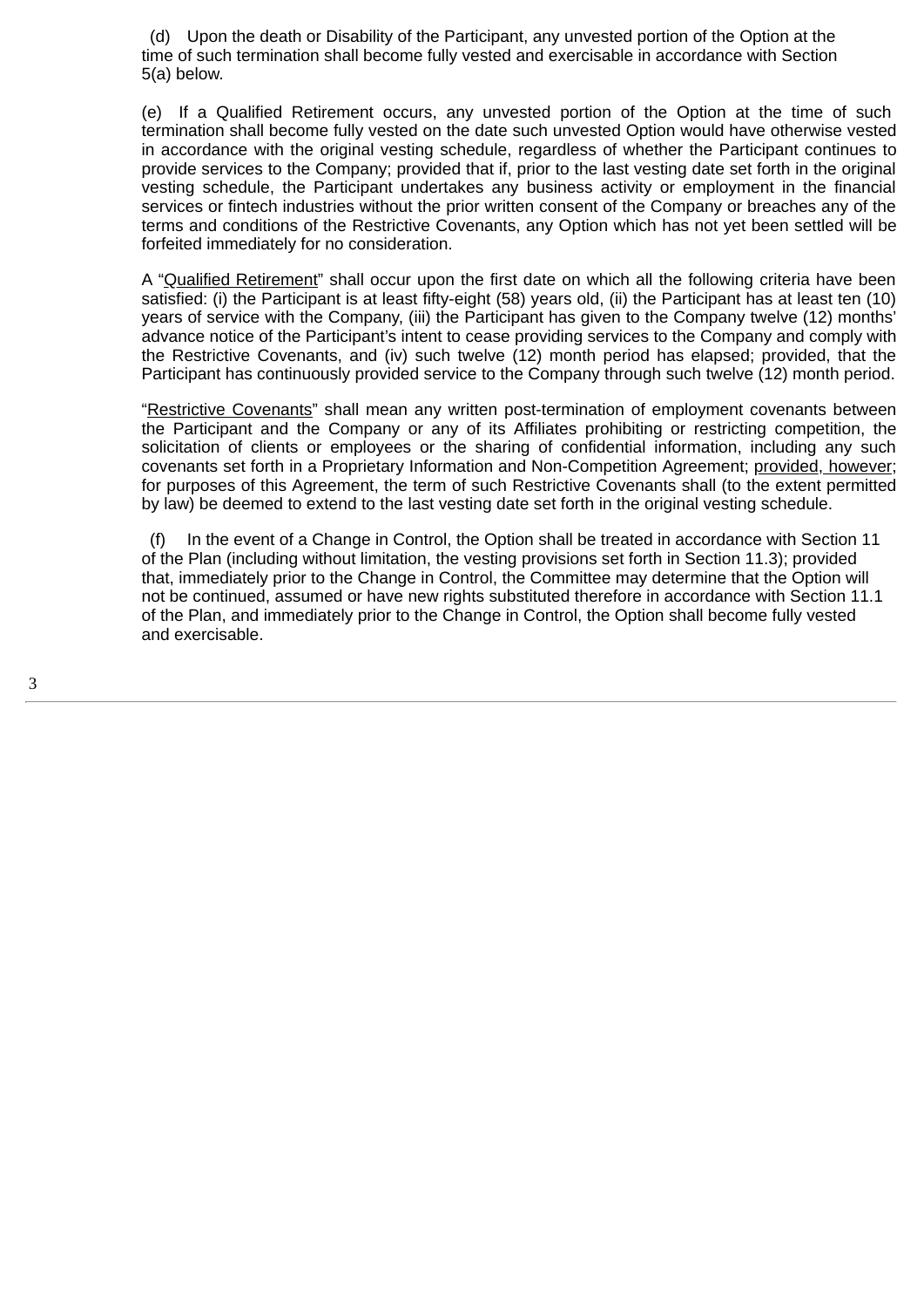(d) Upon the death or Disability of the Participant, any unvested portion of the Option at the time of such termination shall become fully vested and exercisable in accordance with Section 5(a) below.

(e) If a Qualified Retirement occurs, any unvested portion of the Option at the time of such termination shall become fully vested on the date such unvested Option would have otherwise vested in accordance with the original vesting schedule, regardless of whether the Participant continues to provide services to the Company; provided that if, prior to the last vesting date set forth in the original vesting schedule, the Participant undertakes any business activity or employment in the financial services or fintech industries without the prior written consent of the Company or breaches any of the terms and conditions of the Restrictive Covenants, any Option which has not yet been settled will be forfeited immediately for no consideration.

A "Qualified Retirement" shall occur upon the first date on which all the following criteria have been satisfied: (i) the Participant is at least fifty-eight (58) years old, (ii) the Participant has at least ten (10) years of service with the Company, (iii) the Participant has given to the Company twelve (12) months' advance notice of the Participant's intent to cease providing services to the Company and comply with the Restrictive Covenants, and (iv) such twelve (12) month period has elapsed; provided, that the Participant has continuously provided service to the Company through such twelve (12) month period.

"Restrictive Covenants" shall mean any written post-termination of employment covenants between the Participant and the Company or any of its Affiliates prohibiting or restricting competition, the solicitation of clients or employees or the sharing of confidential information, including any such covenants set forth in a Proprietary Information and Non-Competition Agreement; provided, however; for purposes of this Agreement, the term of such Restrictive Covenants shall (to the extent permitted by law) be deemed to extend to the last vesting date set forth in the original vesting schedule.

(f) In the event of a Change in Control, the Option shall be treated in accordance with Section 11 of the Plan (including without limitation, the vesting provisions set forth in Section 11.3); provided that, immediately prior to the Change in Control, the Committee may determine that the Option will not be continued, assumed or have new rights substituted therefore in accordance with Section 11.1 of the Plan, and immediately prior to the Change in Control, the Option shall become fully vested and exercisable.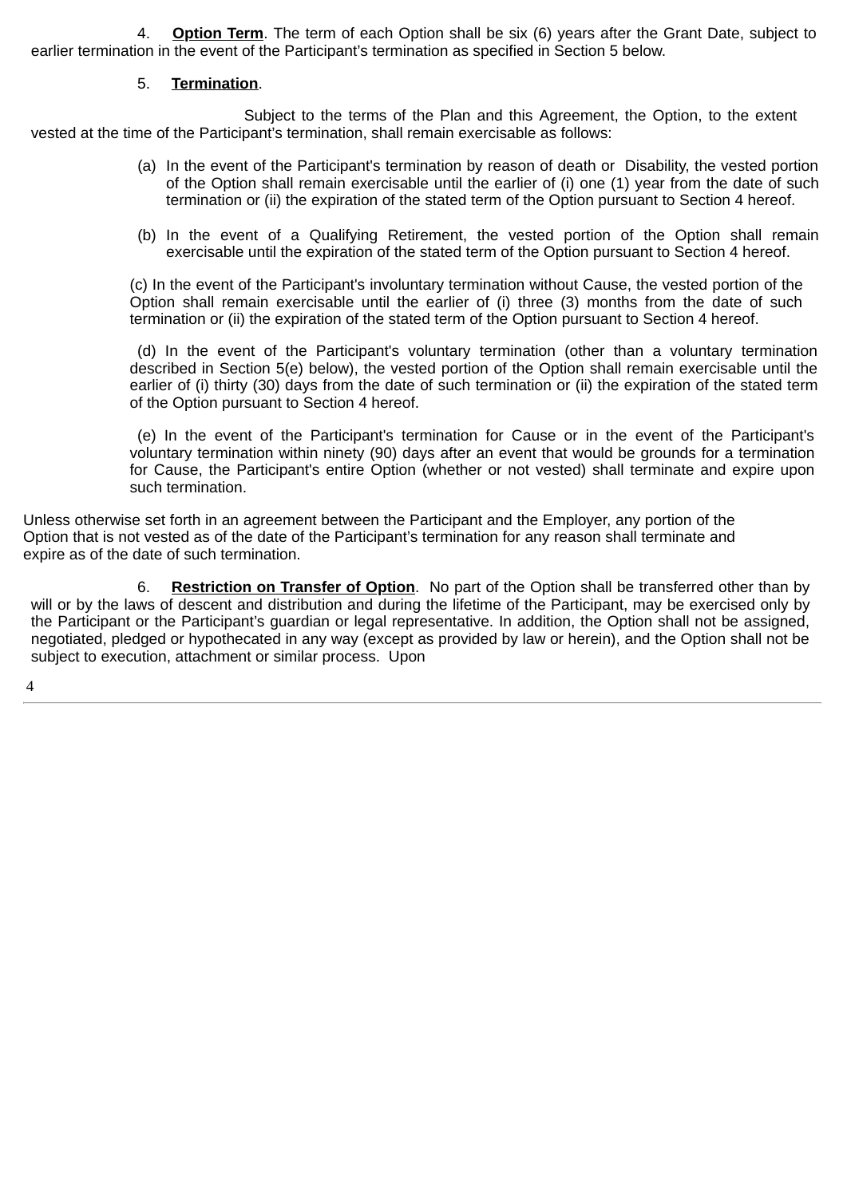4. **Option Term**. The term of each Option shall be six (6) years after the Grant Date, subject to earlier termination in the event of the Participant's termination as specified in Section 5 below.

5. **Termination**.

Subject to the terms of the Plan and this Agreement, the Option, to the extent vested at the time of the Participant's termination, shall remain exercisable as follows:

(a) In the event of the Participant's termination by reason of death or Disability, the vested portion of the Option shall remain exercisable until the earlier of (i) one (1) year from the date of such termination or (ii) the expiration of the stated term of the Option pursuant to Section 4 hereof.

(b) In the event of a Qualifying Retirement, the vested portion of the Option shall remain exercisable until the expiration of the stated term of the Option pursuant to Section 4 hereof.

(c) In the event of the Participant's involuntary termination without Cause, the vested portion of the Option shall remain exercisable until the earlier of (i) three (3) months from the date of such termination or (ii) the expiration of the stated term of the Option pursuant to Section 4 hereof.

(d) In the event of the Participant's voluntary termination (other than a voluntary termination described in Section 5(e) below), the vested portion of the Option shall remain exercisable until the earlier of (i) thirty (30) days from the date of such termination or (ii) the expiration of the stated term of the Option pursuant to Section 4 hereof.

(e) In the event of the Participant's termination for Cause or in the event of the Participant's voluntary termination within ninety (90) days after an event that would be grounds for a termination for Cause, the Participant's entire Option (whether or not vested) shall terminate and expire upon such termination.

Unless otherwise set forth in an agreement between the Participant and the Employer, any portion of the Option that is not vested as of the date of the Participant's termination for any reason shall terminate and expire as of the date of such termination.

6. **Restriction on Transfer of Option**. No part of the Option shall be transferred other than by will or by the laws of descent and distribution and during the lifetime of the Participant, may be exercised only by the Participant or the Participant's guardian or legal representative. In addition, the Option shall not be assigned, negotiated, pledged or hypothecated in any way (except as provided by law or herein), and the Option shall not be subject to execution, attachment or similar process. Upon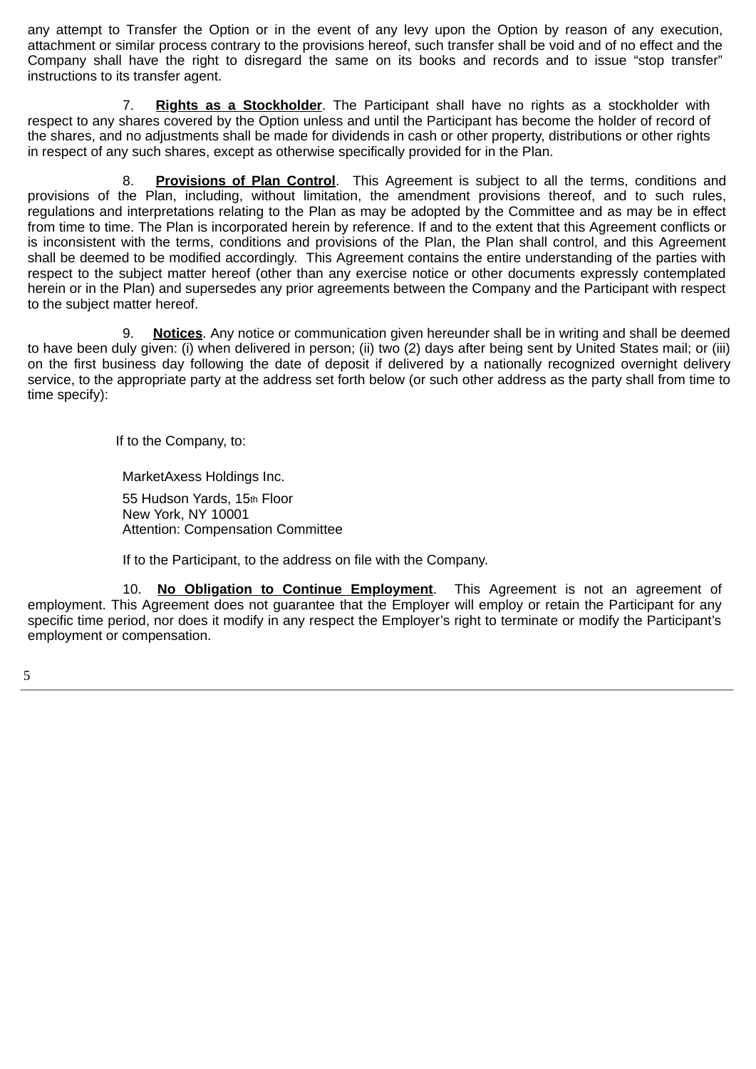any attempt to Transfer the Option or in the event of any levy upon the Option by reason of any execution, attachment or similar process contrary to the provisions hereof, such transfer shall be void and of no effect and the Company shall have the right to disregard the same on its books and records and to issue "stop transfer" instructions to its transfer agent.

7. **Rights as a Stockholder**. The Participant shall have no rights as a stockholder with respect to any shares covered by the Option unless and until the Participant has become the holder of record of the shares, and no adjustments shall be made for dividends in cash or other property, distributions or other rights in respect of any such shares, except as otherwise specifically provided for in the Plan.

8. **Provisions of Plan Control**. This Agreement is subject to all the terms, conditions and provisions of the Plan, including, without limitation, the amendment provisions thereof, and to such rules, regulations and interpretations relating to the Plan as may be adopted by the Committee and as may be in effect from time to time. The Plan is incorporated herein by reference. If and to the extent that this Agreement conflicts or is inconsistent with the terms, conditions and provisions of the Plan, the Plan shall control, and this Agreement shall be deemed to be modified accordingly. This Agreement contains the entire understanding of the parties with respect to the subject matter hereof (other than any exercise notice or other documents expressly contemplated herein or in the Plan) and supersedes any prior agreements between the Company and the Participant with respect to the subject matter hereof.

9. **Notices**. Any notice or communication given hereunder shall be in writing and shall be deemed to have been duly given: (i) when delivered in person; (ii) two (2) days after being sent by United States mail; or (iii) on the first business day following the date of deposit if delivered by a nationally recognized overnight delivery service, to the appropriate party at the address set forth below (or such other address as the party shall from time to time specify):

If to the Company, to:

MarketAxess Holdings Inc.
55 Hudson Yards, 15th Floor
New York, NY 10001
Attention: Compensation Committee

If to the Participant, to the address on file with the Company.

10. **No Obligation to Continue Employment**. This Agreement is not an agreement of employment. This Agreement does not guarantee that the Employer will employ or retain the Participant for any specific time period, nor does it modify in any respect the Employer's right to terminate or modify the Participant's employment or compensation.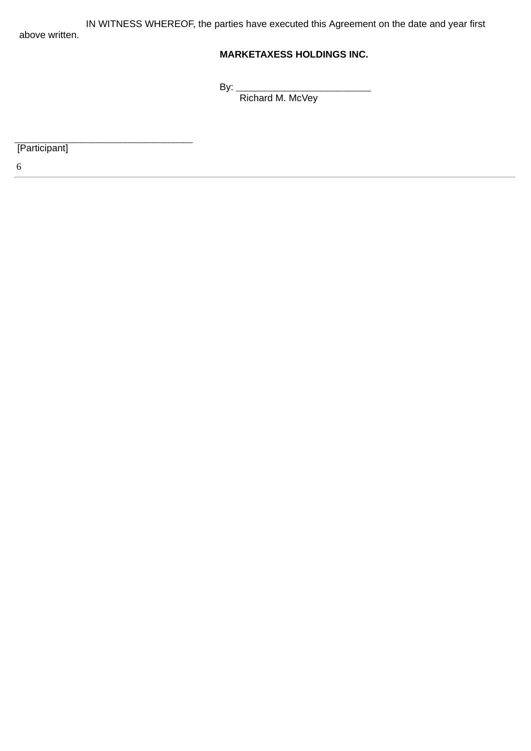IN WITNESS WHEREOF, the parties have executed this Agreement on the date and year first above written.

**MARKETAXESS HOLDINGS INC.**

By: ___________________________
Richard M. McVey

___________________________________
[Participant]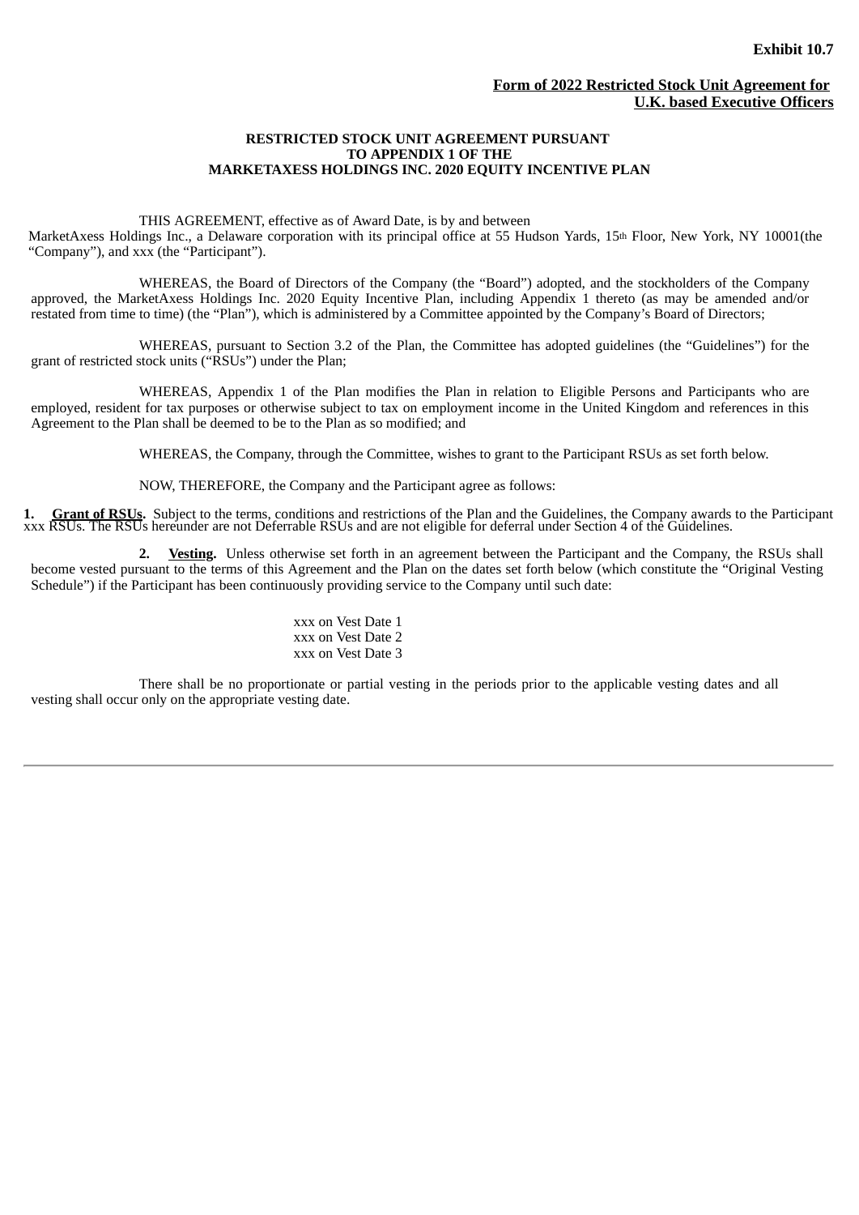**Exhibit 10.7**

**Form of 2022 Restricted Stock Unit Agreement for U.K. based Executive Officers**

**RESTRICTED STOCK UNIT AGREEMENT PURSUANT TO APPENDIX 1 OF THE MARKETAXESS HOLDINGS INC. 2020 EQUITY INCENTIVE PLAN**

THIS AGREEMENT, effective as of Award Date, is by and between MarketAxess Holdings Inc., a Delaware corporation with its principal office at 55 Hudson Yards, 15th Floor, New York, NY 10001(the "Company"), and xxx (the "Participant").

WHEREAS, the Board of Directors of the Company (the "Board") adopted, and the stockholders of the Company approved, the MarketAxess Holdings Inc. 2020 Equity Incentive Plan, including Appendix 1 thereto (as may be amended and/or restated from time to time) (the "Plan"), which is administered by a Committee appointed by the Company's Board of Directors;

WHEREAS, pursuant to Section 3.2 of the Plan, the Committee has adopted guidelines (the "Guidelines") for the grant of restricted stock units ("RSUs") under the Plan;

WHEREAS, Appendix 1 of the Plan modifies the Plan in relation to Eligible Persons and Participants who are employed, resident for tax purposes or otherwise subject to tax on employment income in the United Kingdom and references in this Agreement to the Plan shall be deemed to be to the Plan as so modified; and

WHEREAS, the Company, through the Committee, wishes to grant to the Participant RSUs as set forth below.

NOW, THEREFORE, the Company and the Participant agree as follows:

**1. Grant of RSUs.** Subject to the terms, conditions and restrictions of the Plan and the Guidelines, the Company awards to the Participant xxx RSUs. The RSUs hereunder are not Deferrable RSUs and are not eligible for deferral under Section 4 of the Guidelines.

**2. Vesting.** Unless otherwise set forth in an agreement between the Participant and the Company, the RSUs shall become vested pursuant to the terms of this Agreement and the Plan on the dates set forth below (which constitute the "Original Vesting Schedule") if the Participant has been continuously providing service to the Company until such date:

xxx on Vest Date 1
xxx on Vest Date 2
xxx on Vest Date 3

There shall be no proportionate or partial vesting in the periods prior to the applicable vesting dates and all vesting shall occur only on the appropriate vesting date.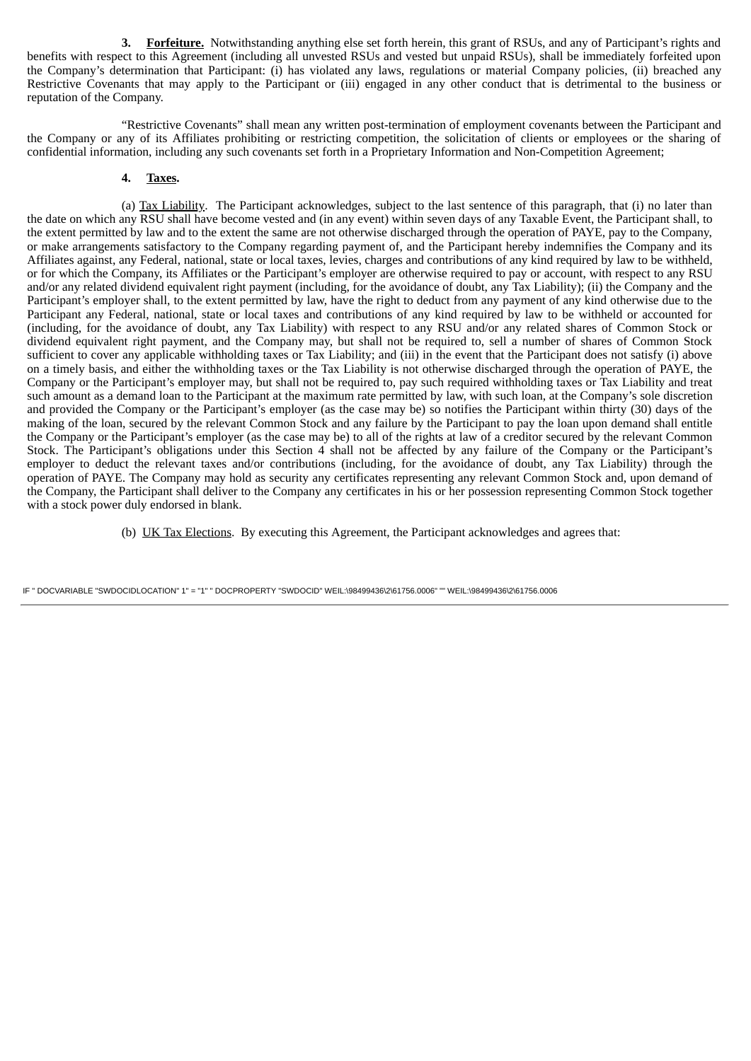**3. Forfeiture.** Notwithstanding anything else set forth herein, this grant of RSUs, and any of Participant's rights and benefits with respect to this Agreement (including all unvested RSUs and vested but unpaid RSUs), shall be immediately forfeited upon the Company's determination that Participant: (i) has violated any laws, regulations or material Company policies, (ii) breached any Restrictive Covenants that may apply to the Participant or (iii) engaged in any other conduct that is detrimental to the business or reputation of the Company.

"Restrictive Covenants" shall mean any written post-termination of employment covenants between the Participant and the Company or any of its Affiliates prohibiting or restricting competition, the solicitation of clients or employees or the sharing of confidential information, including any such covenants set forth in a Proprietary Information and Non-Competition Agreement;

**4. Taxes.**

(a) Tax Liability. The Participant acknowledges, subject to the last sentence of this paragraph, that (i) no later than the date on which any RSU shall have become vested and (in any event) within seven days of any Taxable Event, the Participant shall, to the extent permitted by law and to the extent the same are not otherwise discharged through the operation of PAYE, pay to the Company, or make arrangements satisfactory to the Company regarding payment of, and the Participant hereby indemnifies the Company and its Affiliates against, any Federal, national, state or local taxes, levies, charges and contributions of any kind required by law to be withheld, or for which the Company, its Affiliates or the Participant's employer are otherwise required to pay or account, with respect to any RSU and/or any related dividend equivalent right payment (including, for the avoidance of doubt, any Tax Liability); (ii) the Company and the Participant's employer shall, to the extent permitted by law, have the right to deduct from any payment of any kind otherwise due to the Participant any Federal, national, state or local taxes and contributions of any kind required by law to be withheld or accounted for (including, for the avoidance of doubt, any Tax Liability) with respect to any RSU and/or any related shares of Common Stock or dividend equivalent right payment, and the Company may, but shall not be required to, sell a number of shares of Common Stock sufficient to cover any applicable withholding taxes or Tax Liability; and (iii) in the event that the Participant does not satisfy (i) above on a timely basis, and either the withholding taxes or the Tax Liability is not otherwise discharged through the operation of PAYE, the Company or the Participant's employer may, but shall not be required to, pay such required withholding taxes or Tax Liability and treat such amount as a demand loan to the Participant at the maximum rate permitted by law, with such loan, at the Company's sole discretion and provided the Company or the Participant's employer (as the case may be) so notifies the Participant within thirty (30) days of the making of the loan, secured by the relevant Common Stock and any failure by the Participant to pay the loan upon demand shall entitle the Company or the Participant's employer (as the case may be) to all of the rights at law of a creditor secured by the relevant Common Stock. The Participant's obligations under this Section 4 shall not be affected by any failure of the Company or the Participant's employer to deduct the relevant taxes and/or contributions (including, for the avoidance of doubt, any Tax Liability) through the operation of PAYE. The Company may hold as security any certificates representing any relevant Common Stock and, upon demand of the Company, the Participant shall deliver to the Company any certificates in his or her possession representing Common Stock together with a stock power duly endorsed in blank.

(b) UK Tax Elections. By executing this Agreement, the Participant acknowledges and agrees that: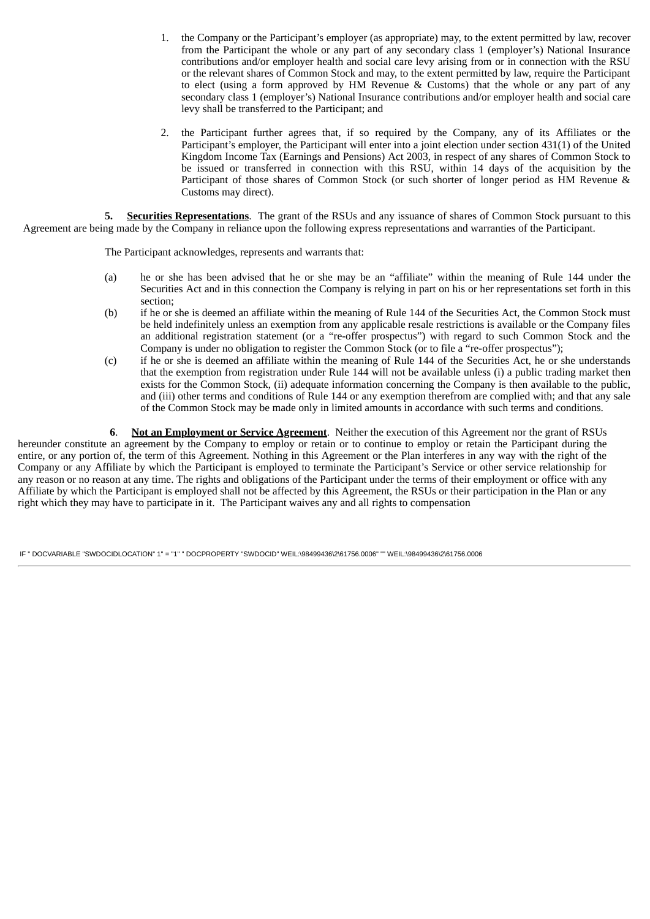1. the Company or the Participant's employer (as appropriate) may, to the extent permitted by law, recover from the Participant the whole or any part of any secondary class 1 (employer's) National Insurance contributions and/or employer health and social care levy arising from or in connection with the RSU or the relevant shares of Common Stock and may, to the extent permitted by law, require the Participant to elect (using a form approved by HM Revenue & Customs) that the whole or any part of any secondary class 1 (employer's) National Insurance contributions and/or employer health and social care levy shall be transferred to the Participant; and

2. the Participant further agrees that, if so required by the Company, any of its Affiliates or the Participant's employer, the Participant will enter into a joint election under section 431(1) of the United Kingdom Income Tax (Earnings and Pensions) Act 2003, in respect of any shares of Common Stock to be issued or transferred in connection with this RSU, within 14 days of the acquisition by the Participant of those shares of Common Stock (or such shorter of longer period as HM Revenue & Customs may direct).

**5. <u>Securities Representations</u>**. The grant of the RSUs and any issuance of shares of Common Stock pursuant to this Agreement are being made by the Company in reliance upon the following express representations and warranties of the Participant.

The Participant acknowledges, represents and warrants that:

(a) he or she has been advised that he or she may be an "affiliate" within the meaning of Rule 144 under the Securities Act and in this connection the Company is relying in part on his or her representations set forth in this section;

(b) if he or she is deemed an affiliate within the meaning of Rule 144 of the Securities Act, the Common Stock must be held indefinitely unless an exemption from any applicable resale restrictions is available or the Company files an additional registration statement (or a "re-offer prospectus") with regard to such Common Stock and the Company is under no obligation to register the Common Stock (or to file a "re-offer prospectus");

(c) if he or she is deemed an affiliate within the meaning of Rule 144 of the Securities Act, he or she understands that the exemption from registration under Rule 144 will not be available unless (i) a public trading market then exists for the Common Stock, (ii) adequate information concerning the Company is then available to the public, and (iii) other terms and conditions of Rule 144 or any exemption therefrom are complied with; and that any sale of the Common Stock may be made only in limited amounts in accordance with such terms and conditions.

**6**. **<u>Not an Employment or Service Agreement</u>**. Neither the execution of this Agreement nor the grant of RSUs hereunder constitute an agreement by the Company to employ or retain or to continue to employ or retain the Participant during the entire, or any portion of, the term of this Agreement. Nothing in this Agreement or the Plan interferes in any way with the right of the Company or any Affiliate by which the Participant is employed to terminate the Participant's Service or other service relationship for any reason or no reason at any time. The rights and obligations of the Participant under the terms of their employment or office with any Affiliate by which the Participant is employed shall not be affected by this Agreement, the RSUs or their participation in the Plan or any right which they may have to participate in it. The Participant waives any and all rights to compensation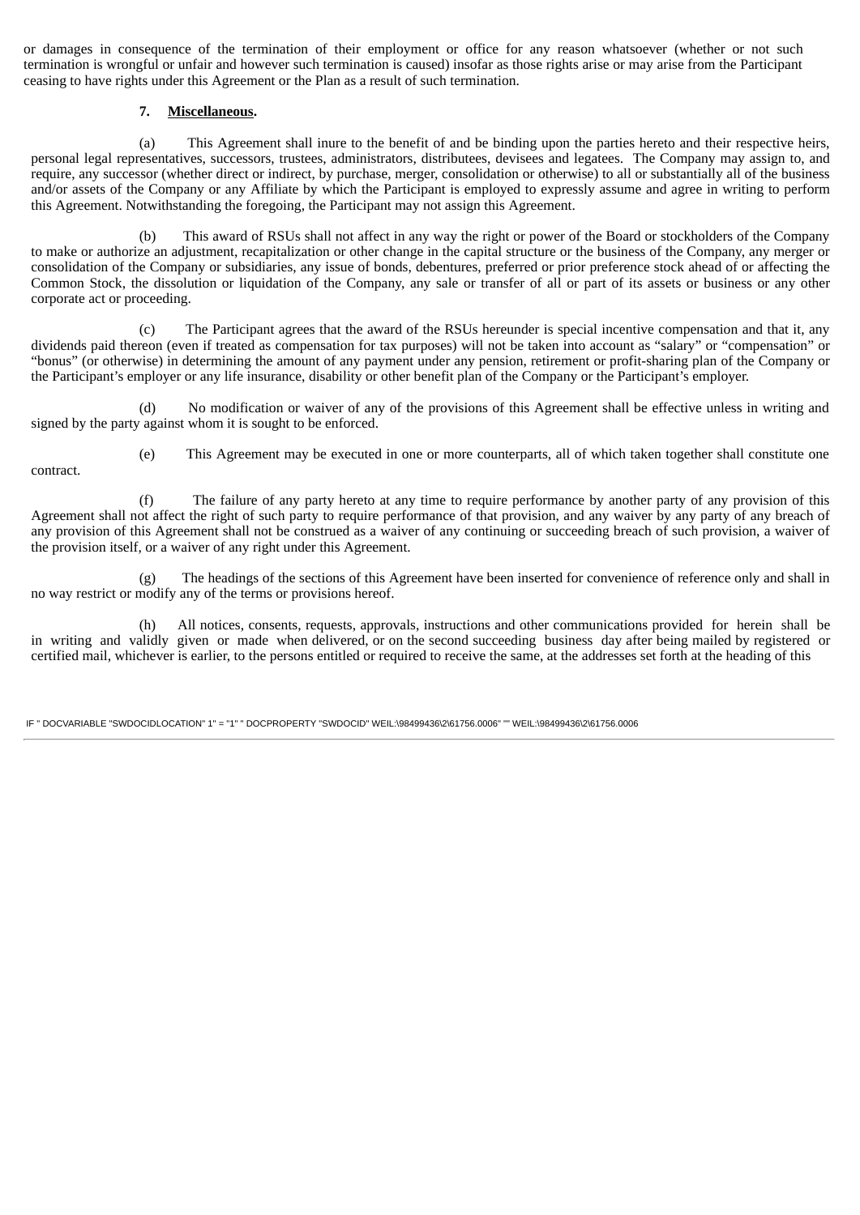or damages in consequence of the termination of their employment or office for any reason whatsoever (whether or not such termination is wrongful or unfair and however such termination is caused) insofar as those rights arise or may arise from the Participant ceasing to have rights under this Agreement or the Plan as a result of such termination.

**7. Miscellaneous.**

(a) This Agreement shall inure to the benefit of and be binding upon the parties hereto and their respective heirs, personal legal representatives, successors, trustees, administrators, distributees, devisees and legatees. The Company may assign to, and require, any successor (whether direct or indirect, by purchase, merger, consolidation or otherwise) to all or substantially all of the business and/or assets of the Company or any Affiliate by which the Participant is employed to expressly assume and agree in writing to perform this Agreement. Notwithstanding the foregoing, the Participant may not assign this Agreement.

(b) This award of RSUs shall not affect in any way the right or power of the Board or stockholders of the Company to make or authorize an adjustment, recapitalization or other change in the capital structure or the business of the Company, any merger or consolidation of the Company or subsidiaries, any issue of bonds, debentures, preferred or prior preference stock ahead of or affecting the Common Stock, the dissolution or liquidation of the Company, any sale or transfer of all or part of its assets or business or any other corporate act or proceeding.

(c) The Participant agrees that the award of the RSUs hereunder is special incentive compensation and that it, any dividends paid thereon (even if treated as compensation for tax purposes) will not be taken into account as "salary" or "compensation" or "bonus" (or otherwise) in determining the amount of any payment under any pension, retirement or profit-sharing plan of the Company or the Participant's employer or any life insurance, disability or other benefit plan of the Company or the Participant's employer.

(d) No modification or waiver of any of the provisions of this Agreement shall be effective unless in writing and signed by the party against whom it is sought to be enforced.

(e) This Agreement may be executed in one or more counterparts, all of which taken together shall constitute one contract.

(f) The failure of any party hereto at any time to require performance by another party of any provision of this Agreement shall not affect the right of such party to require performance of that provision, and any waiver by any party of any breach of any provision of this Agreement shall not be construed as a waiver of any continuing or succeeding breach of such provision, a waiver of the provision itself, or a waiver of any right under this Agreement.

(g) The headings of the sections of this Agreement have been inserted for convenience of reference only and shall in no way restrict or modify any of the terms or provisions hereof.

(h) All notices, consents, requests, approvals, instructions and other communications provided for herein shall be in writing and validly given or made when delivered, or on the second succeeding business day after being mailed by registered or certified mail, whichever is earlier, to the persons entitled or required to receive the same, at the addresses set forth at the heading of this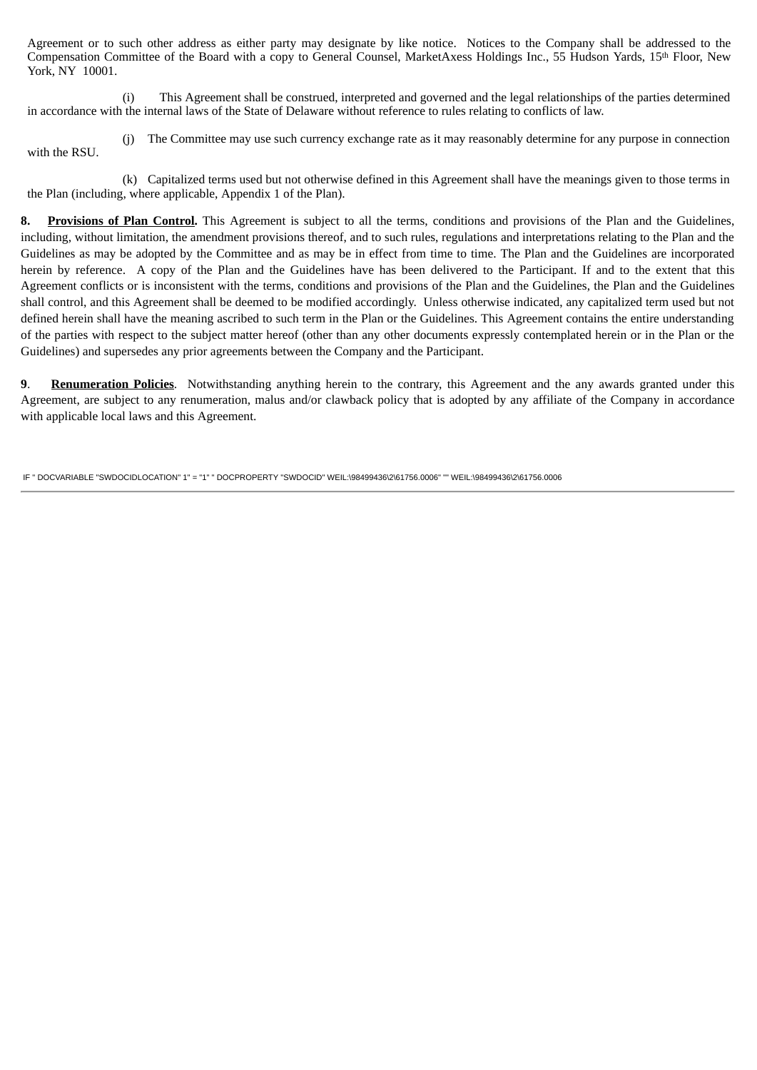Agreement or to such other address as either party may designate by like notice. Notices to the Company shall be addressed to the Compensation Committee of the Board with a copy to General Counsel, MarketAxess Holdings Inc., 55 Hudson Yards, 15th Floor, New York, NY 10001.

(i) This Agreement shall be construed, interpreted and governed and the legal relationships of the parties determined in accordance with the internal laws of the State of Delaware without reference to rules relating to conflicts of law.

(j) The Committee may use such currency exchange rate as it may reasonably determine for any purpose in connection with the RSU.

(k) Capitalized terms used but not otherwise defined in this Agreement shall have the meanings given to those terms in the Plan (including, where applicable, Appendix 1 of the Plan).

**8. Provisions of Plan Control.** This Agreement is subject to all the terms, conditions and provisions of the Plan and the Guidelines, including, without limitation, the amendment provisions thereof, and to such rules, regulations and interpretations relating to the Plan and the Guidelines as may be adopted by the Committee and as may be in effect from time to time. The Plan and the Guidelines are incorporated herein by reference. A copy of the Plan and the Guidelines have has been delivered to the Participant. If and to the extent that this Agreement conflicts or is inconsistent with the terms, conditions and provisions of the Plan and the Guidelines, the Plan and the Guidelines shall control, and this Agreement shall be deemed to be modified accordingly. Unless otherwise indicated, any capitalized term used but not defined herein shall have the meaning ascribed to such term in the Plan or the Guidelines. This Agreement contains the entire understanding of the parties with respect to the subject matter hereof (other than any other documents expressly contemplated herein or in the Plan or the Guidelines) and supersedes any prior agreements between the Company and the Participant.

**9. Renumeration Policies**. Notwithstanding anything herein to the contrary, this Agreement and the any awards granted under this Agreement, are subject to any renumeration, malus and/or clawback policy that is adopted by any affiliate of the Company in accordance with applicable local laws and this Agreement.

IF " DOCVARIABLE "SWDOCIDLOCATION" 1" = "1" " DOCPROPERTY "SWDOCID" WEIL:\98499436\2\61756.0006" "" WEIL:\98499436\2\61756.0006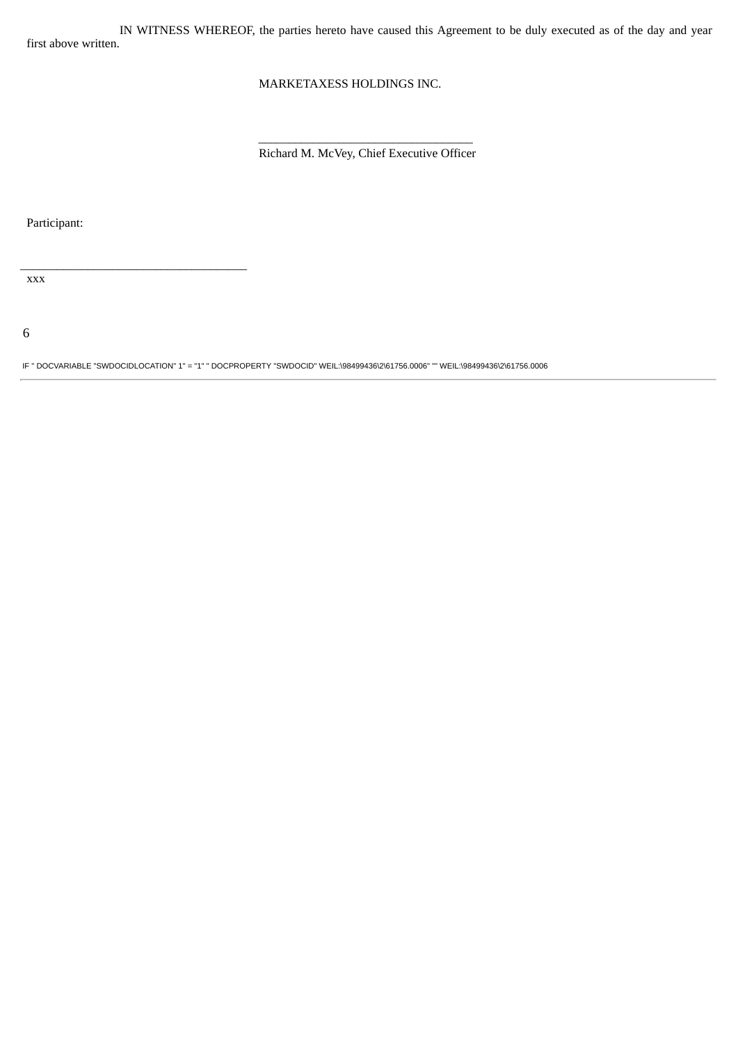IN WITNESS WHEREOF, the parties hereto have caused this Agreement to be duly executed as of the day and year first above written.

MARKETAXESS HOLDINGS INC.

\_\_\_\_\_\_\_\_\_\_\_\_\_\_\_\_\_\_\_\_\_\_\_\_\_\_\_\_\_\_\_\_\_\_

Richard M. McVey, Chief Executive Officer

Participant:

\_\_\_\_\_\_\_\_\_\_\_\_\_\_\_\_\_\_\_\_\_\_\_\_\_\_\_\_\_\_\_\_\_\_\_\_

xxx

IF " DOCVARIABLE "SWDOCIDLOCATION" 1" = "1" " DOCPROPERTY "SWDOCID" WEIL:\98499436\2\61756.0006" "" WEIL:\98499436\2\61756.0006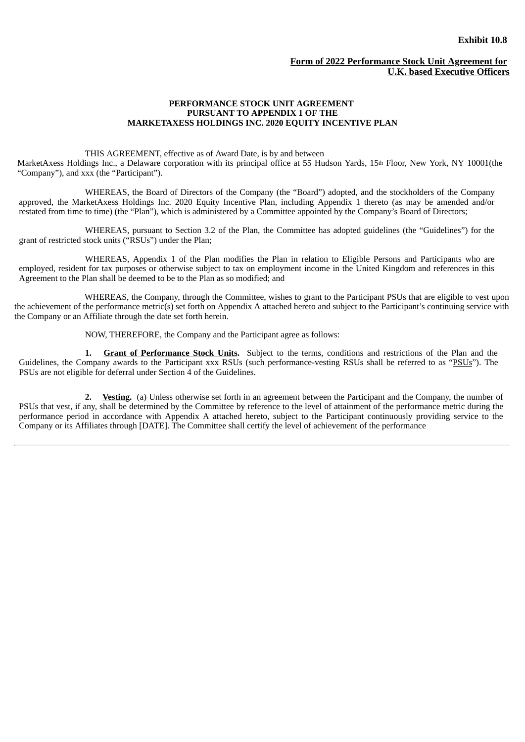**Exhibit 10.8**

**Form of 2022 Performance Stock Unit Agreement for U.K. based Executive Officers**

**PERFORMANCE STOCK UNIT AGREEMENT**
**PURSUANT TO APPENDIX 1 OF THE**
**MARKETAXESS HOLDINGS INC. 2020 EQUITY INCENTIVE PLAN**

THIS AGREEMENT, effective as of Award Date, is by and between MarketAxess Holdings Inc., a Delaware corporation with its principal office at 55 Hudson Yards, 15th Floor, New York, NY 10001(the "Company"), and xxx (the "Participant").

WHEREAS, the Board of Directors of the Company (the "Board") adopted, and the stockholders of the Company approved, the MarketAxess Holdings Inc. 2020 Equity Incentive Plan, including Appendix 1 thereto (as may be amended and/or restated from time to time) (the "Plan"), which is administered by a Committee appointed by the Company's Board of Directors;

WHEREAS, pursuant to Section 3.2 of the Plan, the Committee has adopted guidelines (the "Guidelines") for the grant of restricted stock units ("RSUs") under the Plan;

WHEREAS, Appendix 1 of the Plan modifies the Plan in relation to Eligible Persons and Participants who are employed, resident for tax purposes or otherwise subject to tax on employment income in the United Kingdom and references in this Agreement to the Plan shall be deemed to be to the Plan as so modified; and

WHEREAS, the Company, through the Committee, wishes to grant to the Participant PSUs that are eligible to vest upon the achievement of the performance metric(s) set forth on Appendix A attached hereto and subject to the Participant's continuing service with the Company or an Affiliate through the date set forth herein.

NOW, THEREFORE, the Company and the Participant agree as follows:

**1. Grant of Performance Stock Units.** Subject to the terms, conditions and restrictions of the Plan and the Guidelines, the Company awards to the Participant xxx RSUs (such performance-vesting RSUs shall be referred to as "PSUs"). The PSUs are not eligible for deferral under Section 4 of the Guidelines.

**2. Vesting.** (a) Unless otherwise set forth in an agreement between the Participant and the Company, the number of PSUs that vest, if any, shall be determined by the Committee by reference to the level of attainment of the performance metric during the performance period in accordance with Appendix A attached hereto, subject to the Participant continuously providing service to the Company or its Affiliates through [DATE]. The Committee shall certify the level of achievement of the performance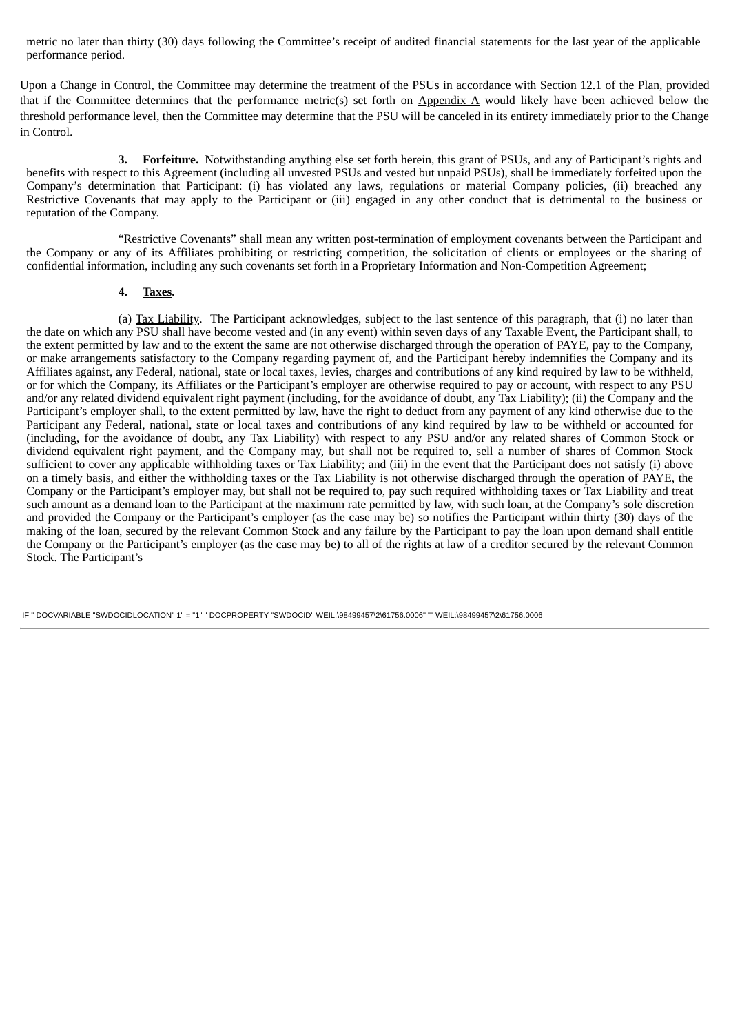metric no later than thirty (30) days following the Committee's receipt of audited financial statements for the last year of the applicable performance period.

Upon a Change in Control, the Committee may determine the treatment of the PSUs in accordance with Section 12.1 of the Plan, provided that if the Committee determines that the performance metric(s) set forth on Appendix A would likely have been achieved below the threshold performance level, then the Committee may determine that the PSU will be canceled in its entirety immediately prior to the Change in Control.

**3. Forfeiture.** Notwithstanding anything else set forth herein, this grant of PSUs, and any of Participant's rights and benefits with respect to this Agreement (including all unvested PSUs and vested but unpaid PSUs), shall be immediately forfeited upon the Company's determination that Participant: (i) has violated any laws, regulations or material Company policies, (ii) breached any Restrictive Covenants that may apply to the Participant or (iii) engaged in any other conduct that is detrimental to the business or reputation of the Company.

"Restrictive Covenants" shall mean any written post-termination of employment covenants between the Participant and the Company or any of its Affiliates prohibiting or restricting competition, the solicitation of clients or employees or the sharing of confidential information, including any such covenants set forth in a Proprietary Information and Non-Competition Agreement;

**4. Taxes.**

(a) Tax Liability. The Participant acknowledges, subject to the last sentence of this paragraph, that (i) no later than the date on which any PSU shall have become vested and (in any event) within seven days of any Taxable Event, the Participant shall, to the extent permitted by law and to the extent the same are not otherwise discharged through the operation of PAYE, pay to the Company, or make arrangements satisfactory to the Company regarding payment of, and the Participant hereby indemnifies the Company and its Affiliates against, any Federal, national, state or local taxes, levies, charges and contributions of any kind required by law to be withheld, or for which the Company, its Affiliates or the Participant's employer are otherwise required to pay or account, with respect to any PSU and/or any related dividend equivalent right payment (including, for the avoidance of doubt, any Tax Liability); (ii) the Company and the Participant's employer shall, to the extent permitted by law, have the right to deduct from any payment of any kind otherwise due to the Participant any Federal, national, state or local taxes and contributions of any kind required by law to be withheld or accounted for (including, for the avoidance of doubt, any Tax Liability) with respect to any PSU and/or any related shares of Common Stock or dividend equivalent right payment, and the Company may, but shall not be required to, sell a number of shares of Common Stock sufficient to cover any applicable withholding taxes or Tax Liability; and (iii) in the event that the Participant does not satisfy (i) above on a timely basis, and either the withholding taxes or the Tax Liability is not otherwise discharged through the operation of PAYE, the Company or the Participant's employer may, but shall not be required to, pay such required withholding taxes or Tax Liability and treat such amount as a demand loan to the Participant at the maximum rate permitted by law, with such loan, at the Company's sole discretion and provided the Company or the Participant's employer (as the case may be) so notifies the Participant within thirty (30) days of the making of the loan, secured by the relevant Common Stock and any failure by the Participant to pay the loan upon demand shall entitle the Company or the Participant's employer (as the case may be) to all of the rights at law of a creditor secured by the relevant Common Stock. The Participant's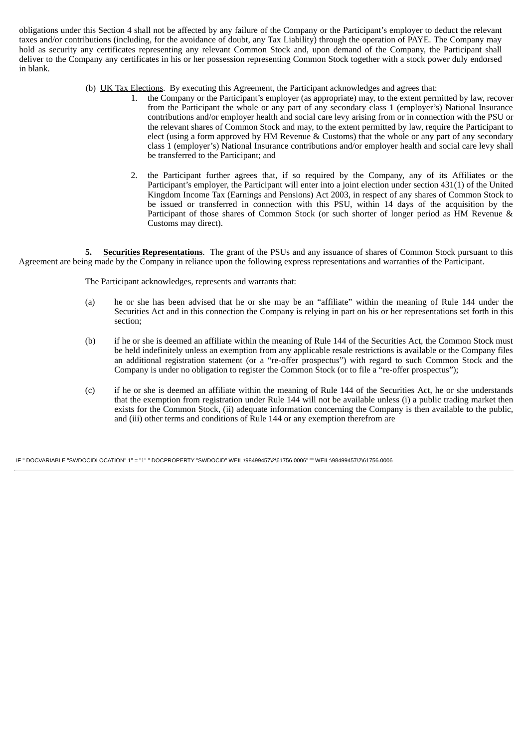obligations under this Section 4 shall not be affected by any failure of the Company or the Participant's employer to deduct the relevant taxes and/or contributions (including, for the avoidance of doubt, any Tax Liability) through the operation of PAYE. The Company may hold as security any certificates representing any relevant Common Stock and, upon demand of the Company, the Participant shall deliver to the Company any certificates in his or her possession representing Common Stock together with a stock power duly endorsed in blank.

(b) UK Tax Elections. By executing this Agreement, the Participant acknowledges and agrees that:

1. the Company or the Participant's employer (as appropriate) may, to the extent permitted by law, recover from the Participant the whole or any part of any secondary class 1 (employer's) National Insurance contributions and/or employer health and social care levy arising from or in connection with the PSU or the relevant shares of Common Stock and may, to the extent permitted by law, require the Participant to elect (using a form approved by HM Revenue & Customs) that the whole or any part of any secondary class 1 (employer's) National Insurance contributions and/or employer health and social care levy shall be transferred to the Participant; and

2. the Participant further agrees that, if so required by the Company, any of its Affiliates or the Participant's employer, the Participant will enter into a joint election under section 431(1) of the United Kingdom Income Tax (Earnings and Pensions) Act 2003, in respect of any shares of Common Stock to be issued or transferred in connection with this PSU, within 14 days of the acquisition by the Participant of those shares of Common Stock (or such shorter of longer period as HM Revenue & Customs may direct).

**5. Securities Representations**. The grant of the PSUs and any issuance of shares of Common Stock pursuant to this Agreement are being made by the Company in reliance upon the following express representations and warranties of the Participant.

The Participant acknowledges, represents and warrants that:

(a) he or she has been advised that he or she may be an "affiliate" within the meaning of Rule 144 under the Securities Act and in this connection the Company is relying in part on his or her representations set forth in this section;

(b) if he or she is deemed an affiliate within the meaning of Rule 144 of the Securities Act, the Common Stock must be held indefinitely unless an exemption from any applicable resale restrictions is available or the Company files an additional registration statement (or a "re-offer prospectus") with regard to such Common Stock and the Company is under no obligation to register the Common Stock (or to file a "re-offer prospectus");

(c) if he or she is deemed an affiliate within the meaning of Rule 144 of the Securities Act, he or she understands that the exemption from registration under Rule 144 will not be available unless (i) a public trading market then exists for the Common Stock, (ii) adequate information concerning the Company is then available to the public, and (iii) other terms and conditions of Rule 144 or any exemption therefrom are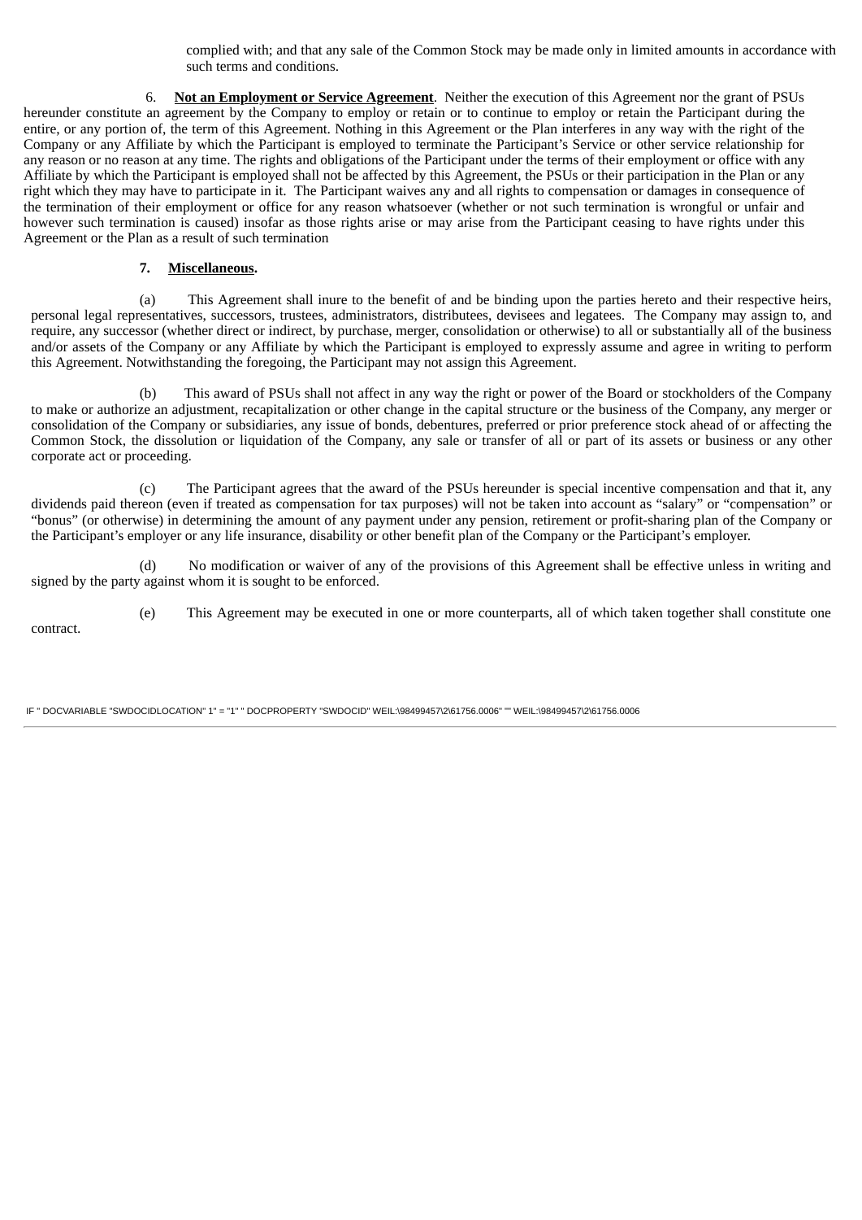complied with; and that any sale of the Common Stock may be made only in limited amounts in accordance with such terms and conditions.

6. **Not an Employment or Service Agreement**. Neither the execution of this Agreement nor the grant of PSUs hereunder constitute an agreement by the Company to employ or retain or to continue to employ or retain the Participant during the entire, or any portion of, the term of this Agreement. Nothing in this Agreement or the Plan interferes in any way with the right of the Company or any Affiliate by which the Participant is employed to terminate the Participant's Service or other service relationship for any reason or no reason at any time. The rights and obligations of the Participant under the terms of their employment or office with any Affiliate by which the Participant is employed shall not be affected by this Agreement, the PSUs or their participation in the Plan or any right which they may have to participate in it. The Participant waives any and all rights to compensation or damages in consequence of the termination of their employment or office for any reason whatsoever (whether or not such termination is wrongful or unfair and however such termination is caused) insofar as those rights arise or may arise from the Participant ceasing to have rights under this Agreement or the Plan as a result of such termination

7. **Miscellaneous.**

(a) This Agreement shall inure to the benefit of and be binding upon the parties hereto and their respective heirs, personal legal representatives, successors, trustees, administrators, distributees, devisees and legatees. The Company may assign to, and require, any successor (whether direct or indirect, by purchase, merger, consolidation or otherwise) to all or substantially all of the business and/or assets of the Company or any Affiliate by which the Participant is employed to expressly assume and agree in writing to perform this Agreement. Notwithstanding the foregoing, the Participant may not assign this Agreement.

(b) This award of PSUs shall not affect in any way the right or power of the Board or stockholders of the Company to make or authorize an adjustment, recapitalization or other change in the capital structure or the business of the Company, any merger or consolidation of the Company or subsidiaries, any issue of bonds, debentures, preferred or prior preference stock ahead of or affecting the Common Stock, the dissolution or liquidation of the Company, any sale or transfer of all or part of its assets or business or any other corporate act or proceeding.

(c) The Participant agrees that the award of the PSUs hereunder is special incentive compensation and that it, any dividends paid thereon (even if treated as compensation for tax purposes) will not be taken into account as "salary" or "compensation" or "bonus" (or otherwise) in determining the amount of any payment under any pension, retirement or profit-sharing plan of the Company or the Participant's employer or any life insurance, disability or other benefit plan of the Company or the Participant's employer.

(d) No modification or waiver of any of the provisions of this Agreement shall be effective unless in writing and signed by the party against whom it is sought to be enforced.

(e) This Agreement may be executed in one or more counterparts, all of which taken together shall constitute one contract.

IF " DOCVARIABLE "SWDOCIDLOCATION" 1" = "1" " DOCPROPERTY "SWDOCID" WEIL:\98499457\2\61756.0006" "" WEIL:\98499457\2\61756.0006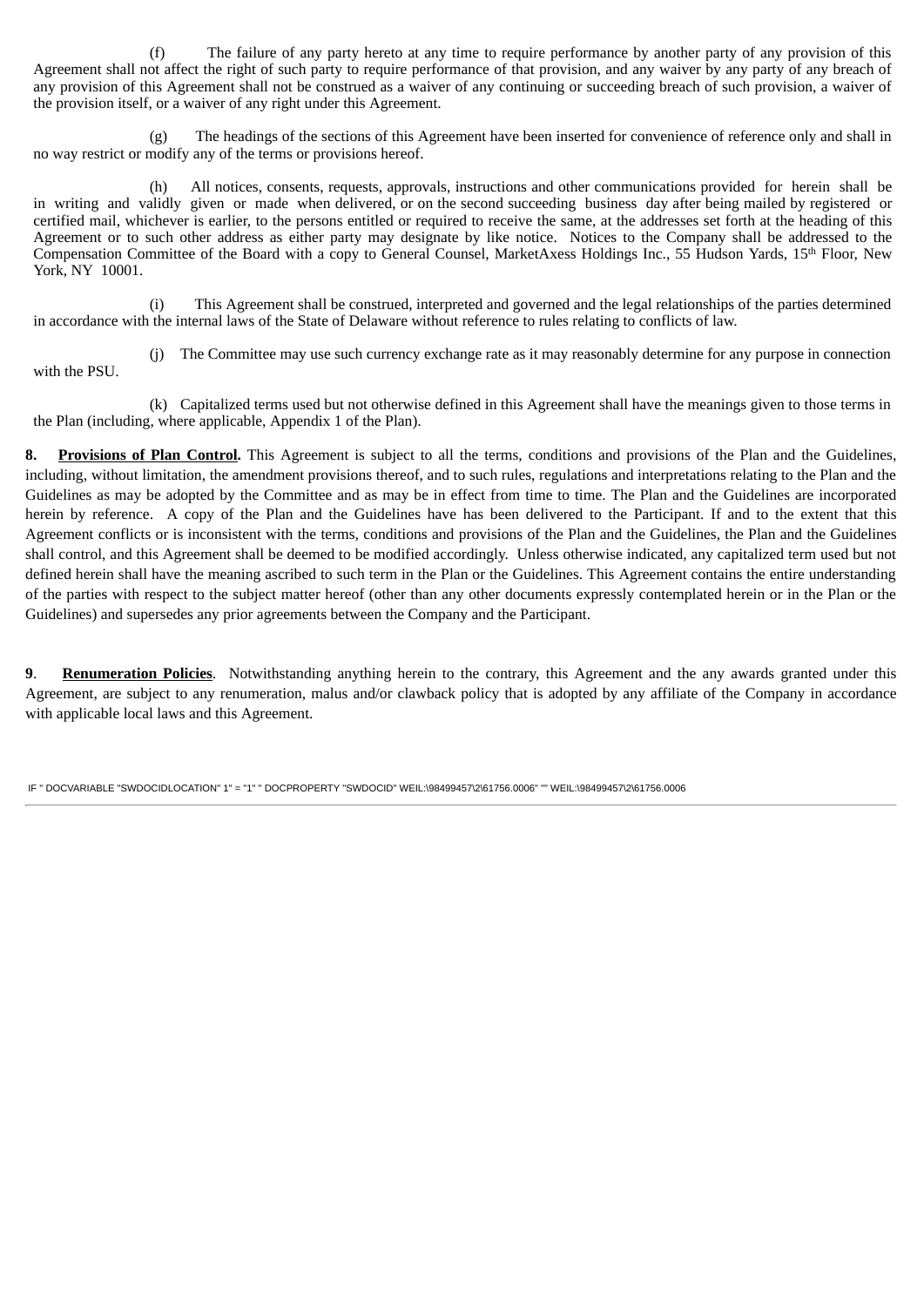(f) The failure of any party hereto at any time to require performance by another party of any provision of this Agreement shall not affect the right of such party to require performance of that provision, and any waiver by any party of any breach of any provision of this Agreement shall not be construed as a waiver of any continuing or succeeding breach of such provision, a waiver of the provision itself, or a waiver of any right under this Agreement.

(g) The headings of the sections of this Agreement have been inserted for convenience of reference only and shall in no way restrict or modify any of the terms or provisions hereof.

(h) All notices, consents, requests, approvals, instructions and other communications provided for herein shall be in writing and validly given or made when delivered, or on the second succeeding business day after being mailed by registered or certified mail, whichever is earlier, to the persons entitled or required to receive the same, at the addresses set forth at the heading of this Agreement or to such other address as either party may designate by like notice. Notices to the Company shall be addressed to the Compensation Committee of the Board with a copy to General Counsel, MarketAxess Holdings Inc., 55 Hudson Yards, 15th Floor, New York, NY 10001.

(i) This Agreement shall be construed, interpreted and governed and the legal relationships of the parties determined in accordance with the internal laws of the State of Delaware without reference to rules relating to conflicts of law.

(j) The Committee may use such currency exchange rate as it may reasonably determine for any purpose in connection with the PSU.

(k) Capitalized terms used but not otherwise defined in this Agreement shall have the meanings given to those terms in the Plan (including, where applicable, Appendix 1 of the Plan).

**8. Provisions of Plan Control.** This Agreement is subject to all the terms, conditions and provisions of the Plan and the Guidelines, including, without limitation, the amendment provisions thereof, and to such rules, regulations and interpretations relating to the Plan and the Guidelines as may be adopted by the Committee and as may be in effect from time to time. The Plan and the Guidelines are incorporated herein by reference. A copy of the Plan and the Guidelines have has been delivered to the Participant. If and to the extent that this Agreement conflicts or is inconsistent with the terms, conditions and provisions of the Plan and the Guidelines, the Plan and the Guidelines shall control, and this Agreement shall be deemed to be modified accordingly. Unless otherwise indicated, any capitalized term used but not defined herein shall have the meaning ascribed to such term in the Plan or the Guidelines. This Agreement contains the entire understanding of the parties with respect to the subject matter hereof (other than any other documents expressly contemplated herein or in the Plan or the Guidelines) and supersedes any prior agreements between the Company and the Participant.

**9. Renumeration Policies.** Notwithstanding anything herein to the contrary, this Agreement and the any awards granted under this Agreement, are subject to any renumeration, malus and/or clawback policy that is adopted by any affiliate of the Company in accordance with applicable local laws and this Agreement.

IF " DOCVARIABLE "SWDOCIDLOCATION" 1" = "1" " DOCPROPERTY "SWDOCID" WEIL:\98499457\2\61756.0006" "" WEIL:\98499457\2\61756.0006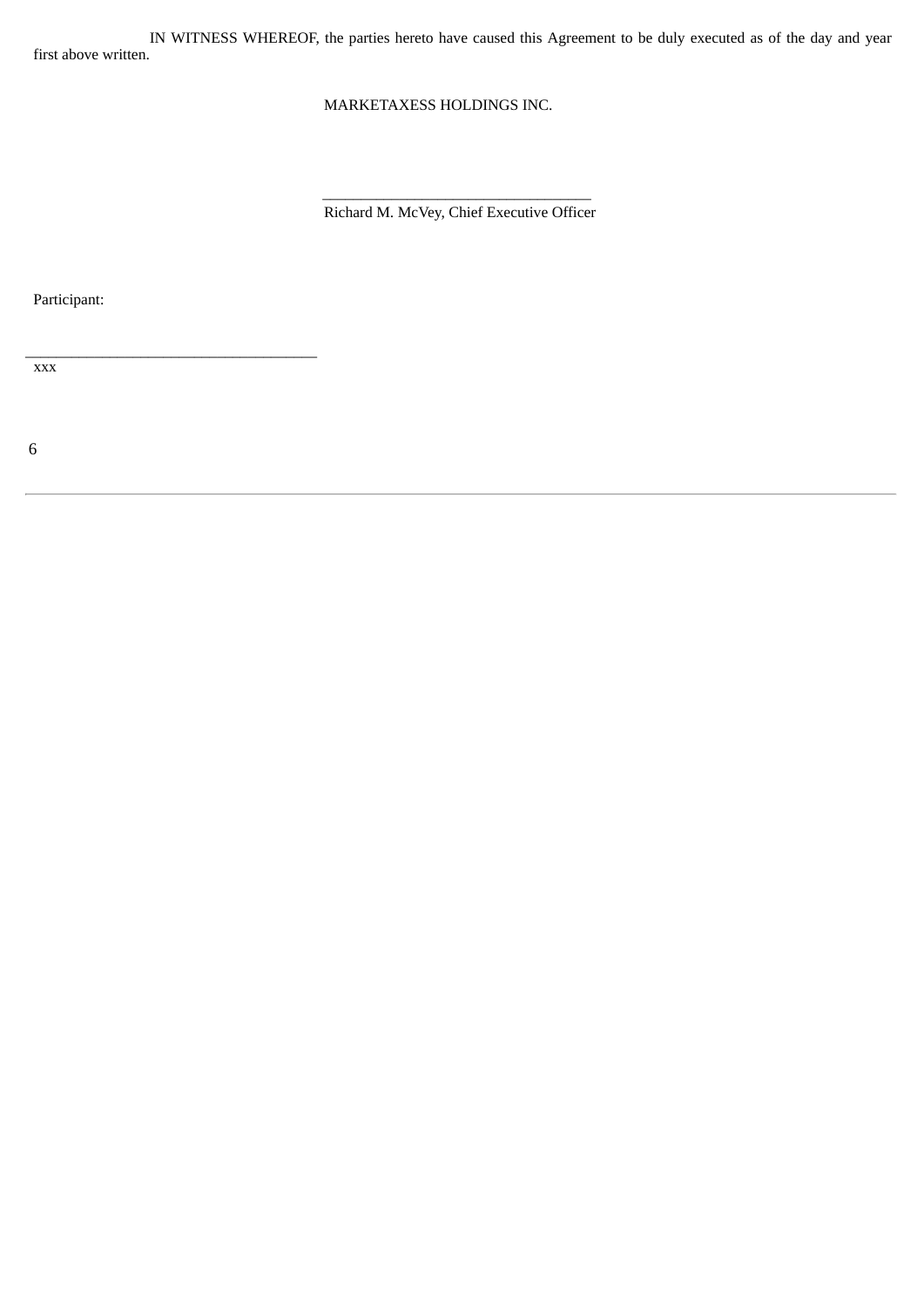IN WITNESS WHEREOF, the parties hereto have caused this Agreement to be duly executed as of the day and year first above written.

MARKETAXESS HOLDINGS INC.

\_\_\_\_\_\_\_\_\_\_\_\_\_\_\_\_\_\_\_\_\_\_\_\_\_\_\_\_\_\_\_\_\_\_

Richard M. McVey, Chief Executive Officer

Participant:

\_\_\_\_\_\_\_\_\_\_\_\_\_\_\_\_\_\_\_\_\_\_\_\_\_\_\_\_\_\_\_\_\_\_

xxx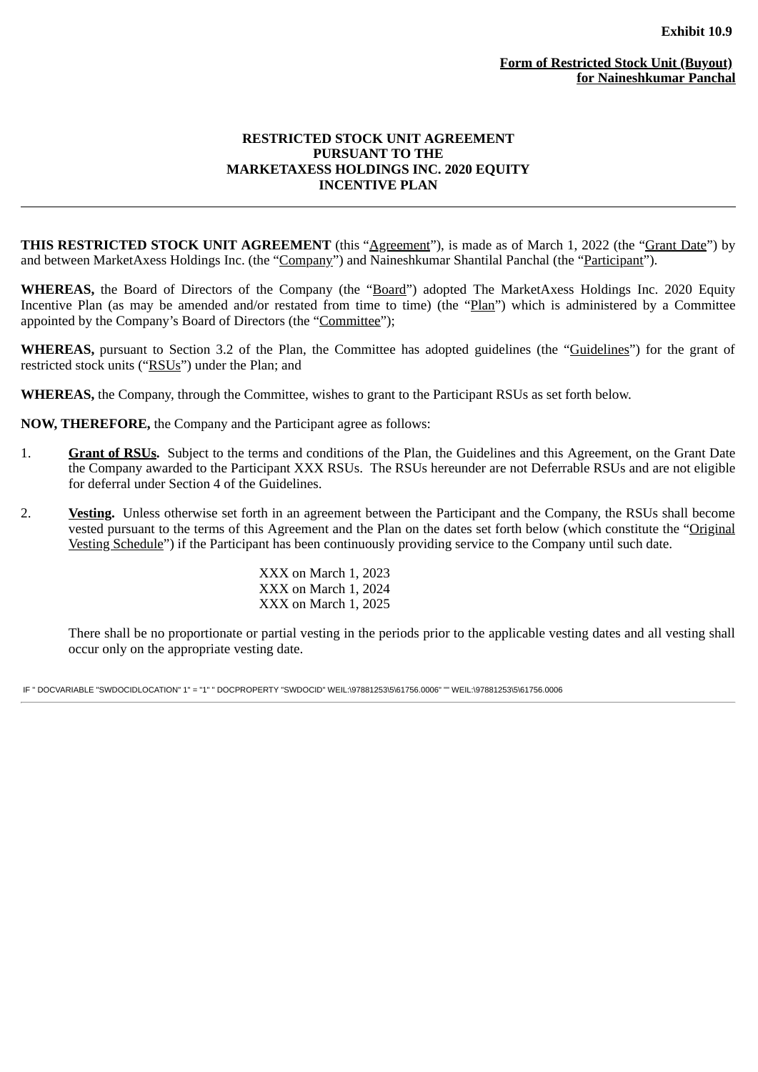**Exhibit 10.9**

**Form of Restricted Stock Unit (Buyout) for Naineshkumar Panchal**

**RESTRICTED STOCK UNIT AGREEMENT PURSUANT TO THE MARKETAXESS HOLDINGS INC. 2020 EQUITY INCENTIVE PLAN**

---

**THIS RESTRICTED STOCK UNIT AGREEMENT** (this "Agreement"), is made as of March 1, 2022 (the "Grant Date") by and between MarketAxess Holdings Inc. (the "Company") and Naineshkumar Shantilal Panchal (the "Participant").

**WHEREAS,** the Board of Directors of the Company (the "Board") adopted The MarketAxess Holdings Inc. 2020 Equity Incentive Plan (as may be amended and/or restated from time to time) (the "Plan") which is administered by a Committee appointed by the Company's Board of Directors (the "Committee");

**WHEREAS,** pursuant to Section 3.2 of the Plan, the Committee has adopted guidelines (the "Guidelines") for the grant of restricted stock units ("RSUs") under the Plan; and

**WHEREAS,** the Company, through the Committee, wishes to grant to the Participant RSUs as set forth below.

**NOW, THEREFORE,** the Company and the Participant agree as follows:

1. **Grant of RSUs.** Subject to the terms and conditions of the Plan, the Guidelines and this Agreement, on the Grant Date the Company awarded to the Participant XXX RSUs. The RSUs hereunder are not Deferrable RSUs and are not eligible for deferral under Section 4 of the Guidelines.

2. **Vesting.** Unless otherwise set forth in an agreement between the Participant and the Company, the RSUs shall become vested pursuant to the terms of this Agreement and the Plan on the dates set forth below (which constitute the "Original Vesting Schedule") if the Participant has been continuously providing service to the Company until such date.

   XXX on March 1, 2023
   XXX on March 1, 2024
   XXX on March 1, 2025

   There shall be no proportionate or partial vesting in the periods prior to the applicable vesting dates and all vesting shall occur only on the appropriate vesting date.

IF " DOCVARIABLE "SWDOCIDLOCATION" 1" = "1" " DOCPROPERTY "SWDOCID" WEIL:\97881253\5\61756.0006" "" WEIL:\97881253\5\61756.0006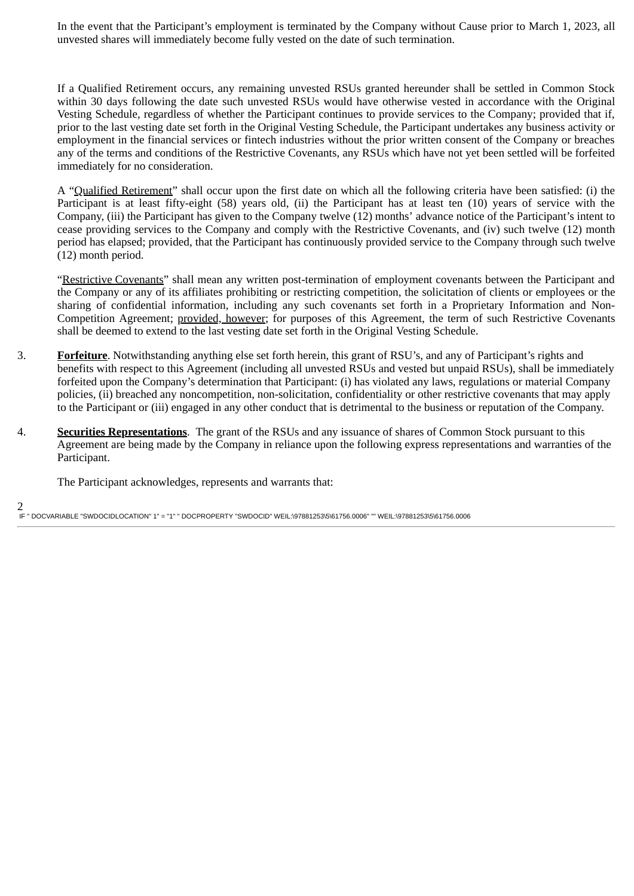In the event that the Participant's employment is terminated by the Company without Cause prior to March 1, 2023, all unvested shares will immediately become fully vested on the date of such termination.

If a Qualified Retirement occurs, any remaining unvested RSUs granted hereunder shall be settled in Common Stock within 30 days following the date such unvested RSUs would have otherwise vested in accordance with the Original Vesting Schedule, regardless of whether the Participant continues to provide services to the Company; provided that if, prior to the last vesting date set forth in the Original Vesting Schedule, the Participant undertakes any business activity or employment in the financial services or fintech industries without the prior written consent of the Company or breaches any of the terms and conditions of the Restrictive Covenants, any RSUs which have not yet been settled will be forfeited immediately for no consideration.

A "Qualified Retirement" shall occur upon the first date on which all the following criteria have been satisfied: (i) the Participant is at least fifty-eight (58) years old, (ii) the Participant has at least ten (10) years of service with the Company, (iii) the Participant has given to the Company twelve (12) months' advance notice of the Participant's intent to cease providing services to the Company and comply with the Restrictive Covenants, and (iv) such twelve (12) month period has elapsed; provided, that the Participant has continuously provided service to the Company through such twelve (12) month period.

"Restrictive Covenants" shall mean any written post-termination of employment covenants between the Participant and the Company or any of its affiliates prohibiting or restricting competition, the solicitation of clients or employees or the sharing of confidential information, including any such covenants set forth in a Proprietary Information and Non-Competition Agreement; provided, however; for purposes of this Agreement, the term of such Restrictive Covenants shall be deemed to extend to the last vesting date set forth in the Original Vesting Schedule.

3. **Forfeiture**. Notwithstanding anything else set forth herein, this grant of RSU's, and any of Participant's rights and benefits with respect to this Agreement (including all unvested RSUs and vested but unpaid RSUs), shall be immediately forfeited upon the Company's determination that Participant: (i) has violated any laws, regulations or material Company policies, (ii) breached any noncompetition, non-solicitation, confidentiality or other restrictive covenants that may apply to the Participant or (iii) engaged in any other conduct that is detrimental to the business or reputation of the Company.

4. **Securities Representations**. The grant of the RSUs and any issuance of shares of Common Stock pursuant to this Agreement are being made by the Company in reliance upon the following express representations and warranties of the Participant.

The Participant acknowledges, represents and warrants that: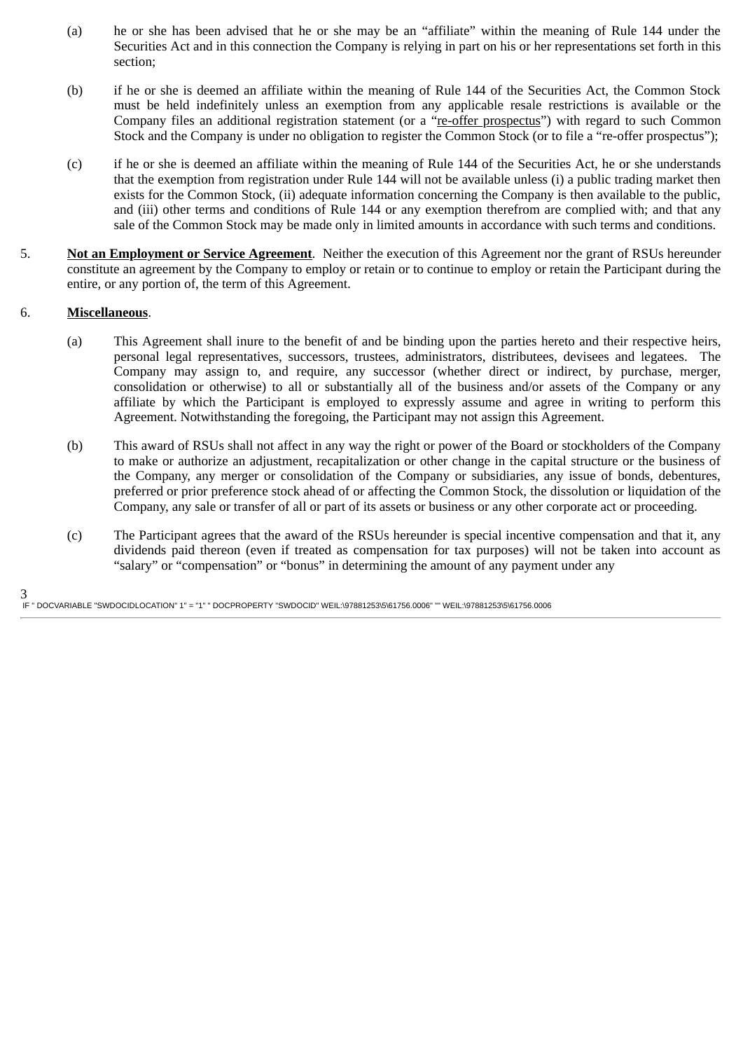(a) he or she has been advised that he or she may be an “affiliate” within the meaning of Rule 144 under the Securities Act and in this connection the Company is relying in part on his or her representations set forth in this section;

(b) if he or she is deemed an affiliate within the meaning of Rule 144 of the Securities Act, the Common Stock must be held indefinitely unless an exemption from any applicable resale restrictions is available or the Company files an additional registration statement (or a “re-offer prospectus”) with regard to such Common Stock and the Company is under no obligation to register the Common Stock (or to file a “re-offer prospectus”);

(c) if he or she is deemed an affiliate within the meaning of Rule 144 of the Securities Act, he or she understands that the exemption from registration under Rule 144 will not be available unless (i) a public trading market then exists for the Common Stock, (ii) adequate information concerning the Company is then available to the public, and (iii) other terms and conditions of Rule 144 or any exemption therefrom are complied with; and that any sale of the Common Stock may be made only in limited amounts in accordance with such terms and conditions.

5. **Not an Employment or Service Agreement**. Neither the execution of this Agreement nor the grant of RSUs hereunder constitute an agreement by the Company to employ or retain or to continue to employ or retain the Participant during the entire, or any portion of, the term of this Agreement.

6. **Miscellaneous**.

(a) This Agreement shall inure to the benefit of and be binding upon the parties hereto and their respective heirs, personal legal representatives, successors, trustees, administrators, distributees, devisees and legatees. The Company may assign to, and require, any successor (whether direct or indirect, by purchase, merger, consolidation or otherwise) to all or substantially all of the business and/or assets of the Company or any affiliate by which the Participant is employed to expressly assume and agree in writing to perform this Agreement. Notwithstanding the foregoing, the Participant may not assign this Agreement.

(b) This award of RSUs shall not affect in any way the right or power of the Board or stockholders of the Company to make or authorize an adjustment, recapitalization or other change in the capital structure or the business of the Company, any merger or consolidation of the Company or subsidiaries, any issue of bonds, debentures, preferred or prior preference stock ahead of or affecting the Common Stock, the dissolution or liquidation of the Company, any sale or transfer of all or part of its assets or business or any other corporate act or proceeding.

(c) The Participant agrees that the award of the RSUs hereunder is special incentive compensation and that it, any dividends paid thereon (even if treated as compensation for tax purposes) will not be taken into account as “salary” or “compensation” or “bonus” in determining the amount of any payment under any

IF " DOCVARIABLE "SWDOCIDLOCATION" 1" = "1" " DOCPROPERTY "SWDOCID" WEIL:\97881253\5\61756.0006" "" WEIL:\97881253\5\61756.0006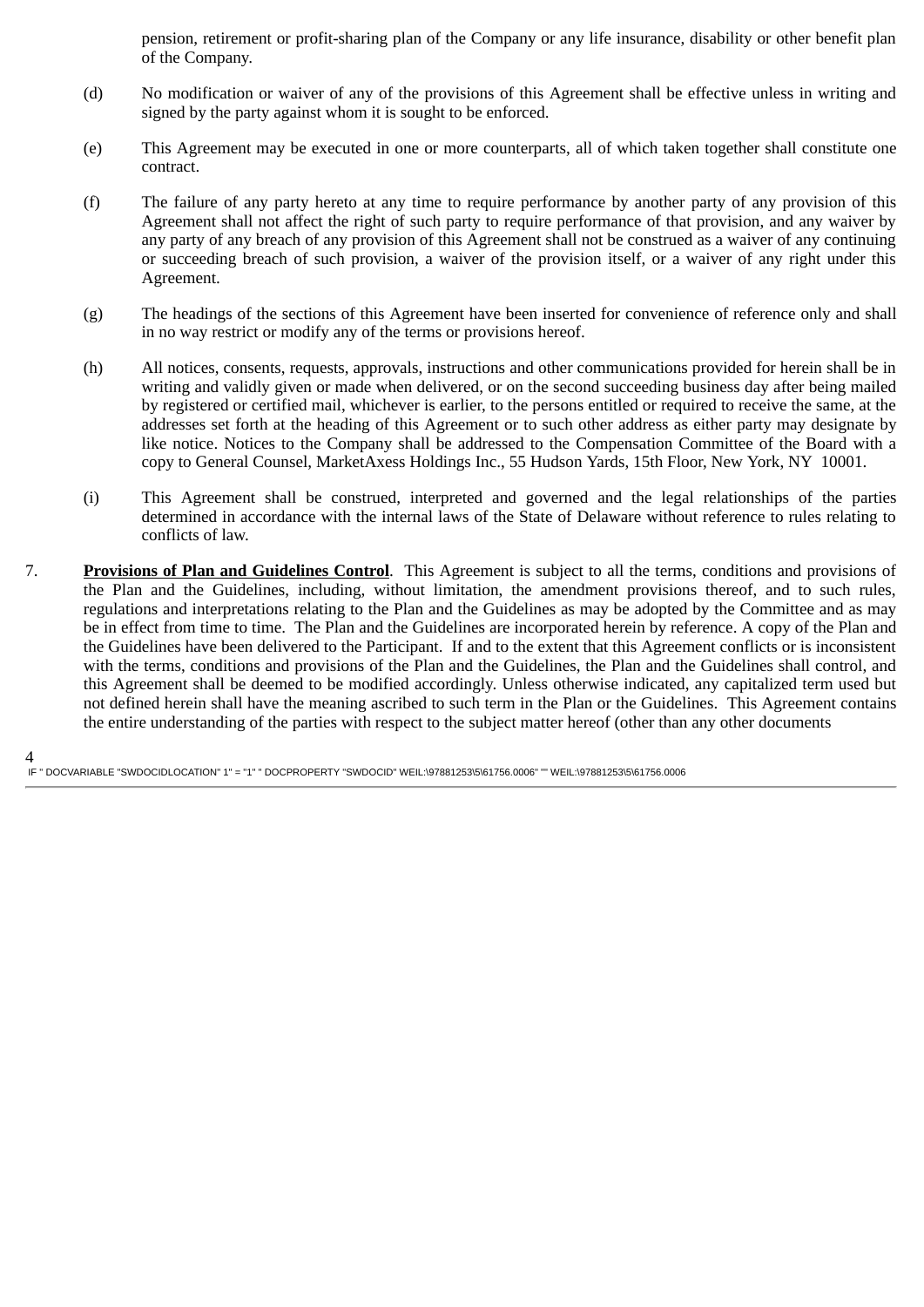pension, retirement or profit-sharing plan of the Company or any life insurance, disability or other benefit plan of the Company.

(d) No modification or waiver of any of the provisions of this Agreement shall be effective unless in writing and signed by the party against whom it is sought to be enforced.

(e) This Agreement may be executed in one or more counterparts, all of which taken together shall constitute one contract.

(f) The failure of any party hereto at any time to require performance by another party of any provision of this Agreement shall not affect the right of such party to require performance of that provision, and any waiver by any party of any breach of any provision of this Agreement shall not be construed as a waiver of any continuing or succeeding breach of such provision, a waiver of the provision itself, or a waiver of any right under this Agreement.

(g) The headings of the sections of this Agreement have been inserted for convenience of reference only and shall in no way restrict or modify any of the terms or provisions hereof.

(h) All notices, consents, requests, approvals, instructions and other communications provided for herein shall be in writing and validly given or made when delivered, or on the second succeeding business day after being mailed by registered or certified mail, whichever is earlier, to the persons entitled or required to receive the same, at the addresses set forth at the heading of this Agreement or to such other address as either party may designate by like notice. Notices to the Company shall be addressed to the Compensation Committee of the Board with a copy to General Counsel, MarketAxess Holdings Inc., 55 Hudson Yards, 15th Floor, New York, NY 10001.

(i) This Agreement shall be construed, interpreted and governed and the legal relationships of the parties determined in accordance with the internal laws of the State of Delaware without reference to rules relating to conflicts of law.

7. **Provisions of Plan and Guidelines Control**. This Agreement is subject to all the terms, conditions and provisions of the Plan and the Guidelines, including, without limitation, the amendment provisions thereof, and to such rules, regulations and interpretations relating to the Plan and the Guidelines as may be adopted by the Committee and as may be in effect from time to time. The Plan and the Guidelines are incorporated herein by reference. A copy of the Plan and the Guidelines have been delivered to the Participant. If and to the extent that this Agreement conflicts or is inconsistent with the terms, conditions and provisions of the Plan and the Guidelines, the Plan and the Guidelines shall control, and this Agreement shall be deemed to be modified accordingly. Unless otherwise indicated, any capitalized term used but not defined herein shall have the meaning ascribed to such term in the Plan or the Guidelines. This Agreement contains the entire understanding of the parties with respect to the subject matter hereof (other than any other documents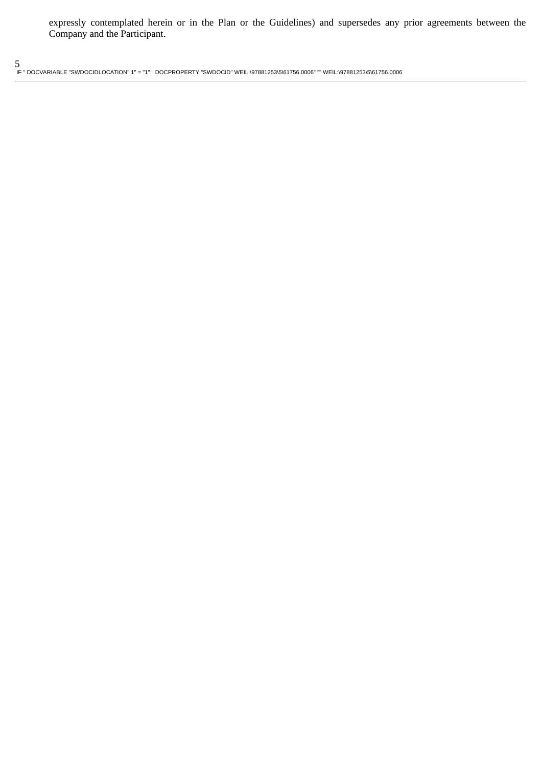expressly contemplated herein or in the Plan or the Guidelines) and supersedes any prior agreements between the Company and the Participant.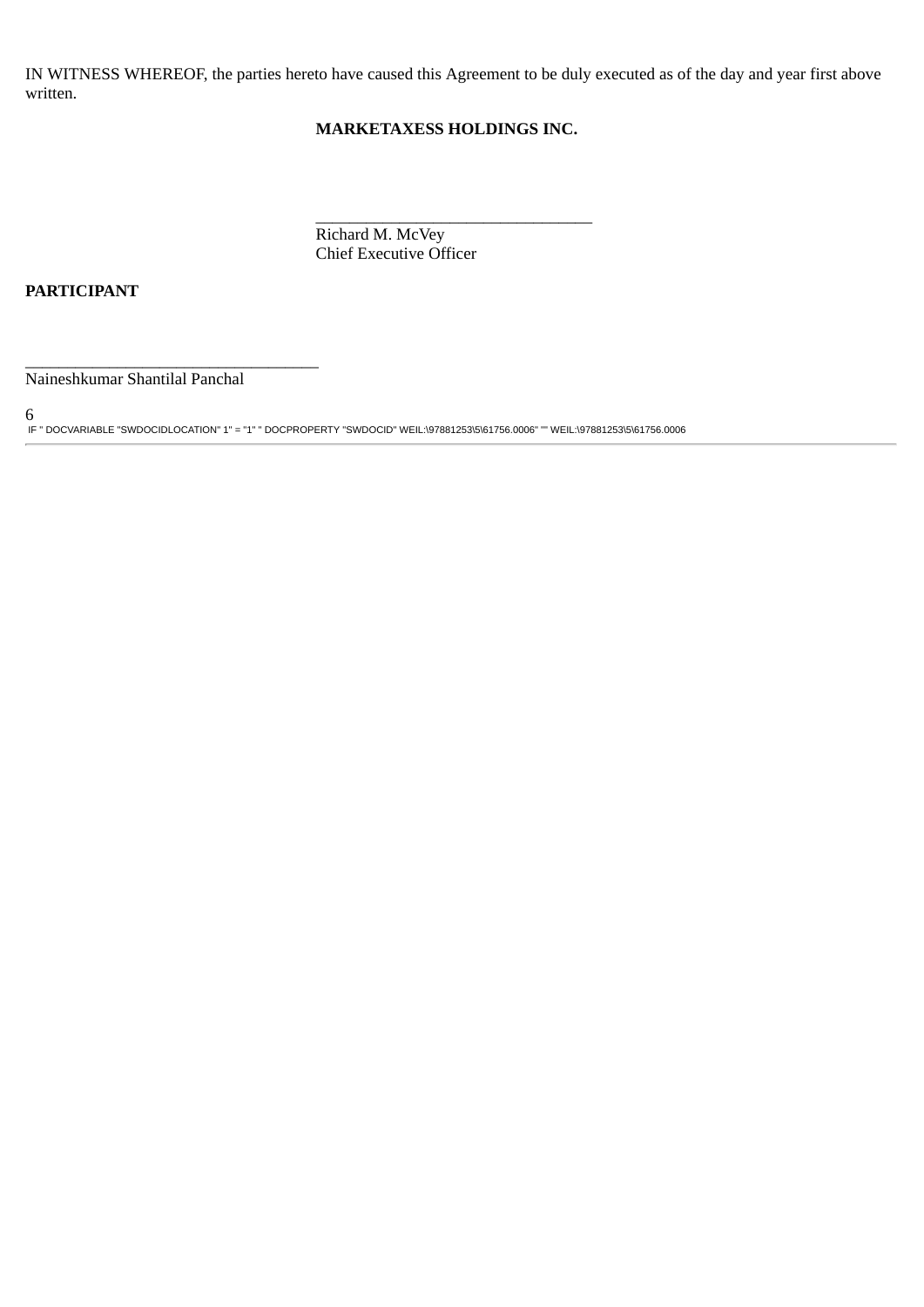IN WITNESS WHEREOF, the parties hereto have caused this Agreement to be duly executed as of the day and year first above written.

**MARKETAXESS HOLDINGS INC.**

_________________________________
Richard M. McVey
Chief Executive Officer

**PARTICIPANT**

___________________________________
Naineshkumar Shantilal Panchal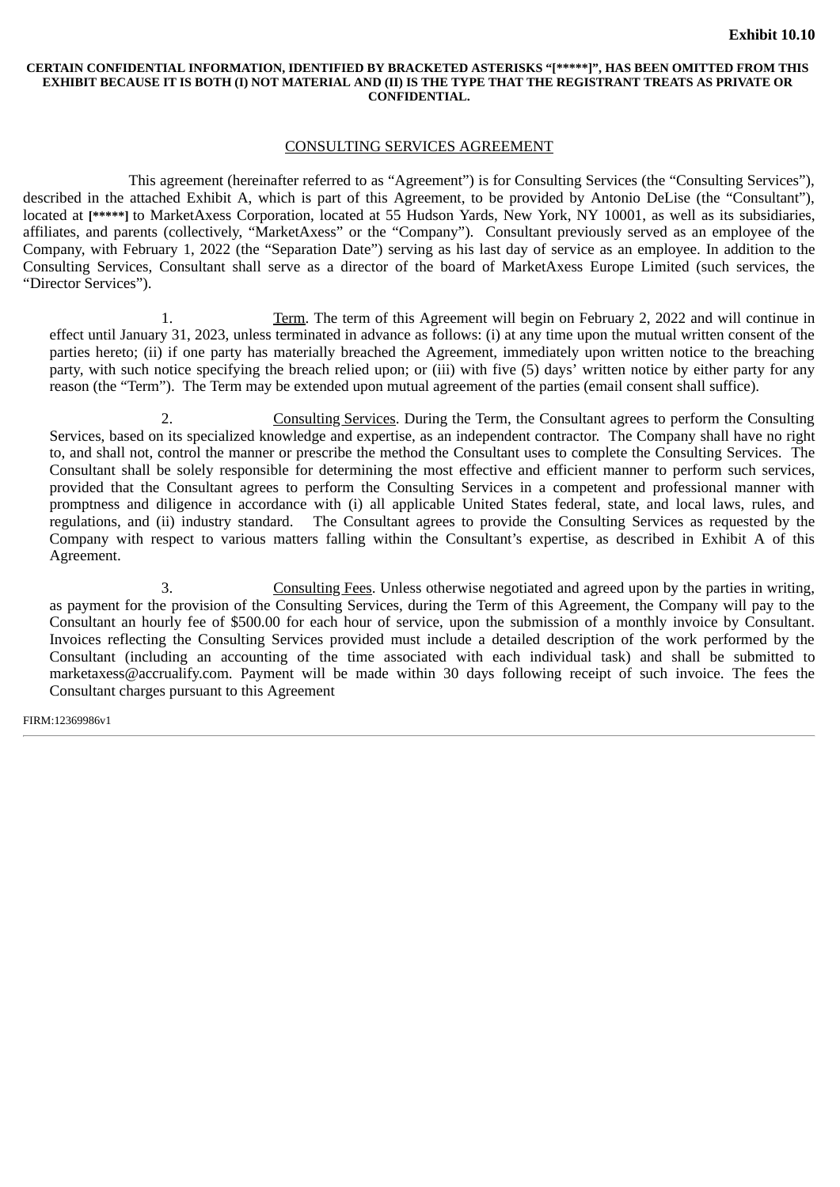**Exhibit 10.10**

**CERTAIN CONFIDENTIAL INFORMATION, IDENTIFIED BY BRACKETED ASTERISKS "[*****]", HAS BEEN OMITTED FROM THIS EXHIBIT BECAUSE IT IS BOTH (I) NOT MATERIAL AND (II) IS THE TYPE THAT THE REGISTRANT TREATS AS PRIVATE OR CONFIDENTIAL.**

<u>CONSULTING SERVICES AGREEMENT</u>

This agreement (hereinafter referred to as "Agreement") is for Consulting Services (the "Consulting Services"), described in the attached Exhibit A, which is part of this Agreement, to be provided by Antonio DeLise (the "Consultant"), located at **[*****]** to MarketAxess Corporation, located at 55 Hudson Yards, New York, NY 10001, as well as its subsidiaries, affiliates, and parents (collectively, "MarketAxess" or the "Company"). Consultant previously served as an employee of the Company, with February 1, 2022 (the "Separation Date") serving as his last day of service as an employee. In addition to the Consulting Services, Consultant shall serve as a director of the board of MarketAxess Europe Limited (such services, the "Director Services").

1. <u>Term</u>. The term of this Agreement will begin on February 2, 2022 and will continue in effect until January 31, 2023, unless terminated in advance as follows: (i) at any time upon the mutual written consent of the parties hereto; (ii) if one party has materially breached the Agreement, immediately upon written notice to the breaching party, with such notice specifying the breach relied upon; or (iii) with five (5) days' written notice by either party for any reason (the "Term"). The Term may be extended upon mutual agreement of the parties (email consent shall suffice).

2. <u>Consulting Services</u>. During the Term, the Consultant agrees to perform the Consulting Services, based on its specialized knowledge and expertise, as an independent contractor. The Company shall have no right to, and shall not, control the manner or prescribe the method the Consultant uses to complete the Consulting Services. The Consultant shall be solely responsible for determining the most effective and efficient manner to perform such services, provided that the Consultant agrees to perform the Consulting Services in a competent and professional manner with promptness and diligence in accordance with (i) all applicable United States federal, state, and local laws, rules, and regulations, and (ii) industry standard. The Consultant agrees to provide the Consulting Services as requested by the Company with respect to various matters falling within the Consultant's expertise, as described in Exhibit A of this Agreement.

3. <u>Consulting Fees</u>. Unless otherwise negotiated and agreed upon by the parties in writing, as payment for the provision of the Consulting Services, during the Term of this Agreement, the Company will pay to the Consultant an hourly fee of $500.00 for each hour of service, upon the submission of a monthly invoice by Consultant. Invoices reflecting the Consulting Services provided must include a detailed description of the work performed by the Consultant (including an accounting of the time associated with each individual task) and shall be submitted to marketaxess@accrualify.com. Payment will be made within 30 days following receipt of such invoice. The fees the Consultant charges pursuant to this Agreement

FIRM:12369986v1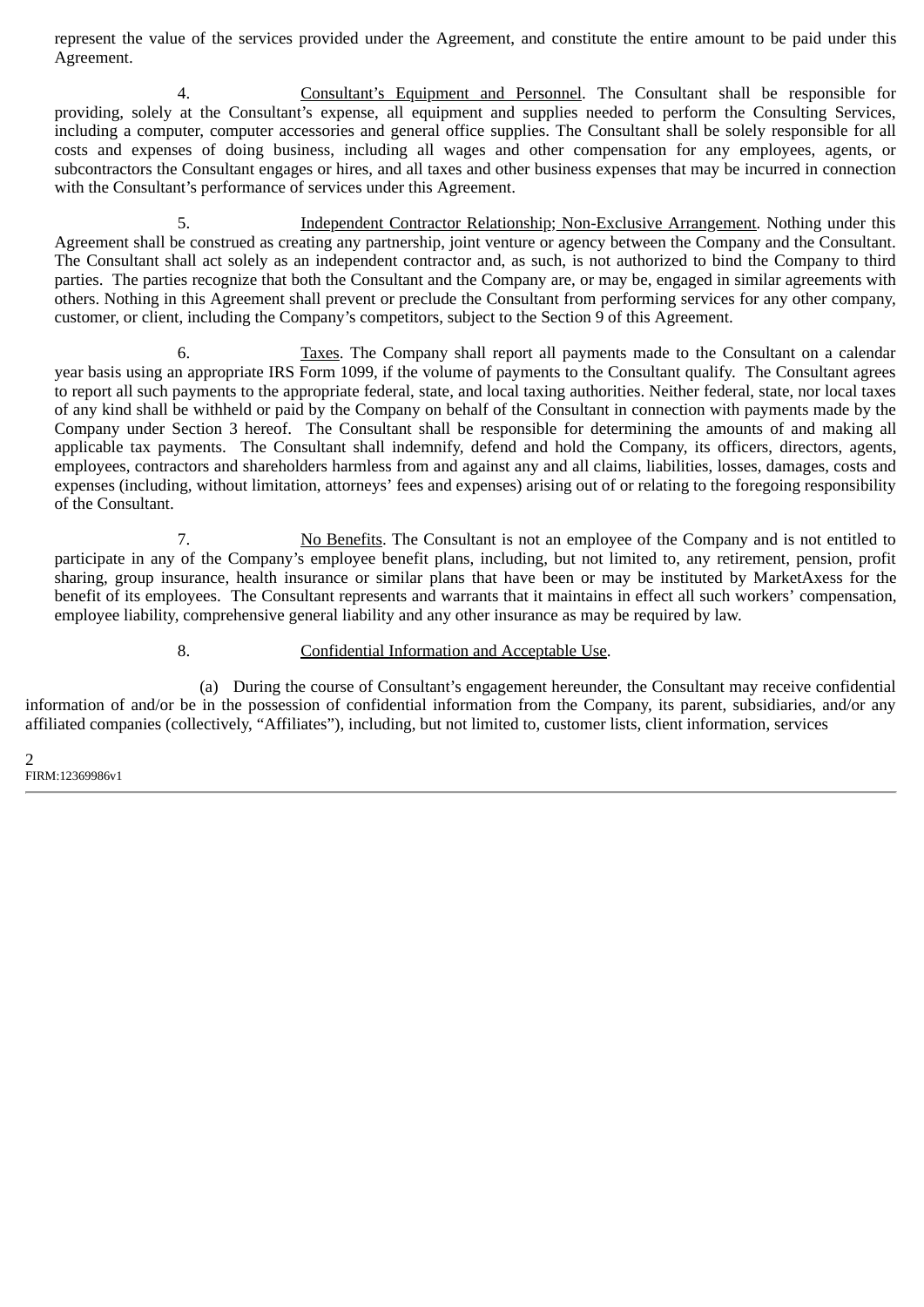represent the value of the services provided under the Agreement, and constitute the entire amount to be paid under this Agreement.

4. Consultant's Equipment and Personnel. The Consultant shall be responsible for providing, solely at the Consultant's expense, all equipment and supplies needed to perform the Consulting Services, including a computer, computer accessories and general office supplies. The Consultant shall be solely responsible for all costs and expenses of doing business, including all wages and other compensation for any employees, agents, or subcontractors the Consultant engages or hires, and all taxes and other business expenses that may be incurred in connection with the Consultant's performance of services under this Agreement.

5. Independent Contractor Relationship; Non-Exclusive Arrangement. Nothing under this Agreement shall be construed as creating any partnership, joint venture or agency between the Company and the Consultant. The Consultant shall act solely as an independent contractor and, as such, is not authorized to bind the Company to third parties. The parties recognize that both the Consultant and the Company are, or may be, engaged in similar agreements with others. Nothing in this Agreement shall prevent or preclude the Consultant from performing services for any other company, customer, or client, including the Company's competitors, subject to the Section 9 of this Agreement.

6. Taxes. The Company shall report all payments made to the Consultant on a calendar year basis using an appropriate IRS Form 1099, if the volume of payments to the Consultant qualify. The Consultant agrees to report all such payments to the appropriate federal, state, and local taxing authorities. Neither federal, state, nor local taxes of any kind shall be withheld or paid by the Company on behalf of the Consultant in connection with payments made by the Company under Section 3 hereof. The Consultant shall be responsible for determining the amounts of and making all applicable tax payments. The Consultant shall indemnify, defend and hold the Company, its officers, directors, agents, employees, contractors and shareholders harmless from and against any and all claims, liabilities, losses, damages, costs and expenses (including, without limitation, attorneys' fees and expenses) arising out of or relating to the foregoing responsibility of the Consultant.

7. No Benefits. The Consultant is not an employee of the Company and is not entitled to participate in any of the Company's employee benefit plans, including, but not limited to, any retirement, pension, profit sharing, group insurance, health insurance or similar plans that have been or may be instituted by MarketAxess for the benefit of its employees. The Consultant represents and warrants that it maintains in effect all such workers' compensation, employee liability, comprehensive general liability and any other insurance as may be required by law.

8. Confidential Information and Acceptable Use.

(a) During the course of Consultant's engagement hereunder, the Consultant may receive confidential information of and/or be in the possession of confidential information from the Company, its parent, subsidiaries, and/or any affiliated companies (collectively, "Affiliates"), including, but not limited to, customer lists, client information, services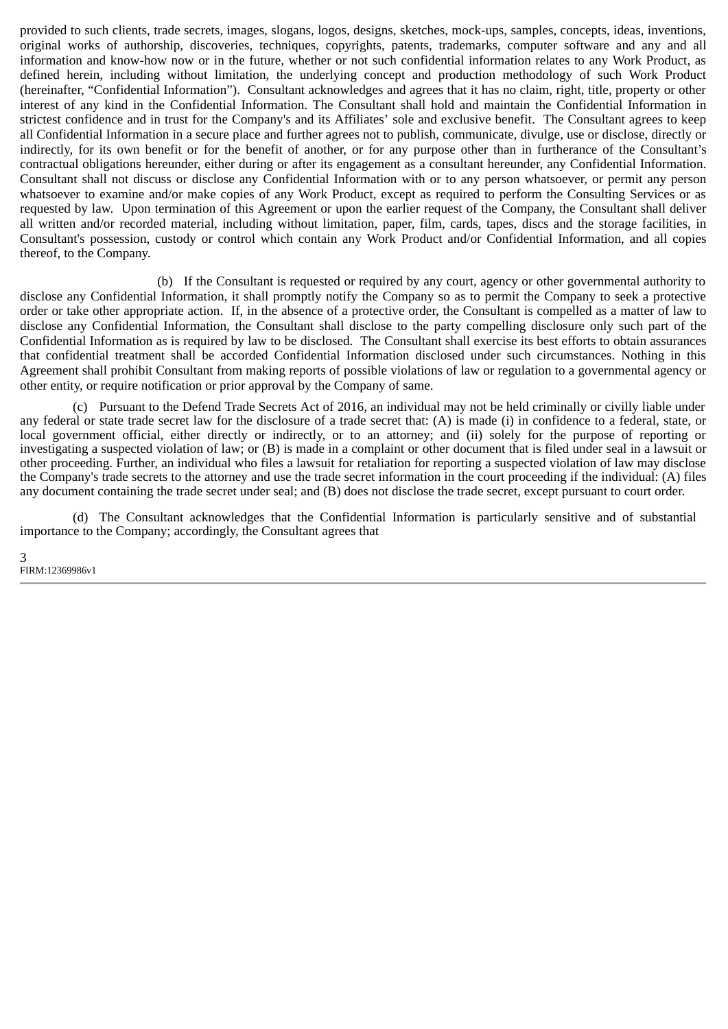provided to such clients, trade secrets, images, slogans, logos, designs, sketches, mock-ups, samples, concepts, ideas, inventions, original works of authorship, discoveries, techniques, copyrights, patents, trademarks, computer software and any and all information and know-how now or in the future, whether or not such confidential information relates to any Work Product, as defined herein, including without limitation, the underlying concept and production methodology of such Work Product (hereinafter, "Confidential Information"). Consultant acknowledges and agrees that it has no claim, right, title, property or other interest of any kind in the Confidential Information. The Consultant shall hold and maintain the Confidential Information in strictest confidence and in trust for the Company's and its Affiliates' sole and exclusive benefit. The Consultant agrees to keep all Confidential Information in a secure place and further agrees not to publish, communicate, divulge, use or disclose, directly or indirectly, for its own benefit or for the benefit of another, or for any purpose other than in furtherance of the Consultant's contractual obligations hereunder, either during or after its engagement as a consultant hereunder, any Confidential Information. Consultant shall not discuss or disclose any Confidential Information with or to any person whatsoever, or permit any person whatsoever to examine and/or make copies of any Work Product, except as required to perform the Consulting Services or as requested by law. Upon termination of this Agreement or upon the earlier request of the Company, the Consultant shall deliver all written and/or recorded material, including without limitation, paper, film, cards, tapes, discs and the storage facilities, in Consultant's possession, custody or control which contain any Work Product and/or Confidential Information, and all copies thereof, to the Company.

(b) If the Consultant is requested or required by any court, agency or other governmental authority to disclose any Confidential Information, it shall promptly notify the Company so as to permit the Company to seek a protective order or take other appropriate action. If, in the absence of a protective order, the Consultant is compelled as a matter of law to disclose any Confidential Information, the Consultant shall disclose to the party compelling disclosure only such part of the Confidential Information as is required by law to be disclosed. The Consultant shall exercise its best efforts to obtain assurances that confidential treatment shall be accorded Confidential Information disclosed under such circumstances. Nothing in this Agreement shall prohibit Consultant from making reports of possible violations of law or regulation to a governmental agency or other entity, or require notification or prior approval by the Company of same.

(c) Pursuant to the Defend Trade Secrets Act of 2016, an individual may not be held criminally or civilly liable under any federal or state trade secret law for the disclosure of a trade secret that: (A) is made (i) in confidence to a federal, state, or local government official, either directly or indirectly, or to an attorney; and (ii) solely for the purpose of reporting or investigating a suspected violation of law; or (B) is made in a complaint or other document that is filed under seal in a lawsuit or other proceeding. Further, an individual who files a lawsuit for retaliation for reporting a suspected violation of law may disclose the Company's trade secrets to the attorney and use the trade secret information in the court proceeding if the individual: (A) files any document containing the trade secret under seal; and (B) does not disclose the trade secret, except pursuant to court order.

(d) The Consultant acknowledges that the Confidential Information is particularly sensitive and of substantial importance to the Company; accordingly, the Consultant agrees that

FIRM:12369986v1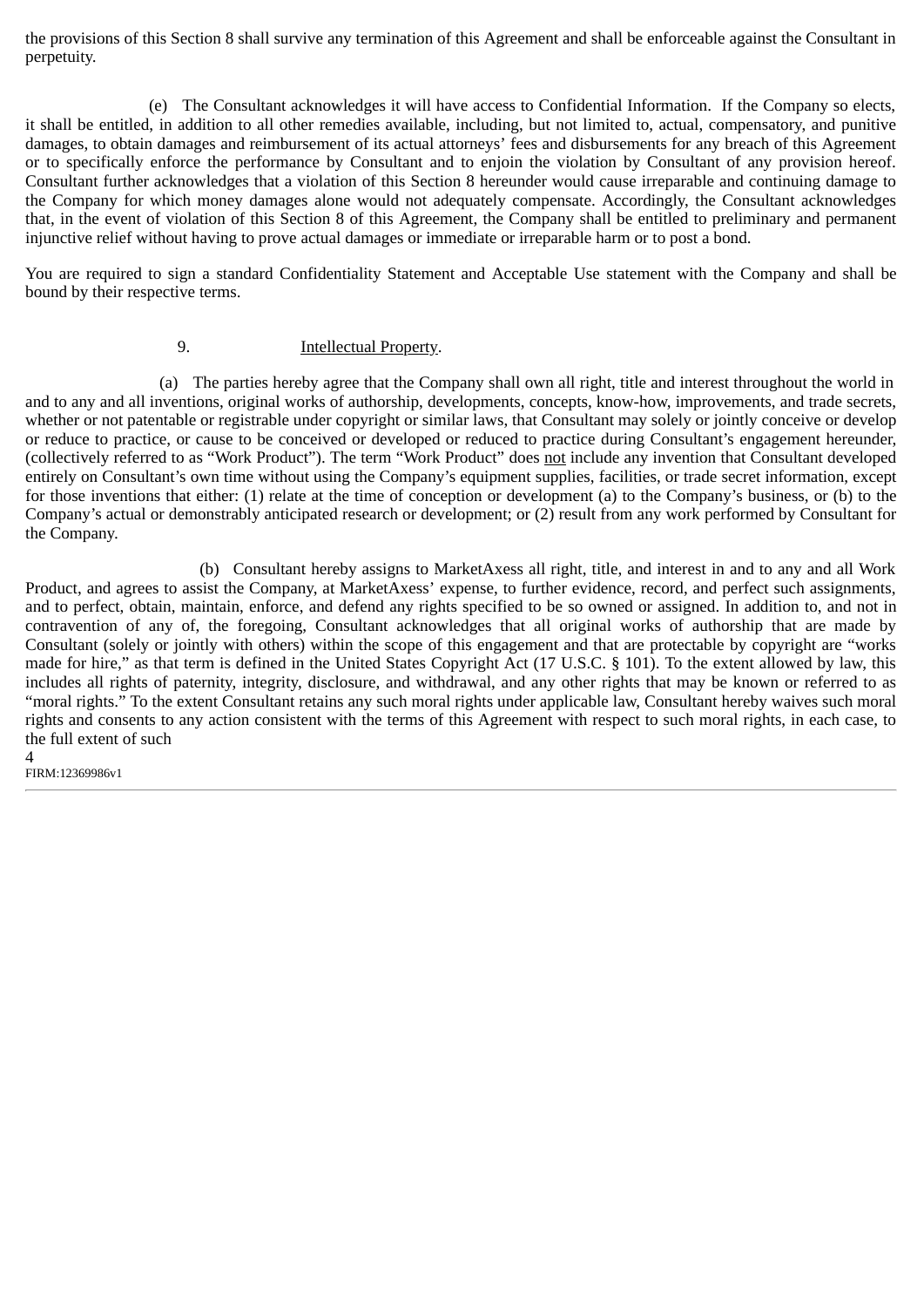the provisions of this Section 8 shall survive any termination of this Agreement and shall be enforceable against the Consultant in perpetuity.

(e) The Consultant acknowledges it will have access to Confidential Information. If the Company so elects, it shall be entitled, in addition to all other remedies available, including, but not limited to, actual, compensatory, and punitive damages, to obtain damages and reimbursement of its actual attorneys' fees and disbursements for any breach of this Agreement or to specifically enforce the performance by Consultant and to enjoin the violation by Consultant of any provision hereof. Consultant further acknowledges that a violation of this Section 8 hereunder would cause irreparable and continuing damage to the Company for which money damages alone would not adequately compensate. Accordingly, the Consultant acknowledges that, in the event of violation of this Section 8 of this Agreement, the Company shall be entitled to preliminary and permanent injunctive relief without having to prove actual damages or immediate or irreparable harm or to post a bond.

You are required to sign a standard Confidentiality Statement and Acceptable Use statement with the Company and shall be bound by their respective terms.

9. Intellectual Property.

(a) The parties hereby agree that the Company shall own all right, title and interest throughout the world in and to any and all inventions, original works of authorship, developments, concepts, know-how, improvements, and trade secrets, whether or not patentable or registrable under copyright or similar laws, that Consultant may solely or jointly conceive or develop or reduce to practice, or cause to be conceived or developed or reduced to practice during Consultant's engagement hereunder, (collectively referred to as "Work Product"). The term "Work Product" does not include any invention that Consultant developed entirely on Consultant's own time without using the Company's equipment supplies, facilities, or trade secret information, except for those inventions that either: (1) relate at the time of conception or development (a) to the Company's business, or (b) to the Company's actual or demonstrably anticipated research or development; or (2) result from any work performed by Consultant for the Company.

(b) Consultant hereby assigns to MarketAxess all right, title, and interest in and to any and all Work Product, and agrees to assist the Company, at MarketAxess' expense, to further evidence, record, and perfect such assignments, and to perfect, obtain, maintain, enforce, and defend any rights specified to be so owned or assigned. In addition to, and not in contravention of any of, the foregoing, Consultant acknowledges that all original works of authorship that are made by Consultant (solely or jointly with others) within the scope of this engagement and that are protectable by copyright are "works made for hire," as that term is defined in the United States Copyright Act (17 U.S.C. § 101). To the extent allowed by law, this includes all rights of paternity, integrity, disclosure, and withdrawal, and any other rights that may be known or referred to as "moral rights." To the extent Consultant retains any such moral rights under applicable law, Consultant hereby waives such moral rights and consents to any action consistent with the terms of this Agreement with respect to such moral rights, in each case, to the full extent of such

FIRM:12369986v1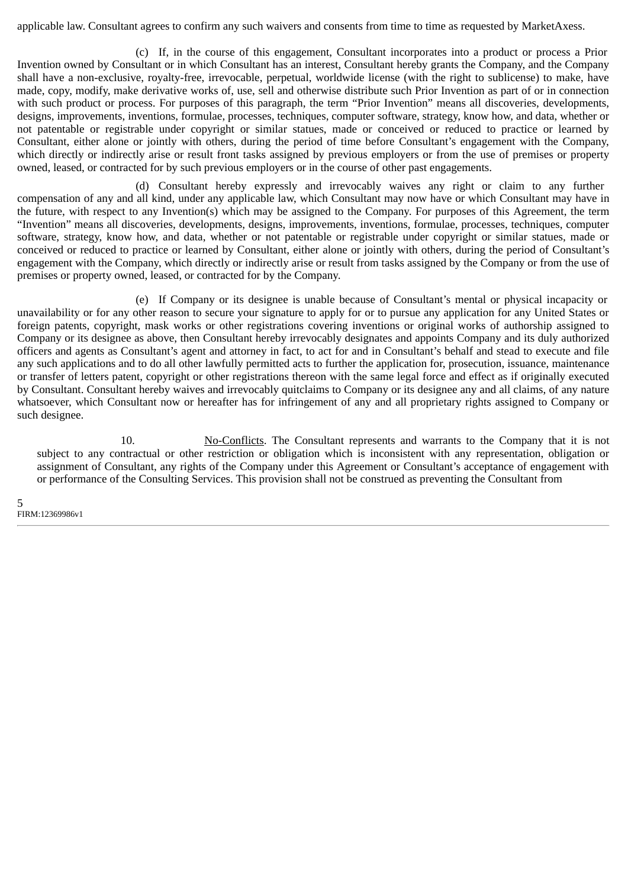applicable law. Consultant agrees to confirm any such waivers and consents from time to time as requested by MarketAxess.

(c) If, in the course of this engagement, Consultant incorporates into a product or process a Prior Invention owned by Consultant or in which Consultant has an interest, Consultant hereby grants the Company, and the Company shall have a non-exclusive, royalty-free, irrevocable, perpetual, worldwide license (with the right to sublicense) to make, have made, copy, modify, make derivative works of, use, sell and otherwise distribute such Prior Invention as part of or in connection with such product or process. For purposes of this paragraph, the term "Prior Invention" means all discoveries, developments, designs, improvements, inventions, formulae, processes, techniques, computer software, strategy, know how, and data, whether or not patentable or registrable under copyright or similar statues, made or conceived or reduced to practice or learned by Consultant, either alone or jointly with others, during the period of time before Consultant's engagement with the Company, which directly or indirectly arise or result front tasks assigned by previous employers or from the use of premises or property owned, leased, or contracted for by such previous employers or in the course of other past engagements.

(d) Consultant hereby expressly and irrevocably waives any right or claim to any further compensation of any and all kind, under any applicable law, which Consultant may now have or which Consultant may have in the future, with respect to any Invention(s) which may be assigned to the Company. For purposes of this Agreement, the term "Invention" means all discoveries, developments, designs, improvements, inventions, formulae, processes, techniques, computer software, strategy, know how, and data, whether or not patentable or registrable under copyright or similar statues, made or conceived or reduced to practice or learned by Consultant, either alone or jointly with others, during the period of Consultant's engagement with the Company, which directly or indirectly arise or result from tasks assigned by the Company or from the use of premises or property owned, leased, or contracted for by the Company.

(e) If Company or its designee is unable because of Consultant's mental or physical incapacity or unavailability or for any other reason to secure your signature to apply for or to pursue any application for any United States or foreign patents, copyright, mask works or other registrations covering inventions or original works of authorship assigned to Company or its designee as above, then Consultant hereby irrevocably designates and appoints Company and its duly authorized officers and agents as Consultant's agent and attorney in fact, to act for and in Consultant's behalf and stead to execute and file any such applications and to do all other lawfully permitted acts to further the application for, prosecution, issuance, maintenance or transfer of letters patent, copyright or other registrations thereon with the same legal force and effect as if originally executed by Consultant. Consultant hereby waives and irrevocably quitclaims to Company or its designee any and all claims, of any nature whatsoever, which Consultant now or hereafter has for infringement of any and all proprietary rights assigned to Company or such designee.

10. No-Conflicts. The Consultant represents and warrants to the Company that it is not subject to any contractual or other restriction or obligation which is inconsistent with any representation, obligation or assignment of Consultant, any rights of the Company under this Agreement or Consultant's acceptance of engagement with or performance of the Consulting Services. This provision shall not be construed as preventing the Consultant from

FIRM:12369986v1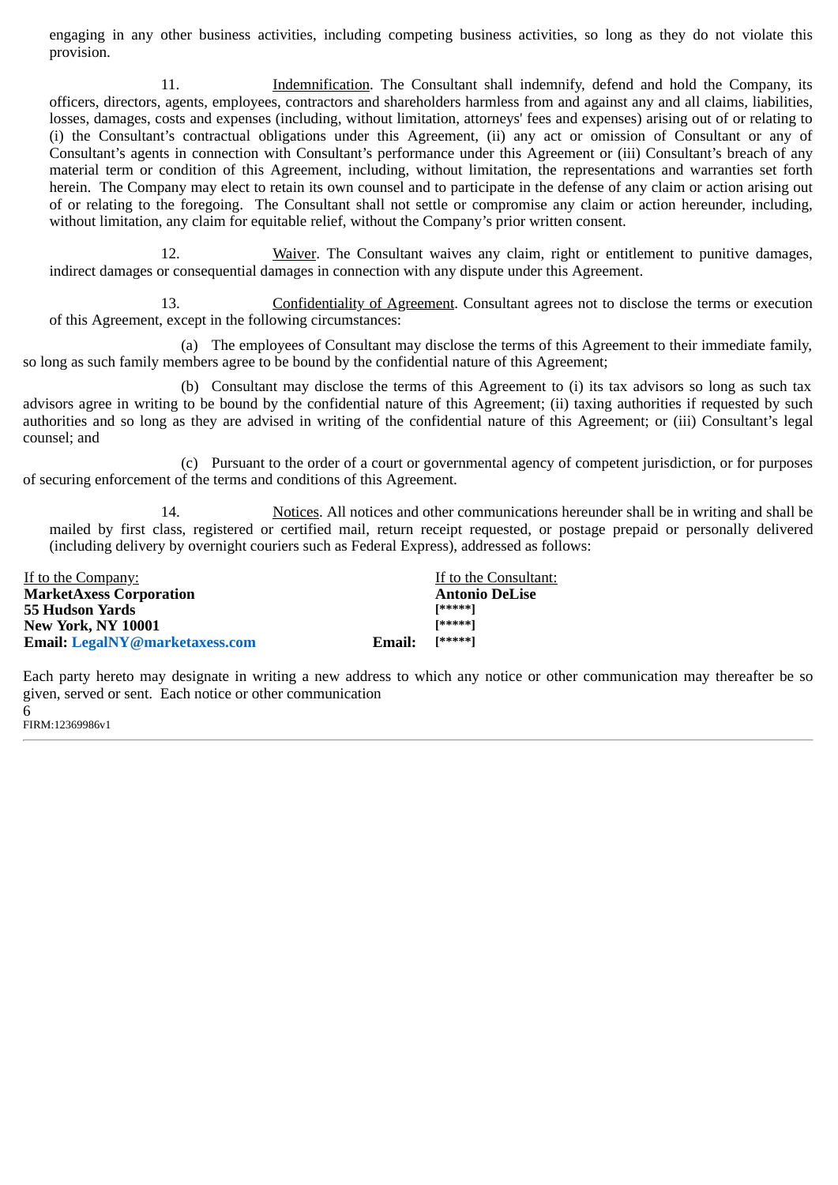engaging in any other business activities, including competing business activities, so long as they do not violate this provision.

11. Indemnification. The Consultant shall indemnify, defend and hold the Company, its officers, directors, agents, employees, contractors and shareholders harmless from and against any and all claims, liabilities, losses, damages, costs and expenses (including, without limitation, attorneys' fees and expenses) arising out of or relating to (i) the Consultant's contractual obligations under this Agreement, (ii) any act or omission of Consultant or any of Consultant's agents in connection with Consultant's performance under this Agreement or (iii) Consultant's breach of any material term or condition of this Agreement, including, without limitation, the representations and warranties set forth herein. The Company may elect to retain its own counsel and to participate in the defense of any claim or action arising out of or relating to the foregoing. The Consultant shall not settle or compromise any claim or action hereunder, including, without limitation, any claim for equitable relief, without the Company's prior written consent.

12. Waiver. The Consultant waives any claim, right or entitlement to punitive damages, indirect damages or consequential damages in connection with any dispute under this Agreement.

13. Confidentiality of Agreement. Consultant agrees not to disclose the terms or execution of this Agreement, except in the following circumstances:

(a) The employees of Consultant may disclose the terms of this Agreement to their immediate family, so long as such family members agree to be bound by the confidential nature of this Agreement;

(b) Consultant may disclose the terms of this Agreement to (i) its tax advisors so long as such tax advisors agree in writing to be bound by the confidential nature of this Agreement; (ii) taxing authorities if requested by such authorities and so long as they are advised in writing of the confidential nature of this Agreement; or (iii) Consultant's legal counsel; and

(c) Pursuant to the order of a court or governmental agency of competent jurisdiction, or for purposes of securing enforcement of the terms and conditions of this Agreement.

14. Notices. All notices and other communications hereunder shall be in writing and shall be mailed by first class, registered or certified mail, return receipt requested, or postage prepaid or personally delivered (including delivery by overnight couriers such as Federal Express), addressed as follows:

If to the Company:
**MarketAxess Corporation**
**55 Hudson Yards**
**New York, NY 10001**
**Email: LegalNY@marketaxess.com**

If to the Consultant:
**Antonio DeLise**
**[*****]**
**[*****]**
**Email: [*****]**

Each party hereto may designate in writing a new address to which any notice or other communication may thereafter be so given, served or sent. Each notice or other communication

FIRM:12369986v1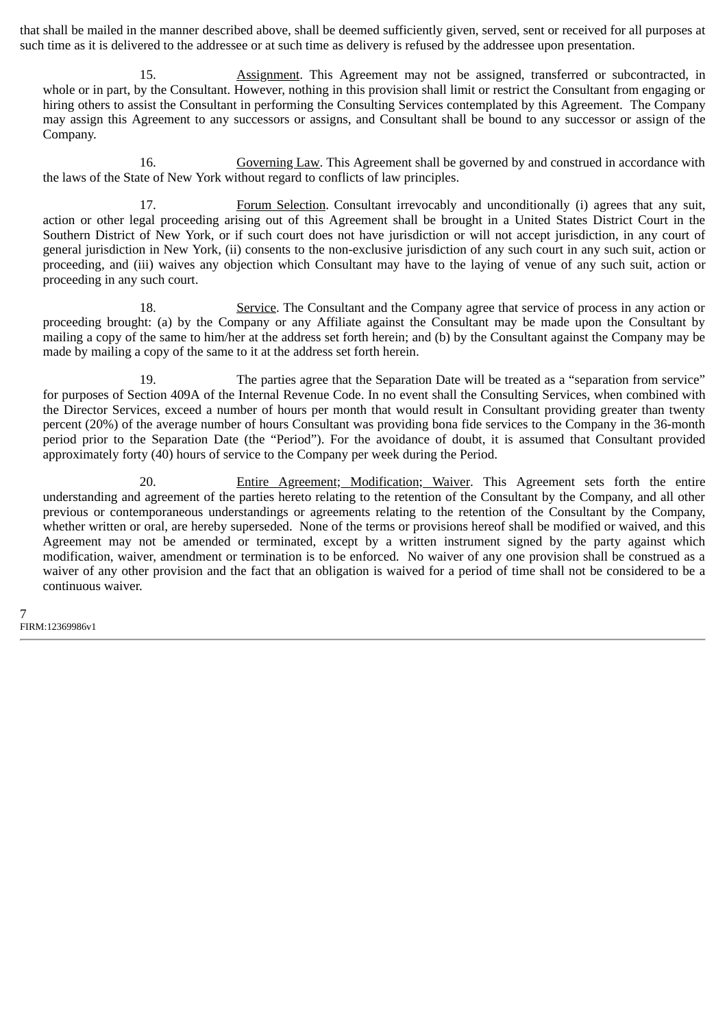that shall be mailed in the manner described above, shall be deemed sufficiently given, served, sent or received for all purposes at such time as it is delivered to the addressee or at such time as delivery is refused by the addressee upon presentation.

15. Assignment. This Agreement may not be assigned, transferred or subcontracted, in whole or in part, by the Consultant. However, nothing in this provision shall limit or restrict the Consultant from engaging or hiring others to assist the Consultant in performing the Consulting Services contemplated by this Agreement. The Company may assign this Agreement to any successors or assigns, and Consultant shall be bound to any successor or assign of the Company.

16. Governing Law. This Agreement shall be governed by and construed in accordance with the laws of the State of New York without regard to conflicts of law principles.

17. Forum Selection. Consultant irrevocably and unconditionally (i) agrees that any suit, action or other legal proceeding arising out of this Agreement shall be brought in a United States District Court in the Southern District of New York, or if such court does not have jurisdiction or will not accept jurisdiction, in any court of general jurisdiction in New York, (ii) consents to the non-exclusive jurisdiction of any such court in any such suit, action or proceeding, and (iii) waives any objection which Consultant may have to the laying of venue of any such suit, action or proceeding in any such court.

18. Service. The Consultant and the Company agree that service of process in any action or proceeding brought: (a) by the Company or any Affiliate against the Consultant may be made upon the Consultant by mailing a copy of the same to him/her at the address set forth herein; and (b) by the Consultant against the Company may be made by mailing a copy of the same to it at the address set forth herein.

19. The parties agree that the Separation Date will be treated as a "separation from service" for purposes of Section 409A of the Internal Revenue Code. In no event shall the Consulting Services, when combined with the Director Services, exceed a number of hours per month that would result in Consultant providing greater than twenty percent (20%) of the average number of hours Consultant was providing bona fide services to the Company in the 36-month period prior to the Separation Date (the "Period"). For the avoidance of doubt, it is assumed that Consultant provided approximately forty (40) hours of service to the Company per week during the Period.

20. Entire Agreement; Modification; Waiver. This Agreement sets forth the entire understanding and agreement of the parties hereto relating to the retention of the Consultant by the Company, and all other previous or contemporaneous understandings or agreements relating to the retention of the Consultant by the Company, whether written or oral, are hereby superseded. None of the terms or provisions hereof shall be modified or waived, and this Agreement may not be amended or terminated, except by a written instrument signed by the party against which modification, waiver, amendment or termination is to be enforced. No waiver of any one provision shall be construed as a waiver of any other provision and the fact that an obligation is waived for a period of time shall not be considered to be a continuous waiver.

FIRM:12369986v1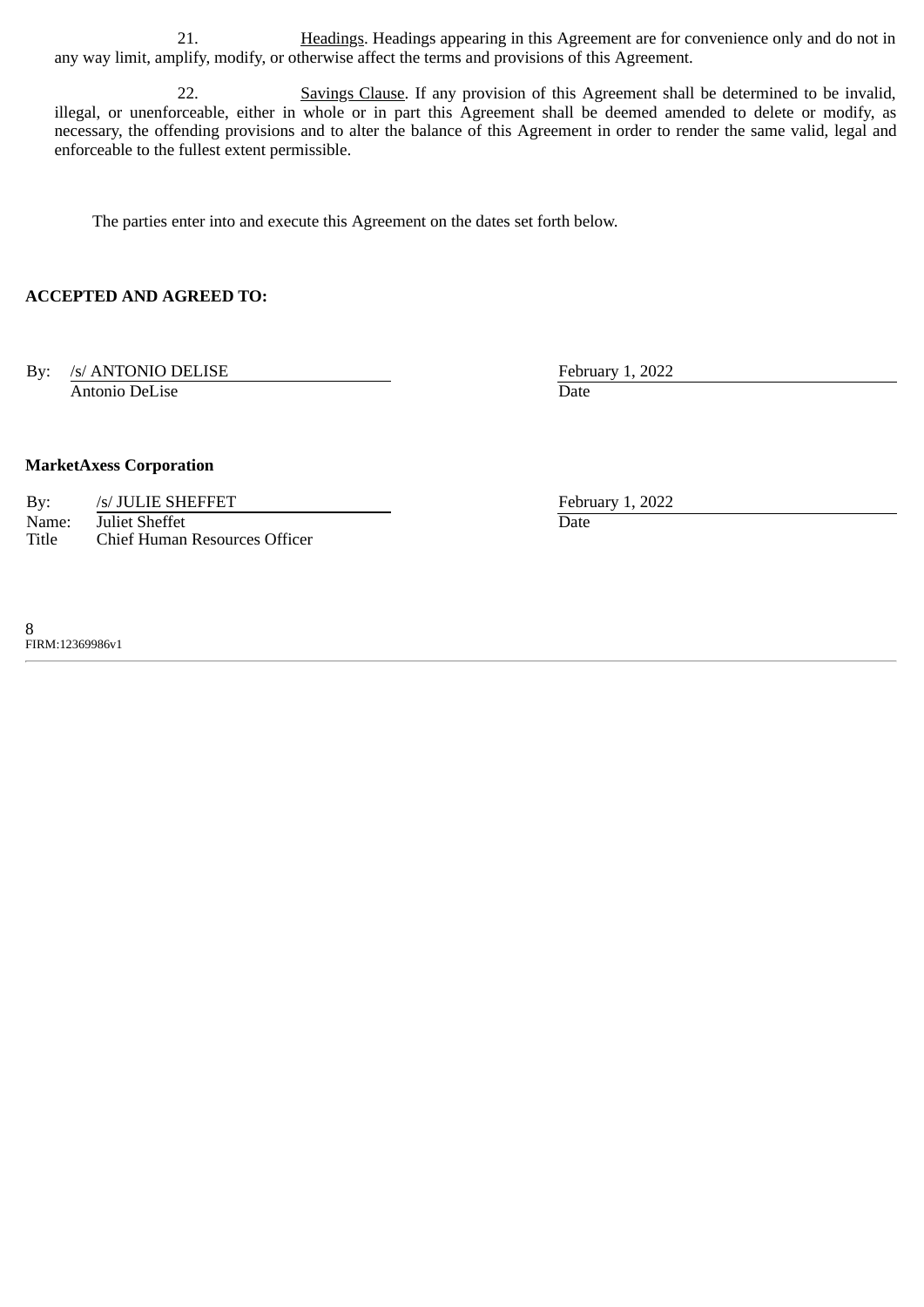21. Headings. Headings appearing in this Agreement are for convenience only and do not in any way limit, amplify, modify, or otherwise affect the terms and provisions of this Agreement.

22. Savings Clause. If any provision of this Agreement shall be determined to be invalid, illegal, or unenforceable, either in whole or in part this Agreement shall be deemed amended to delete or modify, as necessary, the offending provisions and to alter the balance of this Agreement in order to render the same valid, legal and enforceable to the fullest extent permissible.

The parties enter into and execute this Agreement on the dates set forth below.

**ACCEPTED AND AGREED TO:**

By: /s/ ANTONIO DELISE
Antonio DeLise

February 1, 2022
Date

**MarketAxess Corporation**

By: /s/ JULIE SHEFFET
Name: Juliet Sheffet
Title Chief Human Resources Officer

February 1, 2022
Date

FIRM:12369986v1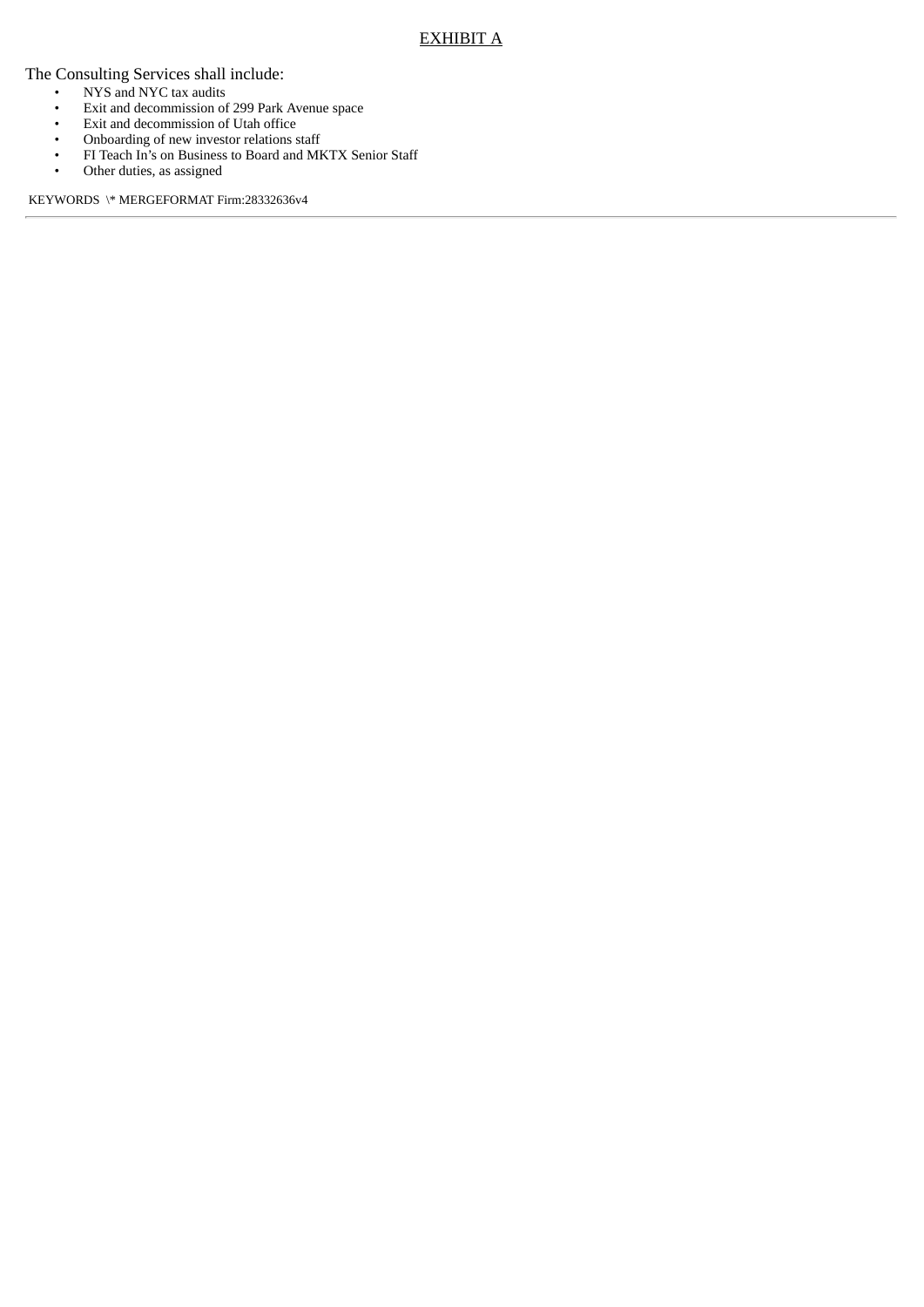EXHIBIT A

The Consulting Services shall include:

- NYS and NYC tax audits
- Exit and decommission of 299 Park Avenue space
- Exit and decommission of Utah office
- Onboarding of new investor relations staff
- FI Teach In's on Business to Board and MKTX Senior Staff
- Other duties, as assigned

KEYWORDS \* MERGEFORMAT Firm:28332636v4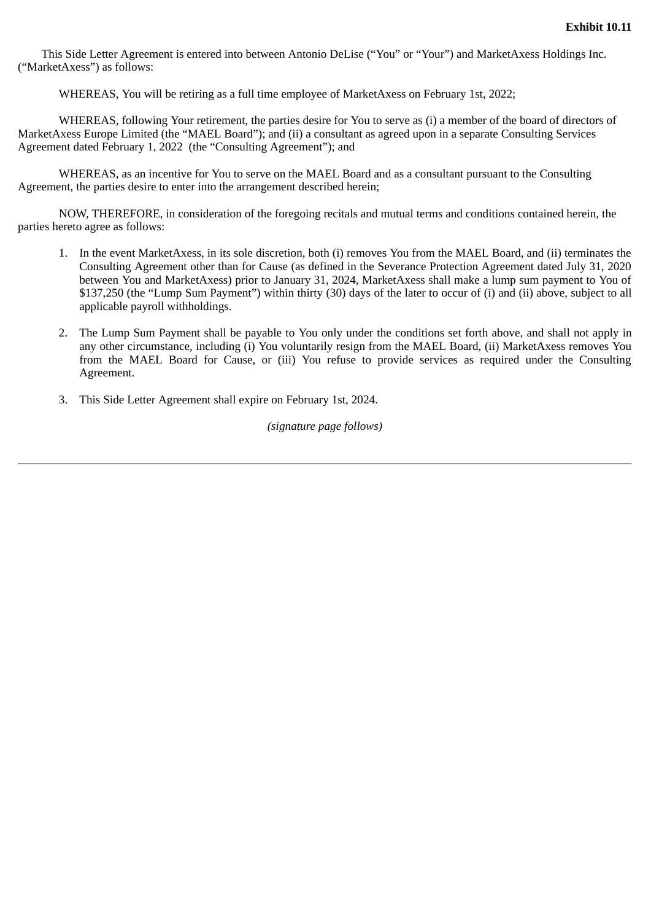**Exhibit 10.11**

This Side Letter Agreement is entered into between Antonio DeLise ("You" or "Your") and MarketAxess Holdings Inc. ("MarketAxess") as follows:

WHEREAS, You will be retiring as a full time employee of MarketAxess on February 1st, 2022;

WHEREAS, following Your retirement, the parties desire for You to serve as (i) a member of the board of directors of MarketAxess Europe Limited (the "MAEL Board"); and (ii) a consultant as agreed upon in a separate Consulting Services Agreement dated February 1, 2022 (the "Consulting Agreement"); and

WHEREAS, as an incentive for You to serve on the MAEL Board and as a consultant pursuant to the Consulting Agreement, the parties desire to enter into the arrangement described herein;

NOW, THEREFORE, in consideration of the foregoing recitals and mutual terms and conditions contained herein, the parties hereto agree as follows:

1. In the event MarketAxess, in its sole discretion, both (i) removes You from the MAEL Board, and (ii) terminates the Consulting Agreement other than for Cause (as defined in the Severance Protection Agreement dated July 31, 2020 between You and MarketAxess) prior to January 31, 2024, MarketAxess shall make a lump sum payment to You of $137,250 (the "Lump Sum Payment") within thirty (30) days of the later to occur of (i) and (ii) above, subject to all applicable payroll withholdings.

2. The Lump Sum Payment shall be payable to You only under the conditions set forth above, and shall not apply in any other circumstance, including (i) You voluntarily resign from the MAEL Board, (ii) MarketAxess removes You from the MAEL Board for Cause, or (iii) You refuse to provide services as required under the Consulting Agreement.

3. This Side Letter Agreement shall expire on February 1st, 2024.

*(signature page follows)*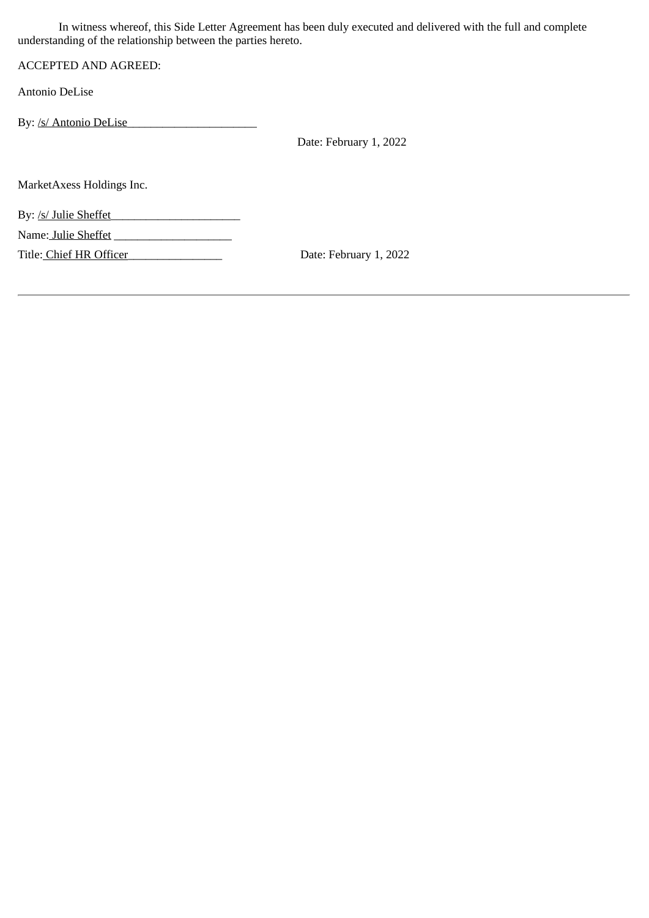In witness whereof, this Side Letter Agreement has been duly executed and delivered with the full and complete understanding of the relationship between the parties hereto.

ACCEPTED AND AGREED:

Antonio DeLise

By: /s/ Antonio DeLise

Date: February 1, 2022

MarketAxess Holdings Inc.

By: /s/ Julie Sheffet

Name: Julie Sheffet

Title: Chief HR Officer

Date: February 1, 2022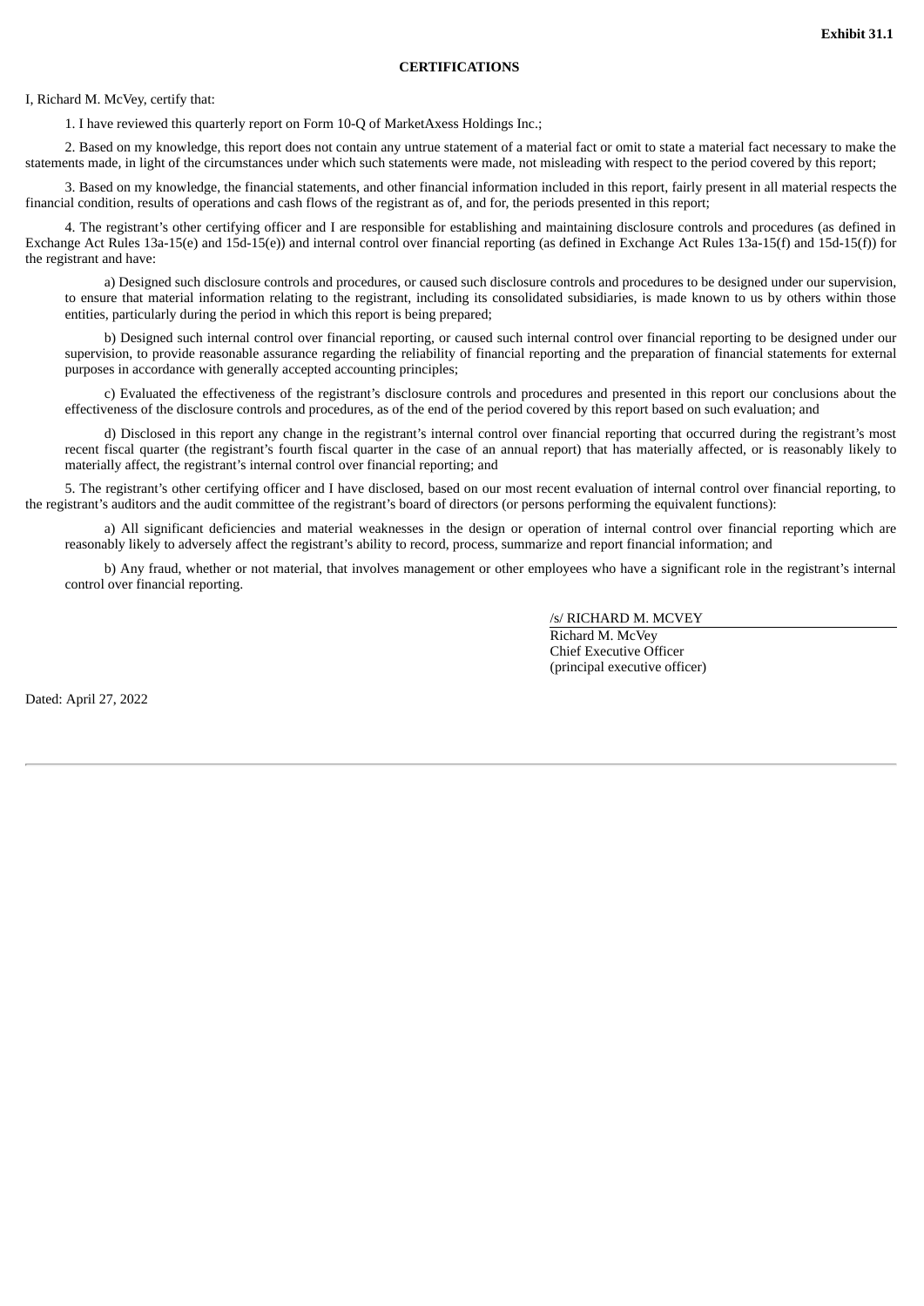**Exhibit 31.1**

**CERTIFICATIONS**

I, Richard M. McVey, certify that:

1. I have reviewed this quarterly report on Form 10-Q of MarketAxess Holdings Inc.;

2. Based on my knowledge, this report does not contain any untrue statement of a material fact or omit to state a material fact necessary to make the statements made, in light of the circumstances under which such statements were made, not misleading with respect to the period covered by this report;

3. Based on my knowledge, the financial statements, and other financial information included in this report, fairly present in all material respects the financial condition, results of operations and cash flows of the registrant as of, and for, the periods presented in this report;

4. The registrant's other certifying officer and I are responsible for establishing and maintaining disclosure controls and procedures (as defined in Exchange Act Rules 13a-15(e) and 15d-15(e)) and internal control over financial reporting (as defined in Exchange Act Rules 13a-15(f) and 15d-15(f)) for the registrant and have:

a) Designed such disclosure controls and procedures, or caused such disclosure controls and procedures to be designed under our supervision, to ensure that material information relating to the registrant, including its consolidated subsidiaries, is made known to us by others within those entities, particularly during the period in which this report is being prepared;

b) Designed such internal control over financial reporting, or caused such internal control over financial reporting to be designed under our supervision, to provide reasonable assurance regarding the reliability of financial reporting and the preparation of financial statements for external purposes in accordance with generally accepted accounting principles;

c) Evaluated the effectiveness of the registrant's disclosure controls and procedures and presented in this report our conclusions about the effectiveness of the disclosure controls and procedures, as of the end of the period covered by this report based on such evaluation; and

d) Disclosed in this report any change in the registrant's internal control over financial reporting that occurred during the registrant's most recent fiscal quarter (the registrant's fourth fiscal quarter in the case of an annual report) that has materially affected, or is reasonably likely to materially affect, the registrant's internal control over financial reporting; and

5. The registrant's other certifying officer and I have disclosed, based on our most recent evaluation of internal control over financial reporting, to the registrant's auditors and the audit committee of the registrant's board of directors (or persons performing the equivalent functions):

a) All significant deficiencies and material weaknesses in the design or operation of internal control over financial reporting which are reasonably likely to adversely affect the registrant's ability to record, process, summarize and report financial information; and

b) Any fraud, whether or not material, that involves management or other employees who have a significant role in the registrant's internal control over financial reporting.

/s/ RICHARD M. MCVEY

Richard M. McVey
Chief Executive Officer
(principal executive officer)

Dated: April 27, 2022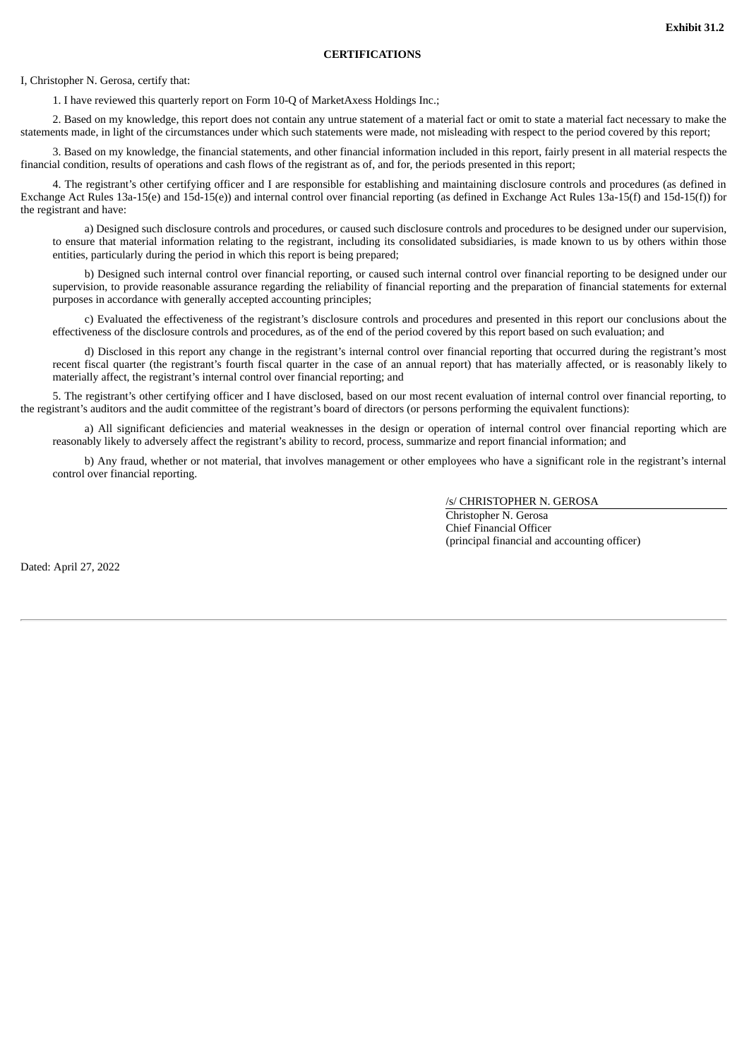**Exhibit 31.2**

**CERTIFICATIONS**

I, Christopher N. Gerosa, certify that:

1. I have reviewed this quarterly report on Form 10-Q of MarketAxess Holdings Inc.;

2. Based on my knowledge, this report does not contain any untrue statement of a material fact or omit to state a material fact necessary to make the statements made, in light of the circumstances under which such statements were made, not misleading with respect to the period covered by this report;

3. Based on my knowledge, the financial statements, and other financial information included in this report, fairly present in all material respects the financial condition, results of operations and cash flows of the registrant as of, and for, the periods presented in this report;

4. The registrant's other certifying officer and I are responsible for establishing and maintaining disclosure controls and procedures (as defined in Exchange Act Rules 13a-15(e) and 15d-15(e)) and internal control over financial reporting (as defined in Exchange Act Rules 13a-15(f) and 15d-15(f)) for the registrant and have:

a) Designed such disclosure controls and procedures, or caused such disclosure controls and procedures to be designed under our supervision, to ensure that material information relating to the registrant, including its consolidated subsidiaries, is made known to us by others within those entities, particularly during the period in which this report is being prepared;

b) Designed such internal control over financial reporting, or caused such internal control over financial reporting to be designed under our supervision, to provide reasonable assurance regarding the reliability of financial reporting and the preparation of financial statements for external purposes in accordance with generally accepted accounting principles;

c) Evaluated the effectiveness of the registrant's disclosure controls and procedures and presented in this report our conclusions about the effectiveness of the disclosure controls and procedures, as of the end of the period covered by this report based on such evaluation; and

d) Disclosed in this report any change in the registrant's internal control over financial reporting that occurred during the registrant's most recent fiscal quarter (the registrant's fourth fiscal quarter in the case of an annual report) that has materially affected, or is reasonably likely to materially affect, the registrant's internal control over financial reporting; and

5. The registrant's other certifying officer and I have disclosed, based on our most recent evaluation of internal control over financial reporting, to the registrant's auditors and the audit committee of the registrant's board of directors (or persons performing the equivalent functions):

a) All significant deficiencies and material weaknesses in the design or operation of internal control over financial reporting which are reasonably likely to adversely affect the registrant's ability to record, process, summarize and report financial information; and

b) Any fraud, whether or not material, that involves management or other employees who have a significant role in the registrant's internal control over financial reporting.

/s/ CHRISTOPHER N. GEROSA

Christopher N. Gerosa
Chief Financial Officer
(principal financial and accounting officer)

Dated: April 27, 2022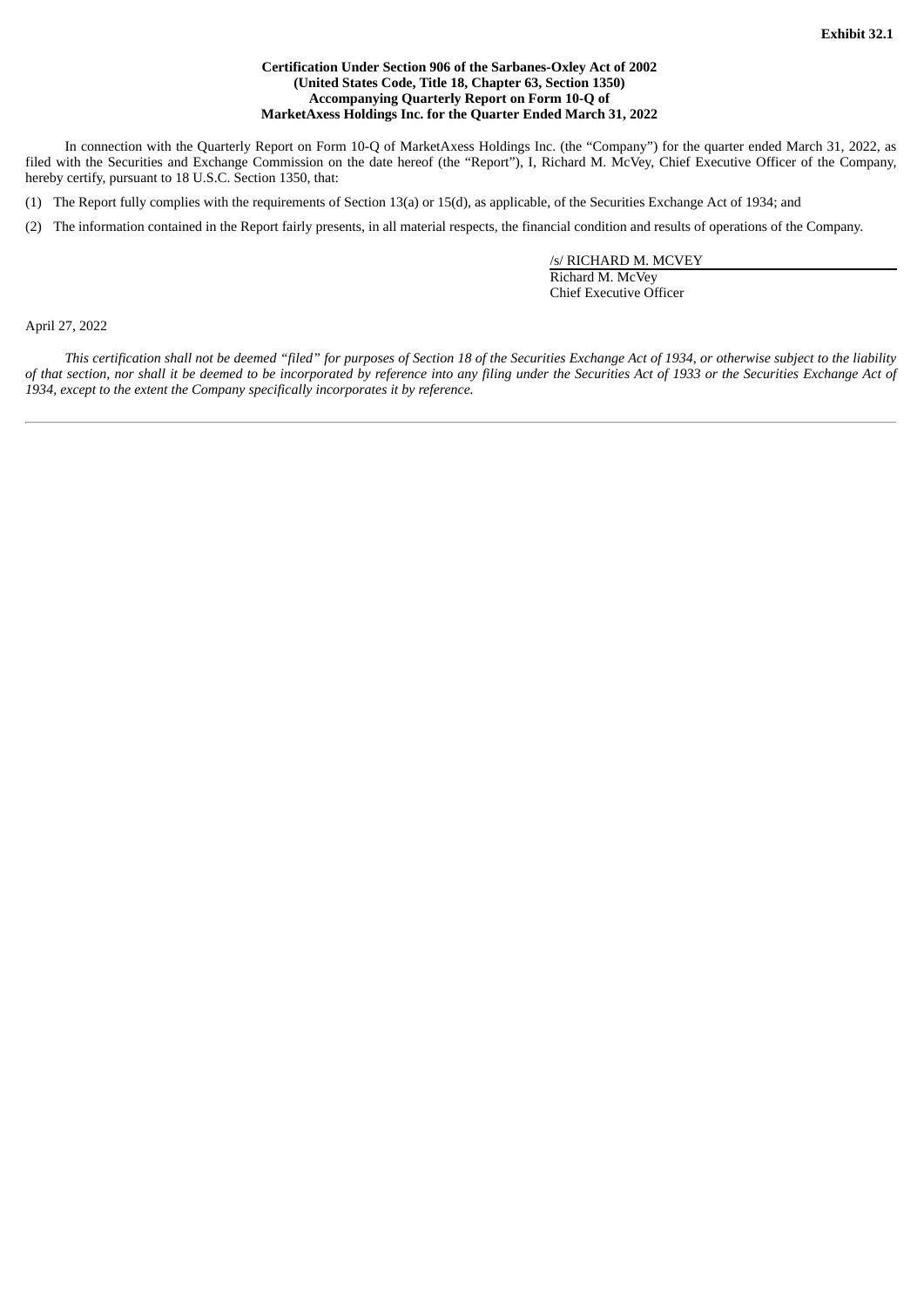**Exhibit 32.1**

**Certification Under Section 906 of the Sarbanes-Oxley Act of 2002**
**(United States Code, Title 18, Chapter 63, Section 1350)**
**Accompanying Quarterly Report on Form 10-Q of**
**MarketAxess Holdings Inc. for the Quarter Ended March 31, 2022**

In connection with the Quarterly Report on Form 10-Q of MarketAxess Holdings Inc. (the "Company") for the quarter ended March 31, 2022, as filed with the Securities and Exchange Commission on the date hereof (the "Report"), I, Richard M. McVey, Chief Executive Officer of the Company, hereby certify, pursuant to 18 U.S.C. Section 1350, that:

(1) The Report fully complies with the requirements of Section 13(a) or 15(d), as applicable, of the Securities Exchange Act of 1934; and

(2) The information contained in the Report fairly presents, in all material respects, the financial condition and results of operations of the Company.

/s/ RICHARD M. MCVEY
Richard M. McVey
Chief Executive Officer

April 27, 2022

*This certification shall not be deemed "filed" for purposes of Section 18 of the Securities Exchange Act of 1934, or otherwise subject to the liability of that section, nor shall it be deemed to be incorporated by reference into any filing under the Securities Act of 1933 or the Securities Exchange Act of 1934, except to the extent the Company specifically incorporates it by reference.*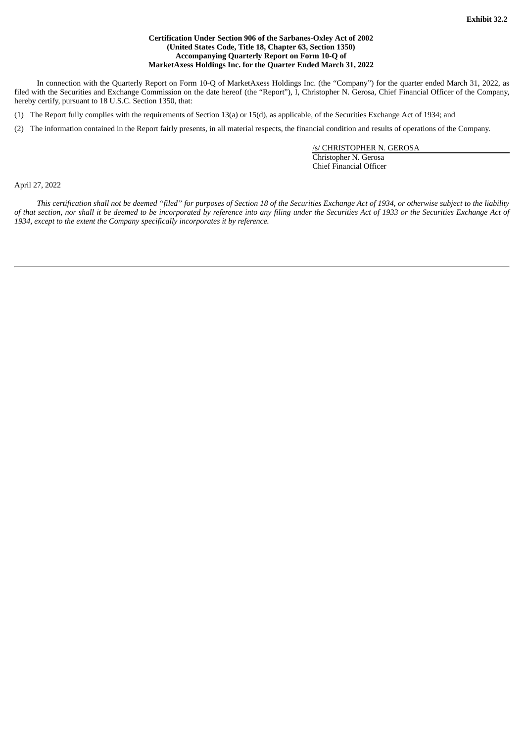**Exhibit 32.2**

**Certification Under Section 906 of the Sarbanes-Oxley Act of 2002**
**(United States Code, Title 18, Chapter 63, Section 1350)**
**Accompanying Quarterly Report on Form 10-Q of**
**MarketAxess Holdings Inc. for the Quarter Ended March 31, 2022**

In connection with the Quarterly Report on Form 10-Q of MarketAxess Holdings Inc. (the "Company") for the quarter ended March 31, 2022, as filed with the Securities and Exchange Commission on the date hereof (the "Report"), I, Christopher N. Gerosa, Chief Financial Officer of the Company, hereby certify, pursuant to 18 U.S.C. Section 1350, that:

(1) The Report fully complies with the requirements of Section 13(a) or 15(d), as applicable, of the Securities Exchange Act of 1934; and

(2) The information contained in the Report fairly presents, in all material respects, the financial condition and results of operations of the Company.

/s/ CHRISTOPHER N. GEROSA
Christopher N. Gerosa
Chief Financial Officer

April 27, 2022

*This certification shall not be deemed "filed" for purposes of Section 18 of the Securities Exchange Act of 1934, or otherwise subject to the liability of that section, nor shall it be deemed to be incorporated by reference into any filing under the Securities Act of 1933 or the Securities Exchange Act of 1934, except to the extent the Company specifically incorporates it by reference.*